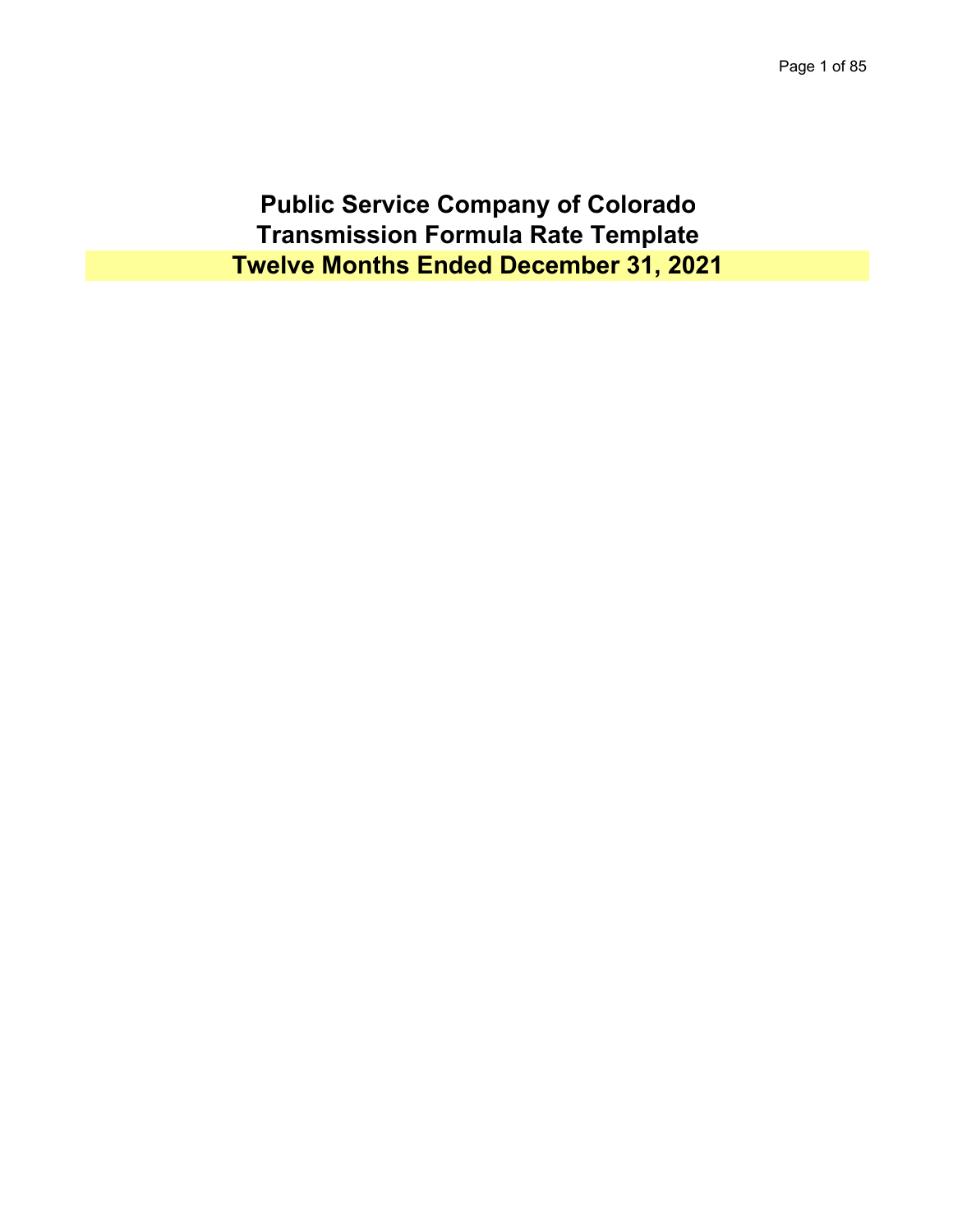# Public Service Company of Colorado
# Transmission Formula Rate Template
# Twelve Months Ended December 31, 2021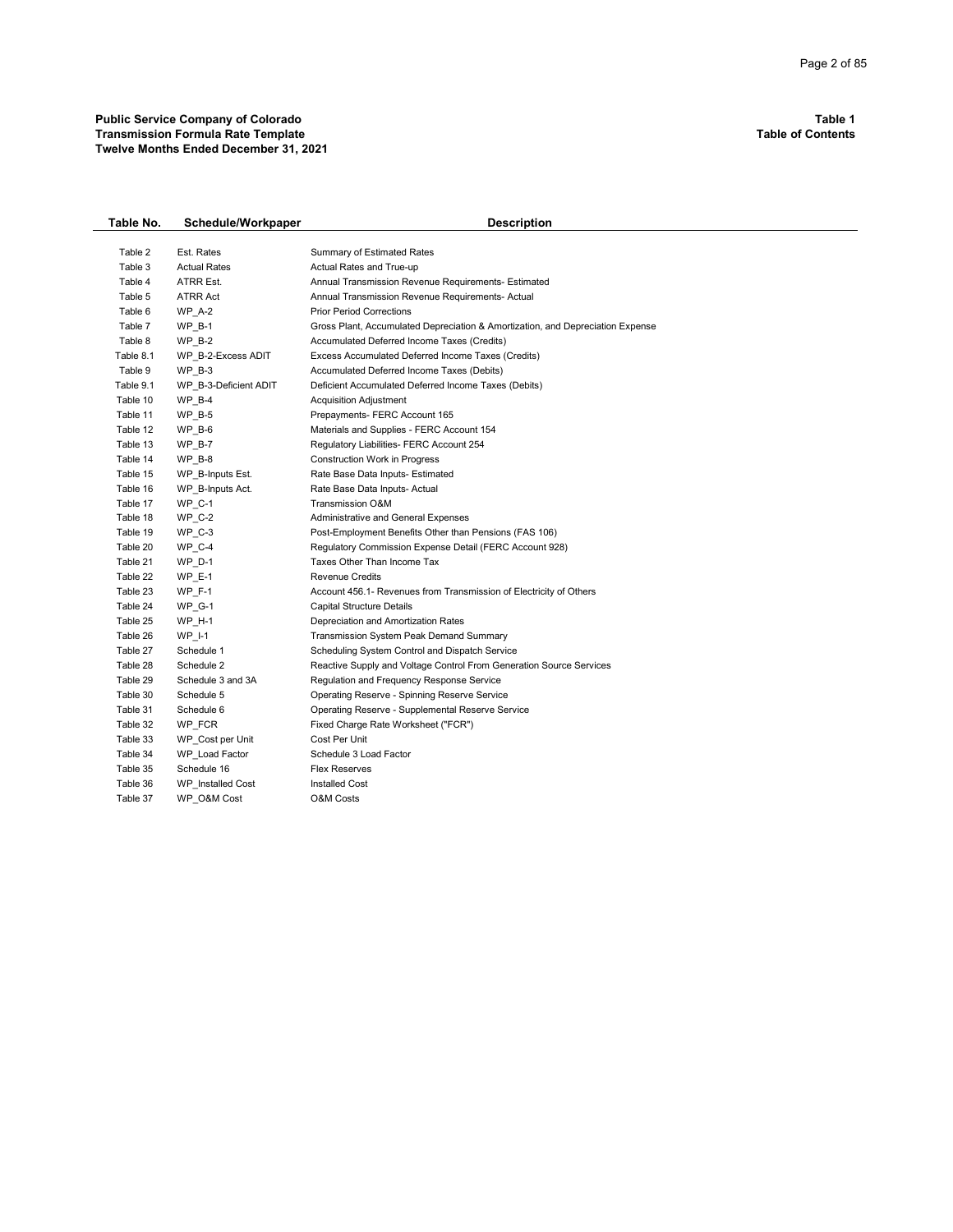**Public Service Company of Colorado**
**Transmission Formula Rate Template**
**Twelve Months Ended December 31, 2021**

**Table 1**
**Table of Contents**

| Table No. | Schedule/Workpaper | Description |
|---|---|---|
| Table 2 | Est. Rates | Summary of Estimated Rates |
| Table 3 | Actual Rates | Actual Rates and True-up |
| Table 4 | ATRR Est. | Annual Transmission Revenue Requirements- Estimated |
| Table 5 | ATRR Act | Annual Transmission Revenue Requirements- Actual |
| Table 6 | WP_A-2 | Prior Period Corrections |
| Table 7 | WP_B-1 | Gross Plant, Accumulated Depreciation & Amortization, and Depreciation Expense |
| Table 8 | WP_B-2 | Accumulated Deferred Income Taxes (Credits) |
| Table 8.1 | WP_B-2-Excess ADIT | Excess Accumulated Deferred Income Taxes (Credits) |
| Table 9 | WP_B-3 | Accumulated Deferred Income Taxes (Debits) |
| Table 9.1 | WP_B-3-Deficient ADIT | Deficient Accumulated Deferred Income Taxes (Debits) |
| Table 10 | WP_B-4 | Acquisition Adjustment |
| Table 11 | WP_B-5 | Prepayments- FERC Account 165 |
| Table 12 | WP_B-6 | Materials and Supplies - FERC Account 154 |
| Table 13 | WP_B-7 | Regulatory Liabilities- FERC Account 254 |
| Table 14 | WP_B-8 | Construction Work in Progress |
| Table 15 | WP_B-Inputs Est. | Rate Base Data Inputs- Estimated |
| Table 16 | WP_B-Inputs Act. | Rate Base Data Inputs- Actual |
| Table 17 | WP_C-1 | Transmission O&M |
| Table 18 | WP_C-2 | Administrative and General Expenses |
| Table 19 | WP_C-3 | Post-Employment Benefits Other than Pensions (FAS 106) |
| Table 20 | WP_C-4 | Regulatory Commission Expense Detail (FERC Account 928) |
| Table 21 | WP_D-1 | Taxes Other Than Income Tax |
| Table 22 | WP_E-1 | Revenue Credits |
| Table 23 | WP_F-1 | Account 456.1- Revenues from Transmission of Electricity of Others |
| Table 24 | WP_G-1 | Capital Structure Details |
| Table 25 | WP_H-1 | Depreciation and Amortization Rates |
| Table 26 | WP_I-1 | Transmission System Peak Demand Summary |
| Table 27 | Schedule 1 | Scheduling System Control and Dispatch Service |
| Table 28 | Schedule 2 | Reactive Supply and Voltage Control From Generation Source Services |
| Table 29 | Schedule 3 and 3A | Regulation and Frequency Response Service |
| Table 30 | Schedule 5 | Operating Reserve - Spinning Reserve Service |
| Table 31 | Schedule 6 | Operating Reserve - Supplemental Reserve Service |
| Table 32 | WP_FCR | Fixed Charge Rate Worksheet ("FCR") |
| Table 33 | WP_Cost per Unit | Cost Per Unit |
| Table 34 | WP_Load Factor | Schedule 3 Load Factor |
| Table 35 | Schedule 16 | Flex Reserves |
| Table 36 | WP_Installed Cost | Installed Cost |
| Table 37 | WP_O&M Cost | O&M Costs |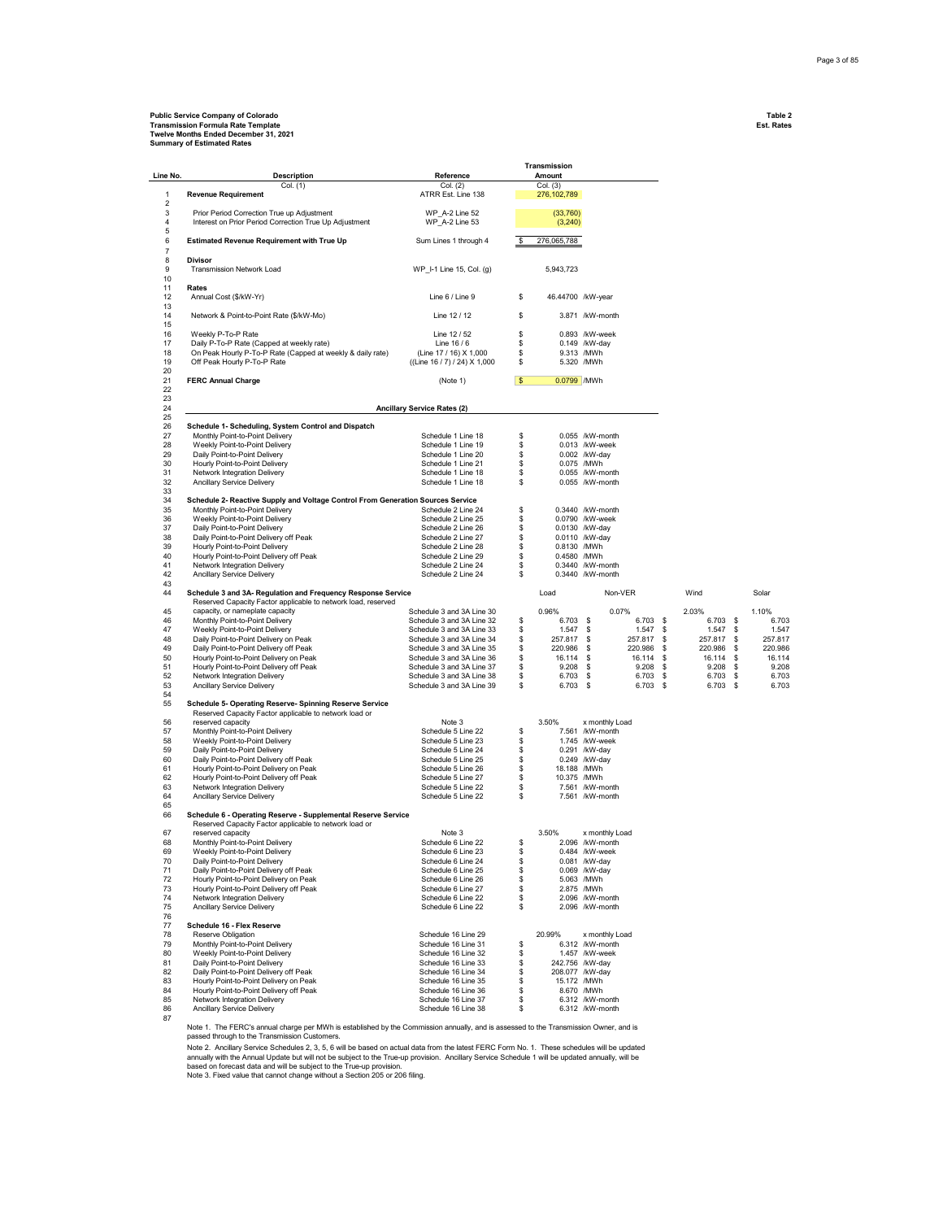**Public Service Company of Colorado**
**Transmission Formula Rate Template**
**Twelve Months Ended December 31, 2021**
**Summary of Estimated Rates**

**Table 2**
**Est. Rates**

| Line No. | Description | Reference | Transmission Amount | | | | | | | |
|---|---|---|---|---|---|---|---|---|---|---|
| | Col. (1) | Col. (2) | Col. (3) | | | | | | | |
| 1 | **Revenue Requirement** | ATRR Est. Line 138 | 276,102,789 | | | | | | | |
| 2 | | | | | | | | | | |
| 3 | Prior Period Correction True up Adjustment | WP_A-2 Line 52 | (33,760) | | | | | | | |
| 4 | Interest on Prior Period Correction True Up Adjustment | WP_A-2 Line 53 | (3,240) | | | | | | | |
| 5 | | | | | | | | | | |
| 6 | **Estimated Revenue Requirement with True Up** | Sum Lines 1 through 4 | $ 276,065,788 | | | | | | | |
| 7 | | | | | | | | | | |
| 8 | **Divisor** | | | | | | | | | |
| 9 | Transmission Network Load | WP_I-1 Line 15, Col. (g) | 5,943,723 | | | | | | | |
| 10 | | | | | | | | | | |
| 11 | **Rates** | | | | | | | | | |
| 12 | Annual Cost ($/kW-Yr) | Line 6 / Line 9 | $ 46.44700 | /kW-year | | | | | | |
| 13 | | | | | | | | | | |
| 14 | Network & Point-to-Point Rate ($/kW-Mo) | Line 12 / 12 | $ 3.871 | /kW-month | | | | | | |
| 15 | | | | | | | | | | |
| 16 | Weekly P-To-P Rate | Line 12 / 52 | $ 0.893 | /kW-week | | | | | | |
| 17 | Daily P-To-P Rate (Capped at weekly rate) | Line 16 / 6 | $ 0.149 | /kW-day | | | | | | |
| 18 | On Peak Hourly P-To-P Rate (Capped at weekly & daily rate) | (Line 17 / 16) X 1,000 | $ 9.313 | /MWh | | | | | | |
| 19 | Off Peak Hourly P-To-P Rate | ((Line 16 / 7) / 24) X 1,000 | $ 5.320 | /MWh | | | | | | |
| 20 | | | | | | | | | | |
| 21 | **FERC Annual Charge** | (Note 1) | $ 0.0799 | /MWh | | | | | | |
| 22 | | | | | | | | | | |
| 23 | | | | | | | | | | |
| 24 | | **Ancillary Service Rates (2)** | | | | | | | | |
| 25 | | | | | | | | | | |
| 26 | **Schedule 1- Scheduling, System Control and Dispatch** | | | | | | | | | |
| 27 | Monthly Point-to-Point Delivery | Schedule 1 Line 18 | $ 0.055 | /kW-month | | | | | | |
| 28 | Weekly Point-to-Point Delivery | Schedule 1 Line 19 | $ 0.013 | /kW-week | | | | | | |
| 29 | Daily Point-to-Point Delivery | Schedule 1 Line 20 | $ 0.002 | /kW-day | | | | | | |
| 30 | Hourly Point-to-Point Delivery | Schedule 1 Line 21 | $ 0.075 | /MWh | | | | | | |
| 31 | Network Integration Delivery | Schedule 1 Line 18 | $ 0.055 | /kW-month | | | | | | |
| 32 | Ancillary Service Delivery | Schedule 1 Line 18 | $ 0.055 | /kW-month | | | | | | |
| 33 | | | | | | | | | | |
| 34 | **Schedule 2- Reactive Supply and Voltage Control From Generation Sources Service** | | | | | | | | | |
| 35 | Monthly Point-to-Point Delivery | Schedule 2 Line 24 | $ 0.3440 | /kW-month | | | | | | |
| 36 | Weekly Point-to-Point Delivery | Schedule 2 Line 25 | $ 0.0790 | /kW-week | | | | | | |
| 37 | Daily Point-to-Point Delivery | Schedule 2 Line 26 | $ 0.0130 | /kW-day | | | | | | |
| 38 | Daily Point-to-Point Delivery off Peak | Schedule 2 Line 27 | $ 0.0110 | /kW-day | | | | | | |
| 39 | Hourly Point-to-Point Delivery | Schedule 2 Line 28 | $ 0.8130 | /MWh | | | | | | |
| 40 | Hourly Point-to-Point Delivery off Peak | Schedule 2 Line 29 | $ 0.4580 | /MWh | | | | | | |
| 41 | Network Integration Delivery | Schedule 2 Line 24 | $ 0.3440 | /kW-month | | | | | | |
| 42 | Ancillary Service Delivery | Schedule 2 Line 24 | $ 0.3440 | /kW-month | | | | | | |
| 43 | | | | | | | | | | |
| 44 | **Schedule 3 and 3A- Regulation and Frequency Response Service** | | Load | | Non-VER | | Wind | | Solar | |
| 45 | Reserved Capacity Factor applicable to network load, reserved capacity, or nameplate capacity | Schedule 3 and 3A Line 30 | 0.96% | | 0.07% | | 2.03% | | 1.10% | |
| 46 | Monthly Point-to-Point Delivery | Schedule 3 and 3A Line 32 | $ 6.703 | $ | 6.703 | $ | 6.703 | $ | 6.703 | |
| 47 | Weekly Point-to-Point Delivery | Schedule 3 and 3A Line 33 | $ 1.547 | $ | 1.547 | $ | 1.547 | $ | 1.547 | |
| 48 | Daily Point-to-Point Delivery on Peak | Schedule 3 and 3A Line 34 | $ 257.817 | $ | 257.817 | $ | 257.817 | $ | 257.817 | |
| 49 | Daily Point-to-Point Delivery off Peak | Schedule 3 and 3A Line 35 | $ 220.986 | $ | 220.986 | $ | 220.986 | $ | 220.986 | |
| 50 | Hourly Point-to-Point Delivery on Peak | Schedule 3 and 3A Line 36 | $ 16.114 | $ | 16.114 | $ | 16.114 | $ | 16.114 | |
| 51 | Hourly Point-to-Point Delivery off Peak | Schedule 3 and 3A Line 37 | $ 9.208 | $ | 9.208 | $ | 9.208 | $ | 9.208 | |
| 52 | Network Integration Delivery | Schedule 3 and 3A Line 38 | $ 6.703 | $ | 6.703 | $ | 6.703 | $ | 6.703 | |
| 53 | Ancillary Service Delivery | Schedule 3 and 3A Line 39 | $ 6.703 | $ | 6.703 | $ | 6.703 | $ | 6.703 | |
| 54 | | | | | | | | | | |
| 55 | **Schedule 5- Operating Reserve- Spinning Reserve Service** | | | | | | | | | |
| 56 | Reserved Capacity Factor applicable to network load or reserved capacity | Note 3 | 3.50% | x monthly Load | | | | | | |
| 57 | Monthly Point-to-Point Delivery | Schedule 5 Line 22 | $ 7.561 | /kW-month | | | | | | |
| 58 | Weekly Point-to-Point Delivery | Schedule 5 Line 23 | $ 1.745 | /kW-week | | | | | | |
| 59 | Daily Point-to-Point Delivery | Schedule 5 Line 24 | $ 0.291 | /kW-day | | | | | | |
| 60 | Daily Point-to-Point Delivery off Peak | Schedule 5 Line 25 | $ 0.249 | /kW-day | | | | | | |
| 61 | Hourly Point-to-Point Delivery on Peak | Schedule 5 Line 26 | $ 18.188 | /MWh | | | | | | |
| 62 | Hourly Point-to-Point Delivery off Peak | Schedule 5 Line 27 | $ 10.375 | /MWh | | | | | | |
| 63 | Network Integration Delivery | Schedule 5 Line 22 | $ 7.561 | /kW-month | | | | | | |
| 64 | Ancillary Service Delivery | Schedule 5 Line 22 | $ 7.561 | /kW-month | | | | | | |
| 65 | | | | | | | | | | |
| 66 | **Schedule 6 - Operating Reserve - Supplemental Reserve Service** | | | | | | | | | |
| 67 | Reserved Capacity Factor applicable to network load or reserved capacity | Note 3 | 3.50% | x monthly Load | | | | | | |
| 68 | Monthly Point-to-Point Delivery | Schedule 6 Line 22 | $ 2.096 | /kW-month | | | | | | |
| 69 | Weekly Point-to-Point Delivery | Schedule 6 Line 23 | $ 0.484 | /kW-week | | | | | | |
| 70 | Daily Point-to-Point Delivery | Schedule 6 Line 24 | $ 0.081 | /kW-day | | | | | | |
| 71 | Daily Point-to-Point Delivery off Peak | Schedule 6 Line 25 | $ 0.069 | /kW-day | | | | | | |
| 72 | Hourly Point-to-Point Delivery on Peak | Schedule 6 Line 26 | $ 5.063 | /MWh | | | | | | |
| 73 | Hourly Point-to-Point Delivery off Peak | Schedule 6 Line 27 | $ 2.875 | /MWh | | | | | | |
| 74 | Network Integration Delivery | Schedule 6 Line 22 | $ 2.096 | /kW-month | | | | | | |
| 75 | Ancillary Service Delivery | Schedule 6 Line 22 | $ 2.096 | /kW-month | | | | | | |
| 76 | | | | | | | | | | |
| 77 | **Schedule 16 - Flex Reserve** | | | | | | | | | |
| 78 | Reserve Obligation | Schedule 16 Line 29 | 20.99% | x monthly Load | | | | | | |
| 79 | Monthly Point-to-Point Delivery | Schedule 16 Line 31 | $ 6.312 | /kW-month | | | | | | |
| 80 | Weekly Point-to-Point Delivery | Schedule 16 Line 32 | $ 1.457 | /kW-week | | | | | | |
| 81 | Daily Point-to-Point Delivery | Schedule 16 Line 33 | $ 242.756 | /kW-day | | | | | | |
| 82 | Daily Point-to-Point Delivery off Peak | Schedule 16 Line 34 | $ 208.077 | /kW-day | | | | | | |
| 83 | Hourly Point-to-Point Delivery on Peak | Schedule 16 Line 35 | $ 15.172 | /MWh | | | | | | |
| 84 | Hourly Point-to-Point Delivery off Peak | Schedule 16 Line 36 | $ 8.670 | /MWh | | | | | | |
| 85 | Network Integration Delivery | Schedule 16 Line 37 | $ 6.312 | /kW-month | | | | | | |
| 86 | Ancillary Service Delivery | Schedule 16 Line 38 | $ 6.312 | /kW-month | | | | | | |
| 87 | | | | | | | | | | |

Note 1. The FERC's annual charge per MWh is established by the Commission annually, and is assessed to the Transmission Owner, and is passed through to the Transmission Customers.

Note 2. Ancillary Service Schedules 2, 3, 5, 6 will be based on actual data from the latest FERC Form No. 1. These schedules will be updated annually with the Annual Update but will not be subject to the True-up provision. Ancillary Service Schedule 1 will be updated annually, will be based on forecast data and will be subject to the True-up provision.

Note 3. Fixed value that cannot change without a Section 205 or 206 filing.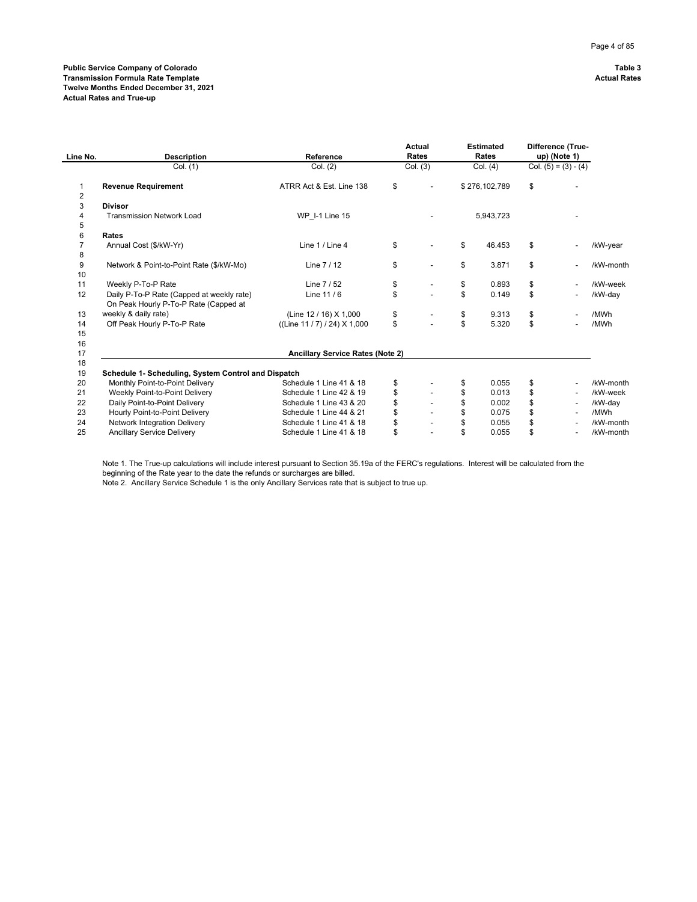**Public Service Company of Colorado**
**Transmission Formula Rate Template**
**Twelve Months Ended December 31, 2021**
**Actual Rates and True-up**

**Table 3**
**Actual Rates**

| Line No. | Description | Reference | Actual Rates | Estimated Rates | Difference (True-up) (Note 1) | |
|---|---|---|---|---|---|---|
| | Col. (1) | Col. (2) | Col. (3) | Col. (4) | Col. (5) = (3) - (4) | |
| 1 | **Revenue Requirement** | ATRR Act & Est. Line 138 | $ - | $ 276,102,789 | $ - | |
| 2 | | | | | | |
| 3 | **Divisor** | | | | | |
| 4 | Transmission Network Load | WP_I-1 Line 15 | - | 5,943,723 | - | |
| 5 | | | | | | |
| 6 | **Rates** | | | | | |
| 7 | Annual Cost ($/kW-Yr) | Line 1 / Line 4 | $ - | $ 46.453 | $ - | /kW-year |
| 8 | | | | | | |
| 9 | Network & Point-to-Point Rate ($/kW-Mo) | Line 7 / 12 | $ - | $ 3.871 | $ - | /kW-month |
| 10 | | | | | | |
| 11 | Weekly P-To-P Rate | Line 7 / 52 | $ - | $ 0.893 | $ - | /kW-week |
| 12 | Daily P-To-P Rate (Capped at weekly rate) | Line 11 / 6 | $ - | $ 0.149 | $ - | /kW-day |
| 13 | On Peak Hourly P-To-P Rate (Capped at weekly & daily rate) | (Line 12 / 16) X 1,000 | $ - | $ 9.313 | $ - | /MWh |
| 14 | Off Peak Hourly P-To-P Rate | ((Line 11 / 7) / 24) X 1,000 | $ - | $ 5.320 | $ - | /MWh |
| 15 | | | | | | |
| 16 | | | | | | |
| 17 | | **Ancillary Service Rates (Note 2)** | | | | |
| 18 | | | | | | |
| 19 | **Schedule 1- Scheduling, System Control and Dispatch** | | | | | |
| 20 | Monthly Point-to-Point Delivery | Schedule 1 Line 41 & 18 | $ - | $ 0.055 | $ - | /kW-month |
| 21 | Weekly Point-to-Point Delivery | Schedule 1 Line 42 & 19 | $ - | $ 0.013 | $ - | /kW-week |
| 22 | Daily Point-to-Point Delivery | Schedule 1 Line 43 & 20 | $ - | $ 0.002 | $ - | /kW-day |
| 23 | Hourly Point-to-Point Delivery | Schedule 1 Line 44 & 21 | $ - | $ 0.075 | $ - | /MWh |
| 24 | Network Integration Delivery | Schedule 1 Line 41 & 18 | $ - | $ 0.055 | $ - | /kW-month |
| 25 | Ancillary Service Delivery | Schedule 1 Line 41 & 18 | $ - | $ 0.055 | $ - | /kW-month |

Note 1. The True-up calculations will include interest pursuant to Section 35.19a of the FERC's regulations. Interest will be calculated from the beginning of the Rate year to the date the refunds or surcharges are billed.
Note 2. Ancillary Service Schedule 1 is the only Ancillary Services rate that is subject to true up.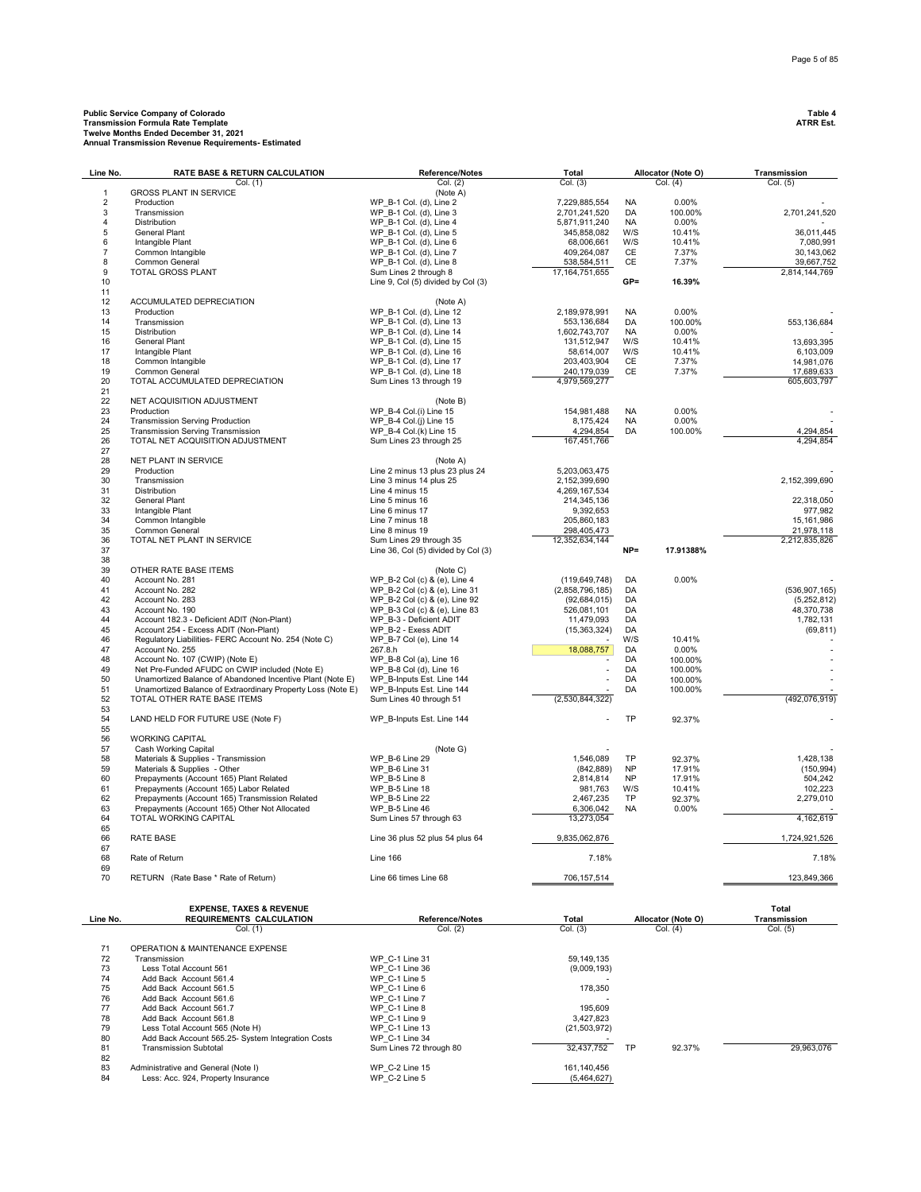**Public Service Company of Colorado**
**Transmission Formula Rate Template**
**Twelve Months Ended December 31, 2021**
**Annual Transmission Revenue Requirements- Estimated**

**Table 4**
**ATRR Est.**

| Line No. | RATE BASE & RETURN CALCULATION | Reference/Notes | Total | Allocator (Note O) | | Transmission |
|---|---|---|---|---|---|---|
| | Col. (1) | Col. (2) | Col. (3) | Col. (4) | | Col. (5) |
| 1 | GROSS PLANT IN SERVICE | (Note A) | | | | |
| 2 | Production | WP_B-1 Col. (d), Line 2 | 7,229,885,554 | NA | 0.00% | - |
| 3 | Transmission | WP_B-1 Col. (d), Line 3 | 2,701,241,520 | DA | 100.00% | 2,701,241,520 |
| 4 | Distribution | WP_B-1 Col. (d), Line 4 | 5,871,911,240 | NA | 0.00% | - |
| 5 | General Plant | WP_B-1 Col. (d), Line 5 | 345,858,082 | W/S | 10.41% | 36,011,445 |
| 6 | Intangible Plant | WP_B-1 Col. (d), Line 6 | 68,006,661 | W/S | 10.41% | 7,080,991 |
| 7 | Common Intangible | WP_B-1 Col. (d), Line 7 | 409,264,087 | CE | 7.37% | 30,143,062 |
| 8 | Common General | WP_B-1 Col. (d), Line 8 | 538,584,511 | CE | 7.37% | 39,667,752 |
| 9 | TOTAL GROSS PLANT | Sum Lines 2 through 8 | 17,164,751,655 | | | 2,814,144,769 |
| 10 | | Line 9, Col (5) divided by Col (3) | | **GP=** | **16.39%** | |
| 11 | | | | | | |
| 12 | ACCUMULATED DEPRECIATION | (Note A) | | | | |
| 13 | Production | WP_B-1 Col. (d), Line 12 | 2,189,978,991 | NA | 0.00% | - |
| 14 | Transmission | WP_B-1 Col. (d), Line 13 | 553,136,684 | DA | 100.00% | 553,136,684 |
| 15 | Distribution | WP_B-1 Col. (d), Line 14 | 1,602,743,707 | NA | 0.00% | - |
| 16 | General Plant | WP_B-1 Col. (d), Line 15 | 131,512,947 | W/S | 10.41% | 13,693,395 |
| 17 | Intangible Plant | WP_B-1 Col. (d), Line 16 | 58,614,007 | W/S | 10.41% | 6,103,009 |
| 18 | Common Intangible | WP_B-1 Col. (d), Line 17 | 203,403,904 | CE | 7.37% | 14,981,076 |
| 19 | Common General | WP_B-1 Col. (d), Line 18 | 240,179,039 | CE | 7.37% | 17,689,633 |
| 20 | TOTAL ACCUMULATED DEPRECIATION | Sum Lines 13 through 19 | 4,979,569,277 | | | 605,603,797 |
| 21 | | | | | | |
| 22 | NET ACQUISITION ADJUSTMENT | (Note B) | | | | |
| 23 | Production | WP_B-4 Col.(i) Line 15 | 154,981,488 | NA | 0.00% | - |
| 24 | Transmission Serving Production | WP_B-4 Col.(j) Line 15 | 8,175,424 | NA | 0.00% | - |
| 25 | Transmission Serving Transmission | WP_B-4 Col.(k) Line 15 | 4,294,854 | DA | 100.00% | 4,294,854 |
| 26 | TOTAL NET ACQUISITION ADJUSTMENT | Sum Lines 23 through 25 | 167,451,766 | | | 4,294,854 |
| 27 | | | | | | |
| 28 | NET PLANT IN SERVICE | (Note A) | | | | |
| 29 | Production | Line 2 minus 13 plus 23 plus 24 | 5,203,063,475 | | | - |
| 30 | Transmission | Line 3 minus 14 plus 25 | 2,152,399,690 | | | 2,152,399,690 |
| 31 | Distribution | Line 4 minus 15 | 4,269,167,534 | | | - |
| 32 | General Plant | Line 5 minus 16 | 214,345,136 | | | 22,318,050 |
| 33 | Intangible Plant | Line 6 minus 17 | 9,392,653 | | | 977,982 |
| 34 | Common Intangible | Line 7 minus 18 | 205,860,183 | | | 15,161,986 |
| 35 | Common General | Line 8 minus 19 | 298,405,473 | | | 21,978,118 |
| 36 | TOTAL NET PLANT IN SERVICE | Sum Lines 29 through 35 | 12,352,634,144 | | | 2,212,835,826 |
| 37 | | Line 36, Col (5) divided by Col (3) | | **NP=** | **17.91388%** | |
| 38 | | | | | | |
| 39 | OTHER RATE BASE ITEMS | (Note C) | | | | |
| 40 | Account No. 281 | WP_B-2 Col (c) & (e), Line 4 | (119,649,748) | DA | 0.00% | - |
| 41 | Account No. 282 | WP_B-2 Col (c) & (e), Line 31 | (2,858,796,185) | DA | | (536,907,165) |
| 42 | Account No. 283 | WP_B-2 Col (c) & (e), Line 92 | (92,684,015) | DA | | (5,252,812) |
| 43 | Account No. 190 | WP_B-3 Col (c) & (e), Line 83 | 526,081,101 | DA | | 48,370,738 |
| 44 | Account 182.3 - Deficient ADIT (Non-Plant) | WP_B-3 - Deficient ADIT | 11,479,093 | DA | | 1,782,131 |
| 45 | Account 254 - Excess ADIT (Non-Plant) | WP_B-2 - Exess ADIT | (15,363,324) | DA | | (69,811) |
| 46 | Regulatory Liabilities- FERC Account No. 254 (Note C) | WP_B-7 Col (e), Line 14 | - | W/S | 10.41% | - |
| 47 | Account No. 255 | 267.8.h | 18,088,757 | DA | 0.00% | - |
| 48 | Account No. 107 (CWIP) (Note E) | WP_B-8 Col (a), Line 16 | - | DA | 100.00% | - |
| 49 | Net Pre-Funded AFUDC on CWIP included (Note E) | WP_B-8 Col (d), Line 16 | - | DA | 100.00% | - |
| 50 | Unamortized Balance of Abandoned Incentive Plant (Note E) | WP_B-Inputs Est. Line 144 | - | DA | 100.00% | - |
| 51 | Unamortized Balance of Extraordinary Property Loss (Note E) | WP_B-Inputs Est. Line 144 | - | DA | 100.00% | - |
| 52 | TOTAL OTHER RATE BASE ITEMS | Sum Lines 40 through 51 | (2,530,844,322) | | | (492,076,919) |
| 53 | | | | | | |
| 54 | LAND HELD FOR FUTURE USE (Note F) | WP_B-Inputs Est. Line 144 | - | TP | 92.37% | - |
| 55 | | | | | | |
| 56 | WORKING CAPITAL | | | | | |
| 57 | Cash Working Capital | (Note G) | - | | | - |
| 58 | Materials & Supplies - Transmission | WP_B-6 Line 29 | 1,546,089 | TP | 92.37% | 1,428,138 |
| 59 | Materials & Supplies - Other | WP_B-6 Line 31 | (842,889) | NP | 17.91% | (150,994) |
| 60 | Prepayments (Account 165) Plant Related | WP_B-5 Line 8 | 2,814,814 | NP | 17.91% | 504,242 |
| 61 | Prepayments (Account 165) Labor Related | WP_B-5 Line 18 | 981,763 | W/S | 10.41% | 102,223 |
| 62 | Prepayments (Account 165) Transmission Related | WP_B-5 Line 22 | 2,467,235 | TP | 92.37% | 2,279,010 |
| 63 | Prepayments (Account 165) Other Not Allocated | WP_B-5 Line 46 | 6,306,042 | NA | 0.00% | - |
| 64 | TOTAL WORKING CAPITAL | Sum Lines 57 through 63 | 13,273,054 | | | 4,162,619 |
| 65 | | | | | | |
| 66 | RATE BASE | Line 36 plus 52 plus 54 plus 64 | 9,835,062,876 | | | 1,724,921,526 |
| 67 | | | | | | |
| 68 | Rate of Return | Line 166 | 7.18% | | | 7.18% |
| 69 | | | | | | |
| 70 | RETURN (Rate Base * Rate of Return) | Line 66 times Line 68 | 706,157,514 | | | 123,849,366 |

| Line No. | EXPENSE, TAXES & REVENUE REQUIREMENTS CALCULATION | Reference/Notes | Total | Allocator (Note O) | | Total Transmission |
|---|---|---|---|---|---|---|
| | Col. (1) | Col. (2) | Col. (3) | Col. (4) | | Col. (5) |
| 71 | OPERATION & MAINTENANCE EXPENSE | | | | | |
| 72 | Transmission | WP_C-1 Line 31 | 59,149,135 | | | |
| 73 | Less Total Account 561 | WP_C-1 Line 36 | (9,009,193) | | | |
| 74 | Add Back Account 561.4 | WP_C-1 Line 5 | - | | | |
| 75 | Add Back Account 561.5 | WP_C-1 Line 6 | 178,350 | | | |
| 76 | Add Back Account 561.6 | WP_C-1 Line 7 | - | | | |
| 77 | Add Back Account 561.7 | WP_C-1 Line 8 | 195,609 | | | |
| 78 | Add Back Account 561.8 | WP_C-1 Line 9 | 3,427,823 | | | |
| 79 | Less Total Account 565 (Note H) | WP_C-1 Line 13 | (21,503,972) | | | |
| 80 | Add Back Account 565.25- System Integration Costs | WP_C-1 Line 34 | - | | | |
| 81 | Transmission Subtotal | Sum Lines 72 through 80 | 32,437,752 | TP | 92.37% | 29,963,076 |
| 82 | | | | | | |
| 83 | Administrative and General (Note I) | WP_C-2 Line 15 | 161,140,456 | | | |
| 84 | Less: Acc. 924, Property Insurance | WP_C-2 Line 5 | (5,464,627) | | | |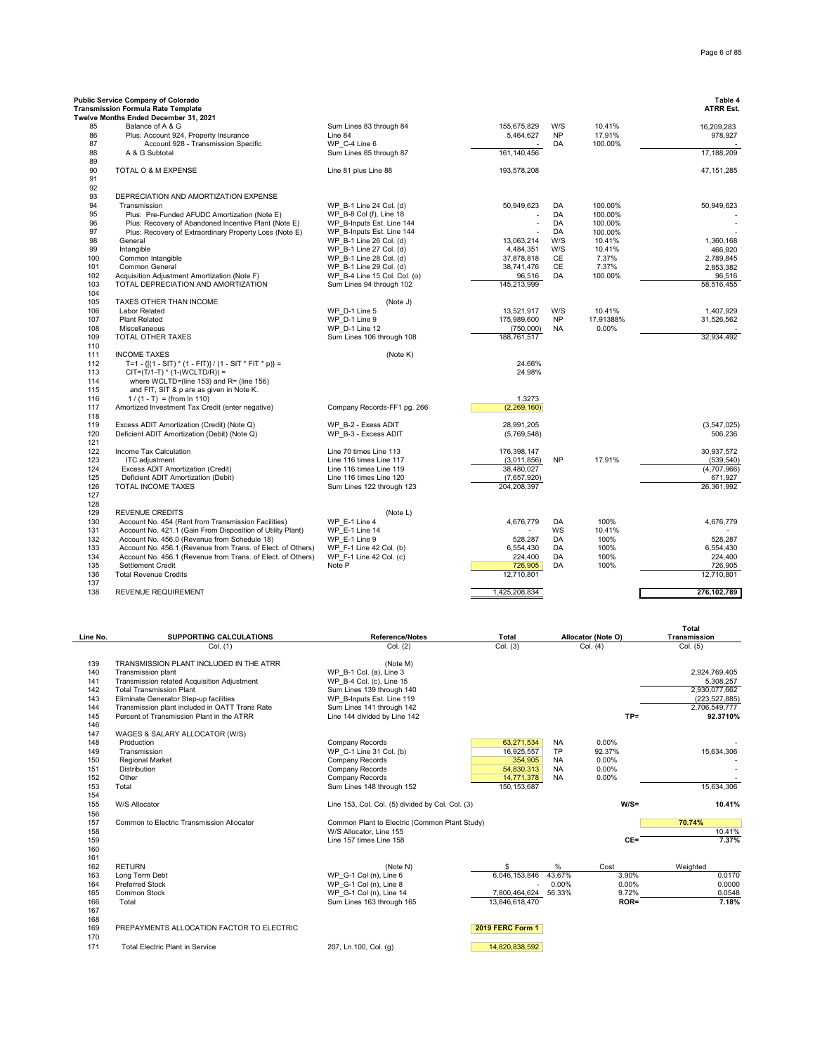**Public Service Company of Colorado**
**Transmission Formula Rate Template**
**Twelve Months Ended December 31, 2021**

**Table 4**
**ATRR Est.**

| Line | Description | Reference | Total | Allocator | | Transmission |
|---|---|---|---|---|---|---|
| 85 | Balance of A & G | Sum Lines 83 through 84 | 155,675,829 | W/S | 10.41% | 16,209,283 |
| 86 | Plus: Account 924, Property Insurance | Line 84 | 5,464,627 | NP | 17.91% | 978,927 |
| 87 | Account 928 - Transmission Specific | WP_C-4 Line 6 | - | DA | 100.00% | - |
| 88 | A & G Subtotal | Sum Lines 85 through 87 | 161,140,456 | | | 17,188,209 |
| 89 | | | | | | |
| 90 | TOTAL O & M EXPENSE | Line 81 plus Line 88 | 193,578,208 | | | 47,151,285 |
| 91 | | | | | | |
| 92 | | | | | | |
| 93 | DEPRECIATION AND AMORTIZATION EXPENSE | | | | | |
| 94 | Transmission | WP_B-1 Line 24 Col. (d) | 50,949,623 | DA | 100.00% | 50,949,623 |
| 95 | Plus: Pre-Funded AFUDC Amortization (Note E) | WP_B-8 Col (f), Line 18 | - | DA | 100.00% | - |
| 96 | Plus: Recovery of Abandoned Incentive Plant (Note E) | WP_B-Inputs Est. Line 144 | - | DA | 100.00% | - |
| 97 | Plus: Recovery of Extraordinary Property Loss (Note E) | WP_B-Inputs Est. Line 144 | - | DA | 100.00% | - |
| 98 | General | WP_B-1 Line 26 Col. (d) | 13,063,214 | W/S | 10.41% | 1,360,168 |
| 99 | Intangible | WP_B-1 Line 27 Col. (d) | 4,484,351 | W/S | 10.41% | 466,920 |
| 100 | Common Intangible | WP_B-1 Line 28 Col. (d) | 37,878,818 | CE | 7.37% | 2,789,845 |
| 101 | Common General | WP_B-1 Line 29 Col. (d) | 38,741,476 | CE | 7.37% | 2,853,382 |
| 102 | Acquisition Adjustment Amortization (Note F) | WP_B-4 Line 15 Col. Col. (o) | 96,516 | DA | 100.00% | 96,516 |
| 103 | TOTAL DEPRECIATION AND AMORTIZATION | Sum Lines 94 through 102 | 145,213,999 | | | 58,516,455 |
| 104 | | | | | | |
| 105 | TAXES OTHER THAN INCOME | (Note J) | | | | |
| 106 | Labor Related | WP_D-1 Line 5 | 13,521,917 | W/S | 10.41% | 1,407,929 |
| 107 | Plant Related | WP_D-1 Line 9 | 175,989,600 | NP | 17.91388% | 31,526,562 |
| 108 | Miscellaneous | WP_D-1 Line 12 | (750,000) | NA | 0.00% | - |
| 109 | TOTAL OTHER TAXES | Sum Lines 106 through 108 | 188,761,517 | | | 32,934,492 |
| 110 | | | | | | |
| 111 | INCOME TAXES | (Note K) | | | | |
| 112 | T=1 - {[(1 - SIT) * (1 - FIT)] / (1 - SIT * FIT * p)} = | | 24.66% | | | |
| 113 | CIT=(T/1-T) * (1-(WCLTD/R)) = | | 24.98% | | | |
| 114 | where WCLTD=(line 153) and R= (line 156) | | | | | |
| 115 | and FIT, SIT & p are as given in Note K. | | | | | |
| 116 | 1 / (1 - T) = (from ln 110) | | 1.3273 | | | |
| 117 | Amortized Investment Tax Credit (enter negative) | Company Records-FF1 pg. 266 | (2,269,160) | | | |
| 118 | | | | | | |
| 119 | Excess ADIT Amortization (Credit) (Note Q) | WP_B-2 - Exess ADIT | 28,991,205 | | | (3,547,025) |
| 120 | Deficient ADIT Amortization (Debit) (Note Q) | WP_B-3 - Excess ADIT | (5,769,548) | | | 506,236 |
| 121 | | | | | | |
| 122 | Income Tax Calculation | Line 70 times Line 113 | 176,398,147 | | | 30,937,572 |
| 123 | ITC adjustment | Line 116 times Line 117 | (3,011,856) | NP | 17.91% | (539,540) |
| 124 | Excess ADIT Amortization (Credit) | Line 116 times Line 119 | 38,480,027 | | | (4,707,966) |
| 125 | Deficient ADIT Amortization (Debit) | Line 116 times Line 120 | (7,657,920) | | | 671,927 |
| 126 | TOTAL INCOME TAXES | Sum Lines 122 through 123 | 204,208,397 | | | 26,361,992 |
| 127 | | | | | | |
| 128 | | | | | | |
| 129 | REVENUE CREDITS | (Note L) | | | | |
| 130 | Account No. 454 (Rent from Transmission Facilities) | WP_E-1 Line 4 | 4,676,779 | DA | 100% | 4,676,779 |
| 131 | Account No. 421.1 (Gain From Disposition of Utility Plant) | WP_E-1 Line 14 | - | WS | 10.41% | - |
| 132 | Account No. 456.0 (Revenue from Schedule 18) | WP_E-1 Line 9 | 528,287 | DA | 100% | 528,287 |
| 133 | Account No. 456.1 (Revenue from Trans. of Elect. of Others) | WP_F-1 Line 42 Col. (b) | 6,554,430 | DA | 100% | 6,554,430 |
| 134 | Account No. 456.1 (Revenue from Trans. of Elect. of Others) | WP_F-1 Line 42 Col. (c) | 224,400 | DA | 100% | 224,400 |
| 135 | Settlement Credit | Note P | 726,905 | DA | 100% | 726,905 |
| 136 | Total Revenue Credits | | 12,710,801 | | | 12,710,801 |
| 137 | | | | | | |
| 138 | REVENUE REQUIREMENT | | 1,425,208,834 | | | **276,102,789** |

| Line No. | SUPPORTING CALCULATIONS | Reference/Notes | Total | Allocator (Note O) | | | Total Transmission |
|---|---|---|---|---|---|---|---|
| | Col. (1) | Col. (2) | Col. (3) | Col. (4) | | | Col. (5) |
| 139 | TRANSMISSION PLANT INCLUDED IN THE ATRR | (Note M) | | | | | |
| 140 | Transmission plant | WP_B-1 Col. (a), Line 3 | | | | | 2,924,769,405 |
| 141 | Transmission related Acquisition Adjustment | WP_B-4 Col. (c), Line 15 | | | | | 5,308,257 |
| 142 | Total Transmission Plant | Sum Lines 139 through 140 | | | | | 2,930,077,662 |
| 143 | Eliminate Generator Step-up facilities | WP_B-Inputs Est. Line 119 | | | | | (223,527,885) |
| 144 | Transmission plant included in OATT Trans Rate | Sum Lines 141 through 142 | | | | | 2,706,549,777 |
| 145 | Percent of Transmission Plant in the ATRR | Line 144 divided by Line 142 | | | | TP= | **92.3710%** |
| 146 | | | | | | | |
| 147 | WAGES & SALARY ALLOCATOR (W/S) | | | | | | |
| 148 | Production | Company Records | 63,271,534 | NA | 0.00% | | - |
| 149 | Transmission | WP_C-1 Line 31 Col. (b) | 16,925,557 | TP | 92.37% | | 15,634,306 |
| 150 | Regional Market | Company Records | 354,905 | NA | 0.00% | | - |
| 151 | Distribution | Company Records | 54,830,313 | NA | 0.00% | | - |
| 152 | Other | Company Records | 14,771,378 | NA | 0.00% | | - |
| 153 | Total | Sum Lines 148 through 152 | 150,153,687 | | | | 15,634,306 |
| 154 | | | | | | | |
| 155 | W/S Allocator | Line 153, Col. Col. (5) divided by Col. Col. (3) | | | | W/S= | **10.41%** |
| 156 | | | | | | | |
| 157 | Common to Electric Transmission Allocator | Common Plant to Electric (Common Plant Study) | | | | | **70.74%** |
| 158 | | W/S Allocator, Line 155 | | | | | 10.41% |
| 159 | | Line 157 times Line 158 | | | | CE= | **7.37%** |
| 160 | | | | | | | |
| 161 | | | | | | | |
| 162 | RETURN | (Note N) | $ | % | Cost | | Weighted |
| 163 | Long Term Debt | WP_G-1 Col (n), Line 6 | 6,046,153,846 | 43.67% | 3.90% | | 0.0170 |
| 164 | Preferred Stock | WP_G-1 Col (n), Line 8 | - | 0.00% | 0.00% | | 0.0000 |
| 165 | Common Stock | WP_G-1 Col (n), Line 14 | 7,800,464,624 | 56.33% | 9.72% | | 0.0548 |
| 166 | Total | Sum Lines 163 through 165 | 13,846,618,470 | | ROR= | | **7.18%** |
| 167 | | | | | | | |
| 168 | | | | | | | |
| 169 | PREPAYMENTS ALLOCATION FACTOR TO ELECTRIC | | **2019 FERC Form 1** | | | | |
| 170 | | | | | | | |
| 171 | Total Electric Plant in Service | 207, Ln.100, Col. (g) | 14,820,838,592 | | | | |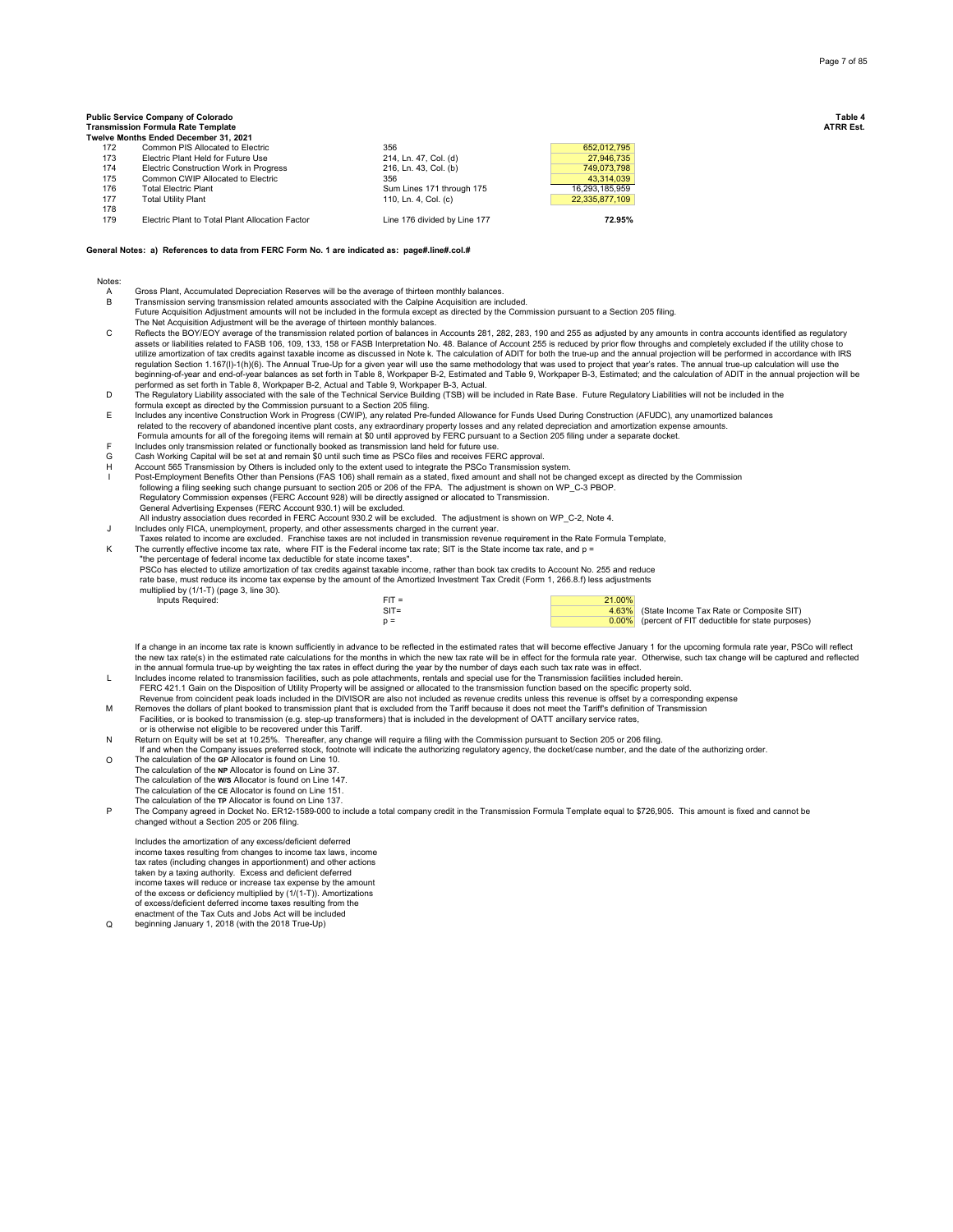**Public Service Company of Colorado**
**Transmission Formula Rate Template**
**Twelve Months Ended December 31, 2021**

**Table 4**
**ATRR Est.**

| Line | Description | Source | Amount |
|---|---|---|---|
| 172 | Common PIS Allocated to Electric | 356 | 652,012,795 |
| 173 | Electric Plant Held for Future Use | 214, Ln. 47, Col. (d) | 27,946,735 |
| 174 | Electric Construction Work in Progress | 216, Ln. 43, Col. (b) | 749,073,798 |
| 175 | Common CWIP Allocated to Electric | 356 | 43,314,039 |
| 176 | Total Electric Plant | Sum Lines 171 through 175 | 16,293,185,959 |
| 177 | Total Utility Plant | 110, Ln. 4, Col. (c) | 22,335,877,109 |
| 178 | | | |
| 179 | Electric Plant to Total Plant Allocation Factor | Line 176 divided by Line 177 | **72.95%** |

**General Notes: a) References to data from FERC Form No. 1 are indicated as: page#.line#.col.#**

Notes:

A Gross Plant, Accumulated Depreciation Reserves will be the average of thirteen monthly balances.

B Transmission serving transmission related amounts associated with the Calpine Acquisition are included.
Future Acquisition Adjustment amounts will not be included in the formula except as directed by the Commission pursuant to a Section 205 filing.
The Net Acquisition Adjustment will be the average of thirteen monthly balances.

C Reflects the BOY/EOY average of the transmission related portion of balances in Accounts 281, 282, 283, 190 and 255 as adjusted by any amounts in contra accounts identified as regulatory assets or liabilities related to FASB 106, 109, 133, 158 or FASB Interpretation No. 48. Balance of Account 255 is reduced by prior flow throughs and completely excluded if the utility chose to utilize amortization of tax credits against taxable income as discussed in Note k. The calculation of ADIT for both the true-up and the annual projection will be performed in accordance with IRS regulation Section 1.167(l)-1(h)(6). The Annual True-Up for a given year will use the same methodology that was used to project that year's rates. The annual true-up calculation will use the beginning-of-year and end-of-year balances as set forth in Table 8, Workpaper B-2, Estimated and Table 9, Workpaper B-3, Estimated; and the calculation of ADIT in the annual projection will be performed as set forth in Table 8, Workpaper B-2, Actual and Table 9, Workpaper B-3, Actual.

D The Regulatory Liability associated with the sale of the Technical Service Building (TSB) will be included in Rate Base. Future Regulatory Liabilities will not be included in the formula except as directed by the Commission pursuant to a Section 205 filing.

E Includes any incentive Construction Work in Progress (CWIP), any related Pre-funded Allowance for Funds Used During Construction (AFUDC), any unamortized balances related to the recovery of abandoned incentive plant costs, any extraordinary property losses and any related depreciation and amortization expense amounts.
Formula amounts for all of the foregoing items will remain at $0 until approved by FERC pursuant to a Section 205 filing under a separate docket.

F Includes only transmission related or functionally booked as transmission land held for future use.

G Cash Working Capital will be set at and remain $0 until such time as PSCo files and receives FERC approval.

H Account 565 Transmission by Others is included only to the extent used to integrate the PSCo Transmission system.

I Post-Employment Benefits Other than Pensions (FAS 106) shall remain as a stated, fixed amount and shall not be changed except as directed by the Commission following a filing seeking such change pursuant to section 205 or 206 of the FPA. The adjustment is shown on WP_C-3 PBOP.
Regulatory Commission expenses (FERC Account 928) will be directly assigned or allocated to Transmission.
General Advertising Expenses (FERC Account 930.1) will be excluded.
All industry association dues recorded in FERC Account 930.2 will be excluded. The adjustment is shown on WP_C-2, Note 4.

J Includes only FICA, unemployment, property, and other assessments charged in the current year.
Taxes related to income are excluded. Franchise taxes are not included in transmission revenue requirement in the Rate Formula Template,

K The currently effective income tax rate, where FIT is the Federal income tax rate; SIT is the State income tax rate, and p = "the percentage of federal income tax deductible for state income taxes".
PSCo has elected to utilize amortization of tax credits against taxable income, rather than book tax credits to Account No. 255 and reduce rate base, must reduce its income tax expense by the amount of the Amortized Investment Tax Credit (Form 1, 266.8.f) less adjustments multiplied by (1/1-T) (page 3, line 30).

| Inputs Required: | | | |
|---|---|---|---|
| | FIT = | 21.00% | |
| | SIT= | 4.63% | (State Income Tax Rate or Composite SIT) |
| | p = | 0.00% | (percent of FIT deductible for state purposes) |

If a change in an income tax rate is known sufficiently in advance to be reflected in the estimated rates that will become effective January 1 for the upcoming formula rate year, PSCo will reflect the new tax rate(s) in the estimated rate calculations for the months in which the new tax rate will be in effect for the formula rate year. Otherwise, such tax change will be captured and reflected in the annual formula true-up by weighting the tax rates in effect during the year by the number of days each such tax rate was in effect.

L Includes income related to transmission facilities, such as pole attachments, rentals and special use for the Transmission facilities included herein.
FERC 421.1 Gain on the Disposition of Utility Property will be assigned or allocated to the transmission function based on the specific property sold.
Revenue from coincident peak loads included in the DIVISOR are also not included as revenue credits unless this revenue is offset by a corresponding expense

M Removes the dollars of plant booked to transmission plant that is excluded from the Tariff because it does not meet the Tariff's definition of Transmission Facilities, or is booked to transmission (e.g. step-up transformers) that is included in the development of OATT ancillary service rates, or is otherwise not eligible to be recovered under this Tariff.

N Return on Equity will be set at 10.25%. Thereafter, any change will require a filing with the Commission pursuant to Section 205 or 206 filing.
If and when the Company issues preferred stock, footnote will indicate the authorizing regulatory agency, the docket/case number, and the date of the authorizing order.

O The calculation of the **GP** Allocator is found on Line 10.
The calculation of the **NP** Allocator is found on Line 37.
The calculation of the **W/S** Allocator is found on Line 147.
The calculation of the **CE** Allocator is found on Line 151.
The calculation of the **TP** Allocator is found on Line 137.

P The Company agreed in Docket No. ER12-1589-000 to include a total company credit in the Transmission Formula Template equal to $726,905. This amount is fixed and cannot be changed without a Section 205 or 206 filing.

Q Includes the amortization of any excess/deficient deferred income taxes resulting from changes to income tax laws, income tax rates (including changes in apportionment) and other actions taken by a taxing authority. Excess and deficient deferred income taxes will reduce or increase tax expense by the amount of the excess or deficiency multiplied by (1/(1-T)). Amortizations of excess/deficient deferred income taxes resulting from the enactment of the Tax Cuts and Jobs Act will be included beginning January 1, 2018 (with the 2018 True-Up)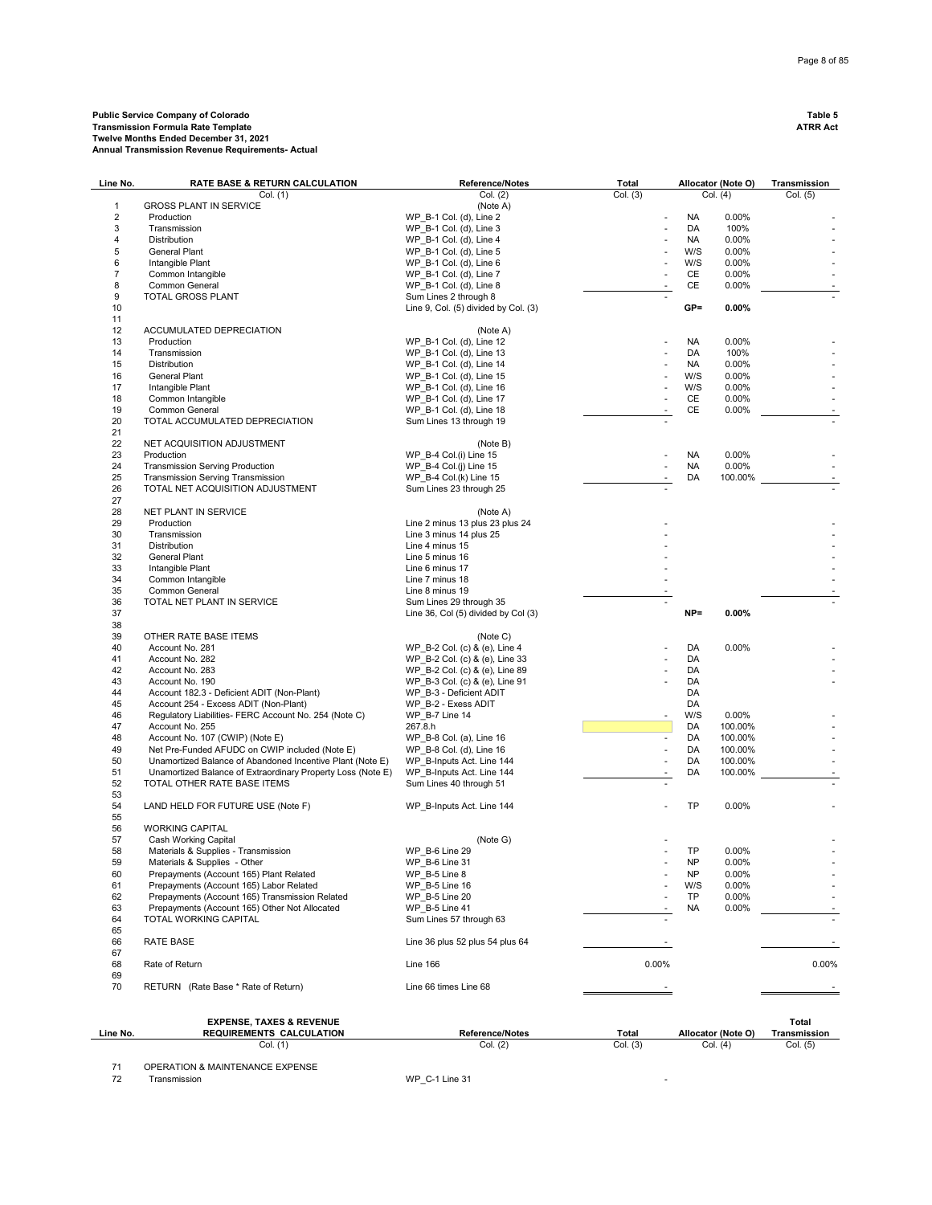**Public Service Company of Colorado**
**Transmission Formula Rate Template**
**Twelve Months Ended December 31, 2021**
**Annual Transmission Revenue Requirements- Actual**

**Table 5**
**ATRR Act**

| Line No. | RATE BASE & RETURN CALCULATION | Reference/Notes | Total | Allocator (Note O) | | Transmission |
|---|---|---|---|---|---|---|
| | Col. (1) | Col. (2) | Col. (3) | Col. (4) | | Col. (5) |
| 1 | GROSS PLANT IN SERVICE | (Note A) | | | | |
| 2 | Production | WP_B-1 Col. (d), Line 2 | - | NA | 0.00% | - |
| 3 | Transmission | WP_B-1 Col. (d), Line 3 | - | DA | 100% | - |
| 4 | Distribution | WP_B-1 Col. (d), Line 4 | - | NA | 0.00% | - |
| 5 | General Plant | WP_B-1 Col. (d), Line 5 | - | W/S | 0.00% | - |
| 6 | Intangible Plant | WP_B-1 Col. (d), Line 6 | - | W/S | 0.00% | - |
| 7 | Common Intangible | WP_B-1 Col. (d), Line 7 | - | CE | 0.00% | - |
| 8 | Common General | WP_B-1 Col. (d), Line 8 | - | CE | 0.00% | - |
| 9 | TOTAL GROSS PLANT | Sum Lines 2 through 8 | - | | | - |
| 10 | | Line 9, Col. (5) divided by Col. (3) | | **GP=** | **0.00%** | |
| 11 | | | | | | |
| 12 | ACCUMULATED DEPRECIATION | (Note A) | | | | |
| 13 | Production | WP_B-1 Col. (d), Line 12 | - | NA | 0.00% | - |
| 14 | Transmission | WP_B-1 Col. (d), Line 13 | - | DA | 100% | - |
| 15 | Distribution | WP_B-1 Col. (d), Line 14 | - | NA | 0.00% | - |
| 16 | General Plant | WP_B-1 Col. (d), Line 15 | - | W/S | 0.00% | - |
| 17 | Intangible Plant | WP_B-1 Col. (d), Line 16 | - | W/S | 0.00% | - |
| 18 | Common Intangible | WP_B-1 Col. (d), Line 17 | - | CE | 0.00% | - |
| 19 | Common General | WP_B-1 Col. (d), Line 18 | - | CE | 0.00% | - |
| 20 | TOTAL ACCUMULATED DEPRECIATION | Sum Lines 13 through 19 | - | | | - |
| 21 | | | | | | |
| 22 | NET ACQUISITION ADJUSTMENT | (Note B) | | | | |
| 23 | Production | WP_B-4 Col.(i) Line 15 | - | NA | 0.00% | - |
| 24 | Transmission Serving Production | WP_B-4 Col.(j) Line 15 | - | NA | 0.00% | - |
| 25 | Transmission Serving Transmission | WP_B-4 Col.(k) Line 15 | - | DA | 100.00% | - |
| 26 | TOTAL NET ACQUISITION ADJUSTMENT | Sum Lines 23 through 25 | - | | | - |
| 27 | | | | | | |
| 28 | NET PLANT IN SERVICE | (Note A) | | | | |
| 29 | Production | Line 2 minus 13 plus 23 plus 24 | - | | | - |
| 30 | Transmission | Line 3 minus 14 plus 25 | - | | | - |
| 31 | Distribution | Line 4 minus 15 | - | | | - |
| 32 | General Plant | Line 5 minus 16 | - | | | - |
| 33 | Intangible Plant | Line 6 minus 17 | - | | | - |
| 34 | Common Intangible | Line 7 minus 18 | - | | | - |
| 35 | Common General | Line 8 minus 19 | - | | | - |
| 36 | TOTAL NET PLANT IN SERVICE | Sum Lines 29 through 35 | - | | | - |
| 37 | | Line 36, Col (5) divided by Col (3) | | **NP=** | **0.00%** | |
| 38 | | | | | | |
| 39 | OTHER RATE BASE ITEMS | (Note C) | | | | |
| 40 | Account No. 281 | WP_B-2 Col. (c) & (e), Line 4 | - | DA | 0.00% | - |
| 41 | Account No. 282 | WP_B-2 Col. (c) & (e), Line 33 | - | DA | | - |
| 42 | Account No. 283 | WP_B-2 Col. (c) & (e), Line 89 | - | DA | | - |
| 43 | Account No. 190 | WP_B-3 Col. (c) & (e), Line 91 | - | DA | | - |
| 44 | Account 182.3 - Deficient ADIT (Non-Plant) | WP_B-3 - Deficient ADIT | | DA | | |
| 45 | Account 254 - Excess ADIT (Non-Plant) | WP_B-2 - Exess ADIT | | DA | | |
| 46 | Regulatory Liabilities- FERC Account No. 254 (Note C) | WP_B-7 Line 14 | - | W/S | 0.00% | - |
| 47 | Account No. 255 | 267.8.h | | DA | 100.00% | - |
| 48 | Account No. 107 (CWIP) (Note E) | WP_B-8 Col. (a), Line 16 | - | DA | 100.00% | - |
| 49 | Net Pre-Funded AFUDC on CWIP included (Note E) | WP_B-8 Col. (d), Line 16 | - | DA | 100.00% | - |
| 50 | Unamortized Balance of Abandoned Incentive Plant (Note E) | WP_B-Inputs Act. Line 144 | - | DA | 100.00% | - |
| 51 | Unamortized Balance of Extraordinary Property Loss (Note E) | WP_B-Inputs Act. Line 144 | - | DA | 100.00% | - |
| 52 | TOTAL OTHER RATE BASE ITEMS | Sum Lines 40 through 51 | - | | | - |
| 53 | | | | | | |
| 54 | LAND HELD FOR FUTURE USE (Note F) | WP_B-Inputs Act. Line 144 | - | TP | 0.00% | - |
| 55 | | | | | | |
| 56 | WORKING CAPITAL | | | | | |
| 57 | Cash Working Capital | (Note G) | - | | | - |
| 58 | Materials & Supplies - Transmission | WP_B-6 Line 29 | - | TP | 0.00% | - |
| 59 | Materials & Supplies - Other | WP_B-6 Line 31 | - | NP | 0.00% | - |
| 60 | Prepayments (Account 165) Plant Related | WP_B-5 Line 8 | - | NP | 0.00% | - |
| 61 | Prepayments (Account 165) Labor Related | WP_B-5 Line 16 | - | W/S | 0.00% | - |
| 62 | Prepayments (Account 165) Transmission Related | WP_B-5 Line 20 | - | TP | 0.00% | - |
| 63 | Prepayments (Account 165) Other Not Allocated | WP_B-5 Line 41 | - | NA | 0.00% | - |
| 64 | TOTAL WORKING CAPITAL | Sum Lines 57 through 63 | - | | | - |
| 65 | | | | | | |
| 66 | RATE BASE | Line 36 plus 52 plus 54 plus 64 | - | | | - |
| 67 | | | | | | |
| 68 | Rate of Return | Line 166 | 0.00% | | | 0.00% |
| 69 | | | | | | |
| 70 | RETURN (Rate Base * Rate of Return) | Line 66 times Line 68 | - | | | - |

| Line No. | EXPENSE, TAXES & REVENUE REQUIREMENTS CALCULATION | Reference/Notes | Total | Allocator (Note O) | Total Transmission |
|---|---|---|---|---|---|
| | Col. (1) | Col. (2) | Col. (3) | Col. (4) | Col. (5) |
| 71 | OPERATION & MAINTENANCE EXPENSE | | | | |
| 72 | Transmission | WP_C-1 Line 31 | - | | |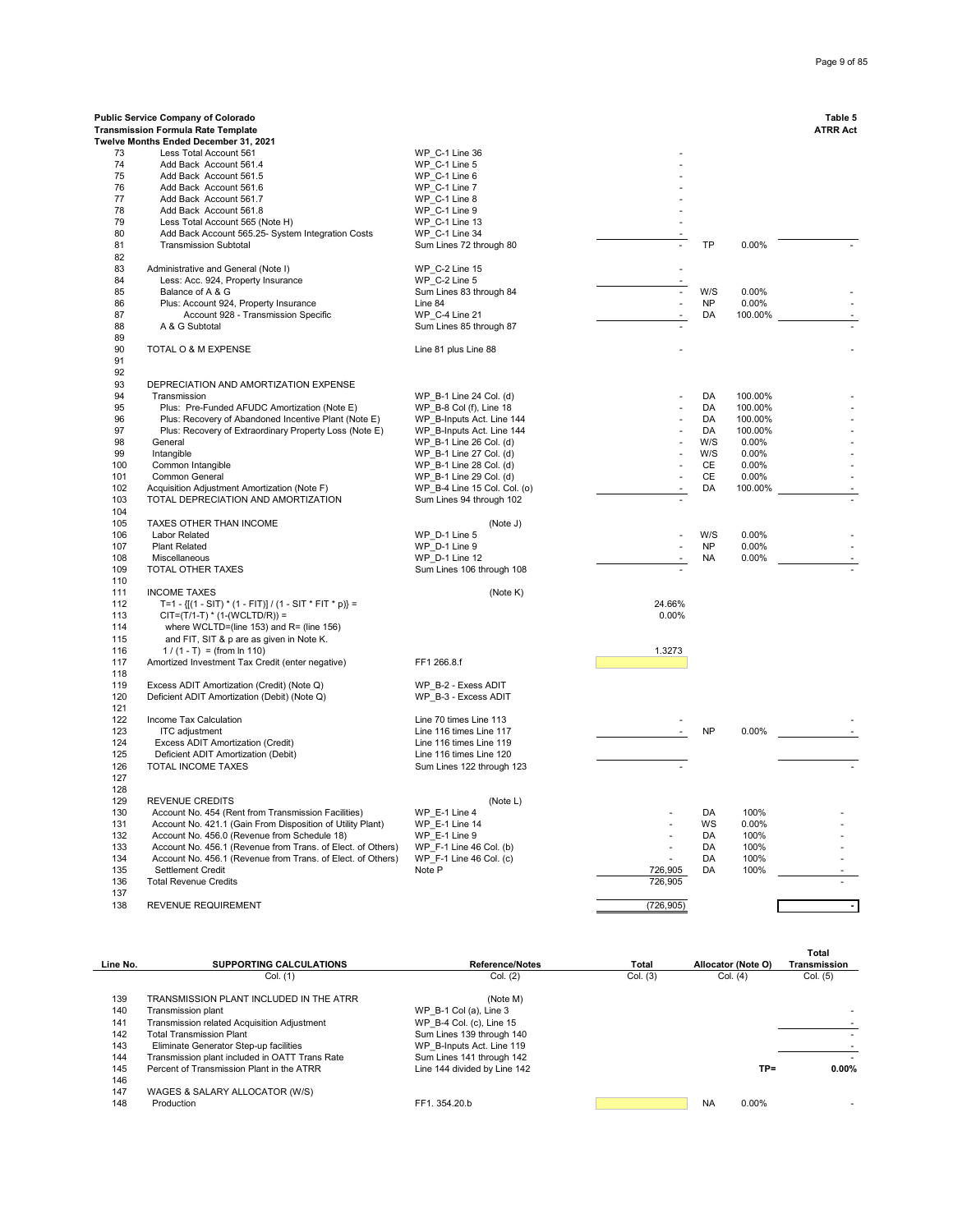**Public Service Company of Colorado**
**Transmission Formula Rate Template**
**Twelve Months Ended December 31, 2021**

**Table 5**
**ATRR Act**

| Line No. | | Reference/Notes | Total | Allocator | | Total Transmission |
|---|---|---|---|---|---|---|
| 73 | Less Total Account 561 | WP_C-1 Line 36 | - | | | |
| 74 | Add Back Account 561.4 | WP_C-1 Line 5 | - | | | |
| 75 | Add Back Account 561.5 | WP_C-1 Line 6 | - | | | |
| 76 | Add Back Account 561.6 | WP_C-1 Line 7 | - | | | |
| 77 | Add Back Account 561.7 | WP_C-1 Line 8 | - | | | |
| 78 | Add Back Account 561.8 | WP_C-1 Line 9 | - | | | |
| 79 | Less Total Account 565 (Note H) | WP_C-1 Line 13 | - | | | |
| 80 | Add Back Account 565.25- System Integration Costs | WP_C-1 Line 34 | - | | | |
| 81 | Transmission Subtotal | Sum Lines 72 through 80 | - | TP | 0.00% | - |
| 82 | | | | | | |
| 83 | Administrative and General (Note I) | WP_C-2 Line 15 | - | | | |
| 84 | Less: Acc. 924, Property Insurance | WP_C-2 Line 5 | - | | | |
| 85 | Balance of A & G | Sum Lines 83 through 84 | - | W/S | 0.00% | - |
| 86 | Plus: Account 924, Property Insurance | Line 84 | - | NP | 0.00% | - |
| 87 | Account 928 - Transmission Specific | WP_C-4 Line 21 | - | DA | 100.00% | - |
| 88 | A & G Subtotal | Sum Lines 85 through 87 | - | | | - |
| 89 | | | | | | |
| 90 | TOTAL O & M EXPENSE | Line 81 plus Line 88 | - | | | - |
| 91 | | | | | | |
| 92 | | | | | | |
| 93 | DEPRECIATION AND AMORTIZATION EXPENSE | | | | | |
| 94 | Transmission | WP_B-1 Line 24 Col. (d) | - | DA | 100.00% | - |
| 95 | Plus: Pre-Funded AFUDC Amortization (Note E) | WP_B-8 Col (f), Line 18 | - | DA | 100.00% | - |
| 96 | Plus: Recovery of Abandoned Incentive Plant (Note E) | WP_B-Inputs Act. Line 144 | - | DA | 100.00% | - |
| 97 | Plus: Recovery of Extraordinary Property Loss (Note E) | WP_B-Inputs Act. Line 144 | - | DA | 100.00% | - |
| 98 | General | WP_B-1 Line 26 Col. (d) | - | W/S | 0.00% | - |
| 99 | Intangible | WP_B-1 Line 27 Col. (d) | - | W/S | 0.00% | - |
| 100 | Common Intangible | WP_B-1 Line 28 Col. (d) | - | CE | 0.00% | - |
| 101 | Common General | WP_B-1 Line 29 Col. (d) | - | CE | 0.00% | - |
| 102 | Acquisition Adjustment Amortization (Note F) | WP_B-4 Line 15 Col. Col. (o) | - | DA | 100.00% | - |
| 103 | TOTAL DEPRECIATION AND AMORTIZATION | Sum Lines 94 through 102 | - | | | - |
| 104 | | | | | | |
| 105 | TAXES OTHER THAN INCOME | (Note J) | | | | |
| 106 | Labor Related | WP_D-1 Line 5 | - | W/S | 0.00% | - |
| 107 | Plant Related | WP_D-1 Line 9 | - | NP | 0.00% | - |
| 108 | Miscellaneous | WP_D-1 Line 12 | - | NA | 0.00% | - |
| 109 | TOTAL OTHER TAXES | Sum Lines 106 through 108 | - | | | - |
| 110 | | | | | | |
| 111 | INCOME TAXES | (Note K) | | | | |
| 112 | T=1 - {[(1 - SIT) * (1 - FIT)] / (1 - SIT * FIT * p)} = | | 24.66% | | | |
| 113 | CIT=(T/1-T) * (1-(WCLTD/R)) = | | 0.00% | | | |
| 114 | where WCLTD=(line 153) and R= (line 156) | | | | | |
| 115 | and FIT, SIT & p are as given in Note K. | | | | | |
| 116 | 1 / (1 - T) = (from ln 110) | | 1.3273 | | | |
| 117 | Amortized Investment Tax Credit (enter negative) | FF1 266.8.f | | | | |
| 118 | | | | | | |
| 119 | Excess ADIT Amortization (Credit) (Note Q) | WP_B-2 - Exess ADIT | | | | |
| 120 | Deficient ADIT Amortization (Debit) (Note Q) | WP_B-3 - Excess ADIT | | | | |
| 121 | | | | | | |
| 122 | Income Tax Calculation | Line 70 times Line 113 | - | | | - |
| 123 | ITC adjustment | Line 116 times Line 117 | - | NP | 0.00% | - |
| 124 | Excess ADIT Amortization (Credit) | Line 116 times Line 119 | | | | |
| 125 | Deficient ADIT Amortization (Debit) | Line 116 times Line 120 | | | | |
| 126 | TOTAL INCOME TAXES | Sum Lines 122 through 123 | - | | | - |
| 127 | | | | | | |
| 128 | | | | | | |
| 129 | REVENUE CREDITS | (Note L) | | | | |
| 130 | Account No. 454 (Rent from Transmission Facilities) | WP_E-1 Line 4 | - | DA | 100% | - |
| 131 | Account No. 421.1 (Gain From Disposition of Utility Plant) | WP_E-1 Line 14 | - | WS | 0.00% | - |
| 132 | Account No. 456.0 (Revenue from Schedule 18) | WP_E-1 Line 9 | - | DA | 100% | - |
| 133 | Account No. 456.1 (Revenue from Trans. of Elect. of Others) | WP_F-1 Line 46 Col. (b) | - | DA | 100% | - |
| 134 | Account No. 456.1 (Revenue from Trans. of Elect. of Others) | WP_F-1 Line 46 Col. (c) | - | DA | 100% | - |
| 135 | Settlement Credit | Note P | 726,905 | DA | 100% | - |
| 136 | Total Revenue Credits | | 726,905 | | | - |
| 137 | | | | | | |
| 138 | REVENUE REQUIREMENT | | (726,905) | | | - |

| Line No. | SUPPORTING CALCULATIONS | Reference/Notes | Total | Allocator (Note O) | | Total Transmission |
|---|---|---|---|---|---|---|
| | Col. (1) | Col. (2) | Col. (3) | Col. (4) | | Col. (5) |
| 139 | TRANSMISSION PLANT INCLUDED IN THE ATRR | (Note M) | | | | |
| 140 | Transmission plant | WP_B-1 Col (a), Line 3 | | | | - |
| 141 | Transmission related Acquisition Adjustment | WP_B-4 Col. (c), Line 15 | | | | - |
| 142 | Total Transmission Plant | Sum Lines 139 through 140 | | | | - |
| 143 | Eliminate Generator Step-up facilities | WP_B-Inputs Act. Line 119 | | | | - |
| 144 | Transmission plant included in OATT Trans Rate | Sum Lines 141 through 142 | | | | - |
| 145 | Percent of Transmission Plant in the ATRR | Line 144 divided by Line 142 | | | TP= | 0.00% |
| 146 | | | | | | |
| 147 | WAGES & SALARY ALLOCATOR (W/S) | | | | | |
| 148 | Production | FF1. 354.20.b | | NA | 0.00% | - |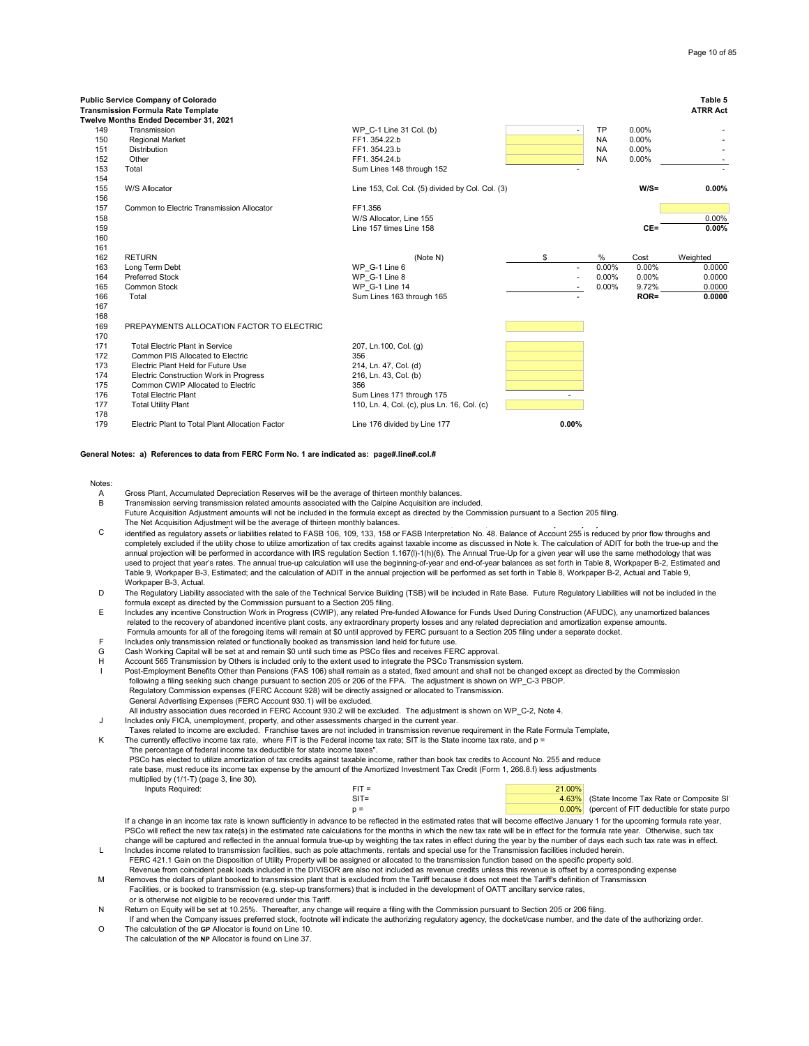**Public Service Company of Colorado**
**Transmission Formula Rate Template**
**Twelve Months Ended December 31, 2021**

**Table 5**
**ATRR Act**

| Line | Description | Source | | | | |
|---|---|---|---|---|---|---|
| 149 | Transmission | WP_C-1 Line 31 Col. (b) | - | TP | 0.00% | - |
| 150 | Regional Market | FF1. 354.22.b | | NA | 0.00% | - |
| 151 | Distribution | FF1. 354.23.b | | NA | 0.00% | - |
| 152 | Other | FF1. 354.24.b | | NA | 0.00% | - |
| 153 | Total | Sum Lines 148 through 152 | - | | | - |
| 154 | | | | | | |
| 155 | W/S Allocator | Line 153, Col. Col. (5) divided by Col. Col. (3) | | | **W/S=** | **0.00%** |
| 156 | | | | | | |
| 157 | Common to Electric Transmission Allocator | FF1.356 | | | | |
| 158 | | W/S Allocator, Line 155 | | | | 0.00% |
| 159 | | Line 157 times Line 158 | | | **CE=** | **0.00%** |
| 160 | | | | | | |
| 161 | | | | | | |
| 162 | RETURN | (Note N) | $ | % | Cost | Weighted |
| 163 | Long Term Debt | WP_G-1 Line 6 | - | 0.00% | 0.00% | 0.0000 |
| 164 | Preferred Stock | WP_G-1 Line 8 | - | 0.00% | 0.00% | 0.0000 |
| 165 | Common Stock | WP_G-1 Line 14 | - | 0.00% | 9.72% | 0.0000 |
| 166 | Total | Sum Lines 163 through 165 | - | | **ROR=** | **0.0000** |
| 167 | | | | | | |
| 168 | | | | | | |
| 169 | PREPAYMENTS ALLOCATION FACTOR TO ELECTRIC | | | | | |
| 170 | | | | | | |
| 171 | Total Electric Plant in Service | 207, Ln.100, Col. (g) | | | | |
| 172 | Common PIS Allocated to Electric | 356 | | | | |
| 173 | Electric Plant Held for Future Use | 214, Ln. 47, Col. (d) | | | | |
| 174 | Electric Construction Work in Progress | 216, Ln. 43, Col. (b) | | | | |
| 175 | Common CWIP Allocated to Electric | 356 | | | | |
| 176 | Total Electric Plant | Sum Lines 171 through 175 | - | | | |
| 177 | Total Utility Plant | 110, Ln. 4, Col. (c), plus Ln. 16, Col. (c) | | | | |
| 178 | | | | | | |
| 179 | Electric Plant to Total Plant Allocation Factor | Line 176 divided by Line 177 | **0.00%** | | | |

**General Notes: a) References to data from FERC Form No. 1 are indicated as: page#.line#.col.#**

Notes:

A Gross Plant, Accumulated Depreciation Reserves will be the average of thirteen monthly balances.

B Transmission serving transmission related amounts associated with the Calpine Acquisition are included.
Future Acquisition Adjustment amounts will not be included in the formula except as directed by the Commission pursuant to a Section 205 filing.
The Net Acquisition Adjustment will be the average of thirteen monthly balances.

C identified as regulatory assets or liabilities related to FASB 106, 109, 133, 158 or FASB Interpretation No. 48. Balance of Account 255 is reduced by prior flow throughs and completely excluded if the utility chose to utilize amortization of tax credits against taxable income as discussed in Note k. The calculation of ADIT for both the true-up and the annual projection will be performed in accordance with IRS regulation Section 1.167(l)-1(h)(6). The Annual True-Up for a given year will use the same methodology that was used to project that year's rates. The annual true-up calculation will use the beginning-of-year and end-of-year balances as set forth in Table 8, Workpaper B-2, Estimated and Table 9, Workpaper B-3, Estimated; and the calculation of ADIT in the annual projection will be performed as set forth in Table 8, Workpaper B-2, Actual and Table 9, Workpaper B-3, Actual.

D The Regulatory Liability associated with the sale of the Technical Service Building (TSB) will be included in Rate Base. Future Regulatory Liabilities will not be included in the formula except as directed by the Commission pursuant to a Section 205 filing.

E Includes any incentive Construction Work in Progress (CWIP), any related Pre-funded Allowance for Funds Used During Construction (AFUDC), any unamortized balances related to the recovery of abandoned incentive plant costs, any extraordinary property losses and any related depreciation and amortization expense amounts.
Formula amounts for all of the foregoing items will remain at $0 until approved by FERC pursuant to a Section 205 filing under a separate docket.

F Includes only transmission related or functionally booked as transmission land held for future use.

G Cash Working Capital will be set at and remain $0 until such time as PSCo files and receives FERC approval.

H Account 565 Transmission by Others is included only to the extent used to integrate the PSCo Transmission system.

I Post-Employment Benefits Other than Pensions (FAS 106) shall remain as a stated, fixed amount and shall not be changed except as directed by the Commission following a filing seeking such change pursuant to section 205 or 206 of the FPA. The adjustment is shown on WP_C-3 PBOP.
Regulatory Commission expenses (FERC Account 928) will be directly assigned or allocated to Transmission.
General Advertising Expenses (FERC Account 930.1) will be excluded.
All industry association dues recorded in FERC Account 930.2 will be excluded. The adjustment is shown on WP_C-2, Note 4.

J Includes only FICA, unemployment, property, and other assessments charged in the current year.
Taxes related to income are excluded. Franchise taxes are not included in transmission revenue requirement in the Rate Formula Template,

K The currently effective income tax rate, where FIT is the Federal income tax rate; SIT is the State income tax rate, and p =
"the percentage of federal income tax deductible for state income taxes".
PSCo has elected to utilize amortization of tax credits against taxable income, rather than book tax credits to Account No. 255 and reduce rate base, must reduce its income tax expense by the amount of the Amortized Investment Tax Credit (Form 1, 266.8.f) less adjustments multiplied by (1/1-T) (page 3, line 30).

| Inputs Required: | | | |
|---|---|---|---|
| | FIT = | 21.00% | |
| | SIT= | 4.63% | (State Income Tax Rate or Composite SI |
| | p = | 0.00% | (percent of FIT deductible for state purpo |

If a change in an income tax rate is known sufficiently in advance to be reflected in the estimated rates that will become effective January 1 for the upcoming formula rate year, PSCo will reflect the new tax rate(s) in the estimated rate calculations for the months in which the new tax rate will be in effect for the formula rate year. Otherwise, such tax change will be captured and reflected in the annual formula true-up by weighting the tax rates in effect during the year by the number of days each such tax rate was in effect.

L Includes income related to transmission facilities, such as pole attachments, rentals and special use for the Transmission facilities included herein.
FERC 421.1 Gain on the Disposition of Utility Property will be assigned or allocated to the transmission function based on the specific property sold.
Revenue from coincident peak loads included in the DIVISOR are also not included as revenue credits unless this revenue is offset by a corresponding expense

M Removes the dollars of plant booked to transmission plant that is excluded from the Tariff because it does not meet the Tariff's definition of Transmission Facilities, or is booked to transmission (e.g. step-up transformers) that is included in the development of OATT ancillary service rates, or is otherwise not eligible to be recovered under this Tariff.

N Return on Equity will be set at 10.25%. Thereafter, any change will require a filing with the Commission pursuant to Section 205 or 206 filing.
If and when the Company issues preferred stock, footnote will indicate the authorizing regulatory agency, the docket/case number, and the date of the authorizing order.

O The calculation of the **GP** Allocator is found on Line 10.
The calculation of the **NP** Allocator is found on Line 37.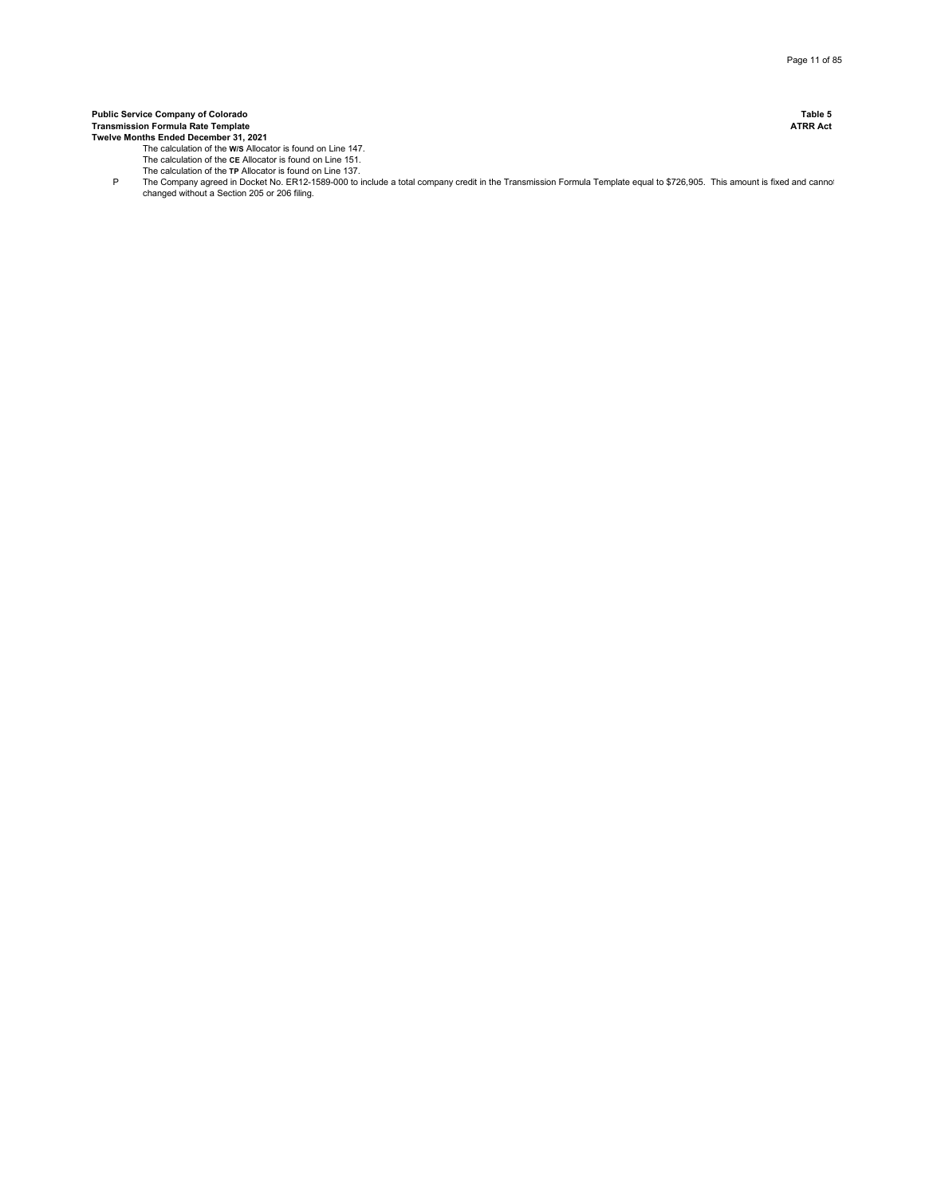**Public Service Company of Colorado** **Table 5**
**Transmission Formula Rate Template** **ATRR Act**
**Twelve Months Ended December 31, 2021**

The calculation of the **W/S** Allocator is found on Line 147.
The calculation of the **CE** Allocator is found on Line 151.
The calculation of the **TP** Allocator is found on Line 137.

P The Company agreed in Docket No. ER12-1589-000 to include a total company credit in the Transmission Formula Template equal to $726,905. This amount is fixed and cannot changed without a Section 205 or 206 filing.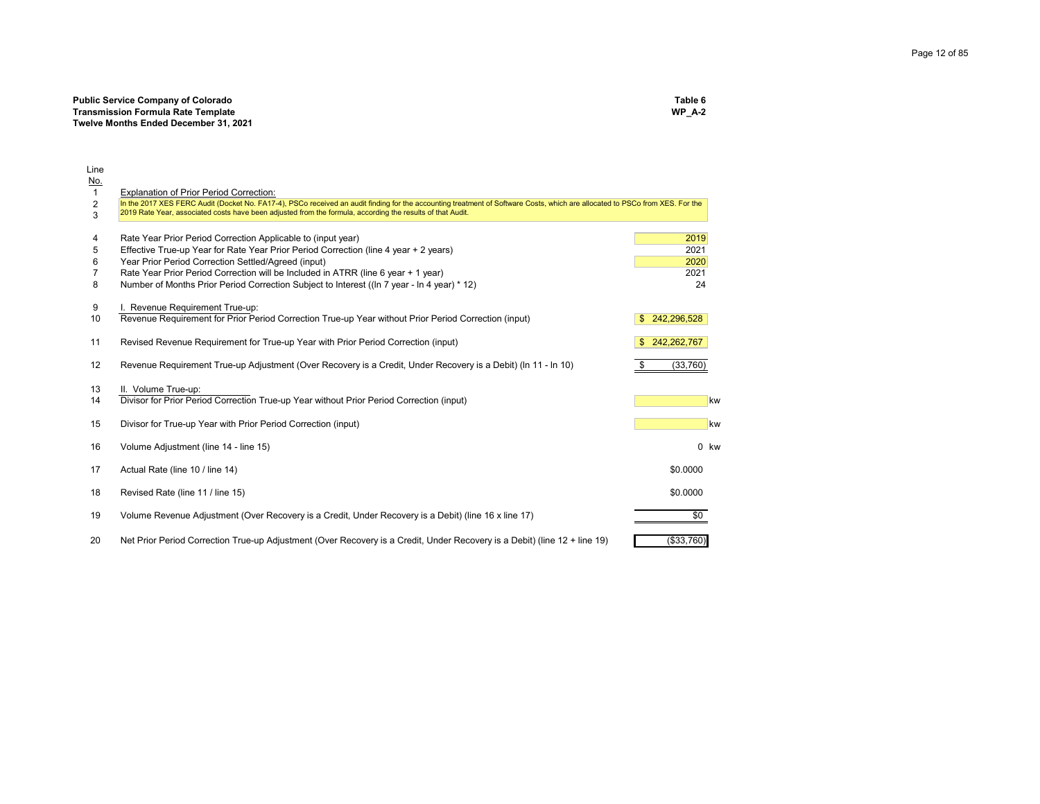**Public Service Company of Colorado**
**Transmission Formula Rate Template**
**Twelve Months Ended December 31, 2021**

**Table 6**
**WP_A-2**

| Line No. | | | |
|---|---|---|---|
| 1 | Explanation of Prior Period Correction: | | |
| 2<br>3 | In the 2017 XES FERC Audit (Docket No. FA17-4), PSCo received an audit finding for the accounting treatment of Software Costs, which are allocated to PSCo from XES. For the 2019 Rate Year, associated costs have been adjusted from the formula, according the results of that Audit. | | |
| 4 | Rate Year Prior Period Correction Applicable to (input year) | 2019 | |
| 5 | Effective True-up Year for Rate Year Prior Period Correction (line 4 year + 2 years) | 2021 | |
| 6 | Year Prior Period Correction Settled/Agreed (input) | 2020 | |
| 7 | Rate Year Prior Period Correction will be Included in ATRR (line 6 year + 1 year) | 2021 | |
| 8 | Number of Months Prior Period Correction Subject to Interest ((ln 7 year - ln 4 year) * 12) | 24 | |
| 9 | I. Revenue Requirement True-up: | | |
| 10 | Revenue Requirement for Prior Period Correction True-up Year without Prior Period Correction (input) | $ 242,296,528 | |
| 11 | Revised Revenue Requirement for True-up Year with Prior Period Correction (input) | $ 242,262,767 | |
| 12 | Revenue Requirement True-up Adjustment (Over Recovery is a Credit, Under Recovery is a Debit) (ln 11 - ln 10) | $ (33,760) | |
| 13 | II. Volume True-up: | | |
| 14 | Divisor for Prior Period Correction True-up Year without Prior Period Correction (input) | | kw |
| 15 | Divisor for True-up Year with Prior Period Correction (input) | | kw |
| 16 | Volume Adjustment (line 14 - line 15) | 0 | kw |
| 17 | Actual Rate (line 10 / line 14) | $0.0000 | |
| 18 | Revised Rate (line 11 / line 15) | $0.0000 | |
| 19 | Volume Revenue Adjustment (Over Recovery is a Credit, Under Recovery is a Debit) (line 16 x line 17) | $0 | |
| 20 | Net Prior Period Correction True-up Adjustment (Over Recovery is a Credit, Under Recovery is a Debit) (line 12 + line 19) | ($33,760) | |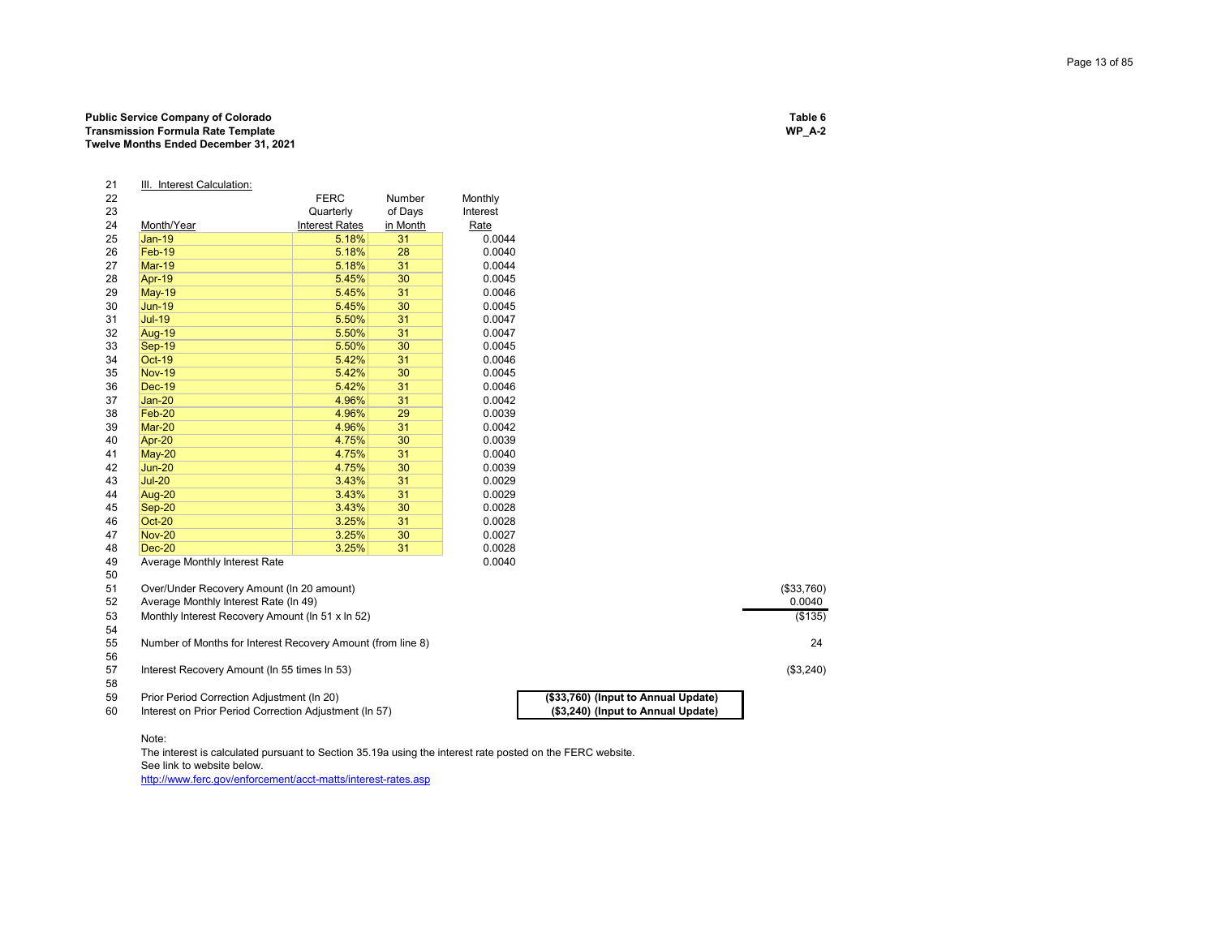**Public Service Company of Colorado**
**Transmission Formula Rate Template**
**Twelve Months Ended December 31, 2021**

**Table 6**
**WP_A-2**

| Line | III. Interest Calculation: | FERC Quarterly Interest Rates | Number of Days in Month | Monthly Interest Rate | | |
|---|---|---|---|---|---|---|
| 21 | | | | | | |
| 22-24 | Month/Year | | | | | |
| 25 | Jan-19 | 5.18% | 31 | 0.0044 | | |
| 26 | Feb-19 | 5.18% | 28 | 0.0040 | | |
| 27 | Mar-19 | 5.18% | 31 | 0.0044 | | |
| 28 | Apr-19 | 5.45% | 30 | 0.0045 | | |
| 29 | May-19 | 5.45% | 31 | 0.0046 | | |
| 30 | Jun-19 | 5.45% | 30 | 0.0045 | | |
| 31 | Jul-19 | 5.50% | 31 | 0.0047 | | |
| 32 | Aug-19 | 5.50% | 31 | 0.0047 | | |
| 33 | Sep-19 | 5.50% | 30 | 0.0045 | | |
| 34 | Oct-19 | 5.42% | 31 | 0.0046 | | |
| 35 | Nov-19 | 5.42% | 30 | 0.0045 | | |
| 36 | Dec-19 | 5.42% | 31 | 0.0046 | | |
| 37 | Jan-20 | 4.96% | 31 | 0.0042 | | |
| 38 | Feb-20 | 4.96% | 29 | 0.0039 | | |
| 39 | Mar-20 | 4.96% | 31 | 0.0042 | | |
| 40 | Apr-20 | 4.75% | 30 | 0.0039 | | |
| 41 | May-20 | 4.75% | 31 | 0.0040 | | |
| 42 | Jun-20 | 4.75% | 30 | 0.0039 | | |
| 43 | Jul-20 | 3.43% | 31 | 0.0029 | | |
| 44 | Aug-20 | 3.43% | 31 | 0.0029 | | |
| 45 | Sep-20 | 3.43% | 30 | 0.0028 | | |
| 46 | Oct-20 | 3.25% | 31 | 0.0028 | | |
| 47 | Nov-20 | 3.25% | 30 | 0.0027 | | |
| 48 | Dec-20 | 3.25% | 31 | 0.0028 | | |
| 49 | Average Monthly Interest Rate | | | 0.0040 | | |
| 50 | | | | | | |
| 51 | Over/Under Recovery Amount (ln 20 amount) | | | | | ($33,760) |
| 52 | Average Monthly Interest Rate (ln 49) | | | | | 0.0040 |
| 53 | Monthly Interest Recovery Amount (ln 51 x ln 52) | | | | | ($135) |
| 54 | | | | | | |
| 55 | Number of Months for Interest Recovery Amount (from line 8) | | | | | 24 |
| 56 | | | | | | |
| 57 | Interest Recovery Amount (ln 55 times ln 53) | | | | | ($3,240) |
| 58 | | | | | | |
| 59 | Prior Period Correction Adjustment (ln 20) | | | | **($33,760) (Input to Annual Update)** | |
| 60 | Interest on Prior Period Correction Adjustment (ln 57) | | | | **($3,240) (Input to Annual Update)** | |

Note:
The interest is calculated pursuant to Section 35.19a using the interest rate posted on the FERC website.
See link to website below.
http://www.ferc.gov/enforcement/acct-matts/interest-rates.asp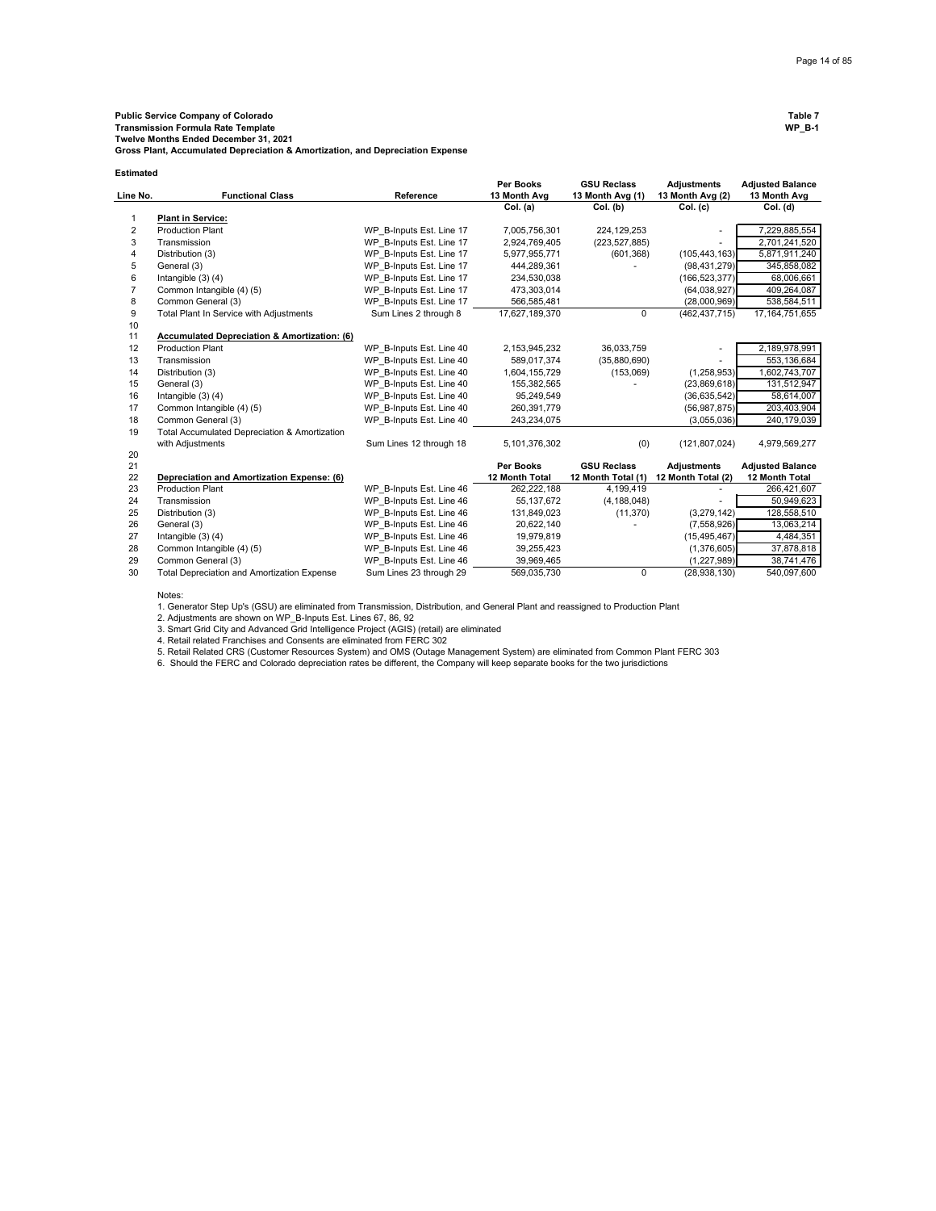**Public Service Company of Colorado**
**Transmission Formula Rate Template**
**Twelve Months Ended December 31, 2021**
**Gross Plant, Accumulated Depreciation & Amortization, and Depreciation Expense**

**Table 7**
**WP_B-1**

**Estimated**

| Line No. | Functional Class | Reference | Per Books 13 Month Avg | GSU Reclass 13 Month Avg (1) | Adjustments 13 Month Avg (2) | Adjusted Balance 13 Month Avg |
|---|---|---|---|---|---|---|
| | | | Col. (a) | Col. (b) | Col. (c) | Col. (d) |
| 1 | **Plant in Service:** | | | | | |
| 2 | Production Plant | WP_B-Inputs Est. Line 17 | 7,005,756,301 | 224,129,253 | - | 7,229,885,554 |
| 3 | Transmission | WP_B-Inputs Est. Line 17 | 2,924,769,405 | (223,527,885) | - | 2,701,241,520 |
| 4 | Distribution (3) | WP_B-Inputs Est. Line 17 | 5,977,955,771 | (601,368) | (105,443,163) | 5,871,911,240 |
| 5 | General (3) | WP_B-Inputs Est. Line 17 | 444,289,361 | - | (98,431,279) | 345,858,082 |
| 6 | Intangible (3) (4) | WP_B-Inputs Est. Line 17 | 234,530,038 | | (166,523,377) | 68,006,661 |
| 7 | Common Intangible (4) (5) | WP_B-Inputs Est. Line 17 | 473,303,014 | | (64,038,927) | 409,264,087 |
| 8 | Common General (3) | WP_B-Inputs Est. Line 17 | 566,585,481 | | (28,000,969) | 538,584,511 |
| 9 | Total Plant In Service with Adjustments | Sum Lines 2 through 8 | 17,627,189,370 | 0 | (462,437,715) | 17,164,751,655 |
| 10 | | | | | | |
| 11 | **Accumulated Depreciation & Amortization: (6)** | | | | | |
| 12 | Production Plant | WP_B-Inputs Est. Line 40 | 2,153,945,232 | 36,033,759 | - | 2,189,978,991 |
| 13 | Transmission | WP_B-Inputs Est. Line 40 | 589,017,374 | (35,880,690) | - | 553,136,684 |
| 14 | Distribution (3) | WP_B-Inputs Est. Line 40 | 1,604,155,729 | (153,069) | (1,258,953) | 1,602,743,707 |
| 15 | General (3) | WP_B-Inputs Est. Line 40 | 155,382,565 | - | (23,869,618) | 131,512,947 |
| 16 | Intangible (3) (4) | WP_B-Inputs Est. Line 40 | 95,249,549 | | (36,635,542) | 58,614,007 |
| 17 | Common Intangible (4) (5) | WP_B-Inputs Est. Line 40 | 260,391,779 | | (56,987,875) | 203,403,904 |
| 18 | Common General (3) | WP_B-Inputs Est. Line 40 | 243,234,075 | | (3,055,036) | 240,179,039 |
| 19 | Total Accumulated Depreciation & Amortization with Adjustments | Sum Lines 12 through 18 | 5,101,376,302 | (0) | (121,807,024) | 4,979,569,277 |
| 20 | | | | | | |
| 21 | | | Per Books | GSU Reclass | Adjustments | Adjusted Balance |
| 22 | **Depreciation and Amortization Expense: (6)** | | 12 Month Total | 12 Month Total (1) | 12 Month Total (2) | 12 Month Total |
| 23 | Production Plant | WP_B-Inputs Est. Line 46 | 262,222,188 | 4,199,419 | - | 266,421,607 |
| 24 | Transmission | WP_B-Inputs Est. Line 46 | 55,137,672 | (4,188,048) | - | 50,949,623 |
| 25 | Distribution (3) | WP_B-Inputs Est. Line 46 | 131,849,023 | (11,370) | (3,279,142) | 128,558,510 |
| 26 | General (3) | WP_B-Inputs Est. Line 46 | 20,622,140 | - | (7,558,926) | 13,063,214 |
| 27 | Intangible (3) (4) | WP_B-Inputs Est. Line 46 | 19,979,819 | | (15,495,467) | 4,484,351 |
| 28 | Common Intangible (4) (5) | WP_B-Inputs Est. Line 46 | 39,255,423 | | (1,376,605) | 37,878,818 |
| 29 | Common General (3) | WP_B-Inputs Est. Line 46 | 39,969,465 | | (1,227,989) | 38,741,476 |
| 30 | Total Depreciation and Amortization Expense | Sum Lines 23 through 29 | 569,035,730 | 0 | (28,938,130) | 540,097,600 |

Notes:

1. Generator Step Up's (GSU) are eliminated from Transmission, Distribution, and General Plant and reassigned to Production Plant
2. Adjustments are shown on WP_B-Inputs Est. Lines 67, 86, 92
3. Smart Grid City and Advanced Grid Intelligence Project (AGIS) (retail) are eliminated
4. Retail related Franchises and Consents are eliminated from FERC 302
5. Retail Related CRS (Customer Resources System) and OMS (Outage Management System) are eliminated from Common Plant FERC 303
6. Should the FERC and Colorado depreciation rates be different, the Company will keep separate books for the two jurisdictions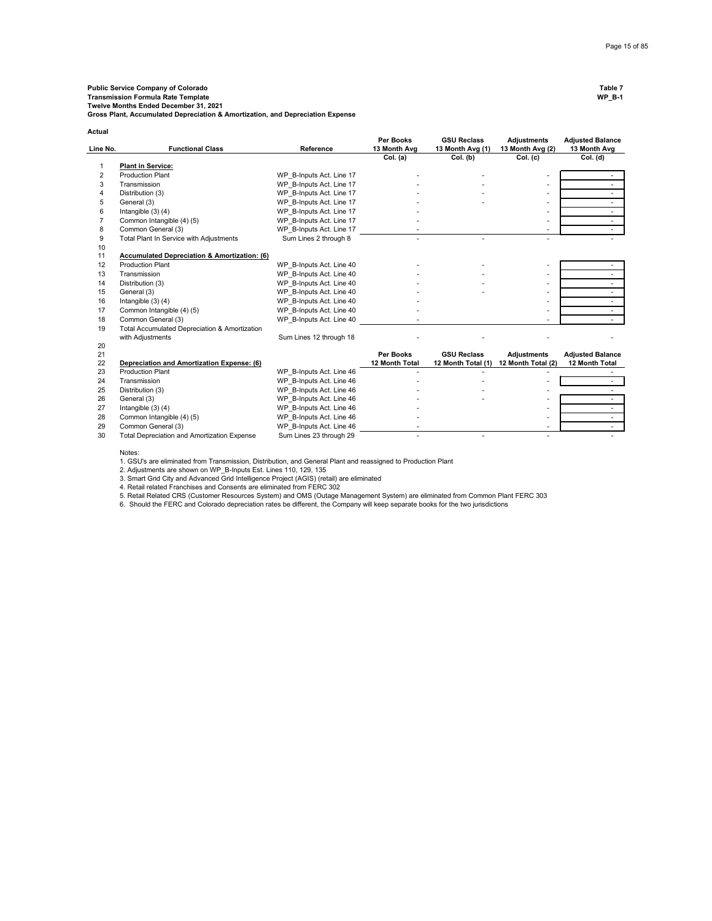**Public Service Company of Colorado** **Table 7**
**Transmission Formula Rate Template** **WP_B-1**
**Twelve Months Ended December 31, 2021**
**Gross Plant, Accumulated Depreciation & Amortization, and Depreciation Expense**

**Actual**

| Line No. | Functional Class | Reference | Per Books 13 Month Avg | GSU Reclass 13 Month Avg (1) | Adjustments 13 Month Avg (2) | Adjusted Balance 13 Month Avg |
|---|---|---|---|---|---|---|
| | | | Col. (a) | Col. (b) | Col. (c) | Col. (d) |
| 1 | **Plant in Service:** | | | | | |
| 2 | Production Plant | WP_B-Inputs Act. Line 17 | - | - | - | - |
| 3 | Transmission | WP_B-Inputs Act. Line 17 | - | - | - | - |
| 4 | Distribution (3) | WP_B-Inputs Act. Line 17 | - | - | - | - |
| 5 | General (3) | WP_B-Inputs Act. Line 17 | - | - | - | - |
| 6 | Intangible (3) (4) | WP_B-Inputs Act. Line 17 | - | | - | - |
| 7 | Common Intangible (4) (5) | WP_B-Inputs Act. Line 17 | - | | - | - |
| 8 | Common General (3) | WP_B-Inputs Act. Line 17 | - | | - | - |
| 9 | Total Plant In Service with Adjustments | Sum Lines 2 through 8 | - | - | - | - |
| 10 | | | | | | |
| 11 | **Accumulated Depreciation & Amortization: (6)** | | | | | |
| 12 | Production Plant | WP_B-Inputs Act. Line 40 | - | - | - | - |
| 13 | Transmission | WP_B-Inputs Act. Line 40 | - | - | - | - |
| 14 | Distribution (3) | WP_B-Inputs Act. Line 40 | - | - | - | - |
| 15 | General (3) | WP_B-Inputs Act. Line 40 | - | - | - | - |
| 16 | Intangible (3) (4) | WP_B-Inputs Act. Line 40 | - | | - | - |
| 17 | Common Intangible (4) (5) | WP_B-Inputs Act. Line 40 | - | | - | - |
| 18 | Common General (3) | WP_B-Inputs Act. Line 40 | - | | - | - |
| 19 | Total Accumulated Depreciation & Amortization with Adjustments | Sum Lines 12 through 18 | - | - | - | - |
| 20 | | | | | | |
| 21 | | | Per Books | GSU Reclass | Adjustments | Adjusted Balance |
| 22 | **Depreciation and Amortization Expense: (6)** | | 12 Month Total | 12 Month Total (1) | 12 Month Total (2) | 12 Month Total |
| 23 | Production Plant | WP_B-Inputs Act. Line 46 | - | - | - | - |
| 24 | Transmission | WP_B-Inputs Act. Line 46 | - | - | - | - |
| 25 | Distribution (3) | WP_B-Inputs Act. Line 46 | - | - | - | - |
| 26 | General (3) | WP_B-Inputs Act. Line 46 | - | - | - | - |
| 27 | Intangible (3) (4) | WP_B-Inputs Act. Line 46 | - | | - | - |
| 28 | Common Intangible (4) (5) | WP_B-Inputs Act. Line 46 | - | | - | - |
| 29 | Common General (3) | WP_B-Inputs Act. Line 46 | - | | - | - |
| 30 | Total Depreciation and Amortization Expense | Sum Lines 23 through 29 | - | - | - | - |

Notes:
1. GSU's are eliminated from Transmission, Distribution, and General Plant and reassigned to Production Plant
2. Adjustments are shown on WP_B-Inputs Est. Lines 110, 129, 135
3. Smart Grid City and Advanced Grid Intelligence Project (AGIS) (retail) are eliminated
4. Retail related Franchises and Consents are eliminated from FERC 302
5. Retail Related CRS (Customer Resources System) and OMS (Outage Management System) are eliminated from Common Plant FERC 303
6. Should the FERC and Colorado depreciation rates be different, the Company will keep separate books for the two jurisdictions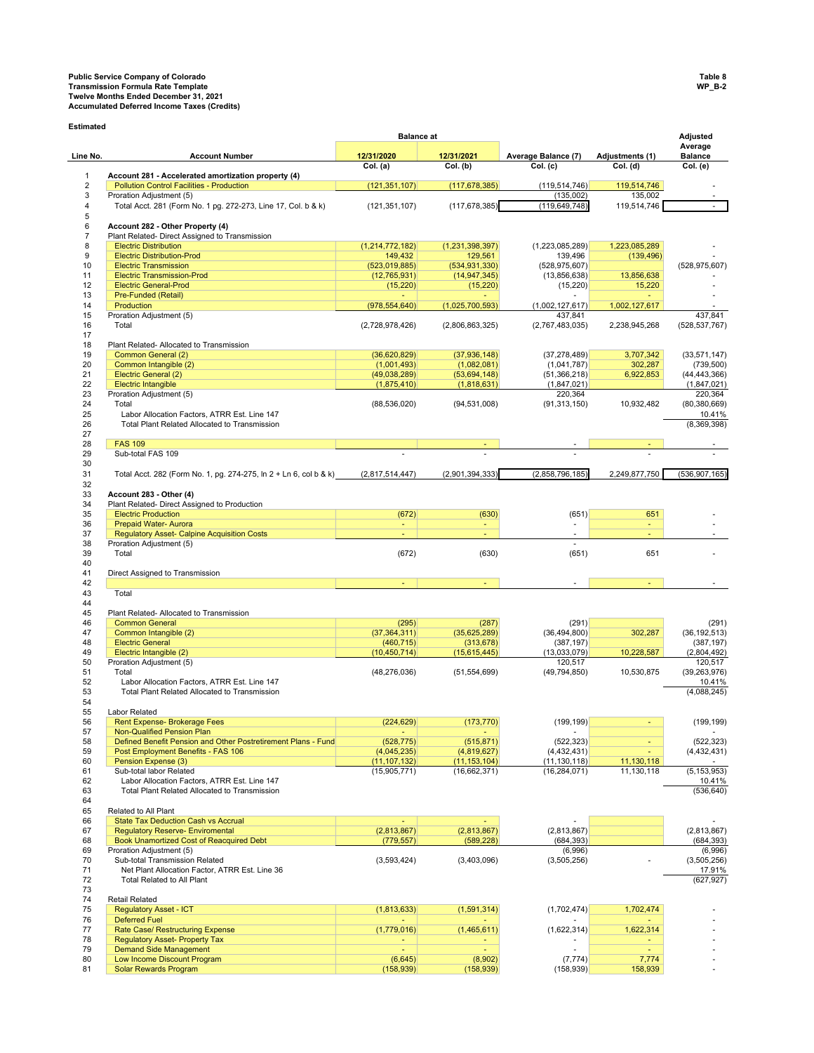**Public Service Company of Colorado**
**Transmission Formula Rate Template**
**Twelve Months Ended December 31, 2021**
**Accumulated Deferred Income Taxes (Credits)**

**Table 8**
**WP_B-2**

**Estimated**

| Line No. | Account Number | Balance at 12/31/2020 | Balance at 12/31/2021 | Average Balance (7) | Adjustments (1) | Adjusted Average Balance |
|---|---|---|---|---|---|---|
| | | Col. (a) | Col. (b) | Col. (c) | Col. (d) | Col. (e) |
| 1 | **Account 281 - Accelerated amortization property (4)** | | | | | |
| 2 | Pollution Control Facilities - Production | (121,351,107) | (117,678,385) | (119,514,746) | 119,514,746 | - |
| 3 | Proration Adjustment (5) | | | (135,002) | 135,002 | - |
| 4 | Total Acct. 281 (Form No. 1 pg. 272-273, Line 17, Col. b & k) | (121,351,107) | (117,678,385) | (119,649,748) | 119,514,746 | - |
| 5 | | | | | | |
| 6 | **Account 282 - Other Property (4)** | | | | | |
| 7 | Plant Related- Direct Assigned to Transmission | | | | | |
| 8 | Electric Distribution | (1,214,772,182) | (1,231,398,397) | (1,223,085,289) | 1,223,085,289 | - |
| 9 | Electric Distribution-Prod | 149,432 | 129,561 | 139,496 | (139,496) | - |
| 10 | Electric Transmission | (523,019,885) | (534,931,330) | (528,975,607) | | (528,975,607) |
| 11 | Electric Transmission-Prod | (12,765,931) | (14,947,345) | (13,856,638) | 13,856,638 | - |
| 12 | Electric General-Prod | (15,220) | (15,220) | (15,220) | 15,220 | - |
| 13 | Pre-Funded (Retail) | - | - | - | - | - |
| 14 | Production | (978,554,640) | (1,025,700,593) | (1,002,127,617) | 1,002,127,617 | - |
| 15 | Proration Adjustment (5) | | | 437,841 | | 437,841 |
| 16 | Total | (2,728,978,426) | (2,806,863,325) | (2,767,483,035) | 2,238,945,268 | (528,537,767) |
| 17 | | | | | | |
| 18 | Plant Related- Allocated to Transmission | | | | | |
| 19 | Common General (2) | (36,620,829) | (37,936,148) | (37,278,489) | 3,707,342 | (33,571,147) |
| 20 | Common Intangible (2) | (1,001,493) | (1,082,081) | (1,041,787) | 302,287 | (739,500) |
| 21 | Electric General (2) | (49,038,289) | (53,694,148) | (51,366,218) | 6,922,853 | (44,443,366) |
| 22 | Electric Intangible | (1,875,410) | (1,818,631) | (1,847,021) | | (1,847,021) |
| 23 | Proration Adjustment (5) | | | 220,364 | | 220,364 |
| 24 | Total | (88,536,020) | (94,531,008) | (91,313,150) | 10,932,482 | (80,380,669) |
| 25 | Labor Allocation Factors, ATRR Est. Line 147 | | | | | 10.41% |
| 26 | Total Plant Related Allocated to Transmission | | | | | (8,369,398) |
| 27 | | | | | | |
| 28 | FAS 109 | | - | | - | |
| 29 | Sub-total FAS 109 | - | - | - | - | - |
| 30 | | | | | | |
| 31 | Total Acct. 282 (Form No. 1, pg. 274-275, ln 2 + Ln 6, col b & k) | (2,817,514,447) | (2,901,394,333) | (2,858,796,185) | 2,249,877,750 | (536,907,165) |
| 32 | | | | | | |
| 33 | **Account 283 - Other (4)** | | | | | |
| 34 | Plant Related- Direct Assigned to Production | | | | | |
| 35 | Electric Production | (672) | (630) | (651) | 651 | - |
| 36 | Prepaid Water- Aurora | - | - | - | - | - |
| 37 | Regulatory Asset- Calpine Acquisition Costs | - | - | - | - | - |
| 38 | Proration Adjustment (5) | | | - | | |
| 39 | Total | (672) | (630) | (651) | 651 | - |
| 40 | | | | | | |
| 41 | Direct Assigned to Transmission | | | | | |
| 42 | | - | - | - | - | - |
| 43 | Total | | | | | |
| 44 | | | | | | |
| 45 | Plant Related- Allocated to Transmission | | | | | |
| 46 | Common General | (295) | (287) | (291) | | (291) |
| 47 | Common Intangible (2) | (37,364,311) | (35,625,289) | (36,494,800) | 302,287 | (36,192,513) |
| 48 | Electric General | (460,715) | (313,678) | (387,197) | | (387,197) |
| 49 | Electric Intangible (2) | (10,450,714) | (15,615,445) | (13,033,079) | 10,228,587 | (2,804,492) |
| 50 | Proration Adjustment (5) | | | 120,517 | | 120,517 |
| 51 | Total | (48,276,036) | (51,554,699) | (49,794,850) | 10,530,875 | (39,263,976) |
| 52 | Labor Allocation Factors, ATRR Est. Line 147 | | | | | 10.41% |
| 53 | Total Plant Related Allocated to Transmission | | | | | (4,088,245) |
| 54 | | | | | | |
| 55 | Labor Related | | | | | |
| 56 | Rent Expense- Brokerage Fees | (224,629) | (173,770) | (199,199) | - | (199,199) |
| 57 | Non-Qualified Pension Plan | - | - | - | | - |
| 58 | Defined Benefit Pension and Other Postretirement Plans - Fund | (528,775) | (515,871) | (522,323) | - | (522,323) |
| 59 | Post Employment Benefits - FAS 106 | (4,045,235) | (4,819,627) | (4,432,431) | - | (4,432,431) |
| 60 | Pension Expense (3) | (11,107,132) | (11,153,104) | (11,130,118) | 11,130,118 | - |
| 61 | Sub-total labor Related | (15,905,771) | (16,662,371) | (16,284,071) | 11,130,118 | (5,153,953) |
| 62 | Labor Allocation Factors, ATRR Est. Line 147 | | | | | 10.41% |
| 63 | Total Plant Related Allocated to Transmission | | | | | (536,640) |
| 64 | | | | | | |
| 65 | Related to All Plant | | | | | |
| 66 | State Tax Deduction Cash vs Accrual | - | - | - | | - |
| 67 | Regulatory Reserve- Enviromental | (2,813,867) | (2,813,867) | (2,813,867) | | (2,813,867) |
| 68 | Book Unamortized Cost of Reacquired Debt | (779,557) | (589,228) | (684,393) | | (684,393) |
| 69 | Proration Adjustment (5) | | | (6,996) | | (6,996) |
| 70 | Sub-total Transmission Related | (3,593,424) | (3,403,096) | (3,505,256) | - | (3,505,256) |
| 71 | Net Plant Allocation Factor, ATRR Est. Line 36 | | | | | 17.91% |
| 72 | Total Related to All Plant | | | | | (627,927) |
| 73 | | | | | | |
| 74 | Retail Related | | | | | |
| 75 | Regulatory Asset - ICT | (1,813,633) | (1,591,314) | (1,702,474) | 1,702,474 | - |
| 76 | Deferred Fuel | - | - | - | - | - |
| 77 | Rate Case/ Restructuring Expense | (1,779,016) | (1,465,611) | (1,622,314) | 1,622,314 | - |
| 78 | Regulatory Asset- Property Tax | - | - | - | - | - |
| 79 | Demand Side Management | - | - | - | - | - |
| 80 | Low Income Discount Program | (6,645) | (8,902) | (7,774) | 7,774 | - |
| 81 | Solar Rewards Program | (158,939) | (158,939) | (158,939) | 158,939 | - |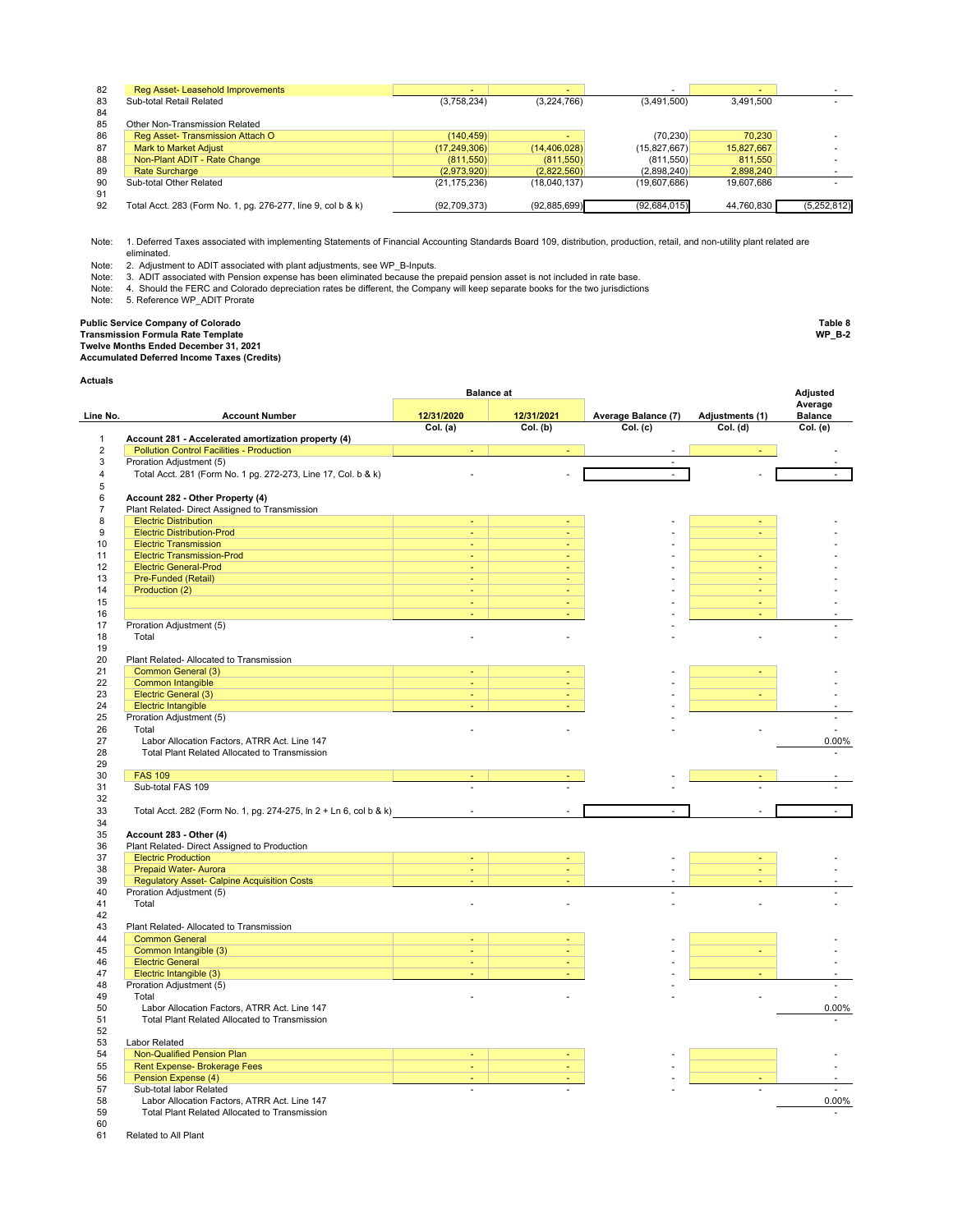| Line No. | Account Number | 12/31/2020 | 12/31/2021 | Average Balance (7) | Adjustments (1) | Adjusted Average Balance |
|---|---|---|---|---|---|---|
| 82 | Reg Asset- Leasehold Improvements | - | - | - | - | - |
| 83 | Sub-total Retail Related | (3,758,234) | (3,224,766) | (3,491,500) | 3,491,500 | - |
| 84 | | | | | | |
| 85 | Other Non-Transmission Related | | | | | |
| 86 | Reg Asset- Transmission Attach O | (140,459) | - | (70,230) | 70,230 | - |
| 87 | Mark to Market Adjust | (17,249,306) | (14,406,028) | (15,827,667) | 15,827,667 | - |
| 88 | Non-Plant ADIT - Rate Change | (811,550) | (811,550) | (811,550) | 811,550 | - |
| 89 | Rate Surcharge | (2,973,920) | (2,822,560) | (2,898,240) | 2,898,240 | - |
| 90 | Sub-total Other Related | (21,175,236) | (18,040,137) | (19,607,686) | 19,607,686 | - |
| 91 | | | | | | |
| 92 | Total Acct. 283 (Form No. 1, pg. 276-277, line 9, col b & k) | (92,709,373) | (92,885,699) | (92,684,015) | 44,760,830 | (5,252,812) |

Note: 1. Deferred Taxes associated with implementing Statements of Financial Accounting Standards Board 109, distribution, production, retail, and non-utility plant related are eliminated.

Note: 2. Adjustment to ADIT associated with plant adjustments, see WP_B-Inputs.

Note: 3. ADIT associated with Pension expense has been eliminated because the prepaid pension asset is not included in rate base.

Note: 4. Should the FERC and Colorado depreciation rates be different, the Company will keep separate books for the two jurisdictions

Note: 5. Reference WP_ADIT Prorate

**Public Service Company of Colorado**
**Transmission Formula Rate Template**
**Twelve Months Ended December 31, 2021**
**Accumulated Deferred Income Taxes (Credits)**

**Table 8**
**WP_B-2**

**Actuals**

| Line No. | Account Number | Balance at 12/31/2020 | Balance at 12/31/2021 | Average Balance (7) | Adjustments (1) | Adjusted Average Balance |
|---|---|---|---|---|---|---|
| | | Col. (a) | Col. (b) | Col. (c) | Col. (d) | Col. (e) |
| 1 | **Account 281 - Accelerated amortization property (4)** | | | | | |
| 2 | Pollution Control Facilities - Production | - | - | - | - | - |
| 3 | Proration Adjustment (5) | | | - | | - |
| 4 | Total Acct. 281 (Form No. 1 pg. 272-273, Line 17, Col. b & k) | - | - | - | - | - |
| 5 | | | | | | |
| 6 | **Account 282 - Other Property (4)** | | | | | |
| 7 | Plant Related- Direct Assigned to Transmission | | | | | |
| 8 | Electric Distribution | - | - | - | - | - |
| 9 | Electric Distribution-Prod | - | - | - | - | - |
| 10 | Electric Transmission | - | - | - | | - |
| 11 | Electric Transmission-Prod | - | - | - | - | - |
| 12 | Electric General-Prod | - | - | - | - | - |
| 13 | Pre-Funded (Retail) | - | - | - | - | - |
| 14 | Production (2) | - | - | - | - | - |
| 15 | | - | - | - | - | - |
| 16 | | - | - | - | - | - |
| 17 | Proration Adjustment (5) | | | - | | - |
| 18 | Total | - | - | - | - | - |
| 19 | | | | | | |
| 20 | Plant Related- Allocated to Transmission | | | | | |
| 21 | Common General (3) | - | - | - | - | - |
| 22 | Common Intangible | - | - | - | | - |
| 23 | Electric General (3) | - | - | - | - | - |
| 24 | Electric Intangible | - | - | - | | - |
| 25 | Proration Adjustment (5) | | | - | | - |
| 26 | Total | - | - | - | - | - |
| 27 | Labor Allocation Factors, ATRR Act. Line 147 | | | | | 0.00% |
| 28 | Total Plant Related Allocated to Transmission | | | | | - |
| 29 | | | | | | |
| 30 | FAS 109 | - | - | - | - | - |
| 31 | Sub-total FAS 109 | - | - | - | - | - |
| 32 | | | | | | |
| 33 | Total Acct. 282 (Form No. 1, pg. 274-275, ln 2 + Ln 6, col b & k) | - | - | - | - | - |
| 34 | | | | | | |
| 35 | **Account 283 - Other (4)** | | | | | |
| 36 | Plant Related- Direct Assigned to Production | | | | | |
| 37 | Electric Production | - | - | - | - | - |
| 38 | Prepaid Water- Aurora | - | - | - | - | - |
| 39 | Regulatory Asset- Calpine Acquisition Costs | - | - | - | - | - |
| 40 | Proration Adjustment (5) | | | - | | - |
| 41 | Total | - | - | - | - | - |
| 42 | | | | | | |
| 43 | Plant Related- Allocated to Transmission | | | | | |
| 44 | Common General | - | - | - | | - |
| 45 | Common Intangible (3) | - | - | - | - | - |
| 46 | Electric General | - | - | - | | - |
| 47 | Electric Intangible (3) | - | - | - | - | - |
| 48 | Proration Adjustment (5) | | | - | | - |
| 49 | Total | - | - | - | - | - |
| 50 | Labor Allocation Factors, ATRR Act. Line 147 | | | | | 0.00% |
| 51 | Total Plant Related Allocated to Transmission | | | | | - |
| 52 | | | | | | |
| 53 | Labor Related | | | | | |
| 54 | Non-Qualified Pension Plan | - | - | - | | - |
| 55 | Rent Expense- Brokerage Fees | - | - | - | | - |
| 56 | Pension Expense (4) | - | - | - | - | - |
| 57 | Sub-total labor Related | - | - | - | - | - |
| 58 | Labor Allocation Factors, ATRR Act. Line 147 | | | | | 0.00% |
| 59 | Total Plant Related Allocated to Transmission | | | | | - |
| 60 | | | | | | |
| 61 | Related to All Plant | | | | | |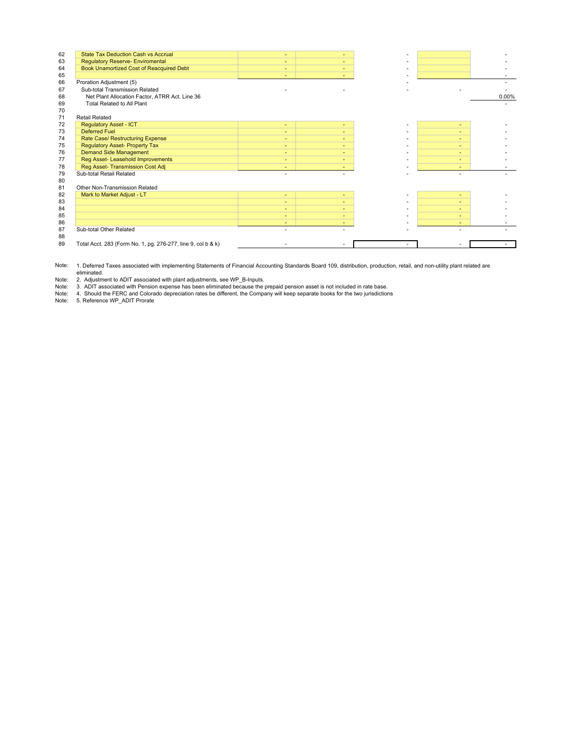| Line | Description | | | | | |
|---|---|---|---|---|---|---|
| 62 | State Tax Deduction Cash vs Accrual | - | - | - | | - |
| 63 | Regulatory Reserve- Enviromental | - | - | - | | - |
| 64 | Book Unamortized Cost of Reacquired Debt | - | - | - | | - |
| 65 | | - | - | - | | - |
| 66 | Proration Adjustment (5) | | | - | | - |
| 67 | Sub-total Transmission Related | - | - | - | - | - |
| 68 | Net Plant Allocation Factor, ATRR Act. Line 36 | | | | | 0.00% |
| 69 | Total Related to All Plant | | | | | - |
| 70 | | | | | | |
| 71 | Retail Related | | | | | |
| 72 | Regulatory Asset - ICT | - | - | - | - | - |
| 73 | Deferred Fuel | - | - | - | - | - |
| 74 | Rate Case/ Restructuring Expense | - | - | - | - | - |
| 75 | Regulatory Asset- Property Tax | - | - | - | - | - |
| 76 | Demand Side Management | - | - | - | - | - |
| 77 | Reg Asset- Leasehold Improvements | - | - | - | - | - |
| 78 | Reg Asset- Transmission Cost Adj | - | - | - | - | - |
| 79 | Sub-total Retail Related | - | - | - | - | - |
| 80 | | | | | | |
| 81 | Other Non-Transmission Related | | | | | |
| 82 | Mark to Market Adjust - LT | - | - | - | - | - |
| 83 | | - | - | - | - | - |
| 84 | | - | - | - | - | - |
| 85 | | - | - | - | - | - |
| 86 | | - | - | - | - | - |
| 87 | Sub-total Other Related | - | - | - | - | - |
| 88 | | | | | | |
| 89 | Total Acct. 283 (Form No. 1, pg. 276-277, line 9, col b & k) | - | - | - | - | - |

Note: 1. Deferred Taxes associated with implementing Statements of Financial Accounting Standards Board 109, distribution, production, retail, and non-utility plant related are eliminated.

Note: 2. Adjustment to ADIT associated with plant adjustments, see WP_B-Inputs.

Note: 3. ADIT associated with Pension expense has been eliminated because the prepaid pension asset is not included in rate base.

Note: 4. Should the FERC and Colorado depreciation rates be different, the Company will keep separate books for the two jurisdictions

Note: 5. Reference WP_ADIT Prorate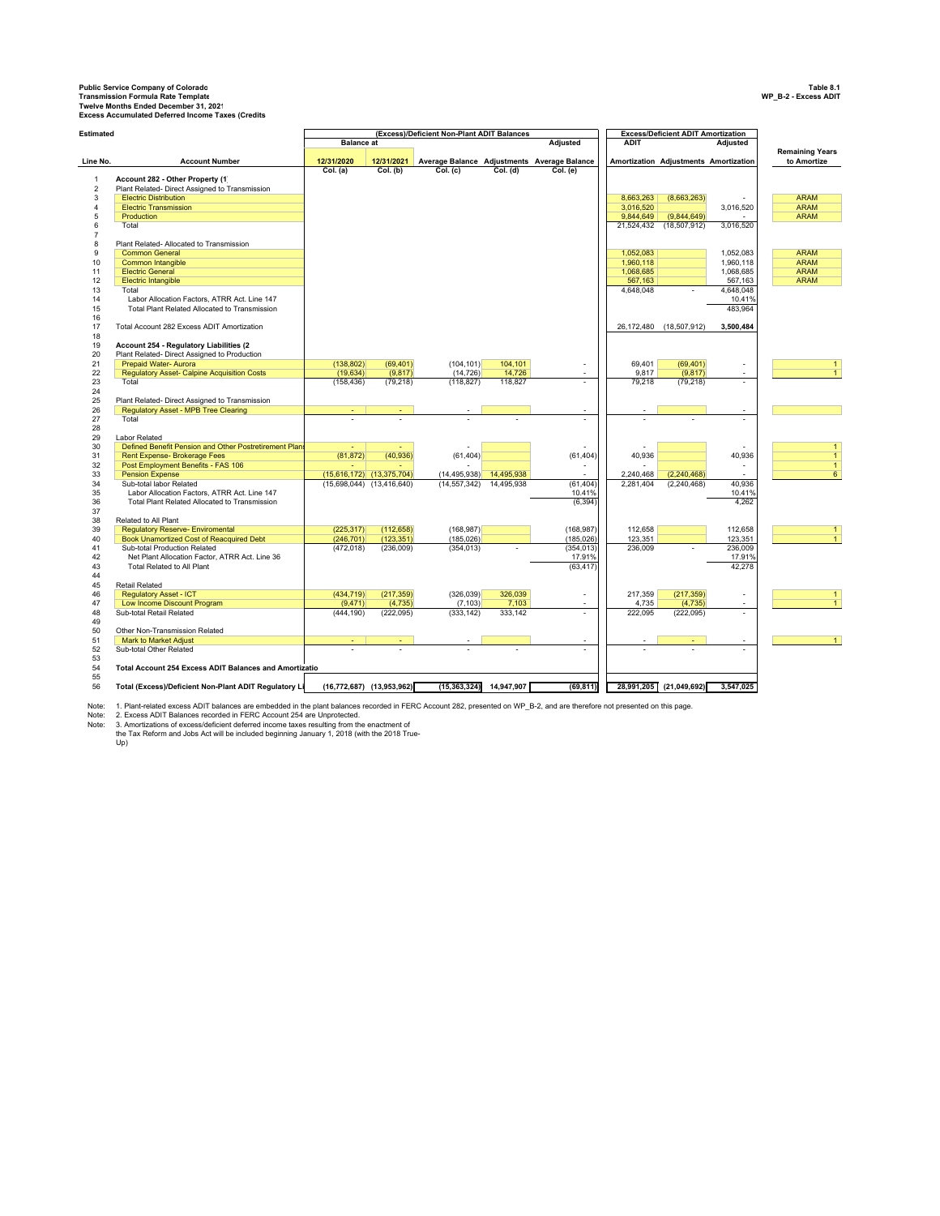**Public Service Company of Colorado**
**Transmission Formula Rate Template**
**Twelve Months Ended December 31, 2021**
**Excess Accumulated Deferred Income Taxes (Credits**

**Table 8.1**
**WP_B-2 - Excess ADIT**

**Estimated**

| | | (Excess)/Deficient Non-Plant ADIT Balances | | | | | Excess/Deficient ADIT Amortization | | | |
|---|---|---|---|---|---|---|---|---|---|---|
| | | Balance at | | | | Adjusted | ADIT | | Adjusted | |
| Line No. | Account Number | 12/31/2020 | 12/31/2021 | Average Balance | Adjustments | Average Balance | Amortization | Adjustments | Amortization | Remaining Years to Amortize |
| | | Col. (a) | Col. (b) | Col. (c) | Col. (d) | Col. (e) | | | | |
| 1 | **Account 282 - Other Property (1** | | | | | | | | | |
| 2 | Plant Related- Direct Assigned to Transmission | | | | | | | | | |
| 3 | Electric Distribution | | | | | | 8,663,263 | (8,663,263) | - | ARAM |
| 4 | Electric Transmission | | | | | | 3,016,520 | | 3,016,520 | ARAM |
| 5 | Production | | | | | | 9,844,649 | (9,844,649) | - | ARAM |
| 6 | Total | | | | | | 21,524,432 | (18,507,912) | 3,016,520 | |
| 7 | | | | | | | | | | |
| 8 | Plant Related- Allocated to Transmission | | | | | | | | | |
| 9 | Common General | | | | | | 1,052,083 | | 1,052,083 | ARAM |
| 10 | Common Intangible | | | | | | 1,960,118 | | 1,960,118 | ARAM |
| 11 | Electric General | | | | | | 1,068,685 | | 1,068,685 | ARAM |
| 12 | Electric Intangible | | | | | | 567,163 | | 567,163 | ARAM |
| 13 | Total | | | | | | 4,648,048 | - | 4,648,048 | |
| 14 | Labor Allocation Factors, ATRR Act. Line 147 | | | | | | | | 10.41% | |
| 15 | Total Plant Related Allocated to Transmission | | | | | | | | 483,964 | |
| 16 | | | | | | | | | | |
| 17 | Total Account 282 Excess ADIT Amortization | | | | | | 26,172,480 | (18,507,912) | **3,500,484** | |
| 18 | | | | | | | | | | |
| 19 | **Account 254 - Regulatory Liabilities (2** | | | | | | | | | |
| 20 | Plant Related- Direct Assigned to Production | | | | | | | | | |
| 21 | Prepaid Water- Aurora | (138,802) | (69,401) | (104,101) | 104,101 | - | 69,401 | (69,401) | - | 1 |
| 22 | Regulatory Asset- Calpine Acquisition Costs | (19,634) | (9,817) | (14,726) | 14,726 | - | 9,817 | (9,817) | - | 1 |
| 23 | Total | (158,436) | (79,218) | (118,827) | 118,827 | - | 79,218 | (79,218) | - | |
| 24 | | | | | | | | | | |
| 25 | Plant Related- Direct Assigned to Transmission | | | | | | | | | |
| 26 | Regulatory Asset - MPB Tree Clearing | - | - | - | | - | - | | - | |
| 27 | Total | - | - | - | - | - | - | - | - | |
| 28 | | | | | | | | | | |
| 29 | Labor Related | | | | | | | | | |
| 30 | Defined Benefit Pension and Other Postretirement Plan | - | - | - | | - | - | | - | 1 |
| 31 | Rent Expense- Brokerage Fees | (81,872) | (40,936) | (61,404) | | (61,404) | 40,936 | | 40,936 | 1 |
| 32 | Post Employment Benefits - FAS 106 | - | - | - | | - | - | | - | 1 |
| 33 | Pension Expense | (15,616,172) | (13,375,704) | (14,495,938) | 14,495,938 | - | 2,240,468 | (2,240,468) | - | 6 |
| 34 | Sub-total labor Related | (15,698,044) | (13,416,640) | (14,557,342) | 14,495,938 | (61,404) | 2,281,404 | (2,240,468) | 40,936 | |
| 35 | Labor Allocation Factors, ATRR Act. Line 147 | | | | | 10.41% | | | 10.41% | |
| 36 | Total Plant Related Allocated to Transmission | | | | | (6,394) | | | 4,262 | |
| 37 | | | | | | | | | | |
| 38 | Related to All Plant | | | | | | | | | |
| 39 | Regulatory Reserve- Enviromental | (225,317) | (112,658) | (168,987) | | (168,987) | 112,658 | | 112,658 | 1 |
| 40 | Book Unamortized Cost of Reacquired Debt | (246,701) | (123,351) | (185,026) | | (185,026) | 123,351 | | 123,351 | 1 |
| 41 | Sub-total Production Related | (472,018) | (236,009) | (354,013) | - | (354,013) | 236,009 | - | 236,009 | |
| 42 | Net Plant Allocation Factor, ATRR Act. Line 36 | | | | | 17.91% | | | 17.91% | |
| 43 | Total Related to All Plant | | | | | (63,417) | | | 42,278 | |
| 44 | | | | | | | | | | |
| 45 | Retail Related | | | | | | | | | |
| 46 | Regulatory Asset - ICT | (434,719) | (217,359) | (326,039) | 326,039 | - | 217,359 | (217,359) | - | 1 |
| 47 | Low Income Discount Program | (9,471) | (4,735) | (7,103) | 7,103 | - | 4,735 | (4,735) | - | 1 |
| 48 | Sub-total Retail Related | (444,190) | (222,095) | (333,142) | 333,142 | - | 222,095 | (222,095) | - | |
| 49 | | | | | | | | | | |
| 50 | Other Non-Transmission Related | | | | | | | | | |
| 51 | Mark to Market Adjust | - | - | - | | - | - | - | - | 1 |
| 52 | Sub-total Other Related | - | - | - | - | - | - | - | - | |
| 53 | | | | | | | | | | |
| 54 | **Total Account 254 Excess ADIT Balances and Amortizatio** | | | | | | | | | |
| 55 | | | | | | | | | | |
| 56 | **Total (Excess)/Deficient Non-Plant ADIT Regulatory Li** | **(16,772,687)** | **(13,953,962)** | **(15,363,324)** | **14,947,907** | **(69,811)** | **28,991,205** | **(21,049,692)** | **3,547,025** | |

Note: 1. Plant-related excess ADIT balances are embedded in the plant balances recorded in FERC Account 282, presented on WP_B-2, and are therefore not presented on this page.
Note: 2. Excess ADIT Balances recorded in FERC Account 254 are Unprotected.
Note: 3. Amortizations of excess/deficient deferred income taxes resulting from the enactment of the Tax Reform and Jobs Act will be included beginning January 1, 2018 (with the 2018 True-Up)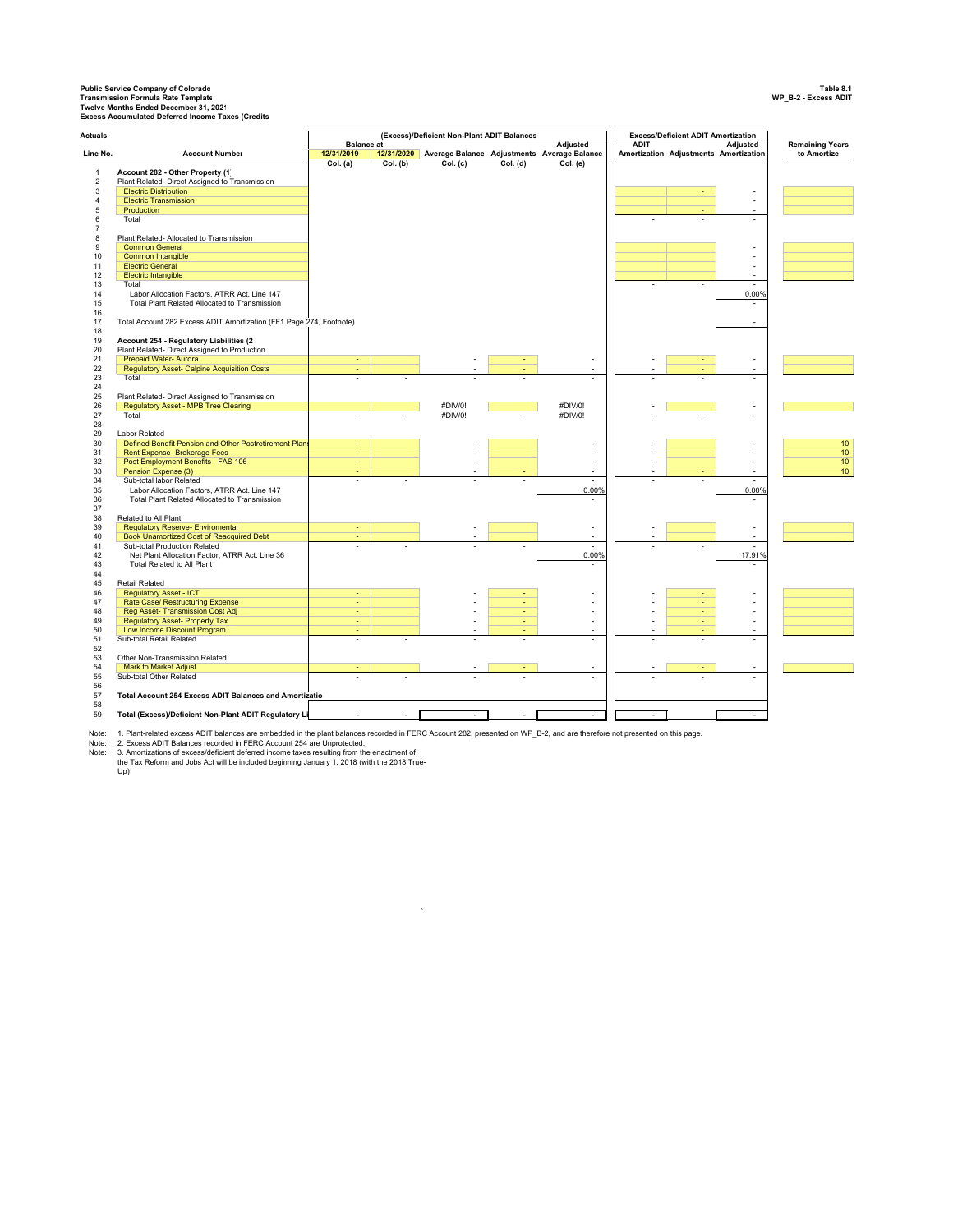**Public Service Company of Colorado**
**Transmission Formula Rate Template**
**Twelve Months Ended December 31, 2021**
**Excess Accumulated Deferred Income Taxes (Credits**

**Table 8.1**
**WP_B-2 - Excess ADIT**

**Actuals**

| Line No. | Account Number | (Excess)/Deficient Non-Plant ADIT Balances Balance at 12/31/2019 Col. (a) | 12/31/2020 Col. (b) | Average Balance Col. (c) | Adjustments Col. (d) | Adjusted Average Balance Col. (e) | Excess/Deficient ADIT Amortization ADIT Amortization | Adjustments | Adjusted Amortization | Remaining Years to Amortize |
|---|---|---|---|---|---|---|---|---|---|---|
| 1 | **Account 282 - Other Property (1** | | | | | | | | | |
| 2 | Plant Related- Direct Assigned to Transmission | | | | | | | | | |
| 3 | Electric Distribution | | | | | | | - | - | |
| 4 | Electric Transmission | | | | | | | | - | |
| 5 | Production | | | | | | | - | - | |
| 6 | Total | | | | | | - | - | - | |
| 7 | | | | | | | | | | |
| 8 | Plant Related- Allocated to Transmission | | | | | | | | | |
| 9 | Common General | | | | | | | | - | |
| 10 | Common Intangible | | | | | | | | - | |
| 11 | Electric General | | | | | | | | - | |
| 12 | Electric Intangible | | | | | | | | - | |
| 13 | Total | | | | | | - | - | - | |
| 14 | Labor Allocation Factors, ATRR Act. Line 147 | | | | | | | | 0.00% | |
| 15 | Total Plant Related Allocated to Transmission | | | | | | | | - | |
| 16 | | | | | | | | | | |
| 17 | Total Account 282 Excess ADIT Amortization (FF1 Page 274, Footnote) | | | | | | | | - | |
| 18 | | | | | | | | | | |
| 19 | **Account 254 - Regulatory Liabilities (2** | | | | | | | | | |
| 20 | Plant Related- Direct Assigned to Production | | | | | | | | | |
| 21 | Prepaid Water- Aurora | - | | - | - | - | - | - | - | |
| 22 | Regulatory Asset- Calpine Acquisition Costs | - | | - | - | - | - | - | - | |
| 23 | Total | - | - | - | - | - | - | - | - | |
| 24 | | | | | | | | | | |
| 25 | Plant Related- Direct Assigned to Transmission | | | | | | | | | |
| 26 | Regulatory Asset - MPB Tree Clearing | | | #DIV/0! | | #DIV/0! | - | | - | |
| 27 | Total | - | - | #DIV/0! | - | #DIV/0! | - | - | - | |
| 28 | | | | | | | | | | |
| 29 | Labor Related | | | | | | | | | |
| 30 | Defined Benefit Pension and Other Postretirement Plan | - | | - | | - | - | | - | 10 |
| 31 | Rent Expense- Brokerage Fees | - | | - | | - | - | | - | 10 |
| 32 | Post Employment Benefits - FAS 106 | - | | - | | - | - | | - | 10 |
| 33 | Pension Expense (3) | - | | - | - | - | - | - | - | 10 |
| 34 | Sub-total labor Related | - | - | - | - | - | - | - | - | |
| 35 | Labor Allocation Factors, ATRR Act. Line 147 | | | | | 0.00% | | | 0.00% | |
| 36 | Total Plant Related Allocated to Transmission | | | | | - | | | - | |
| 37 | | | | | | | | | | |
| 38 | Related to All Plant | | | | | | | | | |
| 39 | Regulatory Reserve- Enviromental | - | | - | | - | - | | - | |
| 40 | Book Unamortized Cost of Reacquired Debt | - | | - | | - | - | | - | |
| 41 | Sub-total Production Related | - | - | - | - | - | - | - | - | |
| 42 | Net Plant Allocation Factor, ATRR Act. Line 36 | | | | | 0.00% | | | 17.91% | |
| 43 | Total Related to All Plant | | | | | - | | | - | |
| 44 | | | | | | | | | | |
| 45 | Retail Related | | | | | | | | | |
| 46 | Regulatory Asset - ICT | - | | - | - | - | - | - | - | |
| 47 | Rate Case/ Restructuring Expense | - | | - | - | - | - | - | - | |
| 48 | Reg Asset- Transmission Cost Adj | - | | - | - | - | - | - | - | |
| 49 | Regulatory Asset- Property Tax | - | | - | - | - | - | - | - | |
| 50 | Low Income Discount Program | - | | - | - | - | - | - | - | |
| 51 | Sub-total Retail Related | - | - | - | - | - | - | - | - | |
| 52 | | | | | | | | | | |
| 53 | Other Non-Transmission Related | | | | | | | | | |
| 54 | Mark to Market Adjust | - | | - | - | - | - | - | - | |
| 55 | Sub-total Other Related | - | - | - | - | - | - | - | - | |
| 56 | | | | | | | | | | |
| 57 | **Total Account 254 Excess ADIT Balances and Amortizatio** | | | | | | | | | |
| 58 | | | | | | | | | | |
| 59 | **Total (Excess)/Deficient Non-Plant ADIT Regulatory Li** | - | - | - | - | - | - | | - | |

Note: 1. Plant-related excess ADIT balances are embedded in the plant balances recorded in FERC Account 282, presented on WP_B-2, and are therefore not presented on this page.
Note: 2. Excess ADIT Balances recorded in FERC Account 254 are Unprotected.
Note: 3. Amortizations of excess/deficient deferred income taxes resulting from the enactment of the Tax Reform and Jobs Act will be included beginning January 1, 2018 (with the 2018 True-Up)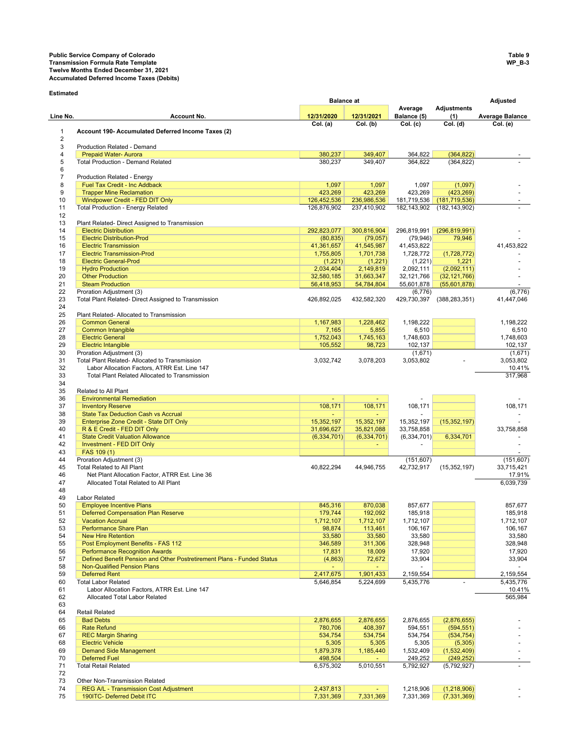**Public Service Company of Colorado**
**Transmission Formula Rate Template**
**Twelve Months Ended December 31, 2021**
**Accumulated Deferred Income Taxes (Debits)**

**Table 9**
**WP_B-3**

**Estimated**

| Line No. | Account No. | Balance at 12/31/2020 Col. (a) | Balance at 12/31/2021 Col. (b) | Average Balance (5) Col. (c) | Adjustments (1) Col. (d) | Adjusted Average Balance Col. (e) |
|---|---|---|---|---|---|---|
| 1 | **Account 190- Accumulated Deferred Income Taxes (2)** | | | | | |
| 2 | | | | | | |
| 3 | Production Related - Demand | | | | | |
| 4 | Prepaid Water- Aurora | 380,237 | 349,407 | 364,822 | (364,822) | - |
| 5 | Total Production - Demand Related | 380,237 | 349,407 | 364,822 | (364,822) | - |
| 6 | | | | | | |
| 7 | Production Related - Energy | | | | | |
| 8 | Fuel Tax Credit - Inc Addback | 1,097 | 1,097 | 1,097 | (1,097) | - |
| 9 | Trapper Mine Reclamation | 423,269 | 423,269 | 423,269 | (423,269) | - |
| 10 | Windpower Credit - FED DIT Only | 126,452,536 | 236,986,536 | 181,719,536 | (181,719,536) | - |
| 11 | Total Production - Energy Related | 126,876,902 | 237,410,902 | 182,143,902 | (182,143,902) | - |
| 12 | | | | | | |
| 13 | Plant Related- Direct Assigned to Transmission | | | | | |
| 14 | Electric Distribution | 292,823,077 | 300,816,904 | 296,819,991 | (296,819,991) | - |
| 15 | Electric Distribution-Prod | (80,835) | (79,057) | (79,946) | 79,946 | - |
| 16 | Electric Transmission | 41,361,657 | 41,545,987 | 41,453,822 | | 41,453,822 |
| 17 | Electric Transmission-Prod | 1,755,805 | 1,701,738 | 1,728,772 | (1,728,772) | - |
| 18 | Electric General-Prod | (1,221) | (1,221) | (1,221) | 1,221 | - |
| 19 | Hydro Production | 2,034,404 | 2,149,819 | 2,092,111 | (2,092,111) | - |
| 20 | Other Production | 32,580,185 | 31,663,347 | 32,121,766 | (32,121,766) | - |
| 21 | Steam Production | 56,418,953 | 54,784,804 | 55,601,878 | (55,601,878) | - |
| 22 | Proration Adjustment (3) | | | (6,776) | | (6,776) |
| 23 | Total Plant Related- Direct Assigned to Transmission | 426,892,025 | 432,582,320 | 429,730,397 | (388,283,351) | 41,447,046 |
| 24 | | | | | | |
| 25 | Plant Related- Allocated to Transmission | | | | | |
| 26 | Common General | 1,167,983 | 1,228,462 | 1,198,222 | | 1,198,222 |
| 27 | Common Intangible | 7,165 | 5,855 | 6,510 | | 6,510 |
| 28 | Electric General | 1,752,043 | 1,745,163 | 1,748,603 | | 1,748,603 |
| 29 | Electric Intangible | 105,552 | 98,723 | 102,137 | | 102,137 |
| 30 | Proration Adjustment (3) | | | (1,671) | | (1,671) |
| 31 | Total Plant Related- Allocated to Transmission | 3,032,742 | 3,078,203 | 3,053,802 | - | 3,053,802 |
| 32 | Labor Allocation Factors, ATRR Est. Line 147 | | | | | 10.41% |
| 33 | Total Plant Related Allocated to Transmission | | | | | 317,968 |
| 34 | | | | | | |
| 35 | Related to All Plant | | | | | |
| 36 | Environmental Remediation | - | - | - | | - |
| 37 | Inventory Reserve | 108,171 | 108,171 | 108,171 | | 108,171 |
| 38 | State Tax Deduction Cash vs Accrual | - | - | - | | - |
| 39 | Enterprise Zone Credit - State DIT Only | 15,352,197 | 15,352,197 | 15,352,197 | (15,352,197) | - |
| 40 | R & E Credit - FED DIT Only | 31,696,627 | 35,821,088 | 33,758,858 | | 33,758,858 |
| 41 | State Credit Valuation Allowance | (6,334,701) | (6,334,701) | (6,334,701) | 6,334,701 | - |
| 42 | Investment - FED DIT Only | | - | - | | - |
| 43 | FAS 109 (1) | | | | | - |
| 44 | Proration Adjustment (3) | | | (151,607) | | (151,607) |
| 45 | Total Related to All Plant | 40,822,294 | 44,946,755 | 42,732,917 | (15,352,197) | 33,715,421 |
| 46 | Net Plant Allocation Factor, ATRR Est. Line 36 | | | | | 17.91% |
| 47 | Allocated Total Related to All Plant | | | | | 6,039,739 |
| 48 | | | | | | |
| 49 | Labor Related | | | | | |
| 50 | Employee Incentive Plans | 845,316 | 870,038 | 857,677 | | 857,677 |
| 51 | Deferred Compensation Plan Reserve | 179,744 | 192,092 | 185,918 | | 185,918 |
| 52 | Vacation Accrual | 1,712,107 | 1,712,107 | 1,712,107 | | 1,712,107 |
| 53 | Performance Share Plan | 98,874 | 113,461 | 106,167 | | 106,167 |
| 54 | New Hire Retention | 33,580 | 33,580 | 33,580 | | 33,580 |
| 55 | Post Employment Benefits - FAS 112 | 346,589 | 311,306 | 328,948 | | 328,948 |
| 56 | Performance Recognition Awards | 17,831 | 18,009 | 17,920 | | 17,920 |
| 57 | Defined Benefit Pension and Other Postretirement Plans - Funded Status | (4,863) | 72,672 | 33,904 | | 33,904 |
| 58 | Non-Qualified Pension Plans | - | - | - | | - |
| 59 | Deferred Rent | 2,417,675 | 1,901,433 | 2,159,554 | | 2,159,554 |
| 60 | Total Labor Related | 5,646,854 | 5,224,699 | 5,435,776 | - | 5,435,776 |
| 61 | Labor Allocation Factors, ATRR Est. Line 147 | | | | | 10.41% |
| 62 | Allocated Total Labor Related | | | | | 565,984 |
| 63 | | | | | | |
| 64 | Retail Related | | | | | |
| 65 | Bad Debts | 2,876,655 | 2,876,655 | 2,876,655 | (2,876,655) | - |
| 66 | Rate Refund | 780,706 | 408,397 | 594,551 | (594,551) | - |
| 67 | REC Margin Sharing | 534,754 | 534,754 | 534,754 | (534,754) | - |
| 68 | Electric Vehicle | 5,305 | 5,305 | 5,305 | (5,305) | - |
| 69 | Demand Side Management | 1,879,378 | 1,185,440 | 1,532,409 | (1,532,409) | - |
| 70 | Deferred Fuel | 498,504 | - | 249,252 | (249,252) | - |
| 71 | Total Retail Related | 6,575,302 | 5,010,551 | 5,792,927 | (5,792,927) | - |
| 72 | | | | | | |
| 73 | Other Non-Transmission Related | | | | | |
| 74 | REG A/L - Transmission Cost Adjustment | 2,437,813 | - | 1,218,906 | (1,218,906) | - |
| 75 | 190ITC- Deferred Debit ITC | 7,331,369 | 7,331,369 | 7,331,369 | (7,331,369) | - |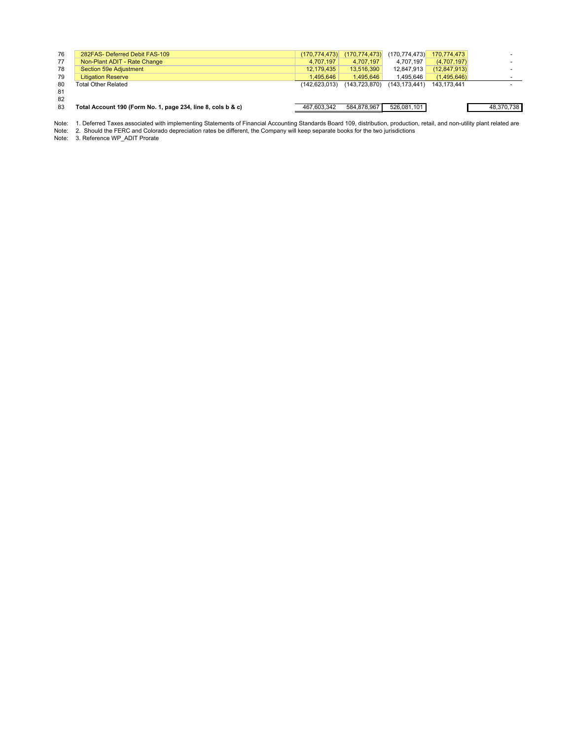| Line | Description | | | | | |
|---|---|---|---|---|---|---|
| 76 | 282FAS- Deferred Debit FAS-109 | (170,774,473) | (170,774,473) | (170,774,473) | 170,774,473 | - |
| 77 | Non-Plant ADIT - Rate Change | 4,707,197 | 4,707,197 | 4,707,197 | (4,707,197) | - |
| 78 | Section 59e Adjustment | 12,179,435 | 13,516,390 | 12,847,913 | (12,847,913) | - |
| 79 | Litigation Reserve | 1,495,646 | 1,495,646 | 1,495,646 | (1,495,646) | - |
| 80 | Total Other Related | (142,623,013) | (143,723,870) | (143,173,441) | 143,173,441 | - |
| 81 | | | | | | |
| 82 | | | | | | |
| 83 | **Total Account 190 (Form No. 1, page 234, line 8, cols b & c)** | 467,603,342 | 584,878,967 | 526,081,101 | | 48,370,738 |

Note: 1. Deferred Taxes associated with implementing Statements of Financial Accounting Standards Board 109, distribution, production, retail, and non-utility plant related are

Note: 2. Should the FERC and Colorado depreciation rates be different, the Company will keep separate books for the two jurisdictions

Note: 3. Reference WP_ADIT Prorate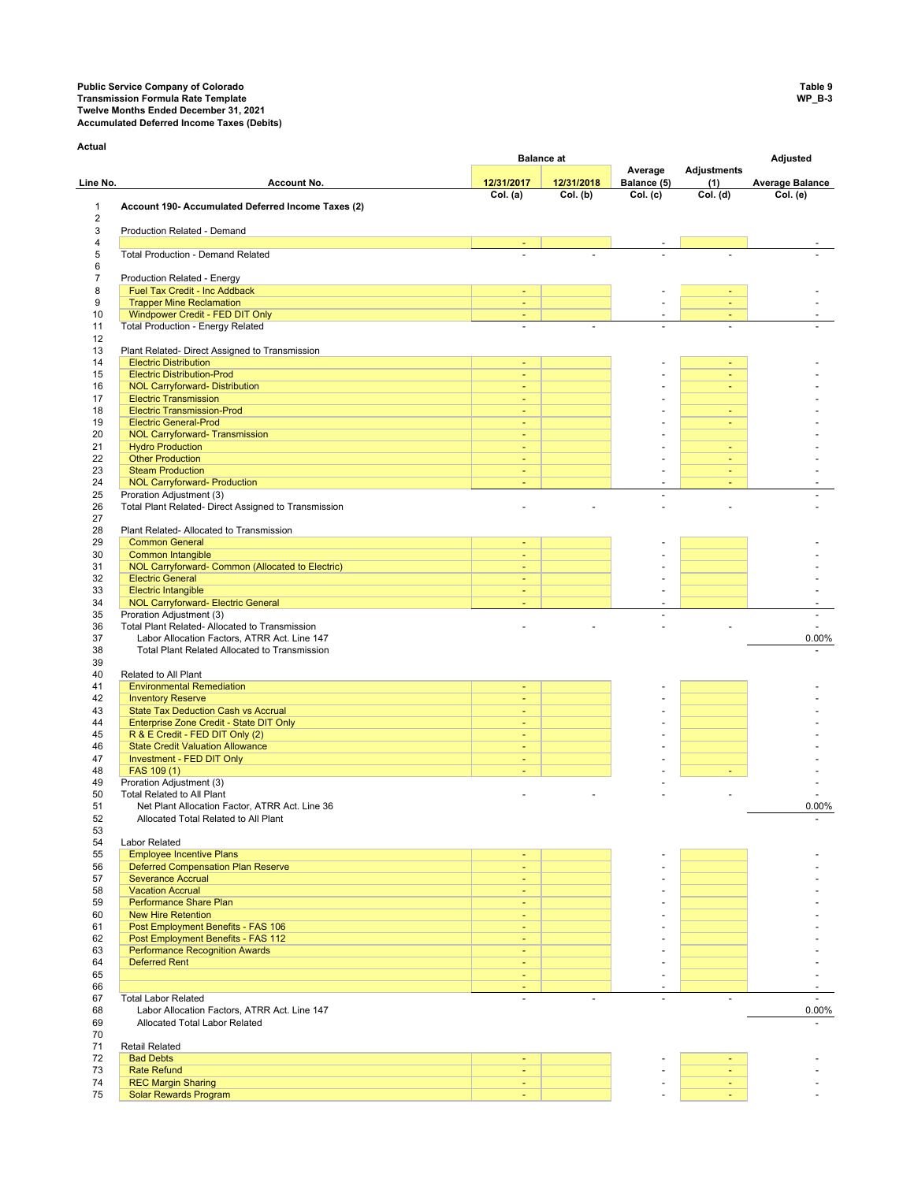**Public Service Company of Colorado**
**Transmission Formula Rate Template**
**Twelve Months Ended December 31, 2021**
**Accumulated Deferred Income Taxes (Debits)**

**Table 9**
**WP_B-3**

**Actual**

| Line No. | Account No. | Balance at 12/31/2017 Col. (a) | Balance at 12/31/2018 Col. (b) | Average Balance (5) Col. (c) | Adjustments (1) Col. (d) | Adjusted Average Balance Col. (e) |
|---|---|---|---|---|---|---|
| 1 | **Account 190- Accumulated Deferred Income Taxes (2)** | | | | | |
| 2 | | | | | | |
| 3 | Production Related - Demand | | | | | |
| 4 | | - | | - | | - |
| 5 | Total Production - Demand Related | - | - | - | - | - |
| 6 | | | | | | |
| 7 | Production Related - Energy | | | | | |
| 8 | Fuel Tax Credit - Inc Addback | - | | - | - | - |
| 9 | Trapper Mine Reclamation | - | | - | - | - |
| 10 | Windpower Credit - FED DIT Only | - | | - | - | - |
| 11 | Total Production - Energy Related | - | - | - | - | - |
| 12 | | | | | | |
| 13 | Plant Related- Direct Assigned to Transmission | | | | | |
| 14 | Electric Distribution | - | | - | - | - |
| 15 | Electric Distribution-Prod | - | | - | - | - |
| 16 | NOL Carryforward- Distribution | - | | - | - | - |
| 17 | Electric Transmission | - | | - | | - |
| 18 | Electric Transmission-Prod | - | | - | - | - |
| 19 | Electric General-Prod | - | | - | - | - |
| 20 | NOL Carryforward- Transmission | - | | - | | - |
| 21 | Hydro Production | - | | - | - | - |
| 22 | Other Production | - | | - | - | - |
| 23 | Steam Production | - | | - | - | - |
| 24 | NOL Carryforward- Production | - | | - | - | - |
| 25 | Proration Adjustment (3) | | | - | | - |
| 26 | Total Plant Related- Direct Assigned to Transmission | - | - | - | - | - |
| 27 | | | | | | |
| 28 | Plant Related- Allocated to Transmission | | | | | |
| 29 | Common General | - | | - | | - |
| 30 | Common Intangible | - | | - | | - |
| 31 | NOL Carryforward- Common (Allocated to Electric) | - | | - | | - |
| 32 | Electric General | - | | - | | - |
| 33 | Electric Intangible | - | | - | | - |
| 34 | NOL Carryforward- Electric General | - | | - | | - |
| 35 | Proration Adjustment (3) | | | - | | - |
| 36 | Total Plant Related- Allocated to Transmission | - | - | - | - | - |
| 37 | Labor Allocation Factors, ATRR Act. Line 147 | | | | | 0.00% |
| 38 | Total Plant Related Allocated to Transmission | | | | | - |
| 39 | | | | | | |
| 40 | Related to All Plant | | | | | |
| 41 | Environmental Remediation | - | | - | | - |
| 42 | Inventory Reserve | - | | - | | - |
| 43 | State Tax Deduction Cash vs Accrual | - | | - | | - |
| 44 | Enterprise Zone Credit - State DIT Only | - | | - | | - |
| 45 | R & E Credit - FED DIT Only (2) | - | | - | | - |
| 46 | State Credit Valuation Allowance | - | | - | | - |
| 47 | Investment - FED DIT Only | - | | - | | - |
| 48 | FAS 109 (1) | - | | - | - | - |
| 49 | Proration Adjustment (3) | | | - | | - |
| 50 | Total Related to All Plant | - | - | - | - | - |
| 51 | Net Plant Allocation Factor, ATRR Act. Line 36 | | | | | 0.00% |
| 52 | Allocated Total Related to All Plant | | | | | - |
| 53 | | | | | | |
| 54 | Labor Related | | | | | |
| 55 | Employee Incentive Plans | - | | - | | - |
| 56 | Deferred Compensation Plan Reserve | - | | - | | - |
| 57 | Severance Accrual | - | | - | | - |
| 58 | Vacation Accrual | - | | - | | - |
| 59 | Performance Share Plan | - | | - | | - |
| 60 | New Hire Retention | - | | - | | - |
| 61 | Post Employment Benefits - FAS 106 | - | | - | | - |
| 62 | Post Employment Benefits - FAS 112 | - | | - | | - |
| 63 | Performance Recognition Awards | - | | - | | - |
| 64 | Deferred Rent | - | | - | | - |
| 65 | | - | | - | | - |
| 66 | | - | | - | | - |
| 67 | Total Labor Related | - | - | - | - | - |
| 68 | Labor Allocation Factors, ATRR Act. Line 147 | | | | | 0.00% |
| 69 | Allocated Total Labor Related | | | | | - |
| 70 | | | | | | |
| 71 | Retail Related | | | | | |
| 72 | Bad Debts | - | | - | - | - |
| 73 | Rate Refund | - | | - | - | - |
| 74 | REC Margin Sharing | - | | - | - | - |
| 75 | Solar Rewards Program | - | | - | - | - |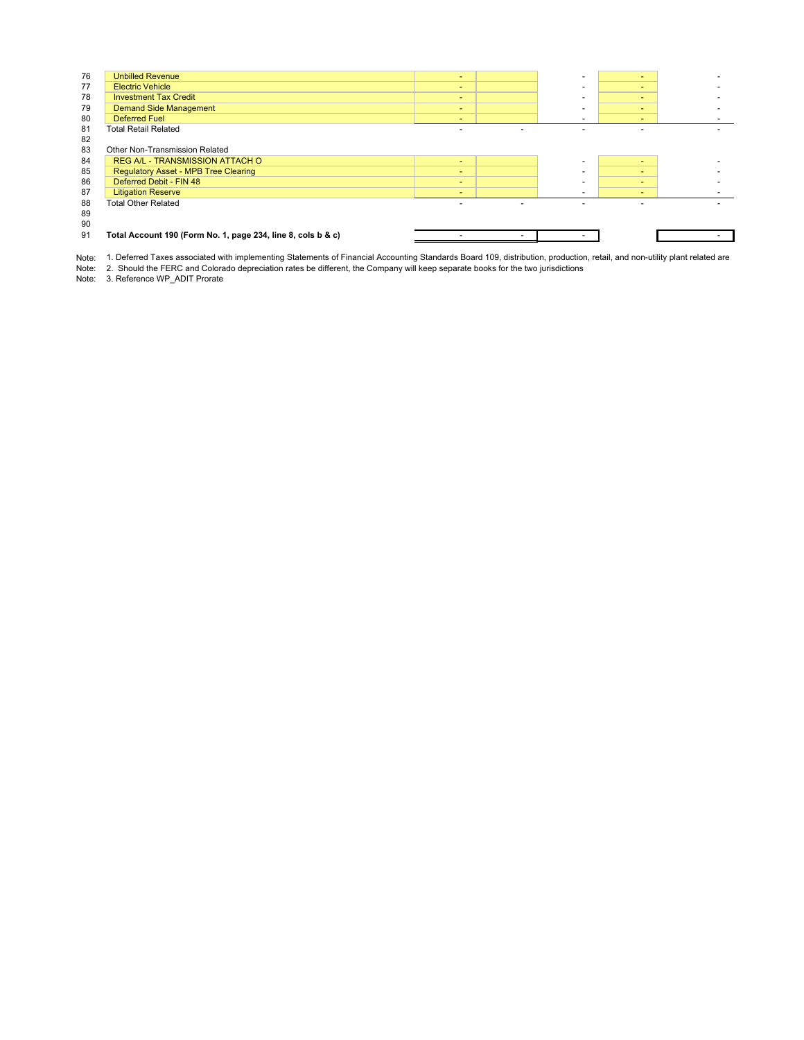| Line | Description | | | | | |
|---|---|---|---|---|---|---|
| 76 | Unbilled Revenue | - | | - | - | - |
| 77 | Electric Vehicle | - | | - | - | - |
| 78 | Investment Tax Credit | - | | - | - | - |
| 79 | Demand Side Management | - | | - | - | - |
| 80 | Deferred Fuel | - | | - | - | - |
| 81 | Total Retail Related | - | - | - | - | - |
| 82 | | | | | | |
| 83 | Other Non-Transmission Related | | | | | |
| 84 | REG A/L - TRANSMISSION ATTACH O | - | | - | - | - |
| 85 | Regulatory Asset - MPB Tree Clearing | - | | - | - | - |
| 86 | Deferred Debit - FIN 48 | - | | - | - | - |
| 87 | Litigation Reserve | - | | - | - | - |
| 88 | Total Other Related | - | - | - | - | - |
| 89 | | | | | | |
| 90 | | | | | | |
| 91 | **Total Account 190 (Form No. 1, page 234, line 8, cols b & c)** | - | - | - | | - |

Note: 1. Deferred Taxes associated with implementing Statements of Financial Accounting Standards Board 109, distribution, production, retail, and non-utility plant related are

Note: 2. Should the FERC and Colorado depreciation rates be different, the Company will keep separate books for the two jurisdictions

Note: 3. Reference WP_ADIT Prorate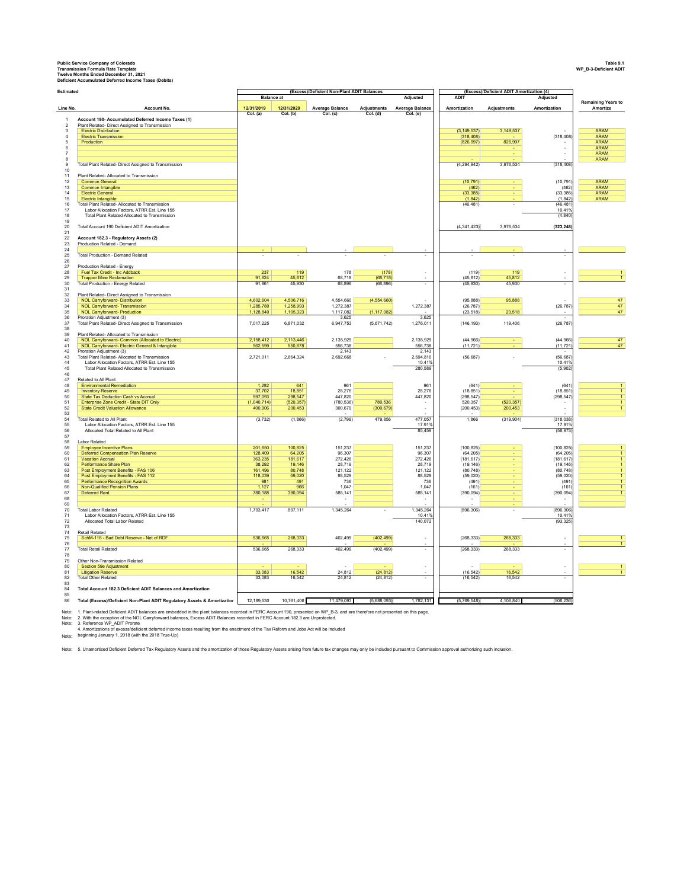**Public Service Company of Colorado**
**Transmission Formula Rate Template**
**Twelve Months Ended December 31, 2021**
**Deficient Accumulated Deferred Income Taxes (Debits)**

**Table 9.1**
**WP_B-3-Deficient ADIT**

**Estimated**

| Line No. | Account No. | (Excess)/Deficient Non-Plant ADIT Balances - Balance at 12/31/2019 Col. (a) | 12/31/2020 Col. (b) | Average Balance Col. (c) | Adjustments Col. (d) | Adjusted Average Balance Col. (e) | (Excess)/Deficient ADIT Amortization (4) - ADIT Amortization | Adjustments | Adjusted Amortization | Remaining Years to Amortize |
|---|---|---|---|---|---|---|---|---|---|---|
| 1 | **Account 190- Accumulated Deferred Income Taxes (1)** | | | | | | | | | |
| 2 | Plant Related- Direct Assigned to Transmission | | | | | | | | | |
| 3 | Electric Distribution | | | | | | (3,149,537) | 3,149,537 | - | ARAM |
| 4 | Electric Transmission | | | | | | (318,408) | - | (318,408) | ARAM |
| 5 | Production | | | | | | (826,997) | 826,997 | - | ARAM |
| 6 | | | | | | | | - | - | ARAM |
| 7 | | | | | | | | - | - | ARAM |
| 8 | | | | | | | | - | - | ARAM |
| 9 | Total Plant Related- Direct Assigned to Transmission | | | | | | (4,294,942) | 3,976,534 | (318,408) | |
| 10 | | | | | | | | | | |
| 11 | Plant Related- Allocated to Transmission | | | | | | | | | |
| 12 | Common General | | | | | | (10,791) | - | (10,791) | ARAM |
| 13 | Common Intangible | | | | | | (462) | - | (462) | ARAM |
| 14 | Electric General | | | | | | (33,385) | - | (33,385) | ARAM |
| 15 | Electric Intangible | | | | | | (1,842) | - | (1,842) | ARAM |
| 16 | Total Plant Related- Allocated to Transmission | | | | | | (46,481) | - | (46,481) | |
| 17 | Labor Allocation Factors, ATRR Est. Line 155 | | | | | | | | 10.41% | |
| 18 | Total Plant Related Allocated to Transmission | | | | | | | | (4,840) | |
| 19 | | | | | | | | | | |
| 20 | Total Account 190 Deficient ADIT Amortization | | | | | | (4,341,423) | 3,976,534 | **(323,248)** | |
| 21 | | | | | | | | | | |
| 22 | **Account 182.3 - Regulatory Assets (2)** | | | | | | | | | |
| 23 | Production Related - Demand | | | | | | | | | |
| 24 | | - | | - | | - | - | - | - | |
| 25 | Total Production - Demand Related | - | - | - | - | - | - | - | - | |
| 26 | | | | | | | | | | |
| 27 | Production Related - Energy | | | | | | | | | |
| 28 | Fuel Tax Credit - Inc Addback | 237 | 119 | 178 | (178) | - | (119) | 119 | - | 1 |
| 29 | Trapper Mine Reclamation | 91,624 | 45,812 | 68,718 | (68,718) | - | (45,812) | 45,812 | - | 1 |
| 30 | Total Production - Energy Related | 91,861 | 45,930 | 68,896 | (68,896) | - | (45,930) | 45,930 | - | |
| 31 | | | | | | | | | | |
| 32 | Plant Related- Direct Assigned to Transmission | | | | | | | | | |
| 33 | NOL Carryforward- Distribution | 4,602,604 | 4,506,716 | 4,554,660 | (4,554,660) | - | (95,888) | 95,888 | - | 47 |
| 34 | NOL Carryforward- Transmission | 1,285,780 | 1,258,993 | 1,272,387 | | 1,272,387 | (26,787) | | (26,787) | 47 |
| 35 | NOL Carryforward- Production | 1,128,840 | 1,105,323 | 1,117,082 | (1,117,082) | - | (23,518) | 23,518 | - | 47 |
| 36 | Proration Adjustment (3) | | | 3,625 | | 3,625 | | | - | |
| 37 | Total Plant Related- Direct Assigned to Transmission | 7,017,225 | 6,871,032 | 6,947,753 | (5,671,742) | 1,276,011 | (146,193) | 119,406 | (26,787) | |
| 38 | | | | | | | | | | |
| 39 | Plant Related- Allocated to Transmission | | | | | | | | | |
| 40 | NOL Carryforward- Common (Allocated to Electric) | 2,158,412 | 2,113,446 | 2,135,929 | | 2,135,929 | (44,966) | - | (44,966) | 47 |
| 41 | NOL Carryforward- Electric General & Intangible | 562,599 | 550,878 | 556,738 | | 556,738 | (11,721) | - | (11,721) | 47 |
| 42 | Proration Adjustment (3) | | | 2,143 | | 2,143 | | | - | |
| 43 | Total Plant Related- Allocated to Transmission | 2,721,011 | 2,664,324 | 2,692,668 | - | 2,694,810 | (56,687) | - | (56,687) | |
| 44 | Labor Allocation Factors, ATRR Est. Line 155 | | | | | 10.41% | | | 10.41% | |
| 45 | Total Plant Related Allocated to Transmission | | | | | 280,589 | | | (5,902) | |
| 46 | | | | | | | | | | |
| 47 | Related to All Plant | | | | | | | | | |
| 48 | Environmental Remediation | 1,282 | 641 | 961 | | 961 | (641) | - | (641) | 1 |
| 49 | Inventory Reserve | 37,702 | 18,851 | 28,276 | | 28,276 | (18,851) | - | (18,851) | 1 |
| 50 | State Tax Deduction Cash vs Accrual | 597,093 | 298,547 | 447,820 | | 447,820 | (298,547) | - | (298,547) | 1 |
| 51 | Enterprise Zone Credit - State DIT Only | (1,040,714) | (520,357) | (780,536) | 780,536 | - | 520,357 | (520,357) | - | 1 |
| 52 | State Credit Valuation Allowance | 400,906 | 200,453 | 300,679 | (300,679) | - | (200,453) | 200,453 | - | 1 |
| 53 | | - | | - | | - | - | | - | |
| 54 | Total Related to All Plant | (3,732) | (1,866) | (2,799) | 479,856 | 477,057 | 1,866 | (319,904) | (318,038) | |
| 55 | Labor Allocation Factors, ATRR Est. Line 155 | | | | | 17.91% | | | 17.91% | |
| 56 | Allocated Total Related to All Plant | | | | | 85,459 | | | (56,973) | |
| 57 | | | | | | | | | | |
| 58 | Labor Related | | | | | | | | | |
| 59 | Employee Incentive Plans | 201,650 | 100,825 | 151,237 | | 151,237 | (100,825) | - | (100,825) | 1 |
| 60 | Deferred Compensation Plan Reserve | 128,409 | 64,205 | 96,307 | | 96,307 | (64,205) | - | (64,205) | 1 |
| 61 | Vacation Accrual | 363,235 | 181,617 | 272,426 | | 272,426 | (181,617) | - | (181,617) | 1 |
| 62 | Performance Share Plan | 38,292 | 19,146 | 28,719 | | 28,719 | (19,146) | - | (19,146) | 1 |
| 63 | Post Employment Benefits - FAS 106 | 161,496 | 80,748 | 121,122 | | 121,122 | (80,748) | - | (80,748) | 1 |
| 64 | Post Employment Benefits - FAS 112 | 118,039 | 59,020 | 88,529 | | 88,529 | (59,020) | - | (59,020) | 1 |
| 65 | Performance Recognition Awards | 981 | 491 | 736 | | 736 | (491) | - | (491) | 1 |
| 66 | Non-Qualified Pension Plans | 1,127 | 966 | 1,047 | | 1,047 | (161) | - | (161) | 1 |
| 67 | Deferred Rent | 780,188 | 390,094 | 585,141 | | 585,141 | (390,094) | - | (390,094) | 1 |
| 68 | | - | | - | | - | - | - | - | |
| 69 | | - | | - | | - | - | - | - | |
| 70 | Total Labor Related | 1,793,417 | 897,111 | 1,345,264 | - | 1,345,264 | (896,306) | - | (896,306) | |
| 71 | Labor Allocation Factors, ATRR Est. Line 155 | | | | | 10.41% | | | 10.41% | |
| 72 | Allocated Total Labor Related | | | | | 140,072 | | | (93,325) | |
| 73 | | | | | | | | | | |
| 74 | Retail Related | | | | | | | | | |
| 75 | SchM-116 - Bad Debt Reserve - Net of RDF | 536,665 | 268,333 | 402,499 | (402,499) | - | (268,333) | 268,333 | - | 1 |
| 76 | | - | | - | - | - | - | - | - | 1 |
| 77 | Total Retail Related | 536,665 | 268,333 | 402,499 | (402,499) | - | (268,333) | 268,333 | - | |
| 78 | | | | | | | | | | |
| 79 | Other Non-Transmission Related | | | | | | | | | |
| 80 | Section 59e Adjustment | - | - | - | - | - | - | - | - | 1 |
| 81 | Litigation Reserve | 33,083 | 16,542 | 24,812 | (24,812) | - | (16,542) | 16,542 | - | 1 |
| 82 | Total Other Related | 33,083 | 16,542 | 24,812 | (24,812) | - | (16,542) | 16,542 | - | |
| 83 | | | | | | | | | | |
| 84 | **Total Account 182.3 Deficient ADIT Balances and Amortization** | | | | | | | | | |
| 85 | | | | | | | | | | |
| 86 | **Total (Excess)/Deficient Non-Plant ADIT Regulatory Assets & Amortization** | 12,189,530 | 10,761,406 | 11,479,093 | (5,688,093) | 1,782,131 | (5,769,548) | 4,106,840 | (506,236) | |

Note: 1. Plant-related Deficient ADIT balances are embedded in the plant balances recorded in FERC Account 190, presented on WP_B-3, and are therefore not presented on this page.
Note: 2. With the exception of the NOL Carryforward balances, Excess ADIT Balances recorded in FERC Account 182.3 are Unprotected.
Note: 3. Reference WP_ADIT Prorate
Note: 4. Amortizations of excess/deficient deferred income taxes resulting from the enactment of the Tax Reform and Jobs Act will be included beginning January 1, 2018 (with the 2018 True-Up)

Note: 5. Unamortized Deficient Deferred Tax Regulatory Assets and the amortization of those Regulatory Assets arising from future tax changes may only be included pursuant to Commission approval authorizing such inclusion.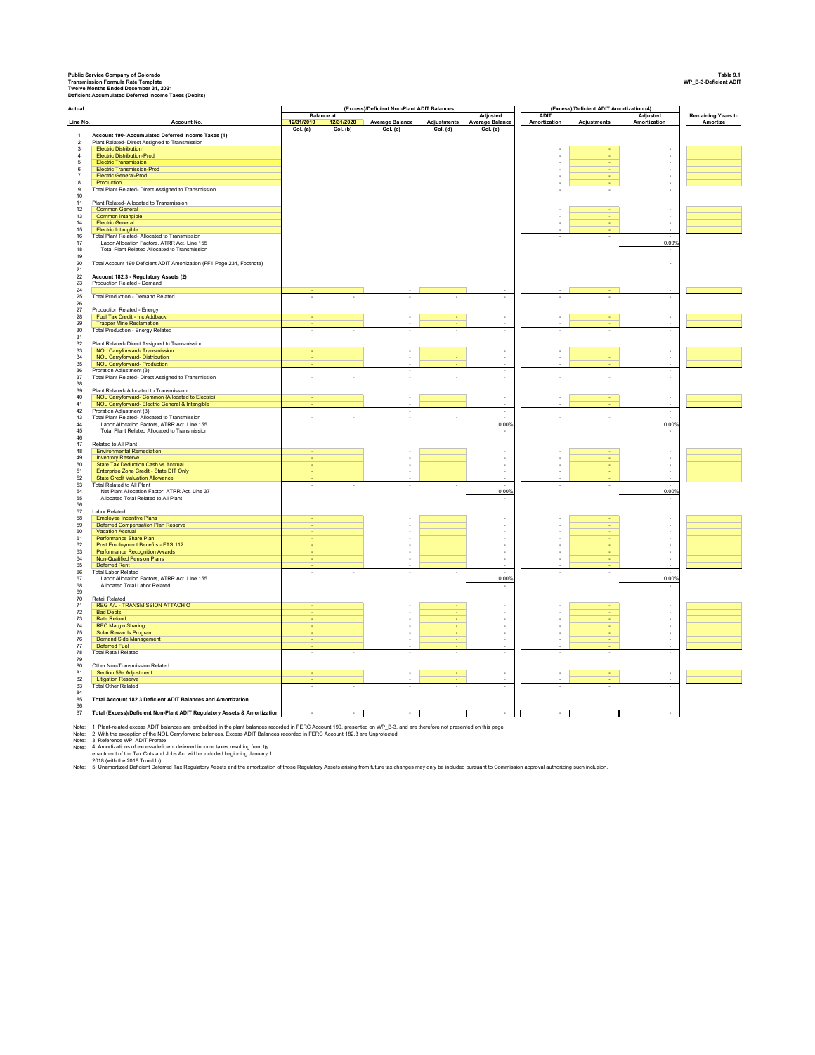**Public Service Company of Colorado**
**Transmission Formula Rate Template**
**Twelve Months Ended December 31, 2021**
**Deficient Accumulated Deferred Income Taxes (Debits)**

**Table 9.1**
**WP_B-3-Deficient ADIT**

**Actual**

| Line No. | Account No. | (Excess)/Deficient Non-Plant ADIT Balances Balance at 12/31/2019 Col. (a) | 12/31/2020 Col. (b) | Average Balance Col. (c) | Adjustments Col. (d) | Adjusted Average Balance Col. (e) | (Excess)/Deficient ADIT Amortization (4) ADIT Amortization | Adjustments | Adjusted Amortization | Remaining Years to Amortize |
|---|---|---|---|---|---|---|---|---|---|---|
| 1 | **Account 190- Accumulated Deferred Income Taxes (1)** | | | | | | | | | |
| 2 | Plant Related- Direct Assigned to Transmission | | | | | | | | | |
| 3 | Electric Distribution | | | | | | - | - | - | |
| 4 | Electric Distribution-Prod | | | | | | - | - | - | |
| 5 | Electric Transmission | | | | | | - | - | - | |
| 6 | Electric Transmission-Prod | | | | | | - | - | - | |
| 7 | Electric General-Prod | | | | | | - | - | - | |
| 8 | Production | | | | | | - | - | - | |
| 9 | Total Plant Related- Direct Assigned to Transmission | | | | | | - | - | - | |
| 10 | | | | | | | | | | |
| 11 | Plant Related- Allocated to Transmission | | | | | | | | | |
| 12 | Common General | | | | | | - | - | - | |
| 13 | Common Intangible | | | | | | - | - | - | |
| 14 | Electric General | | | | | | - | - | - | |
| 15 | Electric Intangible | | | | | | - | - | - | |
| 16 | Total Plant Related- Allocated to Transmission | | | | | | - | - | - | |
| 17 | Labor Allocation Factors, ATRR Act. Line 155 | | | | | | | | 0.00% | |
| 18 | Total Plant Related Allocated to Transmission | | | | | | | | - | |
| 19 | | | | | | | | | | |
| 20 | Total Account 190 Deficient ADIT Amortization (FF1 Page 234, Footnote) | | | | | | | | - | |
| 21 | | | | | | | | | | |
| 22 | **Account 182.3 - Regulatory Assets (2)** | | | | | | | | | |
| 23 | Production Related - Demand | | | | | | | | | |
| 24 | | - | | - | | - | - | - | - | |
| 25 | Total Production - Demand Related | - | - | - | - | - | - | - | - | |
| 26 | | | | | | | | | | |
| 27 | Production Related - Energy | | | | | | | | | |
| 28 | Fuel Tax Credit - Inc Addback | - | | - | - | - | - | - | - | |
| 29 | Trapper Mine Reclamation | - | | - | - | - | - | - | - | |
| 30 | Total Production - Energy Related | - | - | - | - | - | - | - | - | |
| 31 | | | | | | | | | | |
| 32 | Plant Related- Direct Assigned to Transmission | | | | | | | | | |
| 33 | NOL Carryforward- Transmission | - | | - | | - | - | | - | |
| 34 | NOL Carryforward- Distribution | - | | - | - | - | - | - | - | |
| 35 | NOL Carryforward- Production | - | | - | - | - | - | - | - | |
| 36 | Proration Adjustment (3) | | | - | | - | | | - | |
| 37 | Total Plant Related- Direct Assigned to Transmission | - | - | - | - | - | - | - | - | |
| 38 | | | | | | | | | | |
| 39 | Plant Related- Allocated to Transmission | | | | | | | | | |
| 40 | NOL Carryforward- Common (Allocated to Electric) | - | | - | | - | - | - | - | |
| 41 | NOL Carryforward- Electric General & Intangible | - | | - | | - | - | - | - | |
| 42 | Proration Adjustment (3) | | | - | | - | | | - | |
| 43 | Total Plant Related- Allocated to Transmission | - | - | - | - | - | - | - | - | |
| 44 | Labor Allocation Factors, ATRR Act. Line 155 | | | | | 0.00% | | | 0.00% | |
| 45 | Total Plant Related Allocated to Transmission | | | | | - | | | - | |
| 46 | | | | | | | | | | |
| 47 | Related to All Plant | | | | | | | | | |
| 48 | Environmental Remediation | - | | - | | - | - | - | - | |
| 49 | Inventory Reserve | - | | - | | - | - | - | - | |
| 50 | State Tax Deduction Cash vs Accrual | - | | - | | - | - | - | - | |
| 51 | Enterprise Zone Credit - State DIT Only | - | | - | | - | - | - | - | |
| 52 | State Credit Valuation Allowance | - | | - | | - | - | - | - | |
| 53 | Total Related to All Plant | - | - | - | - | - | - | - | - | |
| 54 | Net Plant Allocation Factor, ATRR Act. Line 37 | | | | | 0.00% | | | 0.00% | |
| 55 | Allocated Total Related to All Plant | | | | | - | | | - | |
| 56 | | | | | | | | | | |
| 57 | Labor Related | | | | | | | | | |
| 58 | Employee Incentive Plans | - | | - | | - | - | - | - | |
| 59 | Deferred Compensation Plan Reserve | - | | - | | - | - | - | - | |
| 60 | Vacation Accrual | - | | - | | - | - | - | - | |
| 61 | Performance Share Plan | - | | - | | - | - | - | - | |
| 62 | Post Employment Benefits - FAS 112 | - | | - | | - | - | - | - | |
| 63 | Performance Recognition Awards | - | | - | | - | - | - | - | |
| 64 | Non-Qualified Pension Plans | - | | - | | - | - | - | - | |
| 65 | Deferred Rent | - | | - | | - | - | - | - | |
| 66 | Total Labor Related | - | - | - | - | - | - | - | - | |
| 67 | Labor Allocation Factors, ATRR Act. Line 155 | | | | | 0.00% | | | 0.00% | |
| 68 | Allocated Total Labor Related | | | | | - | | | - | |
| 69 | | | | | | | | | | |
| 70 | Retail Related | | | | | | | | | |
| 71 | REG A/L - TRANSMISSION ATTACH O | - | | - | - | - | - | - | - | |
| 72 | Bad Debts | - | | - | - | - | - | - | - | |
| 73 | Rate Refund | - | | - | - | - | - | - | - | |
| 74 | REC Margin Sharing | - | | - | - | - | - | - | - | |
| 75 | Solar Rewards Program | - | | - | - | - | - | - | - | |
| 76 | Demand Side Management | - | | - | - | - | - | - | - | |
| 77 | Deferred Fuel | - | | - | - | - | - | - | - | |
| 78 | Total Retail Related | - | - | - | - | - | - | - | - | |
| 79 | | | | | | | | | | |
| 80 | Other Non-Transmission Related | | | | | | | | | |
| 81 | Section 59e Adjustment | - | | - | - | - | - | - | - | |
| 82 | Litigation Reserve | - | | - | - | - | - | - | - | |
| 83 | Total Other Related | - | - | - | - | - | - | - | - | |
| 84 | | | | | | | | | | |
| 85 | **Total Account 182.3 Deficient ADIT Balances and Amortization** | | | | | | | | | |
| 86 | | | | | | | | | | |
| 87 | **Total (Excess)/Deficient Non-Plant ADIT Regulatory Assets & Amortization** | - | - | - | | - | - | | - | |

Note: 1. Plant-related excess ADIT balances are embedded in the plant balances recorded in FERC Account 190, presented on WP_B-3, and are therefore not presented on this page.
Note: 2. With the exception of the NOL Carryforward balances, Excess ADIT Balances recorded in FERC Account 182.3 are Unprotected.
Note: 3. Reference WP_ADIT Prorate
Note: 4. Amortizations of excess/deficient deferred income taxes resulting from th enactment of the Tax Cuts and Jobs Act will be included beginning January 1, 2018 (with the 2018 True-Up)
Note: 5. Unamortized Deficient Deferred Tax Regulatory Assets and the amortization of those Regulatory Assets arising from future tax changes may only be included pursuant to Commission approval authorizing such inclusion.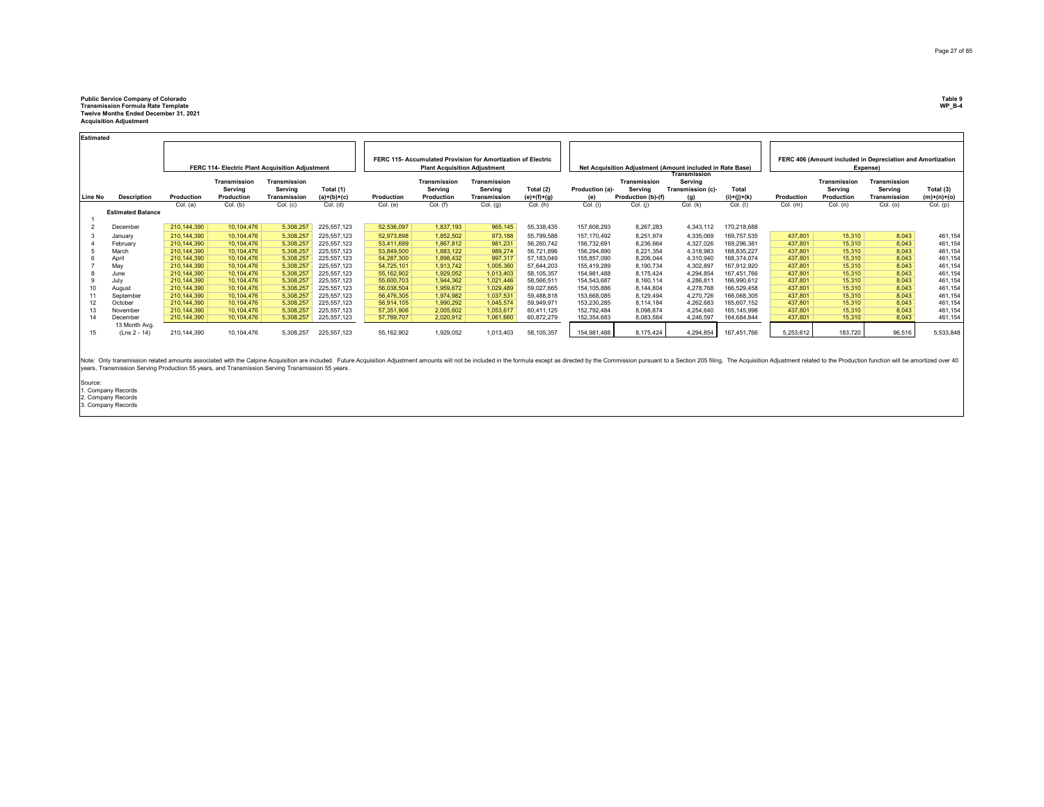**Public Service Company of Colorado**
**Transmission Formula Rate Template**
**Twelve Months Ended December 31, 2021**
**Acquisition Adjustment**

**Table 9**
**WP_B-4**

**Estimated**

| | | FERC 114- Electric Plant Acquisition Adjustment | | | | FERC 115- Accumulated Provision for Amortization of Electric Plant Acquisition Adjustment | | | | Net Acquisition Adjustment (Amount included in Rate Base) | | | | FERC 406 (Amount included in Depreciation and Amortization Expense) | | | |
|---|---|---|---|---|---|---|---|---|---|---|---|---|---|---|---|---|---|
| Line No | Description | Production | Transmission Serving Production | Transmission Serving Transmission | Total (1) (a)+(b)+(c) | Production | Transmission Serving Production | Transmission Serving Transmission | Total (2) (e)+(f)+(g) | Production (a)-(e) | Transmission Serving Production (b)-(f) | Transmission Serving Transmission (c)-(g) | Total (i)+(j)+(k) | Production | Transmission Serving Production | Transmission Serving Transmission | Total (3) (m)+(n)+(o) |
| | | Col. (a) | Col. (b) | Col. (c) | Col. (d) | Col. (e) | Col. (f) | Col. (g) | Col. (h) | Col. (i) | Col. (j) | Col. (k) | Col. (l) | Col. (m) | Col. (n) | Col. (o) | Col. (p) |
| | **Estimated Balance** | | | | | | | | | | | | | | | | |
| 1 | | | | | | | | | | | | | | | | | |
| 2 | December | 210,144,390 | 10,104,476 | 5,308,257 | 225,557,123 | 52,536,097 | 1,837,193 | 965,145 | 55,338,435 | 157,608,293 | 8,267,283 | 4,343,112 | 170,218,688 | | | | |
| 3 | January | 210,144,390 | 10,104,476 | 5,308,257 | 225,557,123 | 52,973,898 | 1,852,502 | 973,188 | 55,799,588 | 157,170,492 | 8,251,974 | 4,335,069 | 169,757,535 | 437,801 | 15,310 | 8,043 | 461,154 |
| 4 | February | 210,144,390 | 10,104,476 | 5,308,257 | 225,557,123 | 53,411,699 | 1,867,812 | 981,231 | 56,260,742 | 156,732,691 | 8,236,664 | 4,327,026 | 169,296,381 | 437,801 | 15,310 | 8,043 | 461,154 |
| 5 | March | 210,144,390 | 10,104,476 | 5,308,257 | 225,557,123 | 53,849,500 | 1,883,122 | 989,274 | 56,721,896 | 156,294,890 | 8,221,354 | 4,318,983 | 168,835,227 | 437,801 | 15,310 | 8,043 | 461,154 |
| 6 | April | 210,144,390 | 10,104,476 | 5,308,257 | 225,557,123 | 54,287,300 | 1,898,432 | 997,317 | 57,183,049 | 155,857,090 | 8,206,044 | 4,310,940 | 168,374,074 | 437,801 | 15,310 | 8,043 | 461,154 |
| 7 | May | 210,144,390 | 10,104,476 | 5,308,257 | 225,557,123 | 54,725,101 | 1,913,742 | 1,005,360 | 57,644,203 | 155,419,289 | 8,190,734 | 4,302,897 | 167,912,920 | 437,801 | 15,310 | 8,043 | 461,154 |
| 8 | June | 210,144,390 | 10,104,476 | 5,308,257 | 225,557,123 | 55,162,902 | 1,929,052 | 1,013,403 | 58,105,357 | 154,981,488 | 8,175,424 | 4,294,854 | 167,451,766 | 437,801 | 15,310 | 8,043 | 461,154 |
| 9 | July | 210,144,390 | 10,104,476 | 5,308,257 | 225,557,123 | 55,600,703 | 1,944,362 | 1,021,446 | 58,566,511 | 154,543,687 | 8,160,114 | 4,286,811 | 166,990,612 | 437,801 | 15,310 | 8,043 | 461,154 |
| 10 | August | 210,144,390 | 10,104,476 | 5,308,257 | 225,557,123 | 56,038,504 | 1,959,672 | 1,029,489 | 59,027,665 | 154,105,886 | 8,144,804 | 4,278,768 | 166,529,458 | 437,801 | 15,310 | 8,043 | 461,154 |
| 11 | September | 210,144,390 | 10,104,476 | 5,308,257 | 225,557,123 | 56,476,305 | 1,974,982 | 1,037,531 | 59,488,818 | 153,668,085 | 8,129,494 | 4,270,726 | 166,068,305 | 437,801 | 15,310 | 8,043 | 461,154 |
| 12 | October | 210,144,390 | 10,104,476 | 5,308,257 | 225,557,123 | 56,914,105 | 1,990,292 | 1,045,574 | 59,949,971 | 153,230,285 | 8,114,184 | 4,262,683 | 165,607,152 | 437,801 | 15,310 | 8,043 | 461,154 |
| 13 | November | 210,144,390 | 10,104,476 | 5,308,257 | 225,557,123 | 57,351,906 | 2,005,602 | 1,053,617 | 60,411,125 | 152,792,484 | 8,098,874 | 4,254,640 | 165,145,998 | 437,801 | 15,310 | 8,043 | 461,154 |
| 14 | December | 210,144,390 | 10,104,476 | 5,308,257 | 225,557,123 | 57,789,707 | 2,020,912 | 1,061,660 | 60,872,279 | 152,354,683 | 8,083,564 | 4,246,597 | 164,684,844 | 437,801 | 15,310 | 8,043 | 461,154 |
| 15 | 13 Month Avg. (Lns 2 - 14) | 210,144,390 | 10,104,476 | 5,308,257 | 225,557,123 | 55,162,902 | 1,929,052 | 1,013,403 | 58,105,357 | 154,981,488 | 8,175,424 | 4,294,854 | 167,451,766 | 5,253,612 | 183,720 | 96,516 | 5,533,848 |

Note: Only transmission related amounts associated with the Calpine Acquisition are included. Future Acquisition Adjustment amounts will not be included in the formula except as directed by the Commission pursuant to a Section 205 filing. The Acquisition Adjustment related to the Production function will be amortized over 40 years, Transmission Serving Production 55 years, and Transmission Serving Transmission 55 years.

Source:
1. Company Records
2. Company Records
3. Company Records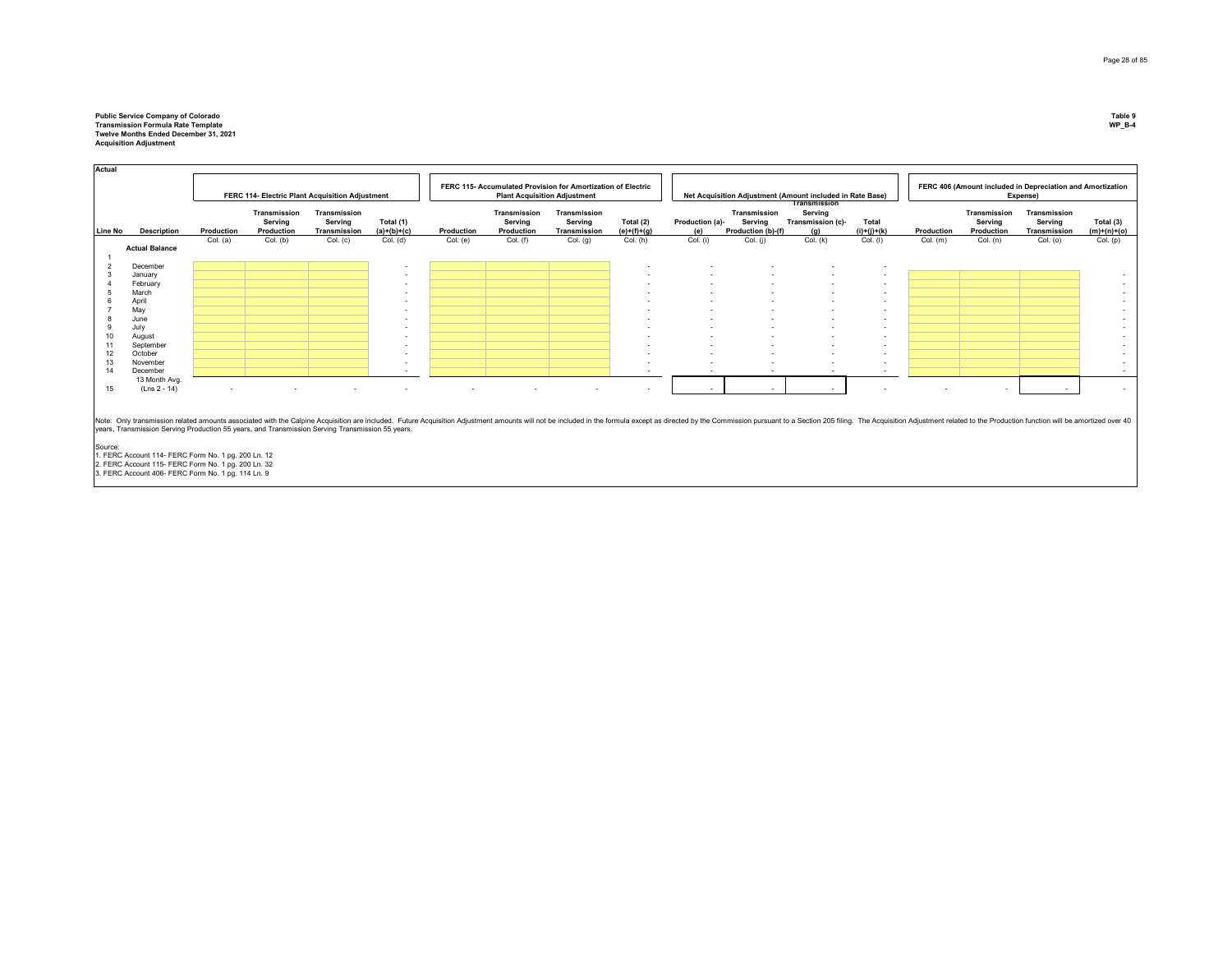**Public Service Company of Colorado**
**Transmission Formula Rate Template**
**Twelve Months Ended December 31, 2021**
**Acquisition Adjustment**

**Table 9**
**WP_B-4**

**Actual**

| | | FERC 114- Electric Plant Acquisition Adjustment | | | | FERC 115- Accumulated Provision for Amortization of Electric Plant Acquisition Adjustment | | | | Net Acquisition Adjustment (Amount included in Rate Base) | | | | FERC 406 (Amount included in Depreciation and Amortization Expense) | | | |
|---|---|---|---|---|---|---|---|---|---|---|---|---|---|---|---|---|---|
| Line No | Description | Production | Transmission Serving Production | Transmission Serving Transmission | Total (1) (a)+(b)+(c) | Production | Transmission Serving Production | Transmission Serving Transmission | Total (2) (e)+(f)+(g) | Production (a)-(e) | Transmission Serving Production (b)-(f) | Transmission Serving Transmission (c)-(g) | Total (i)+(j)+(k) | Production | Transmission Serving Production | Transmission Serving Transmission | Total (3) (m)+(n)+(o) |
| | | Col. (a) | Col. (b) | Col. (c) | Col. (d) | Col. (e) | Col. (f) | Col. (g) | Col. (h) | Col. (i) | Col. (j) | Col. (k) | Col. (l) | Col. (m) | Col. (n) | Col. (o) | Col. (p) |
| | **Actual Balance** | | | | | | | | | | | | | | | | |
| 1 | | | | | | | | | | | | | | | | | |
| 2 | December | | | | - | | | | - | - | - | - | - | | | | |
| 3 | January | | | | - | | | | - | - | - | - | - | | | | - |
| 4 | February | | | | - | | | | - | - | - | - | - | | | | - |
| 5 | March | | | | - | | | | - | - | - | - | - | | | | - |
| 6 | April | | | | - | | | | - | - | - | - | - | | | | - |
| 7 | May | | | | - | | | | - | - | - | - | - | | | | - |
| 8 | June | | | | - | | | | - | - | - | - | - | | | | - |
| 9 | July | | | | - | | | | - | - | - | - | - | | | | - |
| 10 | August | | | | - | | | | - | - | - | - | - | | | | - |
| 11 | September | | | | - | | | | - | - | - | - | - | | | | - |
| 12 | October | | | | - | | | | - | - | - | - | - | | | | - |
| 13 | November | | | | - | | | | - | - | - | - | - | | | | - |
| 14 | December | | | | - | | | | - | - | - | - | - | | | | - |
| 15 | 13 Month Avg. (Lns 2 - 14) | - | - | - | - | - | - | - | - | - | - | - | - | - | - | - | - |

Note: Only transmission related amounts associated with the Calpine Acquisition are included. Future Acquisition Adjustment amounts will not be included in the formula except as directed by the Commission pursuant to a Section 205 filing. The Acquisition Adjustment related to the Production function will be amortized over 40 years, Transmission Serving Production 55 years, and Transmission Serving Transmission 55 years.

Source:
1. FERC Account 114- FERC Form No. 1 pg. 200 Ln. 12
2. FERC Account 115- FERC Form No. 1 pg. 200 Ln. 32
3. FERC Account 406- FERC Form No. 1 pg. 114 Ln. 9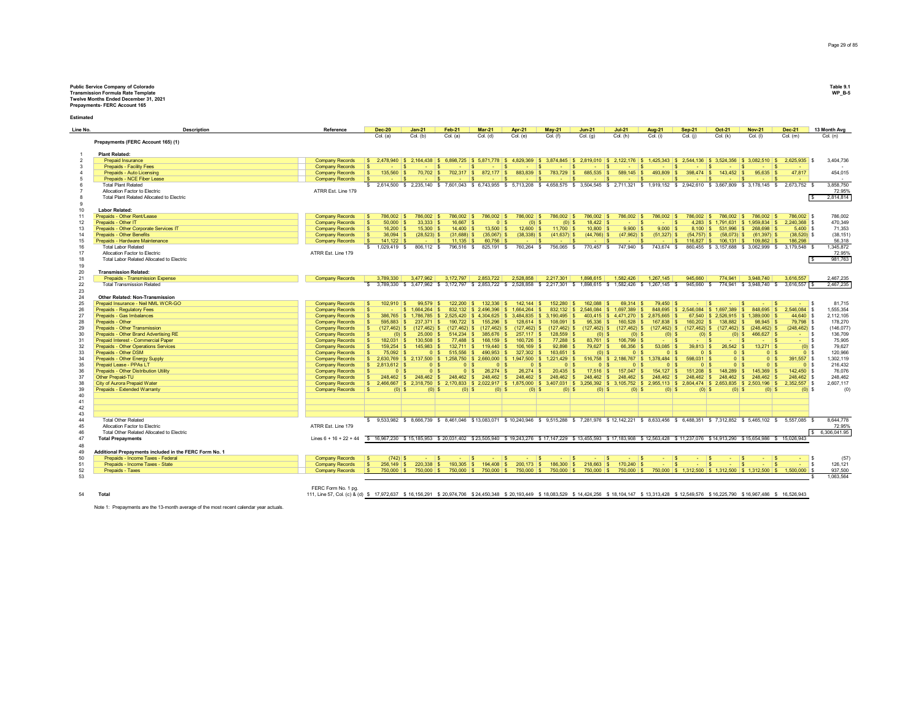**Public Service Company of Colorado**
**Transmission Formula Rate Template**
**Twelve Months Ended December 31, 2021**
**Prepayments- FERC Account 165**

**Table 9.1**
**WP_B-5**

**Estimated**

| Line No. | Description | Reference | Dec-20 | Jan-21 | Feb-21 | Mar-21 | Apr-21 | May-21 | Jun-21 | Jul-21 | Aug-21 | Sep-21 | Oct-21 | Nov-21 | Dec-21 | 13 Month Avg |
|---|---|---|---|---|---|---|---|---|---|---|---|---|---|---|---|---|
| | | | Col. (a) | Col. (b) | Col. (a) | Col. (d) | Col. (e) | Col. (f) | Col. (g) | Col. (h) | Col. (i) | Col. (j) | Col. (k) | Col. (l) | Col. (m) | Col. (n) |
| | **Prepayments (FERC Account 165) (1)** | | | | | | | | | | | | | | | |
| 1 | **Plant Related:** | | | | | | | | | | | | | | | |
| 2 | Prepaid Insurance | Company Records | $ 2,478,940 | $ 2,164,438 | $ 6,898,725 | $ 5,871,778 | $ 4,829,369 | $ 3,874,845 | $ 2,819,010 | $ 2,122,176 | $ 1,425,343 | $ 2,544,136 | $ 3,524,356 | $ 3,082,510 | $ 2,625,935 | $ 3,404,736 |
| 3 | Prepaids - Facility Fees | Company Records | $ - | $ - | $ - | $ - | $ - | $ - | $ - | $ - | $ - | $ - | $ - | $ - | $ - | - |
| 4 | Prepaids - Auto Licensing | Company Records | $ 135,560 | $ 70,702 | $ 702,317 | $ 872,177 | $ 883,839 | $ 783,729 | $ 685,535 | $ 589,145 | $ 493,809 | $ 398,474 | $ 143,452 | $ 95,635 | $ 47,817 | 454,015 |
| 5 | Prepaids - NCE Fiber Lease | Company Records | $ - | $ - | $ - | $ - | $ - | $ - | $ - | $ - | $ - | $ - | $ - | $ - | $ - | - |
| 6 | Total Plant Related | | $ 2,614,500 | $ 2,235,140 | $ 7,601,043 | $ 6,743,955 | $ 5,713,208 | $ 4,658,575 | $ 3,504,545 | $ 2,711,321 | $ 1,919,152 | $ 2,942,610 | $ 3,667,809 | $ 3,178,145 | $ 2,673,752 | $ 3,858,750 |
| 7 | Allocation Factor to Electric | ATRR Est. Line 179 | | | | | | | | | | | | | | 72.95% |
| 8 | Total Plant Related Allocated to Electric | | | | | | | | | | | | | | | $ 2,814,814 |
| 9 | | | | | | | | | | | | | | | | |
| 10 | **Labor Related:** | | | | | | | | | | | | | | | |
| 11 | Prepaids - Other Rent/Lease | Company Records | $ 786,002 | $ 786,002 | $ 786,002 | $ 786,002 | $ 786,002 | $ 786,002 | $ 786,002 | $ 786,002 | $ 786,002 | $ 786,002 | $ 786,002 | $ 786,002 | $ 786,002 | $ 786,002 |
| 12 | Prepaids - Other IT | Company Records | $ 50,000 | $ 33,333 | $ 16,667 | $ 0 | $ (0) | $ (0) | $ 18,422 | $ - | $ - | $ 4,283 | $ 1,791,631 | $ 1,959,834 | $ 2,240,368 | $ 470,349 |
| 13 | Prepaids - Other Corporate Services IT | Company Records | $ 16,200 | $ 15,300 | $ 14,400 | $ 13,500 | $ 12,600 | $ 11,700 | $ 10,800 | $ 9,900 | $ 9,000 | $ 8,100 | $ 531,996 | $ 268,698 | $ 5,400 | $ 71,353 |
| 14 | Prepaids - Other Benefits | Company Records | $ 36,094 | $ (28,523) | $ (31,688) | $ (35,067) | $ (38,338) | $ (41,637) | $ (44,766) | $ (47,962) | $ (51,327) | $ (54,757) | $ (58,073) | $ (61,397) | $ (38,520) | $ (38,151) |
| 15 | Prepaids - Hardware Maintenance | Company Records | $ 141,122 | $ - | $ 11,135 | $ 60,756 | $ - | $ - | $ - | $ - | $ - | $ 116,827 | $ 106,131 | $ 109,862 | $ 186,298 | 56,318 |
| 16 | Total Labor Related | | $ 1,029,419 | $ 806,112 | $ 796,516 | $ 825,191 | $ 760,264 | $ 756,065 | $ 770,457 | $ 747,940 | $ 743,674 | $ 860,455 | $ 3,157,688 | $ 3,062,999 | $ 3,179,548 | $ 1,345,872 |
| 17 | Allocation Factor to Electric | ATRR Est. Line 179 | | | | | | | | | | | | | | 72.95% |
| 18 | Total Labor Related Allocated to Electric | | | | | | | | | | | | | | | $ 981,763 |
| 19 | | | | | | | | | | | | | | | | |
| 20 | **Transmission Related:** | | | | | | | | | | | | | | | |
| 21 | Prepaids - Transmission Expense | Company Records | 3,789,330 | 3,477,962 | 3,172,797 | 2,853,722 | 2,528,858 | 2,217,301 | 1,898,615 | 1,582,426 | 1,267,145 | 945,660 | 774,941 | 3,948,740 | 3,616,557 | 2,467,235 |
| 22 | Total Transmission Related | | $ 3,789,330 | $ 3,477,962 | $ 3,172,797 | $ 2,853,722 | $ 2,528,858 | $ 2,217,301 | $ 1,898,615 | $ 1,582,426 | $ 1,267,145 | $ 945,660 | $ 774,941 | $ 3,948,740 | $ 3,616,557 | $ 2,467,235 |
| 23 | | | | | | | | | | | | | | | | |
| 24 | **Other Related: Non-Transmission** | | | | | | | | | | | | | | | |
| 25 | Prepaid Insurance - Neil NML WCR-GO | Company Records | $ 102,910 | $ 99,579 | $ 122,200 | $ 132,336 | $ 142,144 | $ 152,280 | $ 162,088 | $ 69,314 | $ 79,450 | $ - | $ - | $ - | $ - | $ 81,715 |
| 26 | Prepaids - Regulatory Fees | Company Records | $ - | $ 1,664,264 | $ 832,132 | $ 2,496,396 | $ 1,664,264 | $ 832,132 | $ 2,546,084 | $ 1,697,389 | $ 848,695 | $ 2,546,084 | $ 1,697,389 | $ 848,695 | $ 2,546,084 | $ 1,555,354 |
| 27 | Prepaids - Gas Imbalances | Company Records | $ 386,765 | $ 1,786,785 | $ 2,525,420 | $ 4,304,625 | $ 3,484,835 | $ 3,190,495 | $ 403,415 | $ 4,471,270 | $ 2,875,665 | $ 67,540 | $ 2,526,915 | $ 1,389,000 | $ 44,640 | $ 2,112,105 |
| 28 | Prepaids - Other | Company Records | $ 595,883 | $ 237,371 | $ 190,722 | $ 155,296 | $ 128,614 | $ 108,091 | $ 95,336 | $ 160,528 | $ 167,838 | $ 160,202 | $ 138,882 | $ 98,945 | $ 79,798 | $ 178,270 |
| 29 | Prepaids - Other Transmission | Company Records | $ (127,462) | $ (127,462) | $ (127,462) | $ (127,462) | $ (127,462) | $ (127,462) | $ (127,462) | $ (127,462) | $ (127,462) | $ (127,462) | $ (127,462) | $ (248,462) | $ (248,462) | $ (146,077) |
| 30 | Prepaids - Other Brand Advertising RE | Company Records | $ (0) | $ 25,000 | $ 514,234 | $ 385,676 | $ 257,117 | $ 128,559 | $ (0) | $ (0) | $ (0) | $ (0) | $ (0) | $ 466,627 | $ - | $ 136,709 |
| 31 | Prepaid Interest - Commercial Paper | Company Records | $ 182,031 | $ 130,508 | $ 77,488 | $ 168,159 | $ 160,726 | $ 77,288 | $ 83,761 | $ 106,799 | $ - | $ - | $ - | $ - | $ - | $ 75,905 |
| 32 | Prepaids - Other Operations Services | Company Records | $ 159,254 | $ 145,983 | $ 132,711 | $ 119,440 | $ 106,169 | $ 92,898 | $ 79,627 | $ 66,356 | $ 53,085 | $ 39,813 | $ 26,542 | $ 13,271 | $ (0) | $ 79,627 |
| 33 | Prepaids - Other DSM | Company Records | $ 75,092 | $ 0 | $ 515,556 | $ 490,953 | $ 327,302 | $ 163,651 | $ (0) | $ 0 | $ 0 | $ 0 | $ 0 | $ 0 | $ 0 | $ 120,966 |
| 34 | Prepaids - Other Energy Supply | Company Records | $ 2,630,769 | $ 2,137,500 | $ 1,258,750 | $ 2,660,000 | $ 1,947,500 | $ 1,221,429 | $ 516,758 | $ 2,186,767 | $ 1,378,484 | $ 598,031 | $ 0 | $ 0 | $ 391,557 | $ 1,302,119 |
| 35 | Prepaid Lease - PPAs LT | Company Records | $ 2,813,612 | $ 0 | $ 0 | $ 0 | $ 0 | $ 0 | $ 0 | $ 0 | $ 0 | $ 0 | $ 0 | $ 0 | $ 0 | $ 216,432 |
| 36 | Prepaids - Other Distribution Utility | Company Records | $ 0 | $ 0 | $ 0 | $ 26,274 | $ 26,274 | $ 20,435 | $ 17,516 | $ 157,047 | $ 154,127 | $ 151,208 | $ 148,289 | $ 145,369 | $ 142,450 | $ 76,076 |
| 37 | Other Prepaid-TU | Company Records | $ 248,462 | $ 248,462 | $ 248,462 | $ 248,462 | $ 248,462 | $ 248,462 | $ 248,462 | $ 248,462 | $ 248,462 | $ 248,462 | $ 248,462 | $ 248,462 | $ 248,462 | $ 248,462 |
| 38 | City of Aurora Prepaid Water | Company Records | $ 2,466,667 | $ 2,318,750 | $ 2,170,833 | $ 2,022,917 | $ 1,875,000 | $ 3,407,031 | $ 3,256,392 | $ 3,105,752 | $ 2,955,113 | $ 2,804,474 | $ 2,653,835 | $ 2,503,196 | $ 2,352,557 | $ 2,607,117 |
| 39 | Prepaids - Extended Warranty | Company Records | $ (0) | $ (0) | $ (0) | $ (0) | $ (0) | $ (0) | $ (0) | $ (0) | $ (0) | $ (0) | $ (0) | $ (0) | $ (0) | $ (0) |
| 40 | | | | | | | | | | | | | | | | |
| 41 | | | | | | | | | | | | | | | | |
| 42 | | | | | | | | | | | | | | | | |
| 43 | | | | | | | | | | | | | | | | |
| 44 | Total Other Related | | $ 9,533,982 | $ 8,666,739 | $ 8,461,046 | $ 13,083,071 | $ 10,240,946 | $ 9,515,288 | $ 7,281,976 | $ 12,142,221 | $ 8,633,456 | $ 6,488,351 | $ 7,312,852 | $ 5,465,102 | $ 5,557,085 | $ 8,644,778 |
| 45 | Allocation Factor to Electric | ATRR Est. Line 179 | | | | | | | | | | | | | | 72.95% |
| 46 | Total Other Related Allocated to Electric | | | | | | | | | | | | | | | $ 6,306,041.95 |
| 47 | **Total Prepayments** | Lines 6 + 16 + 22 + 44 | $ 16,967,230 | $ 15,185,953 | $ 20,031,402 | $ 23,505,940 | $ 19,243,276 | $ 17,147,229 | $ 13,455,593 | $ 17,183,908 | $ 12,563,428 | $ 11,237,076 | $ 14,913,290 | $ 15,654,986 | $ 15,026,943 | |
| 48 | | | | | | | | | | | | | | | | |
| 49 | **Additional Prepayments included in the FERC Form No. 1** | | | | | | | | | | | | | | | |
| 50 | Prepaids - Income Taxes - Federal | Company Records | $ (742) | $ - | $ - | $ - | $ - | $ - | $ - | $ - | $ - | $ - | $ - | $ - | $ - | $ (57) |
| 51 | Prepaids - Income Taxes - State | Company Records | $ 256,149 | $ 220,338 | $ 193,305 | $ 194,408 | $ 200,173 | $ 186,300 | $ 218,663 | $ 170,240 | $ - | $ - | $ - | $ - | $ - | $ 126,121 |
| 52 | Prepaids - Taxes | Company Records | $ 750,000 | $ 750,000 | $ 750,000 | $ 750,000 | $ 750,000 | $ 750,000 | $ 750,000 | $ 750,000 | $ 750,000 | $ 1,312,500 | $ 1,312,500 | $ 1,312,500 | $ 1,500,000 | $ 937,500 |
| 53 | | | | | | | | | | | | | | | | $ 1,063,564 |
| 54 | **Total** | FERC Form No. 1 pg. 111, Line 57, Col. (c) & (d) | $ 17,972,637 | $ 16,156,291 | $ 20,974,706 | $ 24,450,348 | $ 20,193,449 | $ 18,083,529 | $ 14,424,256 | $ 18,104,147 | $ 13,313,428 | $ 12,549,576 | $ 16,225,790 | $ 16,967,486 | $ 16,526,943 | |

Note 1: Prepayments are the 13-month average of the most recent calendar year actuals.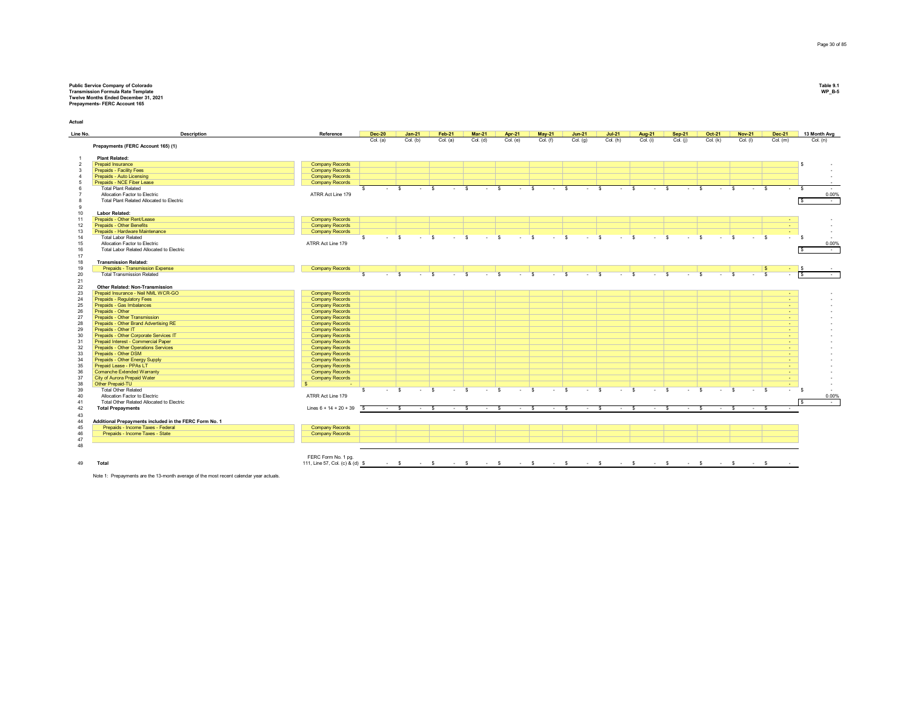**Public Service Company of Colorado**
**Transmission Formula Rate Template**
**Twelve Months Ended December 31, 2021**
**Prepayments- FERC Account 165**

**Table 9.1**
**WP_B-5**

**Actual**

| Line No. | Description | Reference | Dec-20 | Jan-21 | Feb-21 | Mar-21 | Apr-21 | May-21 | Jun-21 | Jul-21 | Aug-21 | Sep-21 | Oct-21 | Nov-21 | Dec-21 | 13 Month Avg |
|---|---|---|---|---|---|---|---|---|---|---|---|---|---|---|---|---|
| | | | Col. (a) | Col. (b) | Col. (a) | Col. (d) | Col. (e) | Col. (f) | Col. (g) | Col. (h) | Col. (i) | Col. (j) | Col. (k) | Col. (l) | Col. (m) | Col. (n) |
| | **Prepayments (FERC Account 165) (1)** | | | | | | | | | | | | | | | |
| 1 | **Plant Related:** | | | | | | | | | | | | | | | |
| 2 | Prepaid Insurance | Company Records | | | | | | | | | | | | | | $ - |
| 3 | Prepaids - Facility Fees | Company Records | | | | | | | | | | | | | | - |
| 4 | Prepaids - Auto Licensing | Company Records | | | | | | | | | | | | | | - |
| 5 | Prepaids - NCE Fiber Lease | Company Records | | | | | | | | | | | | | | - |
| 6 | Total Plant Related | | $ - | $ - | $ - | $ - | $ - | $ - | $ - | $ - | $ - | $ - | $ - | $ - | $ - | $ - |
| 7 | Allocation Factor to Electric | ATRR Act Line 179 | | | | | | | | | | | | | | 0.00% |
| 8 | Total Plant Related Allocated to Electric | | | | | | | | | | | | | | | $ - |
| 9 | | | | | | | | | | | | | | | | |
| 10 | **Labor Related:** | | | | | | | | | | | | | | | |
| 11 | Prepaids - Other Rent/Lease | Company Records | | | | | | | | | | | | | - | - |
| 12 | Prepaids - Other Benefits | Company Records | | | | | | | | | | | | | - | - |
| 13 | Prepaids - Hardware Maintenance | Company Records | | | | | | | | | | | | | - | - |
| 14 | Total Labor Related | | $ - | $ - | $ - | $ - | $ - | $ - | $ - | $ - | $ - | $ - | $ - | $ - | $ - | $ - |
| 15 | Allocation Factor to Electric | ATRR Act Line 179 | | | | | | | | | | | | | | 0.00% |
| 16 | Total Labor Related Allocated to Electric | | | | | | | | | | | | | | | $ - |
| 17 | | | | | | | | | | | | | | | | |
| 18 | **Transmission Related:** | | | | | | | | | | | | | | | |
| 19 | Prepaids - Transmission Expense | Company Records | | | | | | | | | | | | | $ - | $ - |
| 20 | Total Transmission Related | | $ - | $ - | $ - | $ - | $ - | $ - | $ - | $ - | $ - | $ - | $ - | $ - | $ - | $ - |
| 21 | | | | | | | | | | | | | | | | |
| 22 | **Other Related: Non-Transmission** | | | | | | | | | | | | | | | |
| 23 | Prepaid Insurance - Neil NML WCR-GO | Company Records | | | | | | | | | | | | | - | - |
| 24 | Prepaids - Regulatory Fees | Company Records | | | | | | | | | | | | | - | - |
| 25 | Prepaids - Gas Imbalances | Company Records | | | | | | | | | | | | | - | - |
| 26 | Prepaids - Other | Company Records | | | | | | | | | | | | | - | - |
| 27 | Prepaids - Other Transmission | Company Records | | | | | | | | | | | | | - | - |
| 28 | Prepaids - Other Brand Advertising RE | Company Records | | | | | | | | | | | | | - | - |
| 29 | Prepaids - Other IT | Company Records | | | | | | | | | | | | | - | - |
| 30 | Prepaids - Other Corporate Services IT | Company Records | | | | | | | | | | | | | - | - |
| 31 | Prepaid Interest - Commercial Paper | Company Records | | | | | | | | | | | | | - | - |
| 32 | Prepaids - Other Operations Services | Company Records | | | | | | | | | | | | | - | - |
| 33 | Prepaids - Other DSM | Company Records | | | | | | | | | | | | | - | - |
| 34 | Prepaids - Other Energy Supply | Company Records | | | | | | | | | | | | | - | - |
| 35 | Prepaid Lease - PPAs LT | Company Records | | | | | | | | | | | | | - | - |
| 36 | Comanche Extended Warranty | Company Records | | | | | | | | | | | | | - | - |
| 37 | City of Aurora Prepaid Water | Company Records | | | | | | | | | | | | | - | - |
| 38 | Other Prepaid-TU | $ - | | | | | | | | | | | | | - | - |
| 39 | Total Other Related | | $ - | $ - | $ - | $ - | $ - | $ - | $ - | $ - | $ - | $ - | $ - | $ - | $ - | $ - |
| 40 | Allocation Factor to Electric | ATRR Act Line 179 | | | | | | | | | | | | | | 0.00% |
| 41 | Total Other Related Allocated to Electric | | | | | | | | | | | | | | | $ - |
| 42 | **Total Prepayments** | Lines 6 + 14 + 20 + 39 | $ - | $ - | $ - | $ - | $ - | $ - | $ - | $ - | $ - | $ - | $ - | $ - | $ - | |
| 43 | | | | | | | | | | | | | | | | |
| 44 | **Additional Prepayments included in the FERC Form No. 1** | | | | | | | | | | | | | | | |
| 45 | Prepaids - Income Taxes - Federal | Company Records | | | | | | | | | | | | | | |
| 46 | Prepaids - Income Taxes - State | Company Records | | | | | | | | | | | | | | |
| 47 | | | | | | | | | | | | | | | | |
| 48 | | | | | | | | | | | | | | | | |
| 49 | **Total** | FERC Form No. 1 pg. 111, Line 57, Col. (c) & (d) | $ - | $ - | $ - | $ - | $ - | $ - | $ - | $ - | $ - | $ - | $ - | $ - | $ - | |

Note 1: Prepayments are the 13-month average of the most recent calendar year actuals.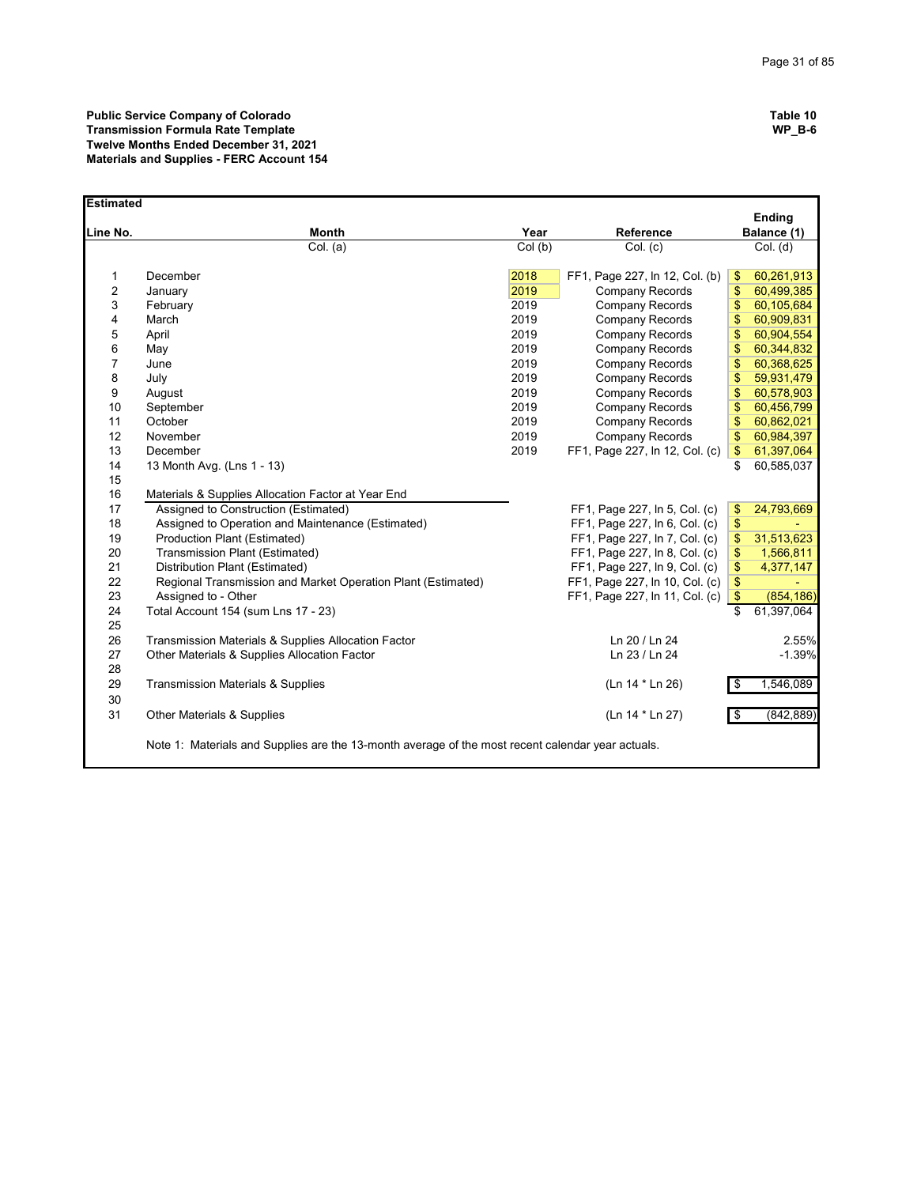**Public Service Company of Colorado**
**Transmission Formula Rate Template**
**Twelve Months Ended December 31, 2021**
**Materials and Supplies - FERC Account 154**

**Table 10**
**WP_B-6**

**Estimated**

| Line No. | Month | Year | Reference | Ending Balance (1) |
|---|---|---|---|---|
| | Col. (a) | Col (b) | Col. (c) | Col. (d) |
| 1 | December | 2018 | FF1, Page 227, ln 12, Col. (b) | $ 60,261,913 |
| 2 | January | 2019 | Company Records | $ 60,499,385 |
| 3 | February | 2019 | Company Records | $ 60,105,684 |
| 4 | March | 2019 | Company Records | $ 60,909,831 |
| 5 | April | 2019 | Company Records | $ 60,904,554 |
| 6 | May | 2019 | Company Records | $ 60,344,832 |
| 7 | June | 2019 | Company Records | $ 60,368,625 |
| 8 | July | 2019 | Company Records | $ 59,931,479 |
| 9 | August | 2019 | Company Records | $ 60,578,903 |
| 10 | September | 2019 | Company Records | $ 60,456,799 |
| 11 | October | 2019 | Company Records | $ 60,862,021 |
| 12 | November | 2019 | Company Records | $ 60,984,397 |
| 13 | December | 2019 | FF1, Page 227, ln 12, Col. (c) | $ 61,397,064 |
| 14 | 13 Month Avg. (Lns 1 - 13) | | | $ 60,585,037 |
| 15 | | | | |
| 16 | Materials & Supplies Allocation Factor at Year End | | | |
| 17 | Assigned to Construction (Estimated) | | FF1, Page 227, ln 5, Col. (c) | $ 24,793,669 |
| 18 | Assigned to Operation and Maintenance (Estimated) | | FF1, Page 227, ln 6, Col. (c) | $ - |
| 19 | Production Plant (Estimated) | | FF1, Page 227, ln 7, Col. (c) | $ 31,513,623 |
| 20 | Transmission Plant (Estimated) | | FF1, Page 227, ln 8, Col. (c) | $ 1,566,811 |
| 21 | Distribution Plant (Estimated) | | FF1, Page 227, ln 9, Col. (c) | $ 4,377,147 |
| 22 | Regional Transmission and Market Operation Plant (Estimated) | | FF1, Page 227, ln 10, Col. (c) | $ - |
| 23 | Assigned to - Other | | FF1, Page 227, ln 11, Col. (c) | $ (854,186) |
| 24 | Total Account 154 (sum Lns 17 - 23) | | | $ 61,397,064 |
| 25 | | | | |
| 26 | Transmission Materials & Supplies Allocation Factor | | Ln 20 / Ln 24 | 2.55% |
| 27 | Other Materials & Supplies Allocation Factor | | Ln 23 / Ln 24 | -1.39% |
| 28 | | | | |
| 29 | Transmission Materials & Supplies | | (Ln 14 * Ln 26) | $ 1,546,089 |
| 30 | | | | |
| 31 | Other Materials & Supplies | | (Ln 14 * Ln 27) | $ (842,889) |

Note 1: Materials and Supplies are the 13-month average of the most recent calendar year actuals.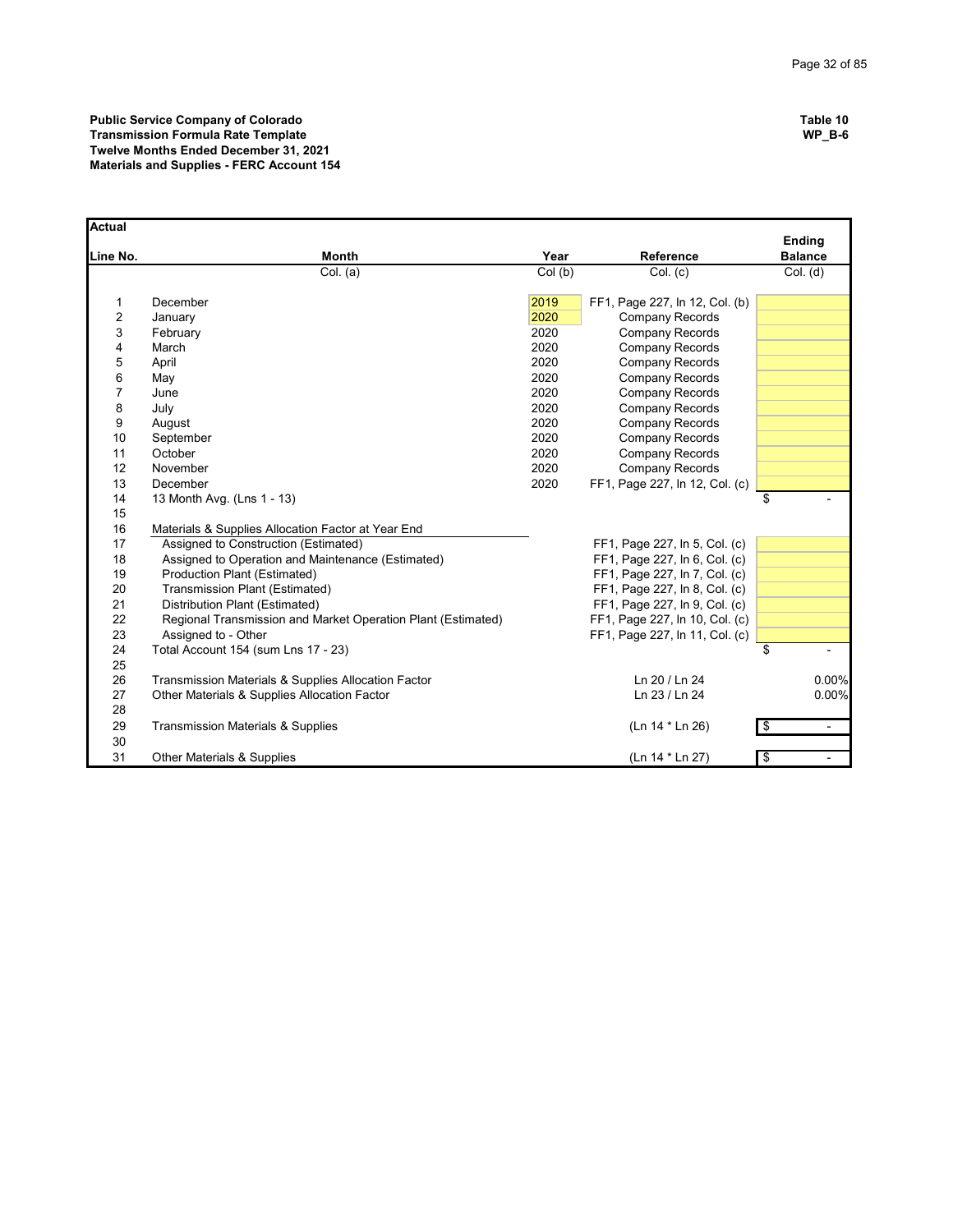**Public Service Company of Colorado**
**Transmission Formula Rate Template**
**Twelve Months Ended December 31, 2021**
**Materials and Supplies - FERC Account 154**

**Table 10**
**WP_B-6**

**Actual**

| Line No. | Month | Year | Reference | Ending Balance |
|---|---|---|---|---|
| | Col. (a) | Col (b) | Col. (c) | Col. (d) |
| 1 | December | 2019 | FF1, Page 227, ln 12, Col. (b) | |
| 2 | January | 2020 | Company Records | |
| 3 | February | 2020 | Company Records | |
| 4 | March | 2020 | Company Records | |
| 5 | April | 2020 | Company Records | |
| 6 | May | 2020 | Company Records | |
| 7 | June | 2020 | Company Records | |
| 8 | July | 2020 | Company Records | |
| 9 | August | 2020 | Company Records | |
| 10 | September | 2020 | Company Records | |
| 11 | October | 2020 | Company Records | |
| 12 | November | 2020 | Company Records | |
| 13 | December | 2020 | FF1, Page 227, ln 12, Col. (c) | |
| 14 | 13 Month Avg. (Lns 1 - 13) | | | $ - |
| 15 | | | | |
| 16 | Materials & Supplies Allocation Factor at Year End | | | |
| 17 | Assigned to Construction (Estimated) | | FF1, Page 227, ln 5, Col. (c) | |
| 18 | Assigned to Operation and Maintenance (Estimated) | | FF1, Page 227, ln 6, Col. (c) | |
| 19 | Production Plant (Estimated) | | FF1, Page 227, ln 7, Col. (c) | |
| 20 | Transmission Plant (Estimated) | | FF1, Page 227, ln 8, Col. (c) | |
| 21 | Distribution Plant (Estimated) | | FF1, Page 227, ln 9, Col. (c) | |
| 22 | Regional Transmission and Market Operation Plant (Estimated) | | FF1, Page 227, ln 10, Col. (c) | |
| 23 | Assigned to - Other | | FF1, Page 227, ln 11, Col. (c) | |
| 24 | Total Account 154 (sum Lns 17 - 23) | | | $ - |
| 25 | | | | |
| 26 | Transmission Materials & Supplies Allocation Factor | | Ln 20 / Ln 24 | 0.00% |
| 27 | Other Materials & Supplies Allocation Factor | | Ln 23 / Ln 24 | 0.00% |
| 28 | | | | |
| 29 | Transmission Materials & Supplies | | (Ln 14 * Ln 26) | $ - |
| 30 | | | | |
| 31 | Other Materials & Supplies | | (Ln 14 * Ln 27) | $ - |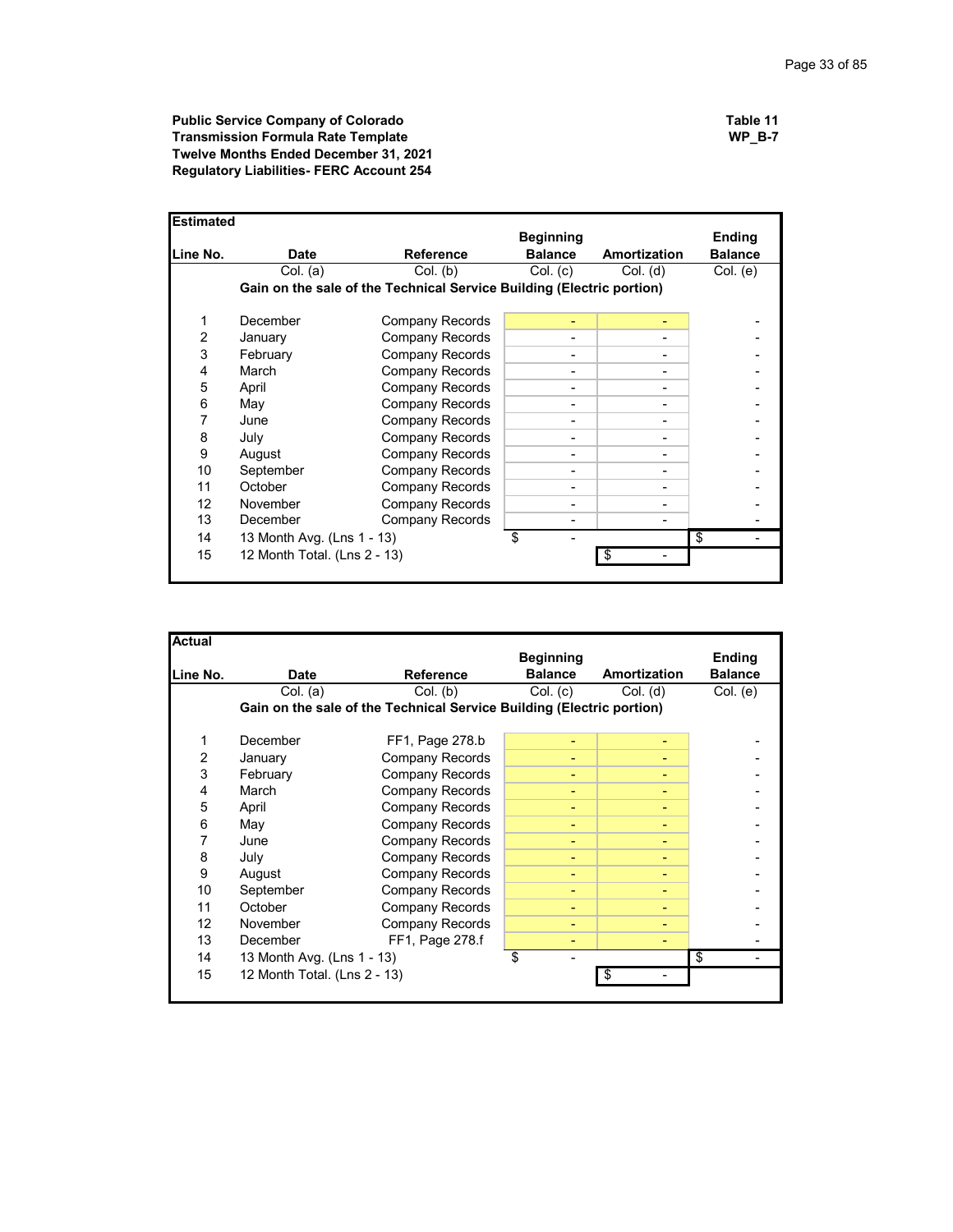**Public Service Company of Colorado**
**Transmission Formula Rate Template**
**Twelve Months Ended December 31, 2021**
**Regulatory Liabilities- FERC Account 254**

**Table 11**
**WP_B-7**

| **Estimated** | | | | | |
|---|---|---|---|---|---|
| **Line No.** | **Date** | **Reference** | **Beginning Balance** | **Amortization** | **Ending Balance** |
| | Col. (a) | Col. (b) | Col. (c) | Col. (d) | Col. (e) |
| | **Gain on the sale of the Technical Service Building (Electric portion)** | | | | |
| 1 | December | Company Records | - | - | - |
| 2 | January | Company Records | - | - | - |
| 3 | February | Company Records | - | - | - |
| 4 | March | Company Records | - | - | - |
| 5 | April | Company Records | - | - | - |
| 6 | May | Company Records | - | - | - |
| 7 | June | Company Records | - | - | - |
| 8 | July | Company Records | - | - | - |
| 9 | August | Company Records | - | - | - |
| 10 | September | Company Records | - | - | - |
| 11 | October | Company Records | - | - | - |
| 12 | November | Company Records | - | - | - |
| 13 | December | Company Records | - | - | - |
| 14 | 13 Month Avg. (Lns 1 - 13) | | $ - | | $ - |
| 15 | 12 Month Total. (Lns 2 - 13) | | | $ - | |

| **Actual** | | | | | |
|---|---|---|---|---|---|
| **Line No.** | **Date** | **Reference** | **Beginning Balance** | **Amortization** | **Ending Balance** |
| | Col. (a) | Col. (b) | Col. (c) | Col. (d) | Col. (e) |
| | **Gain on the sale of the Technical Service Building (Electric portion)** | | | | |
| 1 | December | FF1, Page 278.b | - | - | - |
| 2 | January | Company Records | - | - | - |
| 3 | February | Company Records | - | - | - |
| 4 | March | Company Records | - | - | - |
| 5 | April | Company Records | - | - | - |
| 6 | May | Company Records | - | - | - |
| 7 | June | Company Records | - | - | - |
| 8 | July | Company Records | - | - | - |
| 9 | August | Company Records | - | - | - |
| 10 | September | Company Records | - | - | - |
| 11 | October | Company Records | - | - | - |
| 12 | November | Company Records | - | - | - |
| 13 | December | FF1, Page 278.f | - | - | - |
| 14 | 13 Month Avg. (Lns 1 - 13) | | $ - | | $ - |
| 15 | 12 Month Total. (Lns 2 - 13) | | | $ - | |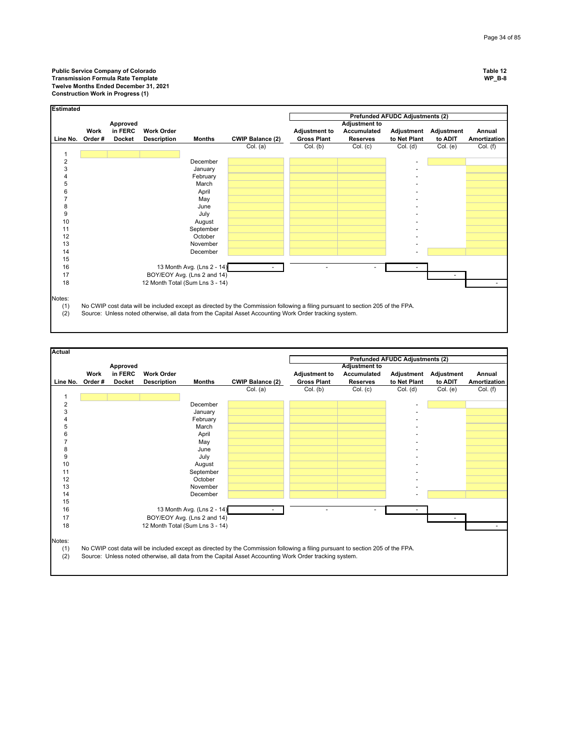**Public Service Company of Colorado**
**Transmission Formula Rate Template**
**Twelve Months Ended December 31, 2021**
**Construction Work in Progress (1)**

**Table 12**
**WP_B-8**

**Estimated**

| | | | | | | Prefunded AFUDC Adjustments (2) | | | | |
|---|---|---|---|---|---|---|---|---|---|---|
| Line No. | Work Order # | Approved in FERC Docket | Work Order Description | Months | CWIP Balance (2) | Adjustment to Gross Plant | Adjustment to Accumulated Reserves | Adjustment to Net Plant | Adjustment to ADIT | Annual Amortization |
| | | | | | Col. (a) | Col. (b) | Col. (c) | Col. (d) | Col. (e) | Col. (f) |
| 1 | | | | | | | | | | |
| 2 | | | | December | | | | - | | |
| 3 | | | | January | | | | - | | |
| 4 | | | | February | | | | - | | |
| 5 | | | | March | | | | - | | |
| 6 | | | | April | | | | - | | |
| 7 | | | | May | | | | - | | |
| 8 | | | | June | | | | - | | |
| 9 | | | | July | | | | - | | |
| 10 | | | | August | | | | - | | |
| 11 | | | | September | | | | - | | |
| 12 | | | | October | | | | - | | |
| 13 | | | | November | | | | - | | |
| 14 | | | | December | | | | - | | |
| 15 | | | | | | | | | | |
| 16 | | | | 13 Month Avg. (Lns 2 - 14) | - | - | - | - | | |
| 17 | | | | BOY/EOY Avg. (Lns 2 and 14) | | | | | - | |
| 18 | | | | 12 Month Total (Sum Lns 3 - 14) | | | | | | - |

Notes:
(1) No CWIP cost data will be included except as directed by the Commission following a filing pursuant to section 205 of the FPA.
(2) Source: Unless noted otherwise, all data from the Capital Asset Accounting Work Order tracking system.

**Actual**

| | | | | | | Prefunded AFUDC Adjustments (2) | | | | |
|---|---|---|---|---|---|---|---|---|---|---|
| Line No. | Work Order # | Approved in FERC Docket | Work Order Description | Months | CWIP Balance (2) | Adjustment to Gross Plant | Adjustment to Accumulated Reserves | Adjustment to Net Plant | Adjustment to ADIT | Annual Amortization |
| | | | | | Col. (a) | Col. (b) | Col. (c) | Col. (d) | Col. (e) | Col. (f) |
| 1 | | | | | | | | | | |
| 2 | | | | December | | | | - | | |
| 3 | | | | January | | | | - | | |
| 4 | | | | February | | | | - | | |
| 5 | | | | March | | | | - | | |
| 6 | | | | April | | | | - | | |
| 7 | | | | May | | | | - | | |
| 8 | | | | June | | | | - | | |
| 9 | | | | July | | | | - | | |
| 10 | | | | August | | | | - | | |
| 11 | | | | September | | | | - | | |
| 12 | | | | October | | | | - | | |
| 13 | | | | November | | | | - | | |
| 14 | | | | December | | | | - | | |
| 15 | | | | | | | | | | |
| 16 | | | | 13 Month Avg. (Lns 2 - 14) | - | - | - | - | | |
| 17 | | | | BOY/EOY Avg. (Lns 2 and 14) | | | | | - | |
| 18 | | | | 12 Month Total (Sum Lns 3 - 14) | | | | | | - |

Notes:
(1) No CWIP cost data will be included except as directed by the Commission following a filing pursuant to section 205 of the FPA.
(2) Source: Unless noted otherwise, all data from the Capital Asset Accounting Work Order tracking system.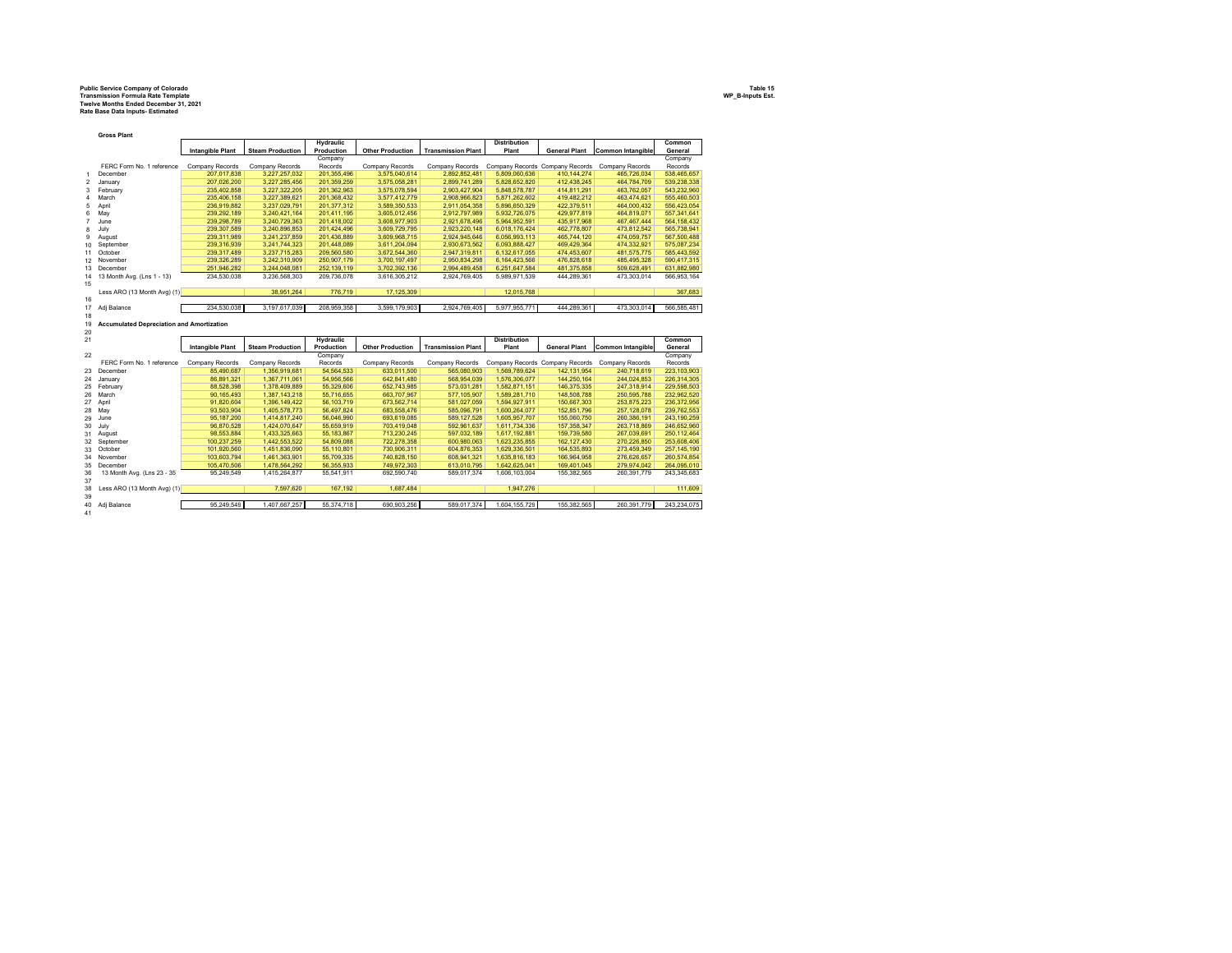**Public Service Company of Colorado**
**Transmission Formula Rate Template**
**Twelve Months Ended December 31, 2021**
**Rate Base Data Inputs- Estimated**

**Table 15**
**WP_B-Inputs Est.**

**Gross Plant**

| Line | | Intangible Plant | Steam Production | Hydraulic Production | Other Production | Transmission Plant | Distribution Plant | General Plant | Common Intangible | Common General |
|---|---|---|---|---|---|---|---|---|---|---|
| | FERC Form No. 1 reference | Company Records | Company Records | Company Records | Company Records | Company Records | Company Records | Company Records | Company Records | Company Records |
| 1 | December | 207,017,838 | 3,227,257,032 | 201,355,496 | 3,575,040,614 | 2,892,852,481 | 5,809,060,636 | 410,144,274 | 465,726,034 | 538,465,657 |
| 2 | January | 207,026,200 | 3,227,285,456 | 201,359,259 | 3,575,058,281 | 2,899,741,289 | 5,828,652,820 | 412,438,245 | 464,784,709 | 539,238,338 |
| 3 | February | 235,402,858 | 3,227,322,205 | 201,362,963 | 3,575,078,594 | 2,903,427,904 | 5,848,578,787 | 414,811,291 | 463,762,057 | 543,232,960 |
| 4 | March | 235,406,158 | 3,227,389,621 | 201,368,432 | 3,577,412,779 | 2,908,966,823 | 5,871,262,602 | 419,482,212 | 463,474,621 | 555,460,503 |
| 5 | April | 236,919,882 | 3,237,029,791 | 201,377,312 | 3,589,350,533 | 2,911,054,358 | 5,896,650,329 | 422,379,511 | 464,000,432 | 556,423,054 |
| 6 | May | 239,292,189 | 3,240,421,164 | 201,411,195 | 3,605,012,456 | 2,912,797,989 | 5,932,726,075 | 429,977,819 | 464,819,071 | 557,341,641 |
| 7 | June | 239,298,789 | 3,240,729,363 | 201,418,002 | 3,608,977,903 | 2,921,678,496 | 5,964,952,591 | 435,917,968 | 467,467,444 | 564,158,432 |
| 8 | July | 239,307,589 | 3,240,896,853 | 201,424,496 | 3,609,729,795 | 2,923,220,148 | 6,018,176,424 | 462,778,807 | 473,812,542 | 565,738,941 |
| 9 | August | 239,311,989 | 3,241,237,859 | 201,436,889 | 3,609,968,715 | 2,924,945,646 | 6,056,993,113 | 465,744,120 | 474,059,757 | 567,500,488 |
| 10 | September | 239,316,939 | 3,241,744,323 | 201,448,089 | 3,611,204,094 | 2,930,673,562 | 6,093,888,427 | 469,429,364 | 474,332,921 | 575,087,234 |
| 11 | October | 239,317,489 | 3,237,715,283 | 209,560,580 | 3,672,544,360 | 2,947,319,811 | 6,132,617,055 | 474,453,607 | 481,575,775 | 585,443,592 |
| 12 | November | 239,326,289 | 3,242,310,909 | 250,907,179 | 3,700,197,497 | 2,950,834,298 | 6,164,423,566 | 476,828,618 | 485,495,328 | 590,417,315 |
| 13 | December | 251,946,282 | 3,244,048,081 | 252,139,119 | 3,702,392,136 | 2,994,489,458 | 6,251,647,584 | 481,375,858 | 509,628,491 | 631,882,980 |
| 14 | 13 Month Avg. (Lns 1 - 13) | 234,530,038 | 3,236,568,303 | 209,736,078 | 3,616,305,212 | 2,924,769,405 | 5,989,971,539 | 444,289,361 | 473,303,014 | 566,953,164 |
| 15 | | | | | | | | | | |
| | Less ARO (13 Month Avg) (1) | | 38,951,264 | 776,719 | 17,125,309 | | 12,015,768 | | | 367,683 |
| 16 | | | | | | | | | | |
| 17 | Adj Balance | 234,530,038 | 3,197,617,039 | 208,959,358 | 3,599,179,903 | 2,924,769,405 | 5,977,955,771 | 444,289,361 | 473,303,014 | 566,585,481 |

**Accumulated Depreciation and Amortization**

| Line | | Intangible Plant | Steam Production | Hydraulic Production | Other Production | Transmission Plant | Distribution Plant | General Plant | Common Intangible | Common General |
|---|---|---|---|---|---|---|---|---|---|---|
| 22 | FERC Form No. 1 reference | Company Records | Company Records | Company Records | Company Records | Company Records | Company Records | Company Records | Company Records | Company Records |
| 23 | December | 85,490,687 | 1,356,919,681 | 54,564,533 | 633,011,500 | 565,080,903 | 1,569,789,624 | 142,131,954 | 240,718,619 | 223,103,903 |
| 24 | January | 86,891,321 | 1,367,711,061 | 54,956,566 | 642,841,480 | 568,954,039 | 1,576,306,077 | 144,250,164 | 244,024,853 | 226,314,305 |
| 25 | February | 88,528,398 | 1,378,409,889 | 55,329,606 | 652,743,985 | 573,031,281 | 1,582,871,151 | 146,375,335 | 247,318,914 | 229,598,503 |
| 26 | March | 90,165,493 | 1,387,143,218 | 55,716,655 | 663,707,967 | 577,105,907 | 1,589,281,710 | 148,508,788 | 250,595,788 | 232,962,520 |
| 27 | April | 91,820,604 | 1,396,149,422 | 56,103,719 | 673,562,714 | 581,027,059 | 1,594,927,911 | 150,667,303 | 253,875,223 | 236,372,956 |
| 28 | May | 93,503,904 | 1,405,578,773 | 56,497,824 | 683,558,476 | 585,096,791 | 1,600,264,077 | 152,851,796 | 257,128,078 | 239,762,553 |
| 29 | June | 95,187,200 | 1,414,817,240 | 56,046,990 | 693,619,085 | 589,127,528 | 1,605,957,707 | 155,060,750 | 260,386,191 | 243,190,259 |
| 30 | July | 96,870,528 | 1,424,070,647 | 55,659,919 | 703,419,048 | 592,961,637 | 1,611,734,336 | 157,358,347 | 263,718,869 | 246,652,960 |
| 31 | August | 98,553,884 | 1,433,325,663 | 55,183,867 | 713,230,245 | 597,032,189 | 1,617,192,881 | 159,739,580 | 267,039,691 | 250,112,464 |
| 32 | September | 100,237,259 | 1,442,553,522 | 54,809,088 | 722,278,358 | 600,980,063 | 1,623,235,855 | 162,127,430 | 270,226,850 | 253,608,406 |
| 33 | October | 101,920,560 | 1,451,836,090 | 55,110,801 | 730,906,311 | 604,876,353 | 1,629,336,501 | 164,535,893 | 273,459,349 | 257,145,190 |
| 34 | November | 103,603,794 | 1,461,363,901 | 55,709,335 | 740,828,150 | 608,941,321 | 1,635,816,183 | 166,964,958 | 276,626,657 | 260,574,854 |
| 35 | December | 105,470,506 | 1,478,564,292 | 56,355,933 | 749,972,303 | 613,010,795 | 1,642,625,041 | 169,401,045 | 279,974,042 | 264,095,010 |
| 36 | 13 Month Avg. (Lns 23 - 35 | 95,249,549 | 1,415,264,877 | 55,541,911 | 692,590,740 | 589,017,374 | 1,606,103,004 | 155,382,565 | 260,391,779 | 243,345,683 |
| 37 | | | | | | | | | | |
| 38 | Less ARO (13 Month Avg) (1) | | 7,597,620 | 167,192 | 1,687,484 | | 1,947,276 | | | 111,609 |
| 39 | | | | | | | | | | |
| 40 | Adj Balance | 95,249,549 | 1,407,667,257 | 55,374,718 | 690,903,256 | 589,017,374 | 1,604,155,729 | 155,382,565 | 260,391,779 | 243,234,075 |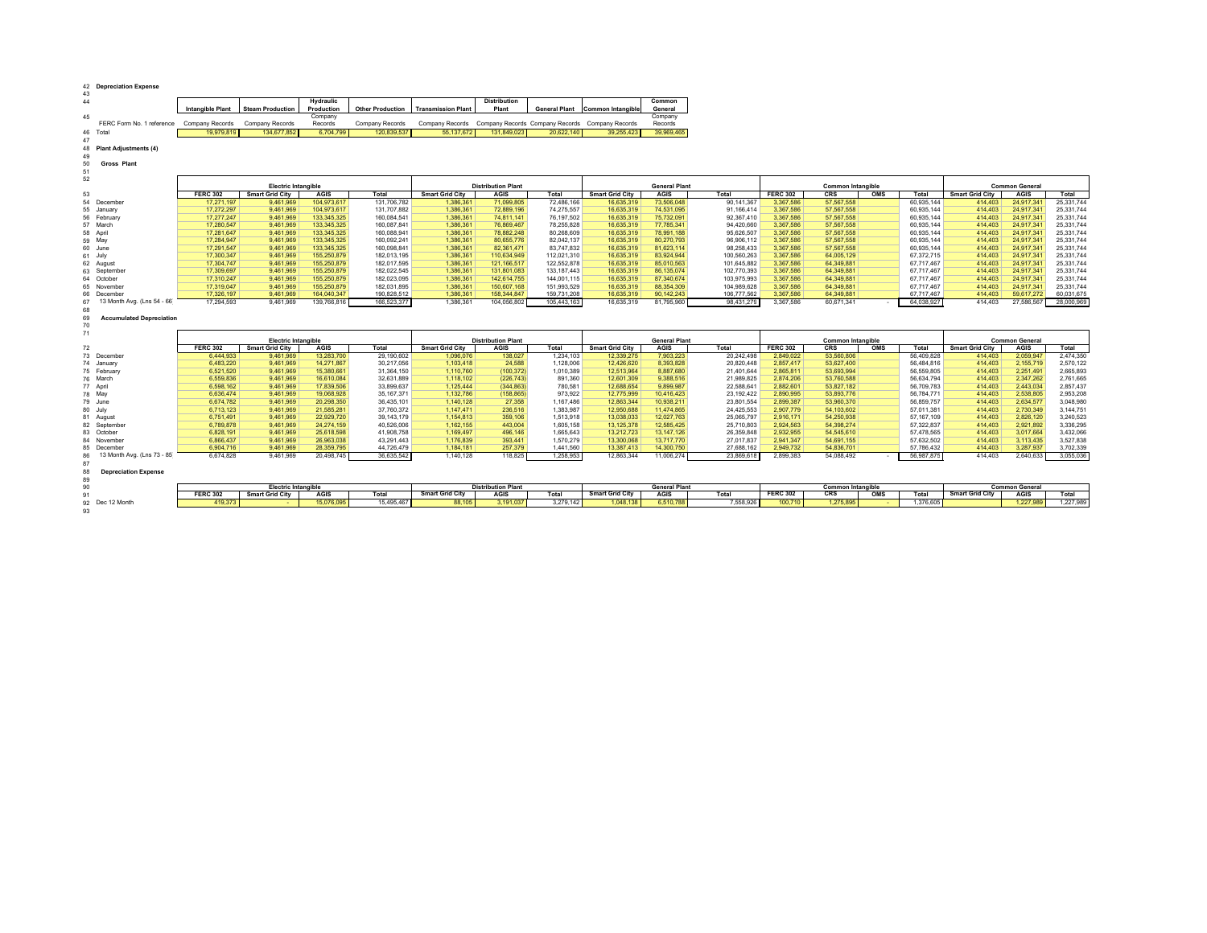42 **Depreciation Expense**

| Line | | Intangible Plant | Steam Production | Hydraulic Production | Other Production | Transmission Plant | Distribution Plant | General Plant | Common Intangible | Common General |
|---|---|---|---|---|---|---|---|---|---|---|
| 45 | FERC Form No. 1 reference | Company Records | Company Records | Company Records | Company Records | Company Records | Company Records | Company Records | Company Records | Company Records |
| 46 | Total | 19,979,819 | 134,677,852 | 6,704,799 | 120,839,537 | 55,137,672 | 131,849,023 | 20,622,140 | 39,255,423 | 39,969,465 |

48 **Plant Adjustments (4)**

50 **Gross Plant**

| Line | | Electric Intangible | | | | Distribution Plant | | | General Plant | | | Common Intangible | | | | Common General | | |
|---|---|---|---|---|---|---|---|---|---|---|---|---|---|---|---|---|---|---|
| 53 | | FERC 302 | Smart Grid City | AGIS | Total | Smart Grid City | AGIS | Total | Smart Grid City | AGIS | Total | FERC 302 | CRS | OMS | Total | Smart Grid City | AGIS | Total |
| 54 | December | 17,271,197 | 9,461,969 | 104,973,617 | 131,706,782 | 1,386,361 | 71,099,805 | 72,486,166 | 16,635,319 | 73,506,048 | 90,141,367 | 3,367,586 | 57,567,558 | | 60,935,144 | 414,403 | 24,917,341 | 25,331,744 |
| 55 | January | 17,272,297 | 9,461,969 | 104,973,617 | 131,707,882 | 1,386,361 | 72,889,196 | 74,275,557 | 16,635,319 | 74,531,095 | 91,166,414 | 3,367,586 | 57,567,558 | | 60,935,144 | 414,403 | 24,917,341 | 25,331,744 |
| 56 | February | 17,277,247 | 9,461,969 | 133,345,325 | 160,084,541 | 1,386,361 | 74,811,141 | 76,197,502 | 16,635,319 | 75,732,091 | 92,367,410 | 3,367,586 | 57,567,558 | | 60,935,144 | 414,403 | 24,917,341 | 25,331,744 |
| 57 | March | 17,280,547 | 9,461,969 | 133,345,325 | 160,087,841 | 1,386,361 | 76,869,467 | 78,255,828 | 16,635,319 | 77,785,341 | 94,420,660 | 3,367,586 | 57,567,558 | | 60,935,144 | 414,403 | 24,917,341 | 25,331,744 |
| 58 | April | 17,281,647 | 9,461,969 | 133,345,325 | 160,088,941 | 1,386,361 | 78,882,248 | 80,268,609 | 16,635,319 | 78,991,188 | 95,626,507 | 3,367,586 | 57,567,558 | | 60,935,144 | 414,403 | 24,917,341 | 25,331,744 |
| 59 | May | 17,284,947 | 9,461,969 | 133,345,325 | 160,092,241 | 1,386,361 | 80,655,776 | 82,042,137 | 16,635,319 | 80,270,793 | 96,906,112 | 3,367,586 | 57,567,558 | | 60,935,144 | 414,403 | 24,917,341 | 25,331,744 |
| 60 | June | 17,291,547 | 9,461,969 | 133,345,325 | 160,098,841 | 1,386,361 | 82,361,471 | 83,747,832 | 16,635,319 | 81,623,114 | 98,258,433 | 3,367,586 | 57,567,558 | | 60,935,144 | 414,403 | 24,917,341 | 25,331,744 |
| 61 | July | 17,300,347 | 9,461,969 | 155,250,879 | 182,013,195 | 1,386,361 | 110,634,949 | 112,021,310 | 16,635,319 | 83,924,944 | 100,560,263 | 3,367,586 | 64,005,129 | | 67,372,715 | 414,403 | 24,917,341 | 25,331,744 |
| 62 | August | 17,304,747 | 9,461,969 | 155,250,879 | 182,017,595 | 1,386,361 | 121,166,517 | 122,552,878 | 16,635,319 | 85,010,563 | 101,645,882 | 3,367,586 | 64,349,881 | | 67,717,467 | 414,403 | 24,917,341 | 25,331,744 |
| 63 | September | 17,309,697 | 9,461,969 | 155,250,879 | 182,022,545 | 1,386,361 | 131,801,083 | 133,187,443 | 16,635,319 | 86,135,074 | 102,770,393 | 3,367,586 | 64,349,881 | | 67,717,467 | 414,403 | 24,917,341 | 25,331,744 |
| 64 | October | 17,310,247 | 9,461,969 | 155,250,879 | 182,023,095 | 1,386,361 | 142,614,755 | 144,001,115 | 16,635,319 | 87,340,674 | 103,975,993 | 3,367,586 | 64,349,881 | | 67,717,467 | 414,403 | 24,917,341 | 25,331,744 |
| 65 | November | 17,319,047 | 9,461,969 | 155,250,879 | 182,031,895 | 1,386,361 | 150,607,168 | 151,993,529 | 16,635,319 | 88,354,309 | 104,989,628 | 3,367,586 | 64,349,881 | | 67,717,467 | 414,403 | 24,917,341 | 25,331,744 |
| 66 | December | 17,326,197 | 9,461,969 | 164,040,347 | 190,828,512 | 1,386,361 | 158,344,847 | 159,731,208 | 16,635,319 | 90,142,243 | 106,777,562 | 3,367,586 | 64,349,881 | | 67,717,467 | 414,403 | 59,617,272 | 60,031,675 |
| 67 | 13 Month Avg. (Lns 54 - 66 | 17,294,593 | 9,461,969 | 139,766,816 | 166,523,377 | 1,386,361 | 104,056,802 | 105,443,163 | 16,635,319 | 81,795,960 | 98,431,279 | 3,367,586 | 60,671,341 | - | 64,038,927 | 414,403 | 27,586,567 | 28,000,969 |

69 **Accumulated Depreciation**

| Line | | Electric Intangible | | | | Distribution Plant | | | General Plant | | | Common Intangible | | | | Common General | | |
|---|---|---|---|---|---|---|---|---|---|---|---|---|---|---|---|---|---|---|
| 72 | | FERC 302 | Smart Grid City | AGIS | Total | Smart Grid City | AGIS | Total | Smart Grid City | AGIS | Total | FERC 302 | CRS | OMS | Total | Smart Grid City | AGIS | Total |
| 73 | December | 6,444,933 | 9,461,969 | 13,283,700 | 29,190,602 | 1,096,076 | 138,027 | 1,234,103 | 12,339,275 | 7,903,223 | 20,242,498 | 2,849,022 | 53,560,806 | | 56,409,828 | 414,403 | 2,059,947 | 2,474,350 |
| 74 | January | 6,483,220 | 9,461,969 | 14,271,867 | 30,217,056 | 1,103,418 | 24,588 | 1,128,006 | 12,426,620 | 8,393,828 | 20,820,448 | 2,857,417 | 53,627,400 | | 56,484,816 | 414,403 | 2,155,719 | 2,570,122 |
| 75 | February | 6,521,520 | 9,461,969 | 15,380,661 | 31,364,150 | 1,110,760 | (100,372) | 1,010,389 | 12,513,964 | 8,887,680 | 21,401,644 | 2,865,811 | 53,693,994 | | 56,559,805 | 414,403 | 2,251,491 | 2,665,893 |
| 76 | March | 6,559,836 | 9,461,969 | 16,610,084 | 32,631,889 | 1,118,102 | (226,743) | 891,360 | 12,601,309 | 9,388,516 | 21,989,825 | 2,874,206 | 53,760,588 | | 56,634,794 | 414,403 | 2,347,262 | 2,761,665 |
| 77 | April | 6,598,162 | 9,461,969 | 17,839,506 | 33,899,637 | 1,125,444 | (344,863) | 780,581 | 12,688,654 | 9,899,987 | 22,588,641 | 2,882,601 | 53,827,182 | | 56,709,783 | 414,403 | 2,443,034 | 2,857,437 |
| 78 | May | 6,636,474 | 9,461,969 | 19,068,928 | 35,167,371 | 1,132,786 | (158,865) | 973,922 | 12,775,999 | 10,416,423 | 23,192,422 | 2,890,995 | 53,893,776 | | 56,784,771 | 414,403 | 2,538,805 | 2,953,208 |
| 79 | June | 6,674,782 | 9,461,969 | 20,298,350 | 36,435,101 | 1,140,128 | 27,358 | 1,167,486 | 12,863,344 | 10,938,211 | 23,801,554 | 2,899,387 | 53,960,370 | | 56,859,757 | 414,403 | 2,634,577 | 3,048,980 |
| 80 | July | 6,713,123 | 9,461,969 | 21,585,281 | 37,760,372 | 1,147,471 | 236,516 | 1,383,987 | 12,950,688 | 11,474,865 | 24,425,553 | 2,907,779 | 54,103,602 | | 57,011,381 | 414,403 | 2,730,349 | 3,144,751 |
| 81 | August | 6,751,491 | 9,461,969 | 22,929,720 | 39,143,179 | 1,154,813 | 359,106 | 1,513,918 | 13,038,033 | 12,027,763 | 25,065,797 | 2,916,171 | 54,250,938 | | 57,167,109 | 414,403 | 2,826,120 | 3,240,523 |
| 82 | September | 6,789,878 | 9,461,969 | 24,274,159 | 40,526,006 | 1,162,155 | 443,004 | 1,605,158 | 13,125,378 | 12,585,425 | 25,710,803 | 2,924,563 | 54,398,274 | | 57,322,837 | 414,403 | 2,921,892 | 3,336,295 |
| 83 | October | 6,828,191 | 9,461,969 | 25,618,598 | 41,908,758 | 1,169,497 | 496,146 | 1,665,643 | 13,212,723 | 13,147,126 | 26,359,848 | 2,932,955 | 54,545,610 | | 57,478,565 | 414,403 | 3,017,664 | 3,432,066 |
| 84 | November | 6,866,437 | 9,461,969 | 26,963,038 | 43,291,443 | 1,176,839 | 393,441 | 1,570,279 | 13,300,068 | 13,717,770 | 27,017,837 | 2,941,347 | 54,691,155 | | 57,632,502 | 414,403 | 3,113,435 | 3,527,838 |
| 85 | December | 6,904,716 | 9,461,969 | 28,359,795 | 44,726,479 | 1,184,181 | 257,379 | 1,441,560 | 13,387,413 | 14,300,750 | 27,688,162 | 2,949,732 | 54,836,701 | | 57,786,432 | 414,403 | 3,287,937 | 3,702,339 |
| 86 | 13 Month Avg. (Lns 73 - 85 | 6,674,828 | 9,461,969 | 20,498,745 | 36,635,542 | 1,140,128 | 118,825 | 1,258,953 | 12,863,344 | 11,006,274 | 23,869,618 | 2,899,383 | 54,088,492 | - | 56,987,875 | 414,403 | 2,640,633 | 3,055,036 |

88 **Depreciation Expense**

| Line | | Electric Intangible | | | | Distribution Plant | | | General Plant | | | Common Intangible | | | | Common General | | |
|---|---|---|---|---|---|---|---|---|---|---|---|---|---|---|---|---|---|---|
| 91 | | FERC 302 | Smart Grid City | AGIS | Total | Smart Grid City | AGIS | Total | Smart Grid City | AGIS | Total | FERC 302 | CRS | OMS | Total | Smart Grid City | AGIS | Total |
| 92 | Dec 12 Month | 419,373 | - | 15,076,095 | 15,495,467 | 88,105 | 3,191,037 | 3,279,142 | 1,048,138 | 6,510,788 | 7,558,926 | 100,710 | 1,275,895 | - | 1,376,605 | | 1,227,989 | 1,227,989 |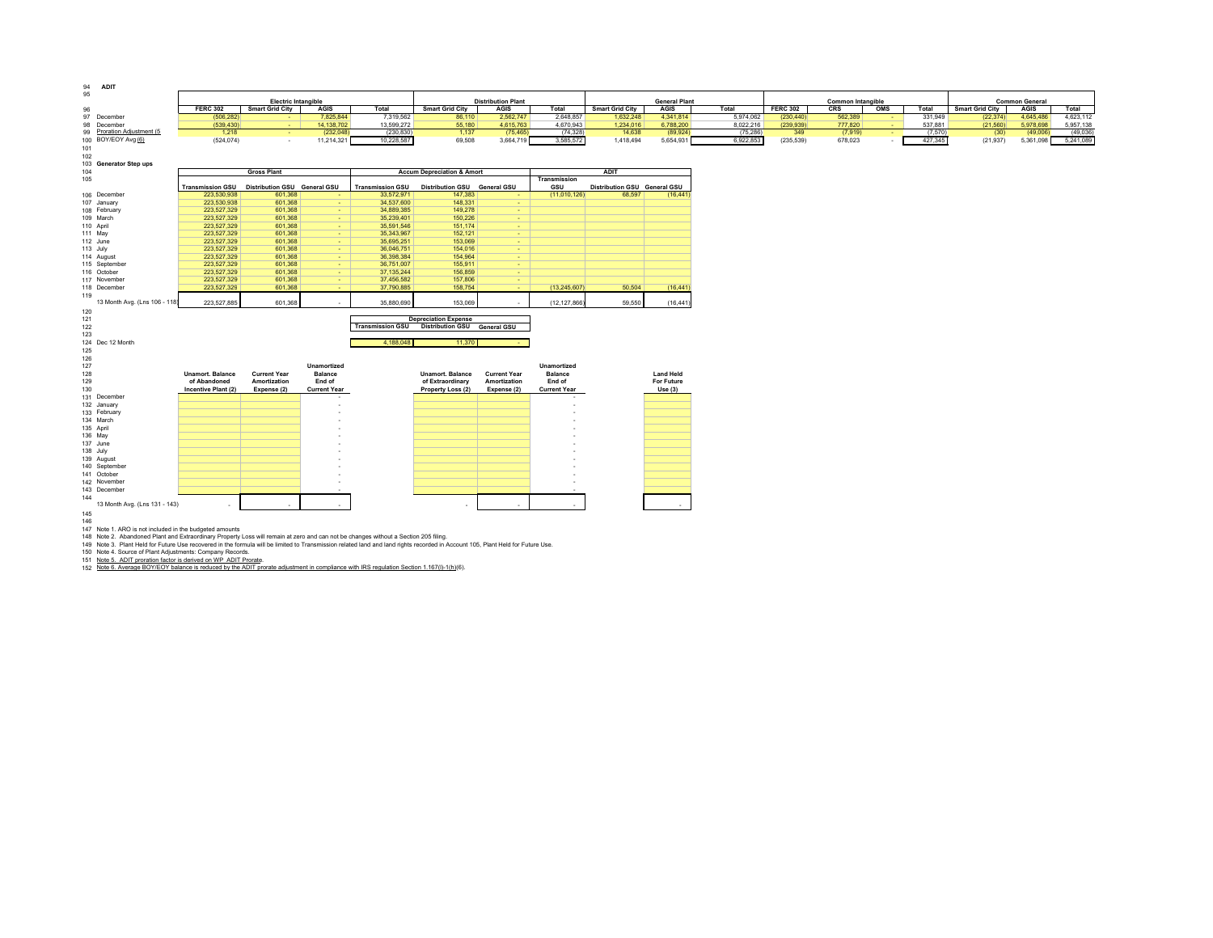94 **ADIT**

| Line | | Electric Intangible | | | | Distribution Plant | | | General Plant | | | Common Intangible | | | | Common General | | |
|---|---|---|---|---|---|---|---|---|---|---|---|---|---|---|---|---|---|---|
| 96 | | FERC 302 | Smart Grid City | AGIS | Total | Smart Grid City | AGIS | Total | Smart Grid City | AGIS | Total | FERC 302 | CRS | OMS | Total | Smart Grid City | AGIS | Total |
| 97 | December | (506,282) | - | 7,825,844 | 7,319,562 | 86,110 | 2,562,747 | 2,648,857 | 1,632,248 | 4,341,814 | 5,974,062 | (230,440) | 562,389 | - | 331,949 | (22,374) | 4,645,486 | 4,623,112 |
| 98 | December | (539,430) | - | 14,138,702 | 13,599,272 | 55,180 | 4,615,763 | 4,670,943 | 1,234,016 | 6,788,200 | 8,022,216 | (239,939) | 777,820 | - | 537,881 | (21,560) | 5,978,698 | 5,957,138 |
| 99 | Proration Adjustment (5) | 1,218 | - | (232,048) | (230,830) | 1,137 | (75,465) | (74,328) | 14,638 | (89,924) | (75,286) | 349 | (7,919) | - | (7,570) | (30) | (49,006) | (49,036) |
| 100 | BOY/EOY Avg (6) | (524,074) | - | 11,214,321 | 10,228,587 | 69,508 | 3,664,719 | 3,585,572 | 1,418,494 | 5,654,931 | 6,922,853 | (235,539) | 678,023 | - | 427,345 | (21,937) | 5,361,098 | 5,241,089 |

101
102

103 **Generator Step ups**

| Line | | Gross Plant | | | Accum Depreciation & Amort | | | ADIT | | |
|---|---|---|---|---|---|---|---|---|---|---|
| 105 | | Transmission GSU | Distribution GSU | General GSU | Transmission GSU | Distribution GSU | General GSU | Transmission GSU | Distribution GSU | General GSU |
| 106 | December | 223,530,938 | 601,368 | - | 33,572,971 | 147,383 | - | (11,010,126) | 68,597 | (16,441) |
| 107 | January | 223,530,938 | 601,368 | - | 34,537,600 | 148,331 | - | | | |
| 108 | February | 223,527,329 | 601,368 | - | 34,889,385 | 149,278 | - | | | |
| 109 | March | 223,527,329 | 601,368 | - | 35,239,401 | 150,226 | - | | | |
| 110 | April | 223,527,329 | 601,368 | - | 35,591,546 | 151,174 | - | | | |
| 111 | May | 223,527,329 | 601,368 | - | 35,343,967 | 152,121 | - | | | |
| 112 | June | 223,527,329 | 601,368 | - | 35,695,251 | 153,069 | - | | | |
| 113 | July | 223,527,329 | 601,368 | - | 36,046,751 | 154,016 | - | | | |
| 114 | August | 223,527,329 | 601,368 | - | 36,398,384 | 154,964 | - | | | |
| 115 | September | 223,527,329 | 601,368 | - | 36,751,007 | 155,911 | - | | | |
| 116 | October | 223,527,329 | 601,368 | - | 37,135,244 | 156,859 | - | | | |
| 117 | November | 223,527,329 | 601,368 | - | 37,456,582 | 157,806 | - | | | |
| 118 | December | 223,527,329 | 601,368 | - | 37,790,885 | 158,754 | - | (13,245,607) | 50,504 | (16,441) |
| 119 | 13 Month Avg. (Lns 106 - 118) | 223,527,885 | 601,368 | - | 35,880,690 | 153,069 | - | (12,127,866) | 59,550 | (16,441) |

120
121

| Line | | Depreciation Expense | | |
|---|---|---|---|---|
| 122 | | Transmission GSU | Distribution GSU | General GSU |
| 124 | Dec 12 Month | 4,188,048 | 11,370 | - |

125
126

| Line | | Unamort. Balance of Abandoned Incentive Plant (2) | Current Year Amortization Expense (2) | Unamortized Balance End of Current Year | Unamort. Balance of Extraordinary Property Loss (2) | Current Year Amortization Expense (2) | Unamortized Balance End of Current Year | Land Held For Future Use (3) |
|---|---|---|---|---|---|---|---|---|
| 131 | December | | | - | | | - | |
| 132 | January | | | - | | | - | |
| 133 | February | | | - | | | - | |
| 134 | March | | | - | | | - | |
| 135 | April | | | - | | | - | |
| 136 | May | | | - | | | - | |
| 137 | June | | | - | | | - | |
| 138 | July | | | - | | | - | |
| 139 | August | | | - | | | - | |
| 140 | September | | | - | | | - | |
| 141 | October | | | - | | | - | |
| 142 | November | | | - | | | - | |
| 143 | December | | | - | | | - | |
| 144 | 13 Month Avg. (Lns 131 - 143) | - | - | - | - | - | - | - |

145
146
147 Note 1. ARO is not included in the budgeted amounts
148 Note 2. Abandoned Plant and Extraordinary Property Loss will remain at zero and can not be changes without a Section 205 filing.
149 Note 3. Plant Held for Future Use recovered in the formula will be limited to Transmission related land and land rights recorded in Account 105, Plant Held for Future Use.
150 Note 4. Source of Plant Adjustments: Company Records.
151 Note 5. ADIT proration factor is derived on WP_ADIT Prorate.
152 Note 6. Average BOY/EOY balance is reduced by the ADIT prorate adjustment in compliance with IRS regulation Section 1.167(l)-1(h)(6).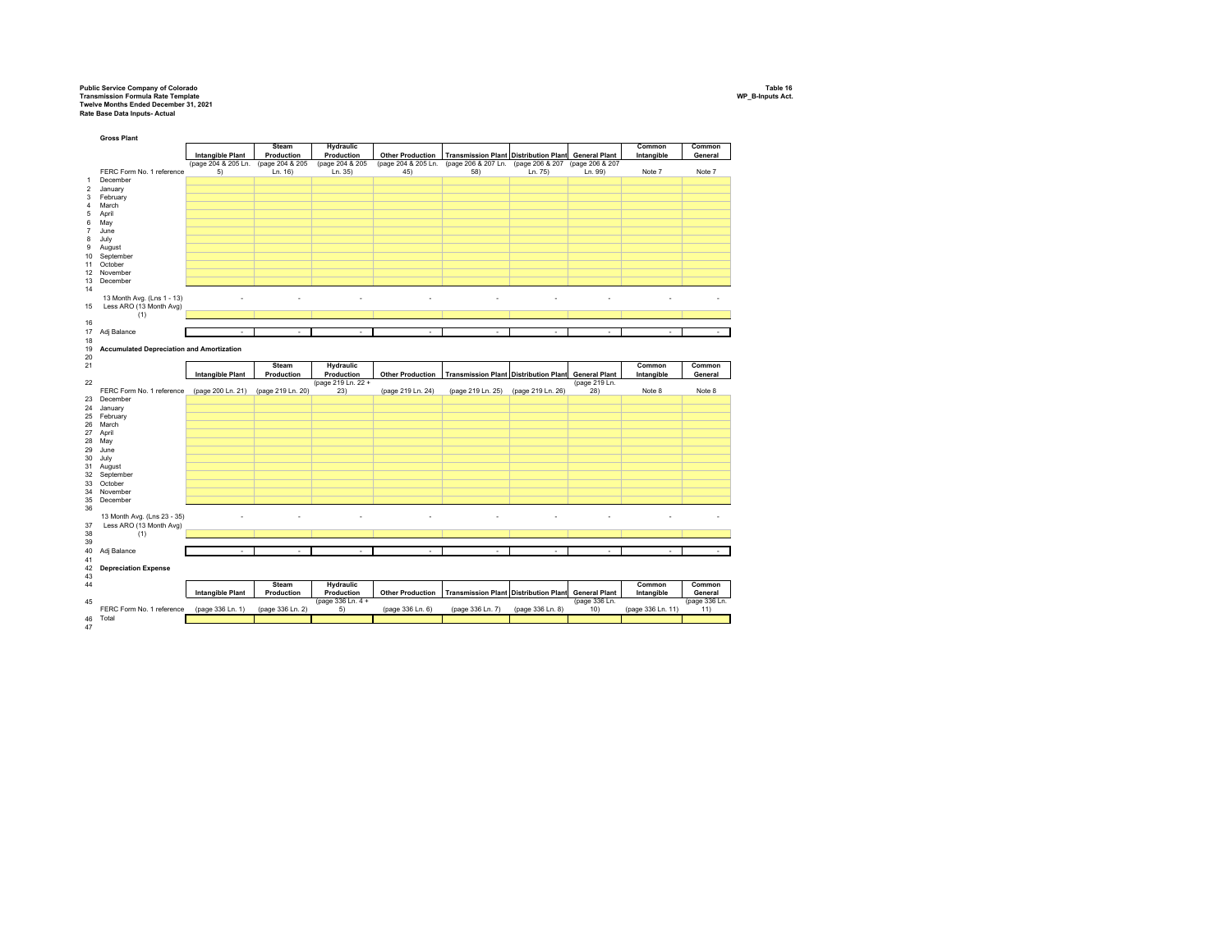**Public Service Company of Colorado**
**Transmission Formula Rate Template**
**Twelve Months Ended December 31, 2021**
**Rate Base Data Inputs- Actual**

**Table 16**
**WP_B-Inputs Act.**

**Gross Plant**

| Line | | Intangible Plant | Steam Production | Hydraulic Production | Other Production | Transmission Plant | Distribution Plant | General Plant | Common Intangible | Common General |
|---|---|---|---|---|---|---|---|---|---|---|
| | FERC Form No. 1 reference | (page 204 & 205 Ln. 5) | (page 204 & 205 Ln. 16) | (page 204 & 205 Ln. 35) | (page 204 & 205 Ln. 45) | (page 206 & 207 Ln. 58) | (page 206 & 207 Ln. 75) | (page 206 & 207 Ln. 99) | Note 7 | Note 7 |
| 1 | December | | | | | | | | | |
| 2 | January | | | | | | | | | |
| 3 | February | | | | | | | | | |
| 4 | March | | | | | | | | | |
| 5 | April | | | | | | | | | |
| 6 | May | | | | | | | | | |
| 7 | June | | | | | | | | | |
| 8 | July | | | | | | | | | |
| 9 | August | | | | | | | | | |
| 10 | September | | | | | | | | | |
| 11 | October | | | | | | | | | |
| 12 | November | | | | | | | | | |
| 13 | December | | | | | | | | | |
| 14 | 13 Month Avg. (Lns 1 - 13) | - | - | - | - | - | - | - | - | - |
| 15 | Less ARO (13 Month Avg) (1) | | | | | | | | | |
| 16 | | | | | | | | | | |
| 17 | Adj Balance | - | - | - | - | - | - | - | - | - |
| 18 | | | | | | | | | | |

19 **Accumulated Depreciation and Amortization**

| Line | | Intangible Plant | Steam Production | Hydraulic Production | Other Production | Transmission Plant | Distribution Plant | General Plant | Common Intangible | Common General |
|---|---|---|---|---|---|---|---|---|---|---|
| 22 | FERC Form No. 1 reference | (page 200 Ln. 21) | (page 219 Ln. 20) | (page 219 Ln. 22 + 23) | (page 219 Ln. 24) | (page 219 Ln. 25) | (page 219 Ln. 26) | (page 219 Ln. 28) | Note 8 | Note 8 |
| 23 | December | | | | | | | | | |
| 24 | January | | | | | | | | | |
| 25 | February | | | | | | | | | |
| 26 | March | | | | | | | | | |
| 27 | April | | | | | | | | | |
| 28 | May | | | | | | | | | |
| 29 | June | | | | | | | | | |
| 30 | July | | | | | | | | | |
| 31 | August | | | | | | | | | |
| 32 | September | | | | | | | | | |
| 33 | October | | | | | | | | | |
| 34 | November | | | | | | | | | |
| 35 | December | | | | | | | | | |
| 36 | 13 Month Avg. (Lns 23 - 35) | - | - | - | - | - | - | - | - | - |
| 37 | Less ARO (13 Month Avg) (1) | | | | | | | | | |
| 39 | | | | | | | | | | |
| 40 | Adj Balance | - | - | - | - | - | - | - | - | - |
| 41 | | | | | | | | | | |

42 **Depreciation Expense**

| Line | | Intangible Plant | Steam Production | Hydraulic Production | Other Production | Transmission Plant | Distribution Plant | General Plant | Common Intangible | Common General |
|---|---|---|---|---|---|---|---|---|---|---|
| 45 | FERC Form No. 1 reference | (page 336 Ln. 1) | (page 336 Ln. 2) | (page 336 Ln. 4 + 5) | (page 336 Ln. 6) | (page 336 Ln. 7) | (page 336 Ln. 8) | (page 336 Ln. 10) | (page 336 Ln. 11) | (page 336 Ln. 11) |
| 46 | Total | | | | | | | | | |
| 47 | | | | | | | | | | |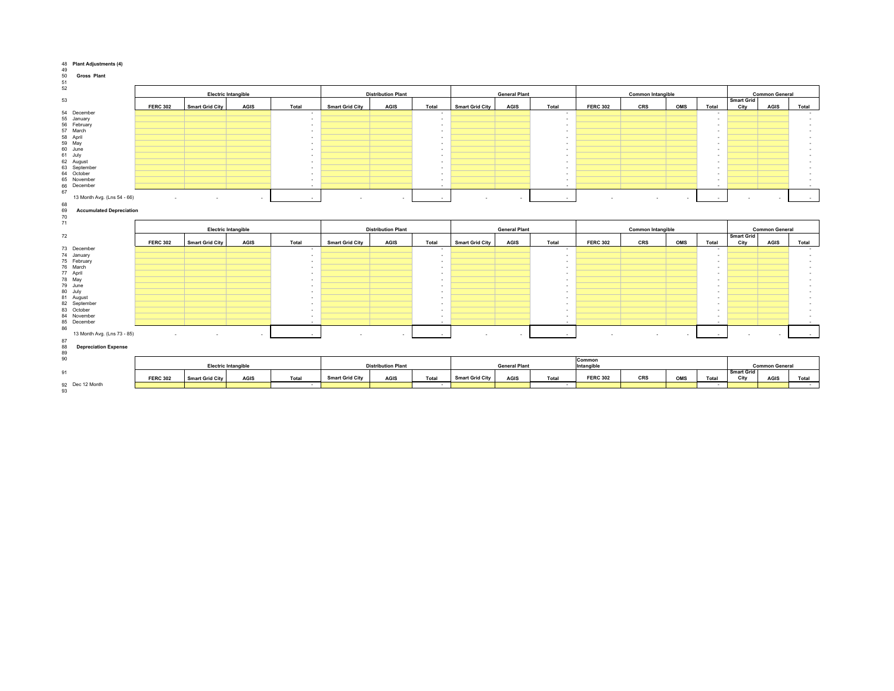48 **Plant Adjustments (4)**

49

50 **Gross Plant**

51

52

| 53 | Electric Intangible | | | | Distribution Plant | | | General Plant | | | Common Intangible | | | | Common General | | |
|---|---|---|---|---|---|---|---|---|---|---|---|---|---|---|---|---|---|
| | FERC 302 | Smart Grid City | AGIS | Total | Smart Grid City | AGIS | Total | Smart Grid City | AGIS | Total | FERC 302 | CRS | OMS | Total | Smart Grid City | AGIS | Total |
| 54 December | | | | - | | | - | | | - | | | | - | | | - |
| 55 January | | | | - | | | - | | | - | | | | - | | | - |
| 56 February | | | | - | | | - | | | - | | | | - | | | - |
| 57 March | | | | - | | | - | | | - | | | | - | | | - |
| 58 April | | | | - | | | - | | | - | | | | - | | | - |
| 59 May | | | | - | | | - | | | - | | | | - | | | - |
| 60 June | | | | - | | | - | | | - | | | | - | | | - |
| 61 July | | | | - | | | - | | | - | | | | - | | | - |
| 62 August | | | | - | | | - | | | - | | | | - | | | - |
| 63 September | | | | - | | | - | | | - | | | | - | | | - |
| 64 October | | | | - | | | - | | | - | | | | - | | | - |
| 65 November | | | | - | | | - | | | - | | | | - | | | - |
| 66 December | | | | - | | | - | | | - | | | | - | | | - |
| 67 | | | | | | | | | | | | | | | | | |
| 13 Month Avg. (Lns 54 - 66) | - | - | - | - | - | - | - | - | - | - | - | - | - | - | - | - | - |

68

69 **Accumulated Depreciation**

70

71

| 72 | Electric Intangible | | | | Distribution Plant | | | General Plant | | | Common Intangible | | | | Common General | | |
|---|---|---|---|---|---|---|---|---|---|---|---|---|---|---|---|---|---|
| | FERC 302 | Smart Grid City | AGIS | Total | Smart Grid City | AGIS | Total | Smart Grid City | AGIS | Total | FERC 302 | CRS | OMS | Total | Smart Grid City | AGIS | Total |
| 73 December | | | | - | | | - | | | - | | | | - | | | - |
| 74 January | | | | - | | | - | | | - | | | | - | | | - |
| 75 February | | | | - | | | - | | | - | | | | - | | | - |
| 76 March | | | | - | | | - | | | - | | | | - | | | - |
| 77 April | | | | - | | | - | | | - | | | | - | | | - |
| 78 May | | | | - | | | - | | | - | | | | - | | | - |
| 79 June | | | | - | | | - | | | - | | | | - | | | - |
| 80 July | | | | - | | | - | | | - | | | | - | | | - |
| 81 August | | | | - | | | - | | | - | | | | - | | | - |
| 82 September | | | | - | | | - | | | - | | | | - | | | - |
| 83 October | | | | - | | | - | | | - | | | | - | | | - |
| 84 November | | | | - | | | - | | | - | | | | - | | | - |
| 85 December | | | | - | | | - | | | - | | | | - | | | - |
| 86 | | | | | | | | | | | | | | | | | |
| 13 Month Avg. (Lns 73 - 85) | - | - | - | - | - | - | - | - | - | - | - | - | - | - | - | - | - |

87

88 **Depreciation Expense**

89

90

| 91 | Electric Intangible | | | | Distribution Plant | | | General Plant | | | Common Intangible | | | | Common General | | |
|---|---|---|---|---|---|---|---|---|---|---|---|---|---|---|---|---|---|
| | FERC 302 | Smart Grid City | AGIS | Total | Smart Grid City | AGIS | Total | Smart Grid City | AGIS | Total | FERC 302 | CRS | OMS | Total | Smart Grid City | AGIS | Total |
| 92 Dec 12 Month | | | | - | | | - | | | - | | | | - | | | - |

93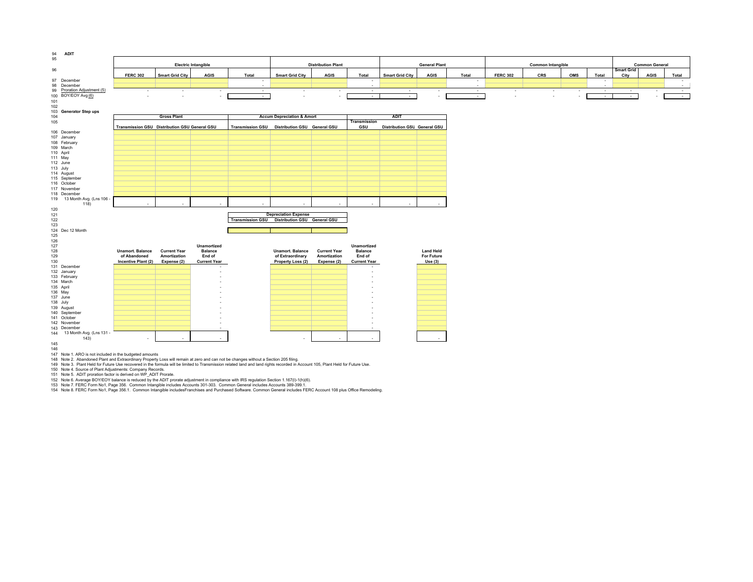94 **ADIT**

| Line | | Electric Intangible | | | | Distribution Plant | | | General Plant | | | Common Intangible | | | | Common General | | |
|---|---|---|---|---|---|---|---|---|---|---|---|---|---|---|---|---|---|---|
| 96 | | FERC 302 | Smart Grid City | AGIS | Total | Smart Grid City | AGIS | Total | Smart Grid City | AGIS | Total | FERC 302 | CRS | OMS | Total | Smart Grid City | AGIS | Total |
| 97 | December | | | | - | | | - | | | - | | | | - | | | - |
| 98 | December | | | | - | | | - | | | - | | | | - | | | - |
| 99 | Proration Adjustment (5) | - | - | - | - | - | - | - | - | - | - | - | - | - | - | - | - | - |
| 100 | BOY/EOY Avg (6) | - | - | - | - | - | - | - | - | - | - | - | - | - | - | - | - | - |

101
102

103 **Generator Step ups**

| Line | | Gross Plant | | | Accum Depreciation & Amort | | | ADIT | | |
|---|---|---|---|---|---|---|---|---|---|---|
| 105 | | Transmission GSU | Distribution GSU | General GSU | Transmission GSU | Distribution GSU | General GSU | Transmission GSU | Distribution GSU | General GSU |
| 106 | December | | | | | | | | | |
| 107 | January | | | | | | | | | |
| 108 | February | | | | | | | | | |
| 109 | March | | | | | | | | | |
| 110 | April | | | | | | | | | |
| 111 | May | | | | | | | | | |
| 112 | June | | | | | | | | | |
| 113 | July | | | | | | | | | |
| 114 | August | | | | | | | | | |
| 115 | September | | | | | | | | | |
| 116 | October | | | | | | | | | |
| 117 | November | | | | | | | | | |
| 118 | December | | | | | | | | | |
| 119 | 13 Month Avg. (Lns 106 - 118) | - | - | - | - | - | - | - | - | - |

120
121

| Line | | Depreciation Expense | | |
|---|---|---|---|---|
| 122 | | Transmission GSU | Distribution GSU | General GSU |
| 124 | Dec 12 Month | | | |

125
126

| Line | | Unamort. Balance of Abandoned Incentive Plant (2) | Current Year Amortization Expense (2) | Unamortized Balance End of Current Year | Unamort. Balance of Extraordinary Property Loss (2) | Current Year Amortization Expense (2) | Unamortized Balance End of Current Year | Land Held For Future Use (3) |
|---|---|---|---|---|---|---|---|---|
| 131 | December | | | - | | | - | |
| 132 | January | | | - | | | - | |
| 133 | February | | | - | | | - | |
| 134 | March | | | - | | | - | |
| 135 | April | | | - | | | - | |
| 136 | May | | | - | | | - | |
| 137 | June | | | - | | | - | |
| 138 | July | | | - | | | - | |
| 139 | August | | | - | | | - | |
| 140 | September | | | - | | | - | |
| 141 | October | | | - | | | - | |
| 142 | November | | | - | | | - | |
| 143 | December | | | - | | | - | |
| 144 | 13 Month Avg. (Lns 131 - 143) | - | - | - | - | - | - | - |

145
146

147 Note 1. ARO is not included in the budgeted amounts
148 Note 2. Abandoned Plant and Extraordinary Property Loss will remain at zero and can not be changes without a Section 205 filing.
149 Note 3. Plant Held for Future Use recovered in the formula will be limited to Transmission related land and land rights recorded in Account 105, Plant Held for Future Use.
150 Note 4. Source of Plant Adjustments: Company Records.
151 Note 5. ADIT proration factor is derived on WP_ADIT Prorate.
152 Note 6. Average BOY/EOY balance is reduced by the ADIT prorate adjustment in compliance with IRS regulation Section 1.167(l)-1(h)(6).
153 Note 7. FERC Form No1, Page 356. Common Intangible includes Accounts 301-303. Common General includes Accounts 389-399.1.
154 Note 8. FERC Form No1, Page 356.1. Common Intangible includesFranchises and Purchased Software. Common General includes FERC Account 108 plus Office Remodeling.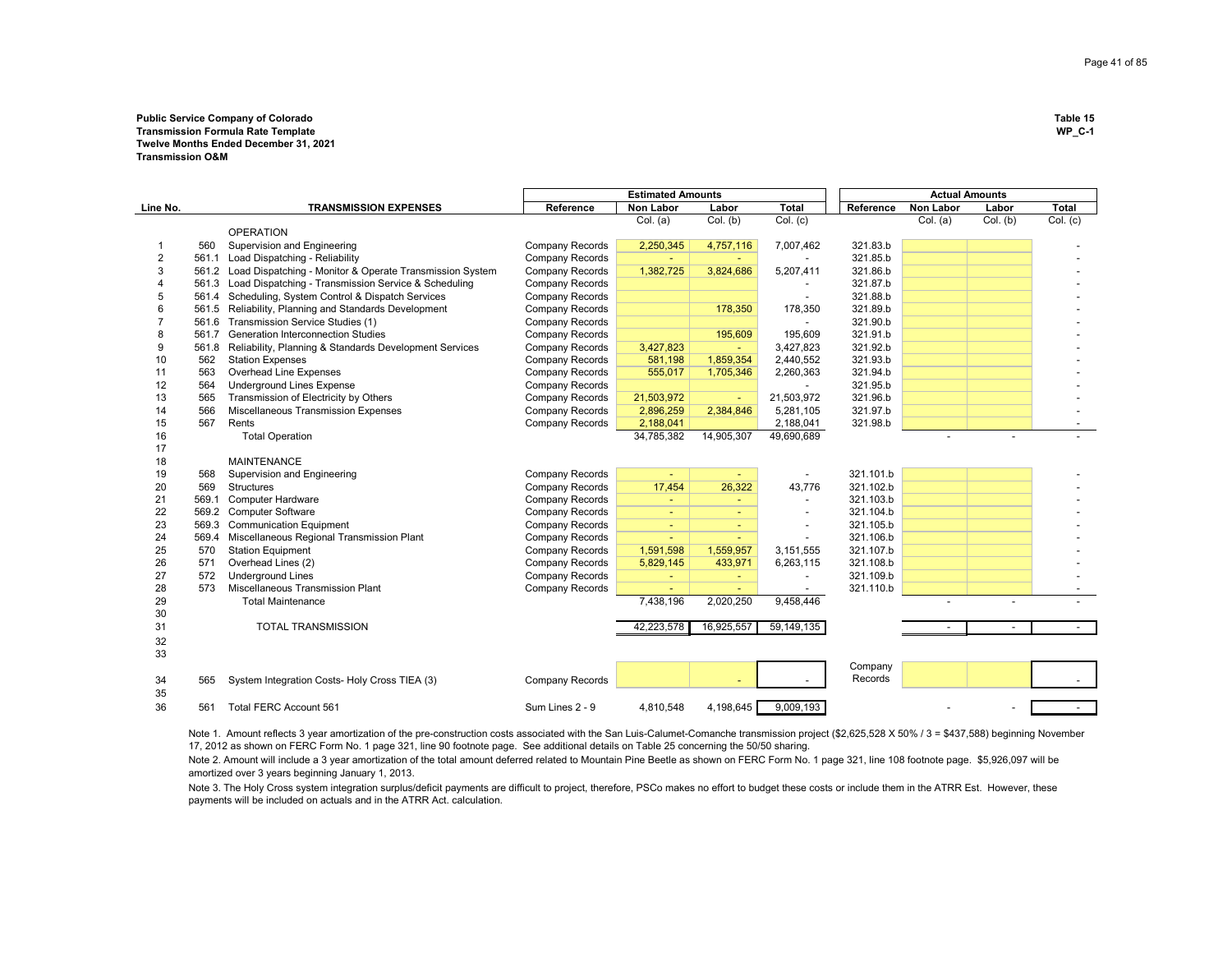**Public Service Company of Colorado**
**Transmission Formula Rate Template**
**Twelve Months Ended December 31, 2021**
**Transmission O&M**

**Table 15**
**WP_C-1**

| Line No. | | TRANSMISSION EXPENSES | Reference | Estimated Amounts Non Labor | Labor | Total | Reference | Actual Amounts Non Labor | Labor | Total |
|---|---|---|---|---|---|---|---|---|---|---|
| | | | | Col. (a) | Col. (b) | Col. (c) | | Col. (a) | Col. (b) | Col. (c) |
| | | OPERATION | | | | | | | | |
| 1 | 560 | Supervision and Engineering | Company Records | 2,250,345 | 4,757,116 | 7,007,462 | 321.83.b | | | - |
| 2 | 561.1 | Load Dispatching - Reliability | Company Records | - | - | - | 321.85.b | | | - |
| 3 | 561.2 | Load Dispatching - Monitor & Operate Transmission System | Company Records | 1,382,725 | 3,824,686 | 5,207,411 | 321.86.b | | | - |
| 4 | 561.3 | Load Dispatching - Transmission Service & Scheduling | Company Records | | | - | 321.87.b | | | - |
| 5 | 561.4 | Scheduling, System Control & Dispatch Services | Company Records | | | - | 321.88.b | | | - |
| 6 | 561.5 | Reliability, Planning and Standards Development | Company Records | | 178,350 | 178,350 | 321.89.b | | | - |
| 7 | 561.6 | Transmission Service Studies (1) | Company Records | | | - | 321.90.b | | | - |
| 8 | 561.7 | Generation Interconnection Studies | Company Records | | 195,609 | 195,609 | 321.91.b | | | - |
| 9 | 561.8 | Reliability, Planning & Standards Development Services | Company Records | 3,427,823 | - | 3,427,823 | 321.92.b | | | - |
| 10 | 562 | Station Expenses | Company Records | 581,198 | 1,859,354 | 2,440,552 | 321.93.b | | | - |
| 11 | 563 | Overhead Line Expenses | Company Records | 555,017 | 1,705,346 | 2,260,363 | 321.94.b | | | - |
| 12 | 564 | Underground Lines Expense | Company Records | | | - | 321.95.b | | | - |
| 13 | 565 | Transmission of Electricity by Others | Company Records | 21,503,972 | - | 21,503,972 | 321.96.b | | | - |
| 14 | 566 | Miscellaneous Transmission Expenses | Company Records | 2,896,259 | 2,384,846 | 5,281,105 | 321.97.b | | | - |
| 15 | 567 | Rents | Company Records | 2,188,041 | | 2,188,041 | 321.98.b | | | - |
| 16 | | Total Operation | | 34,785,382 | 14,905,307 | 49,690,689 | | - | - | - |
| 17 | | | | | | | | | | |
| 18 | | MAINTENANCE | | | | | | | | |
| 19 | 568 | Supervision and Engineering | Company Records | - | - | - | 321.101.b | | | - |
| 20 | 569 | Structures | Company Records | 17,454 | 26,322 | 43,776 | 321.102.b | | | - |
| 21 | 569.1 | Computer Hardware | Company Records | - | - | - | 321.103.b | | | - |
| 22 | 569.2 | Computer Software | Company Records | - | - | - | 321.104.b | | | - |
| 23 | 569.3 | Communication Equipment | Company Records | - | - | - | 321.105.b | | | - |
| 24 | 569.4 | Miscellaneous Regional Transmission Plant | Company Records | - | - | - | 321.106.b | | | - |
| 25 | 570 | Station Equipment | Company Records | 1,591,598 | 1,559,957 | 3,151,555 | 321.107.b | | | - |
| 26 | 571 | Overhead Lines (2) | Company Records | 5,829,145 | 433,971 | 6,263,115 | 321.108.b | | | - |
| 27 | 572 | Underground Lines | Company Records | - | - | - | 321.109.b | | | - |
| 28 | 573 | Miscellaneous Transmission Plant | Company Records | - | - | - | 321.110.b | | | - |
| 29 | | Total Maintenance | | 7,438,196 | 2,020,250 | 9,458,446 | | - | - | - |
| 30 | | | | | | | | | | |
| 31 | | TOTAL TRANSMISSION | | 42,223,578 | 16,925,557 | 59,149,135 | | - | - | - |
| 32 | | | | | | | | | | |
| 33 | | | | | | | | | | |
| 34 | 565 | System Integration Costs- Holy Cross TIEA (3) | Company Records | | - | - | Company Records | | | - |
| 35 | | | | | | | | | | |
| 36 | 561 | Total FERC Account 561 | Sum Lines 2 - 9 | 4,810,548 | 4,198,645 | 9,009,193 | | - | - | - |

Note 1. Amount reflects 3 year amortization of the pre-construction costs associated with the San Luis-Calumet-Comanche transmission project ($2,625,528 X 50% / 3 = $437,588) beginning November 17, 2012 as shown on FERC Form No. 1 page 321, line 90 footnote page. See additional details on Table 25 concerning the 50/50 sharing.

Note 2. Amount will include a 3 year amortization of the total amount deferred related to Mountain Pine Beetle as shown on FERC Form No. 1 page 321, line 108 footnote page. $5,926,097 will be amortized over 3 years beginning January 1, 2013.

Note 3. The Holy Cross system integration surplus/deficit payments are difficult to project, therefore, PSCo makes no effort to budget these costs or include them in the ATRR Est. However, these payments will be included on actuals and in the ATRR Act. calculation.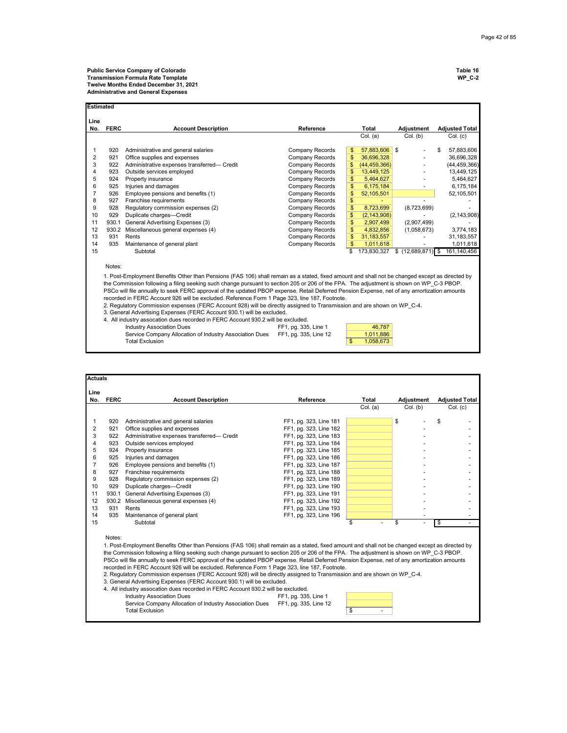**Public Service Company of Colorado**
**Transmission Formula Rate Template**
**Twelve Months Ended December 31, 2021**
**Administrative and General Expenses**

**Table 16**
**WP_C-2**

**Estimated**

| Line No. | FERC | Account Description | Reference | Total | Adjustment | Adjusted Total |
|---|---|---|---|---|---|---|
| | | | | Col. (a) | Col. (b) | Col. (c) |
| 1 | 920 | Administrative and general salaries | Company Records | $ 57,883,606 | $ - | $ 57,883,606 |
| 2 | 921 | Office supplies and expenses | Company Records | $ 36,696,328 | - | 36,696,328 |
| 3 | 922 | Administrative expenses transferred— Credit | Company Records | $ (44,459,366) | - | (44,459,366) |
| 4 | 923 | Outside services employed | Company Records | $ 13,449,125 | - | 13,449,125 |
| 5 | 924 | Property insurance | Company Records | $ 5,464,627 | - | 5,464,627 |
| 6 | 925 | Injuries and damages | Company Records | $ 6,175,184 | - | 6,175,184 |
| 7 | 926 | Employee pensions and benefits (1) | Company Records | $ 52,105,501 | | 52,105,501 |
| 8 | 927 | Franchise requirements | Company Records | $ - | - | - |
| 9 | 928 | Regulatory commission expenses (2) | Company Records | $ 8,723,699 | (8,723,699) | - |
| 10 | 929 | Duplicate charges—Credit | Company Records | $ (2,143,908) | - | (2,143,908) |
| 11 | 930.1 | General Advertising Expenses (3) | Company Records | $ 2,907,499 | (2,907,499) | - |
| 12 | 930.2 | Miscellaneous general expenses (4) | Company Records | $ 4,832,856 | (1,058,673) | 3,774,183 |
| 13 | 931 | Rents | Company Records | $ 31,183,557 | - | 31,183,557 |
| 14 | 935 | Maintenance of general plant | Company Records | $ 1,011,618 | - | 1,011,618 |
| 15 | | Subtotal | | $ 173,830,327 | $ (12,689,871) | $ 161,140,456 |

Notes:

1. Post-Employment Benefits Other than Pensions (FAS 106) shall remain as a stated, fixed amount and shall not be changed except as directed by the Commission following a filing seeking such change pursuant to section 205 or 206 of the FPA. The adjustment is shown on WP_C-3 PBOP. PSCo will file annually to seek FERC approval of the updated PBOP expense. Retail Deferred Pension Expense, net of any amortization amounts recorded in FERC Account 926 will be excluded. Reference Form 1 Page 323, line 187, Footnote.
2. Regulatory Commission expenses (FERC Account 928) will be directly assigned to Transmission and are shown on WP_C-4.
3. General Advertising Expenses (FERC Account 930.1) will be excluded.
4. All industry assocation dues recorded in FERC Account 930.2 will be excluded.

| | | |
|---|---|---|
| Industry Association Dues | FF1, pg. 335, Line 1 | 46,787 |
| Service Company Allocation of Industry Association Dues | FF1, pg. 335, Line 12 | 1,011,886 |
| Total Exclusion | | $ 1,058,673 |

**Actuals**

| Line No. | FERC | Account Description | Reference | Total | Adjustment | Adjusted Total |
|---|---|---|---|---|---|---|
| | | | | Col. (a) | Col. (b) | Col. (c) |
| 1 | 920 | Administrative and general salaries | FF1, pg. 323, Line 181 | | $ - | $ - |
| 2 | 921 | Office supplies and expenses | FF1, pg. 323, Line 182 | | - | - |
| 3 | 922 | Administrative expenses transferred— Credit | FF1, pg. 323, Line 183 | | - | - |
| 4 | 923 | Outside services employed | FF1, pg. 323, Line 184 | | - | - |
| 5 | 924 | Property insurance | FF1, pg. 323, Line 185 | | - | - |
| 6 | 925 | Injuries and damages | FF1, pg. 323, Line 186 | | - | - |
| 7 | 926 | Employee pensions and benefits (1) | FF1, pg. 323, Line 187 | | - | - |
| 8 | 927 | Franchise requirements | FF1, pg. 323, Line 188 | | - | - |
| 9 | 928 | Regulatory commission expenses (2) | FF1, pg. 323, Line 189 | | - | - |
| 10 | 929 | Duplicate charges—Credit | FF1, pg. 323, Line 190 | | - | - |
| 11 | 930.1 | General Advertising Expenses (3) | FF1, pg. 323, Line 191 | | - | - |
| 12 | 930.2 | Miscellaneous general expenses (4) | FF1, pg. 323, Line 192 | | - | - |
| 13 | 931 | Rents | FF1, pg. 323, Line 193 | | - | - |
| 14 | 935 | Maintenance of general plant | FF1, pg. 323, Line 196 | | - | - |
| 15 | | Subtotal | | $ - | $ - | $ - |

Notes:

1. Post-Employment Benefits Other than Pensions (FAS 106) shall remain as a stated, fixed amount and shall not be changed except as directed by the Commission following a filing seeking such change pursuant to section 205 or 206 of the FPA. The adjustment is shown on WP_C-3 PBOP. PSCo will file annually to seek FERC approval of the updated PBOP expense. Retail Deferred Pension Expense, net of any amortization amounts recorded in FERC Account 926 will be excluded. Reference Form 1 Page 323, line 187, Footnote.
2. Regulatory Commission expenses (FERC Account 928) will be directly assigned to Transmission and are shown on WP_C-4.
3. General Advertising Expenses (FERC Account 930.1) will be excluded.
4. All industry assocation dues recorded in FERC Account 930.2 will be excluded.

| | | |
|---|---|---|
| Industry Association Dues | FF1, pg. 335, Line 1 | |
| Service Company Allocation of Industry Association Dues | FF1, pg. 335, Line 12 | |
| Total Exclusion | | $ - |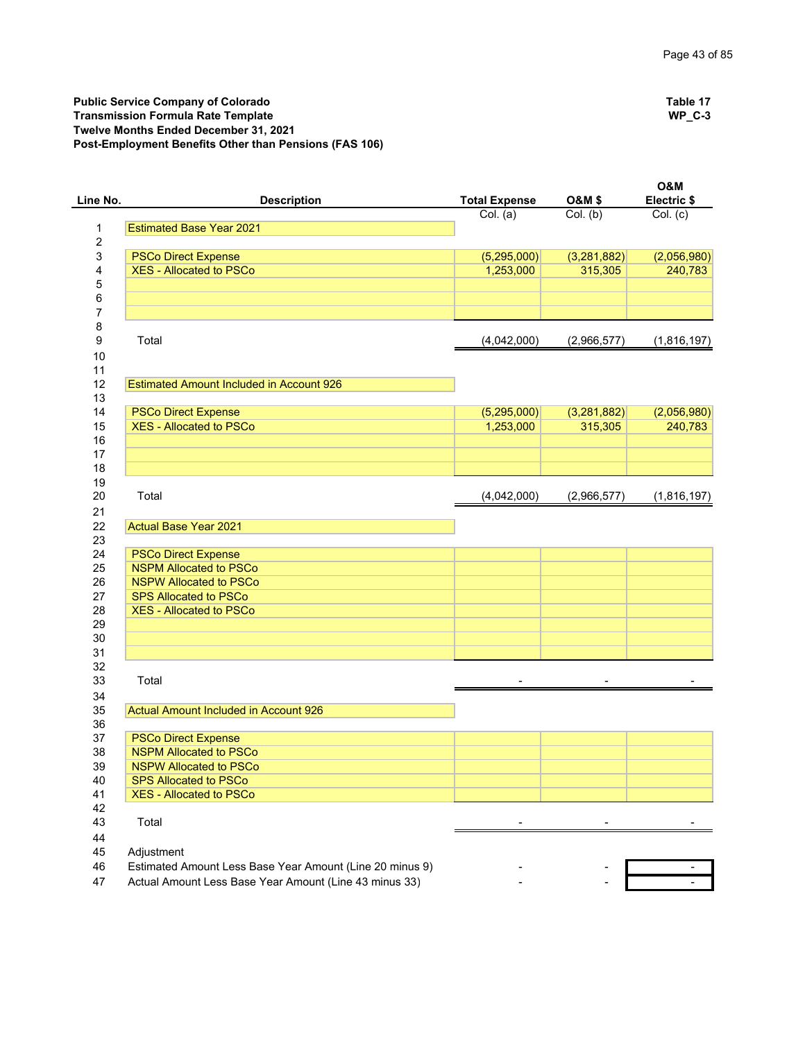**Public Service Company of Colorado**
**Transmission Formula Rate Template**
**Twelve Months Ended December 31, 2021**
**Post-Employment Benefits Other than Pensions (FAS 106)**

**Table 17**
**WP_C-3**

| Line No. | Description | Total Expense | O&M $ | O&M Electric $ |
|---|---|---|---|---|
| | | Col. (a) | Col. (b) | Col. (c) |
| 1 | Estimated Base Year 2021 | | | |
| 2 | | | | |
| 3 | PSCo Direct Expense | (5,295,000) | (3,281,882) | (2,056,980) |
| 4 | XES - Allocated to PSCo | 1,253,000 | 315,305 | 240,783 |
| 5 | | | | |
| 6 | | | | |
| 7 | | | | |
| 8 | | | | |
| 9 | Total | (4,042,000) | (2,966,577) | (1,816,197) |
| 10 | | | | |
| 11 | | | | |
| 12 | Estimated Amount Included in Account 926 | | | |
| 13 | | | | |
| 14 | PSCo Direct Expense | (5,295,000) | (3,281,882) | (2,056,980) |
| 15 | XES - Allocated to PSCo | 1,253,000 | 315,305 | 240,783 |
| 16 | | | | |
| 17 | | | | |
| 18 | | | | |
| 19 | | | | |
| 20 | Total | (4,042,000) | (2,966,577) | (1,816,197) |
| 21 | | | | |
| 22 | Actual Base Year 2021 | | | |
| 23 | | | | |
| 24 | PSCo Direct Expense | | | |
| 25 | NSPM Allocated to PSCo | | | |
| 26 | NSPW Allocated to PSCo | | | |
| 27 | SPS Allocated to PSCo | | | |
| 28 | XES - Allocated to PSCo | | | |
| 29 | | | | |
| 30 | | | | |
| 31 | | | | |
| 32 | | | | |
| 33 | Total | - | - | - |
| 34 | | | | |
| 35 | Actual Amount Included in Account 926 | | | |
| 36 | | | | |
| 37 | PSCo Direct Expense | | | |
| 38 | NSPM Allocated to PSCo | | | |
| 39 | NSPW Allocated to PSCo | | | |
| 40 | SPS Allocated to PSCo | | | |
| 41 | XES - Allocated to PSCo | | | |
| 42 | | | | |
| 43 | Total | - | - | - |
| 44 | | | | |
| 45 | Adjustment | | | |
| 46 | Estimated Amount Less Base Year Amount (Line 20 minus 9) | - | - | - |
| 47 | Actual Amount Less Base Year Amount (Line 43 minus 33) | - | - | - |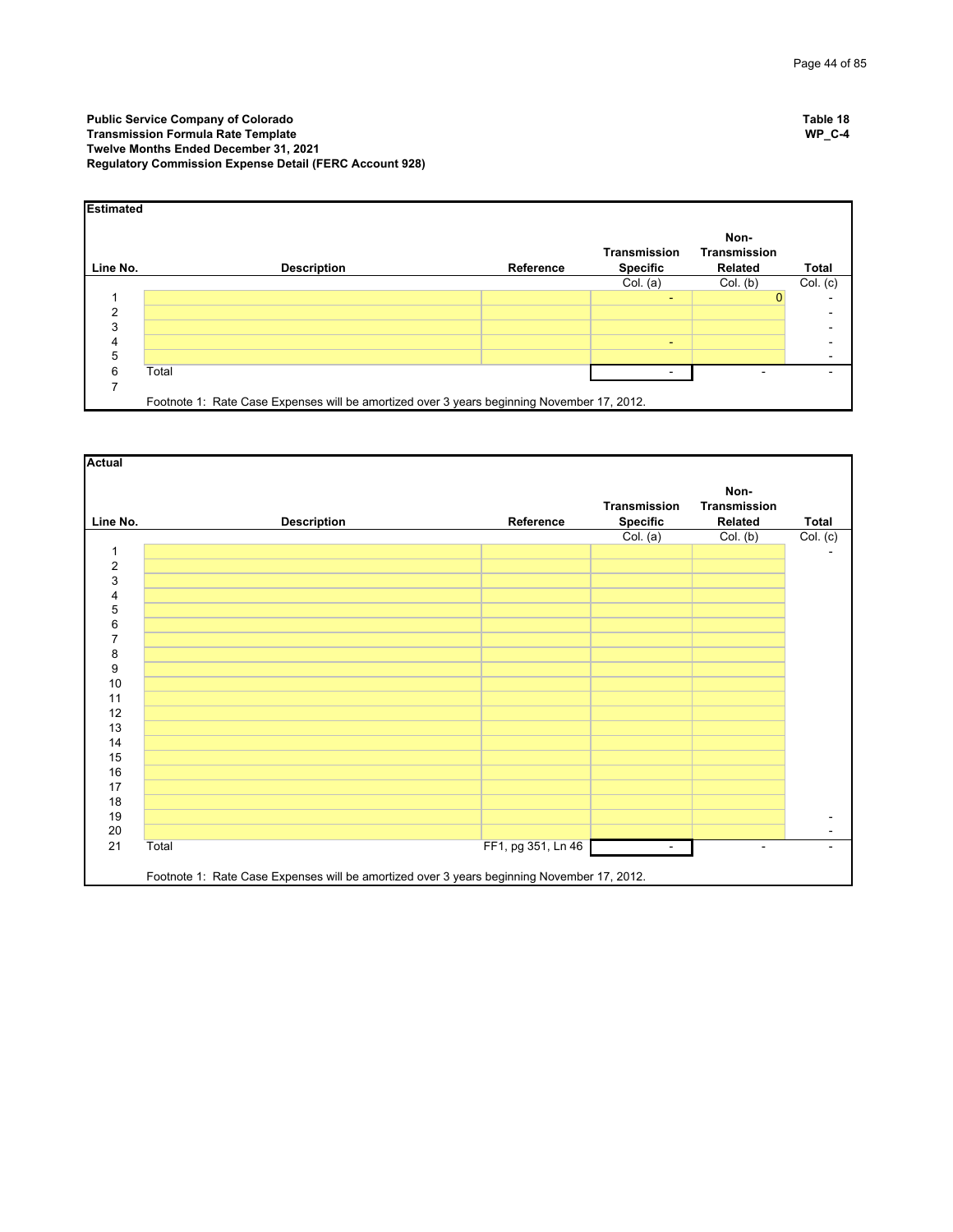**Public Service Company of Colorado**
**Transmission Formula Rate Template**
**Twelve Months Ended December 31, 2021**
**Regulatory Commission Expense Detail (FERC Account 928)**

**Table 18**
**WP_C-4**

**Estimated**

| Line No. | Description | Reference | Transmission Specific | Non-Transmission Related | Total |
|---|---|---|---|---|---|
| | | | Col. (a) | Col. (b) | Col. (c) |
| 1 | | | - | 0 | - |
| 2 | | | | | - |
| 3 | | | | | - |
| 4 | | | - | | - |
| 5 | | | | | - |
| 6 | Total | | - | - | - |
| 7 | | | | | |

Footnote 1: Rate Case Expenses will be amortized over 3 years beginning November 17, 2012.

**Actual**

| Line No. | Description | Reference | Transmission Specific | Non-Transmission Related | Total |
|---|---|---|---|---|---|
| | | | Col. (a) | Col. (b) | Col. (c) |
| 1 | | | | | - |
| 2 | | | | | |
| 3 | | | | | |
| 4 | | | | | |
| 5 | | | | | |
| 6 | | | | | |
| 7 | | | | | |
| 8 | | | | | |
| 9 | | | | | |
| 10 | | | | | |
| 11 | | | | | |
| 12 | | | | | |
| 13 | | | | | |
| 14 | | | | | |
| 15 | | | | | |
| 16 | | | | | |
| 17 | | | | | |
| 18 | | | | | |
| 19 | | | | | - |
| 20 | | | | | - |
| 21 | Total | FF1, pg 351, Ln 46 | - | - | - |

Footnote 1: Rate Case Expenses will be amortized over 3 years beginning November 17, 2012.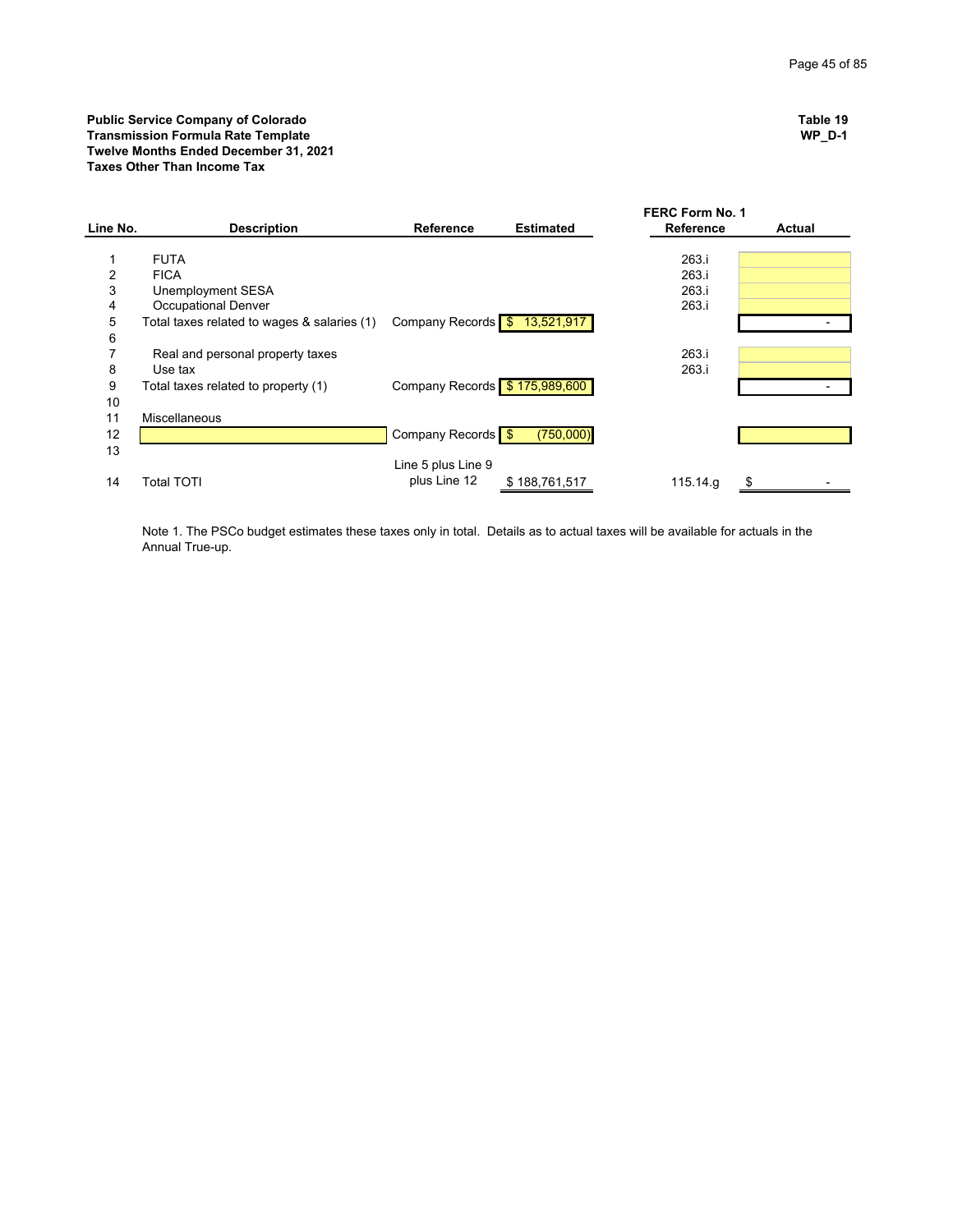**Public Service Company of Colorado**
**Transmission Formula Rate Template**
**Twelve Months Ended December 31, 2021**
**Taxes Other Than Income Tax**

**Table 19**
**WP_D-1**

| Line No. | Description | Reference | Estimated | FERC Form No. 1 Reference | Actual |
|---|---|---|---|---|---|
| 1 | FUTA | | | 263.i | |
| 2 | FICA | | | 263.i | |
| 3 | Unemployment SESA | | | 263.i | |
| 4 | Occupational Denver | | | 263.i | |
| 5 | Total taxes related to wages & salaries (1) | Company Records | $ 13,521,917 | | - |
| 6 | | | | | |
| 7 | Real and personal property taxes | | | 263.i | |
| 8 | Use tax | | | 263.i | |
| 9 | Total taxes related to property (1) | Company Records | $ 175,989,600 | | - |
| 10 | | | | | |
| 11 | Miscellaneous | | | | |
| 12 | | Company Records | $ (750,000) | | |
| 13 | | | | | |
| 14 | Total TOTI | Line 5 plus Line 9 plus Line 12 | $ 188,761,517 | 115.14.g | $ - |

Note 1. The PSCo budget estimates these taxes only in total. Details as to actual taxes will be available for actuals in the Annual True-up.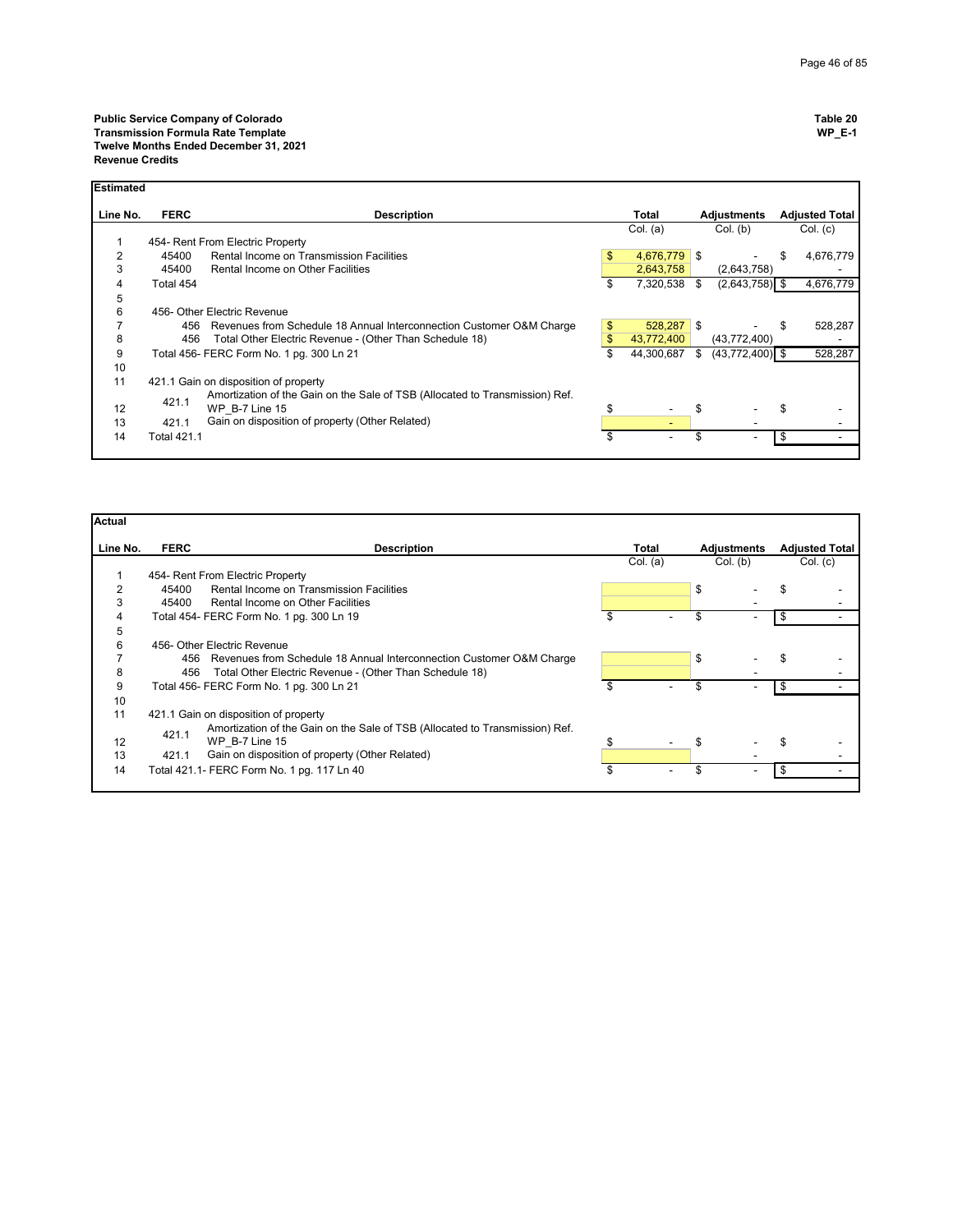**Public Service Company of Colorado**
**Transmission Formula Rate Template**
**Twelve Months Ended December 31, 2021**
**Revenue Credits**

**Table 20**
**WP_E-1**

**Estimated**

| Line No. | FERC | Description | Total Col. (a) | Adjustments Col. (b) | Adjusted Total Col. (c) |
|---|---|---|---|---|---|
| 1 | 454- Rent From Electric Property | | | | |
| 2 | 45400 | Rental Income on Transmission Facilities | $ 4,676,779 | $ - | $ 4,676,779 |
| 3 | 45400 | Rental Income on Other Facilities | 2,643,758 | (2,643,758) | - |
| 4 | Total 454 | | $ 7,320,538 | $ (2,643,758) | $ 4,676,779 |
| 5 | | | | | |
| 6 | 456- Other Electric Revenue | | | | |
| 7 | 456 | Revenues from Schedule 18 Annual Interconnection Customer O&M Charge | $ 528,287 | $ - | $ 528,287 |
| 8 | 456 | Total Other Electric Revenue - (Other Than Schedule 18) | $ 43,772,400 | (43,772,400) | - |
| 9 | Total 456- FERC Form No. 1 pg. 300 Ln 21 | | $ 44,300,687 | $ (43,772,400) | $ 528,287 |
| 10 | | | | | |
| 11 | 421.1 Gain on disposition of property | | | | |
| 12 | 421.1 | Amortization of the Gain on the Sale of TSB (Allocated to Transmission) Ref. WP_B-7 Line 15 | $ - | $ - | $ - |
| 13 | 421.1 | Gain on disposition of property (Other Related) | - | - | - |
| 14 | Total 421.1 | | $ - | $ - | $ - |

**Actual**

| Line No. | FERC | Description | Total Col. (a) | Adjustments Col. (b) | Adjusted Total Col. (c) |
|---|---|---|---|---|---|
| 1 | 454- Rent From Electric Property | | | | |
| 2 | 45400 | Rental Income on Transmission Facilities | | $ - | $ - |
| 3 | 45400 | Rental Income on Other Facilities | | - | - |
| 4 | Total 454- FERC Form No. 1 pg. 300 Ln 19 | | $ - | $ - | $ - |
| 5 | | | | | |
| 6 | 456- Other Electric Revenue | | | | |
| 7 | 456 | Revenues from Schedule 18 Annual Interconnection Customer O&M Charge | | $ - | $ - |
| 8 | 456 | Total Other Electric Revenue - (Other Than Schedule 18) | | - | - |
| 9 | Total 456- FERC Form No. 1 pg. 300 Ln 21 | | $ - | $ - | $ - |
| 10 | | | | | |
| 11 | 421.1 Gain on disposition of property | | | | |
| 12 | 421.1 | Amortization of the Gain on the Sale of TSB (Allocated to Transmission) Ref. WP_B-7 Line 15 | $ - | $ - | $ - |
| 13 | 421.1 | Gain on disposition of property (Other Related) | | - | - |
| 14 | Total 421.1- FERC Form No. 1 pg. 117 Ln 40 | | $ - | $ - | $ - |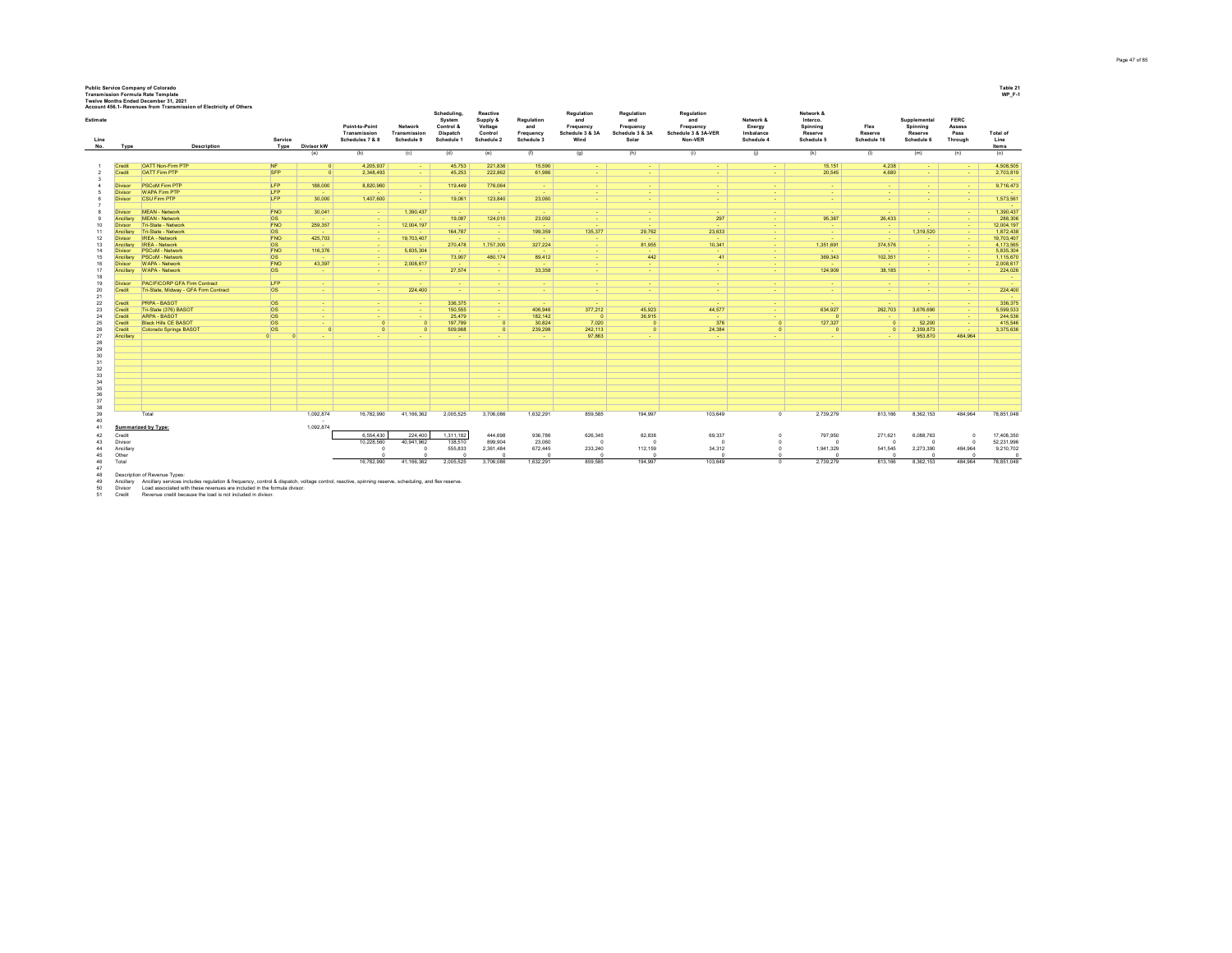**Public Service Company of Colorado**
**Transmission Formula Rate Template**
**Twelve Months Ended December 31, 2021**
**Account 456.1- Revenues from Transmission of Electricity of Others**

**Table 21**
**WP_F-1**

**Estimate**

| Line No. | Type | Description | Service Type | Divisor kW | Point-to-Point Transmission Schedules 7 & 8 | Network Transmission Schedule 9 | Scheduling, System Control & Dispatch Schedule 1 | Reactive Supply & Voltage Control Schedule 2 | Regulation and Frequency Schedule 3 | Regulation and Frequency Schedule 3 & 3A Wind | Regulation and Frequency Schedule 3 & 3A Solar | Regulation and Frequency Schedule 3 & 3A-VER Non-VER | Network & Energy Imbalance Schedule 4 | Network & Interco. Spinning Reserve Schedule 5 | Flex Reserve Schedule 16 | Supplemental Spinning Reserve Schedule 6 | FERC Assess Pass Through | Total of Line Items |
|---|---|---|---|---|---|---|---|---|---|---|---|---|---|---|---|---|---|---|
| | | | | (a) | (b) | (c) | (d) | (e) | (f) | (g) | (h) | (i) | (j) | (k) | (l) | (m) | (n) | (o) |
| 1 | Credit | OATT Non-Firm PTP | NF | 0 | 4,205,937 | - | 45,753 | 221,836 | 15,590 | - | - | - | - | 15,151 | 4,238 | - | - | 4,508,505 |
| 2 | Credit | OATT Firm PTP | SFP | 0 | 2,348,493 | - | 45,253 | 222,862 | 61,986 | - | - | - | - | 20,545 | 4,680 | - | - | 2,703,819 |
| 3 | | | | | | | | | | | | | | | | | | |
| 4 | Divisor | PSCoM Firm PTP | LFP | 188,000 | 8,820,960 | - | 119,449 | 776,064 | - | - | - | - | - | - | - | - | - | 9,716,473 |
| 5 | Divisor | WAPA Firm PTP | LFP | - | - | - | - | - | - | - | - | - | - | - | - | - | - | - |
| 6 | Divisor | CSU Firm PTP | LFP | 30,000 | 1,407,600 | - | 19,061 | 123,840 | 23,060 | - | - | - | - | - | - | - | - | 1,573,561 |
| 7 | | | | | | | | | | | | | | | | | | - |
| 8 | Divisor | MEAN - Network | FNO | 30,041 | - | 1,390,437 | - | - | - | - | - | - | - | - | - | - | - | 1,390,437 |
| 9 | Ancillary | MEAN - Network | OS | - | - | - | 19,087 | 124,010 | 23,092 | - | - | 297 | - | 95,387 | 26,433 | - | - | 288,306 |
| 10 | Divisor | Tri-State - Network | FNO | 259,357 | - | 12,004,197 | - | - | - | - | - | - | - | - | - | - | - | 12,004,197 |
| 11 | Ancillary | Tri-State - Network | OS | - | - | - | 164,787 | - | 199,359 | 135,377 | 29,762 | 23,633 | - | - | - | 1,319,520 | - | 1,872,438 |
| 12 | Divisor | IREA - Network | FNO | 425,703 | - | 19,703,407 | - | - | - | - | - | - | - | - | - | - | - | 19,703,407 |
| 13 | Ancillary | IREA - Network | OS | - | - | - | 270,478 | 1,757,300 | 327,224 | - | 81,955 | 10,341 | - | 1,351,691 | 374,576 | - | - | 4,173,565 |
| 14 | Divisor | PSCoM - Network | FNO | 116,376 | - | 5,835,304 | - | - | - | - | - | - | - | - | - | - | - | 5,835,304 |
| 15 | Ancillary | PSCoM - Network | OS | - | - | - | 73,907 | 480,174 | 89,412 | - | 442 | 41 | - | 369,343 | 102,351 | - | - | 1,115,670 |
| 16 | Divisor | WAPA - Network | FNO | 43,397 | - | 2,008,617 | - | - | - | - | - | - | - | - | - | - | - | 2,008,617 |
| 17 | Ancillary | WAPA - Network | OS | - | - | - | 27,574 | - | 33,358 | - | - | - | - | 124,909 | 38,185 | - | - | 224,026 |
| 18 | | | | | | | | | | | | | | | | | | - |
| 19 | Divisor | PACIFICORP GFA Firm Contract | LFP | - | - | - | - | - | - | - | - | - | - | - | - | - | - | - |
| 20 | Credit | Tri-State, Midway - GFA Firm Contract | OS | - | - | 224,400 | - | - | - | - | - | - | - | - | - | - | - | 224,400 |
| 21 | | | | | | | | | | | | | | | | | | - |
| 22 | Credit | PRPA - BASOT | OS | - | - | - | 336,375 | - | - | - | - | - | - | - | - | - | - | 336,375 |
| 23 | Credit | Tri-State (376) BASOT | OS | - | - | - | 150,555 | - | 406,946 | 377,212 | 45,923 | 44,577 | - | 634,927 | 262,703 | 3,676,690 | - | 5,599,533 |
| 24 | Credit | ARPA - BASOT | OS | - | - | - | 25,479 | - | 182,142 | 0 | 36,915 | - | - | 0 | - | - | - | 244,536 |
| 25 | Credit | Black Hills CE BASOT | OS | - | 0 | 0 | 197,799 | 0 | 30,824 | 7,020 | 0 | 376 | 0 | 127,327 | 0 | 52,200 | - | 415,546 |
| 26 | Credit | Colorado Springs BASOT | OS | 0 | 0 | 0 | 509,968 | 0 | 239,298 | 242,113 | 0 | 24,384 | 0 | 0 | 0 | 2,359,873 | - | 3,375,636 |
| 27 | Ancillary | | 0 | 0 | - | - | - | - | - | 97,863 | - | - | - | - | - | 953,870 | 484,964 | |
| 28–38 | | | | | | | | | | | | | | | | | | |
| 39 | | Total | | 1,092,874 | 16,782,990 | 41,166,362 | 2,005,525 | 3,706,086 | 1,632,291 | 859,585 | 194,997 | 103,649 | 0 | 2,739,279 | 813,166 | 8,362,153 | 484,964 | 78,851,048 |
| 40 | | | | - | | | | | | | | | | | | | | |
| 41 | | **Summarized by Type:** | | 1,092,874 | | | | | | | | | | | | | | |
| 42 | | Credit | | | 6,554,430 | 224,400 | 1,311,182 | 444,698 | 936,786 | 626,345 | 82,838 | 69,337 | 0 | 797,950 | 271,621 | 6,088,763 | 0 | 17,408,350 |
| 43 | | Divisor | | | 10,228,560 | 40,941,962 | 138,510 | 899,904 | 23,060 | 0 | 0 | 0 | 0 | 0 | 0 | 0 | 0 | 52,231,996 |
| 44 | | Ancillary | | | 0 | 0 | 555,833 | 2,361,484 | 672,445 | 233,240 | 112,159 | 34,312 | 0 | 1,941,329 | 541,545 | 2,273,390 | 484,964 | 9,210,702 |
| 45 | | Other | | | 0 | 0 | 0 | 0 | 0 | 0 | 0 | 0 | 0 | 0 | 0 | 0 | 0 | 0 |
| 46 | | Total | | | 16,782,990 | 41,166,362 | 2,005,525 | 3,706,086 | 1,632,291 | 859,585 | 194,997 | 103,649 | 0 | 2,739,279 | 813,166 | 8,362,153 | 484,964 | 78,851,048 |

47
48 Description of Revenue Types:
49 Ancillary — Ancillary services includes regulation & frequency, control & dispatch, voltage control, reactive, spinning reserve, scheduling, and flex reserve.
50 Divisor — Load associated with these revenues are included in the formula divisor.
51 Credit — Revenue credit because the load is not included in divisor.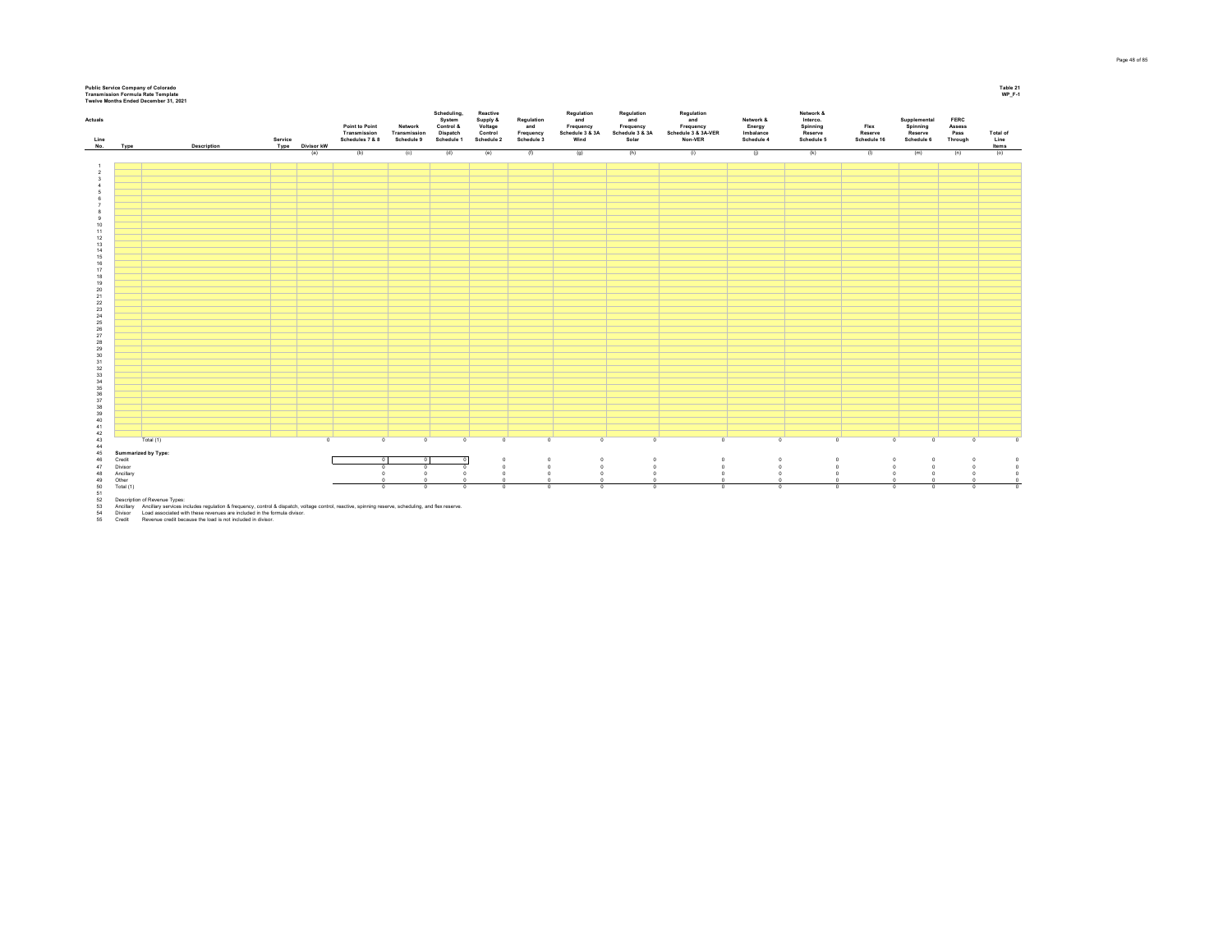**Public Service Company of Colorado**
**Transmission Formula Rate Template**
**Twelve Months Ended December 31, 2021**

**Table 21**
**WP_F-1**

**Actuals**

| Line No. | Type | Description | Service Type | Divisor kW | Point to Point Transmission Schedules 7 & 8 | Network Transmission Schedule 9 | Scheduling, System Control & Dispatch Schedule 1 | Reactive Supply & Voltage Control Schedule 2 | Regulation and Frequency Schedule 3 | Regulation and Frequency Schedule 3 & 3A Wind | Regulation and Frequency Schedule 3 & 3A Solar | Regulation and Frequency Schedule 3 & 3A-VER Non-VER | Network & Energy Imbalance Schedule 4 | Network & Interco. Spinning Reserve Schedule 5 | Flex Reserve Schedule 16 | Supplemental Spinning Reserve Schedule 6 | FERC Assess Pass Through | Total of Line Items |
|---|---|---|---|---|---|---|---|---|---|---|---|---|---|---|---|---|---|---|
| | | | | (a) | (b) | (c) | (d) | (e) | (f) | (g) | (h) | (i) | (j) | (k) | (l) | (m) | (n) | (o) |
| 1 | | | | | | | | | | | | | | | | | | |
| 2 | | | | | | | | | | | | | | | | | | |
| 3 | | | | | | | | | | | | | | | | | | |
| 4 | | | | | | | | | | | | | | | | | | |
| 5 | | | | | | | | | | | | | | | | | | |
| 6 | | | | | | | | | | | | | | | | | | |
| 7 | | | | | | | | | | | | | | | | | | |
| 8 | | | | | | | | | | | | | | | | | | |
| 9 | | | | | | | | | | | | | | | | | | |
| 10 | | | | | | | | | | | | | | | | | | |
| 11 | | | | | | | | | | | | | | | | | | |
| 12 | | | | | | | | | | | | | | | | | | |
| 13 | | | | | | | | | | | | | | | | | | |
| 14 | | | | | | | | | | | | | | | | | | |
| 15 | | | | | | | | | | | | | | | | | | |
| 16 | | | | | | | | | | | | | | | | | | |
| 17 | | | | | | | | | | | | | | | | | | |
| 18 | | | | | | | | | | | | | | | | | | |
| 19 | | | | | | | | | | | | | | | | | | |
| 20 | | | | | | | | | | | | | | | | | | |
| 21 | | | | | | | | | | | | | | | | | | |
| 22 | | | | | | | | | | | | | | | | | | |
| 23 | | | | | | | | | | | | | | | | | | |
| 24 | | | | | | | | | | | | | | | | | | |
| 25 | | | | | | | | | | | | | | | | | | |
| 26 | | | | | | | | | | | | | | | | | | |
| 27 | | | | | | | | | | | | | | | | | | |
| 28 | | | | | | | | | | | | | | | | | | |
| 29 | | | | | | | | | | | | | | | | | | |
| 30 | | | | | | | | | | | | | | | | | | |
| 31 | | | | | | | | | | | | | | | | | | |
| 32 | | | | | | | | | | | | | | | | | | |
| 33 | | | | | | | | | | | | | | | | | | |
| 34 | | | | | | | | | | | | | | | | | | |
| 35 | | | | | | | | | | | | | | | | | | |
| 36 | | | | | | | | | | | | | | | | | | |
| 37 | | | | | | | | | | | | | | | | | | |
| 38 | | | | | | | | | | | | | | | | | | |
| 39 | | | | | | | | | | | | | | | | | | |
| 40 | | | | | | | | | | | | | | | | | | |
| 41 | | | | | | | | | | | | | | | | | | |
| 42 | | | | | | | | | | | | | | | | | | |
| 43 | | Total (1) | | 0 | 0 | 0 | 0 | 0 | 0 | 0 | 0 | 0 | 0 | 0 | 0 | 0 | 0 | 0 |
| 44 | | | | | | | | | | | | | | | | | | |
| 45 | **Summarized by Type:** | | | | | | | | | | | | | | | | | |
| 46 | Credit | | | | 0 | 0 | 0 | 0 | 0 | 0 | 0 | 0 | 0 | 0 | 0 | 0 | 0 | 0 |
| 47 | Divisor | | | | 0 | 0 | 0 | 0 | 0 | 0 | 0 | 0 | 0 | 0 | 0 | 0 | 0 | 0 |
| 48 | Ancillary | | | | 0 | 0 | 0 | 0 | 0 | 0 | 0 | 0 | 0 | 0 | 0 | 0 | 0 | 0 |
| 49 | Other | | | | 0 | 0 | 0 | 0 | 0 | 0 | 0 | 0 | 0 | 0 | 0 | 0 | 0 | 0 |
| 50 | Total (1) | | | | 0 | 0 | 0 | 0 | 0 | 0 | 0 | 0 | 0 | 0 | 0 | 0 | 0 | 0 |

51

52 Description of Revenue Types:

53 Ancillary — Ancillary services includes regulation & frequency, control & dispatch, voltage control, reactive, spinning reserve, scheduling, and flex reserve.

54 Divisor — Load associated with these revenues are included in the formula divisor.

55 Credit — Revenue credit because the load is not included in divisor.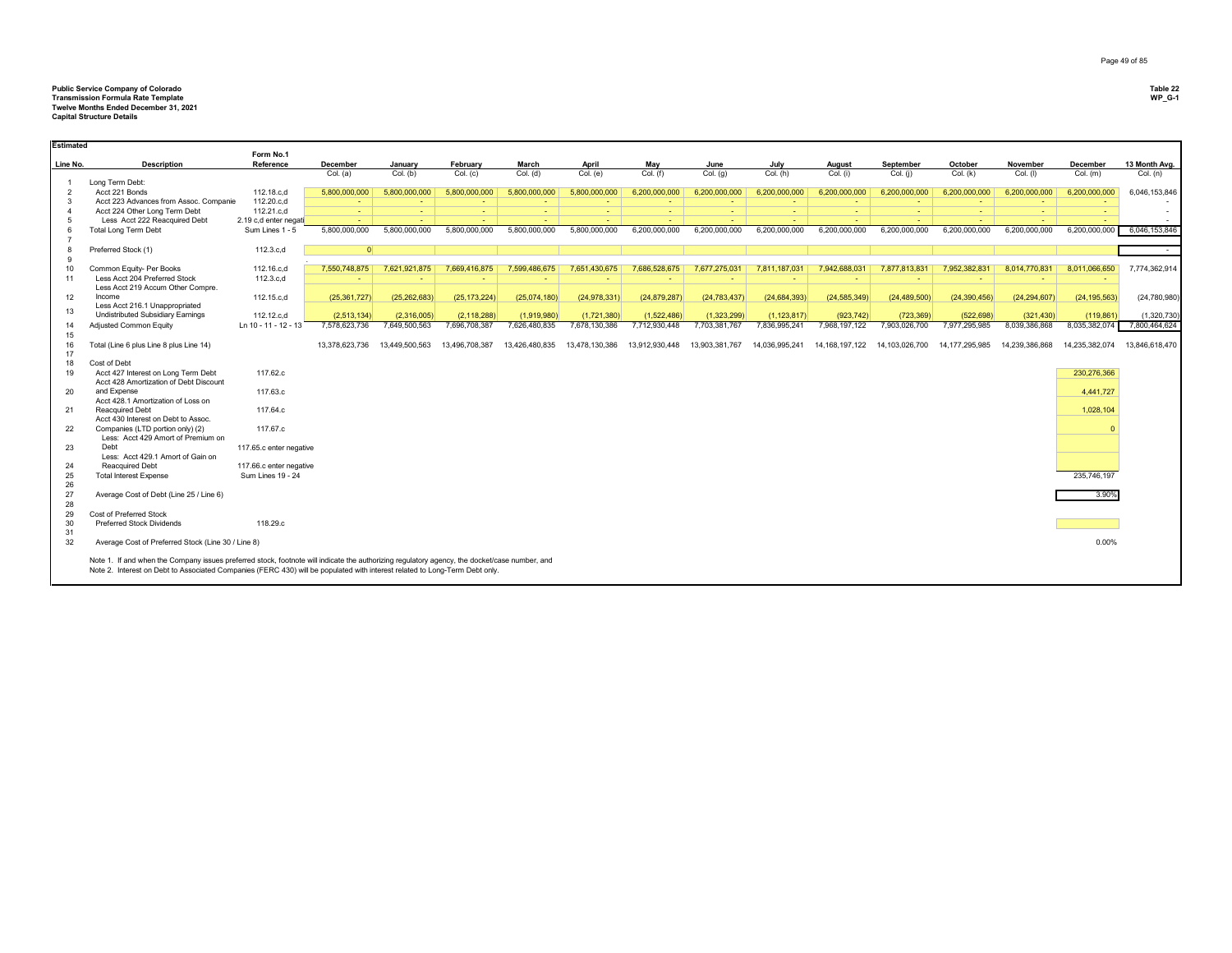**Public Service Company of Colorado**
**Transmission Formula Rate Template**
**Twelve Months Ended December 31, 2021**
**Capital Structure Details**

**Table 22**
**WP_G-1**

**Estimated**

| Line No. | Description | Form No.1 Reference | December | January | February | March | April | May | June | July | August | September | October | November | December | 13 Month Avg. |
|---|---|---|---|---|---|---|---|---|---|---|---|---|---|---|---|---|
| | | | Col. (a) | Col. (b) | Col. (c) | Col. (d) | Col. (e) | Col. (f) | Col. (g) | Col. (h) | Col. (i) | Col. (j) | Col. (k) | Col. (l) | Col. (m) | Col. (n) |
| 1 | Long Term Debt: | | | | | | | | | | | | | | | |
| 2 | Acct 221 Bonds | 112.18.c,d | 5,800,000,000 | 5,800,000,000 | 5,800,000,000 | 5,800,000,000 | 5,800,000,000 | 6,200,000,000 | 6,200,000,000 | 6,200,000,000 | 6,200,000,000 | 6,200,000,000 | 6,200,000,000 | 6,200,000,000 | 6,200,000,000 | 6,046,153,846 |
| 3 | Acct 223 Advances from Assoc. Companie | 112.20.c,d | - | - | - | - | - | - | - | - | - | - | - | - | - | - |
| 4 | Acct 224 Other Long Term Debt | 112.21.c,d | - | - | - | - | - | - | - | - | - | - | - | - | - | - |
| 5 | Less Acct 222 Reacquired Debt | 2.19 c,d enter negati | - | - | - | - | - | - | - | - | - | - | - | - | - | - |
| 6 | Total Long Term Debt | Sum Lines 1 - 5 | 5,800,000,000 | 5,800,000,000 | 5,800,000,000 | 5,800,000,000 | 5,800,000,000 | 6,200,000,000 | 6,200,000,000 | 6,200,000,000 | 6,200,000,000 | 6,200,000,000 | 6,200,000,000 | 6,200,000,000 | 6,200,000,000 | 6,046,153,846 |
| 7 | | | | | | | | | | | | | | | | |
| 8 | Preferred Stock (1) | 112.3.c,d | 0 | | | | | | | | | | | | | - |
| 9 | | | | | | | | | | | | | | | | |
| 10 | Common Equity- Per Books | 112.16.c,d | 7,550,748,875 | 7,621,921,875 | 7,669,416,875 | 7,599,486,675 | 7,651,430,675 | 7,686,528,675 | 7,677,275,031 | 7,811,187,031 | 7,942,688,031 | 7,877,813,831 | 7,952,382,831 | 8,014,770,831 | 8,011,066,650 | 7,774,362,914 |
| 11 | Less Acct 204 Preferred Stock | 112.3.c,d | - | - | - | - | - | - | - | - | - | - | - | - | - | |
| 12 | Less Acct 219 Accum Other Compre. Income | 112.15.c,d | (25,361,727) | (25,262,683) | (25,173,224) | (25,074,180) | (24,978,331) | (24,879,287) | (24,783,437) | (24,684,393) | (24,585,349) | (24,489,500) | (24,390,456) | (24,294,607) | (24,195,563) | (24,780,980) |
| 13 | Less Acct 216.1 Unappropriated Undistributed Subsidiary Earnings | 112.12.c,d | (2,513,134) | (2,316,005) | (2,118,288) | (1,919,980) | (1,721,380) | (1,522,486) | (1,323,299) | (1,123,817) | (923,742) | (723,369) | (522,698) | (321,430) | (119,861) | (1,320,730) |
| 14 | Adjusted Common Equity | Ln 10 - 11 - 12 - 13 | 7,578,623,736 | 7,649,500,563 | 7,696,708,387 | 7,626,480,835 | 7,678,130,386 | 7,712,930,448 | 7,703,381,767 | 7,836,995,241 | 7,968,197,122 | 7,903,026,700 | 7,977,295,985 | 8,039,386,868 | 8,035,382,074 | 7,800,464,624 |
| 15 | | | | | | | | | | | | | | | | |
| 16 | Total (Line 6 plus Line 8 plus Line 14) | | 13,378,623,736 | 13,449,500,563 | 13,496,708,387 | 13,426,480,835 | 13,478,130,386 | 13,912,930,448 | 13,903,381,767 | 14,036,995,241 | 14,168,197,122 | 14,103,026,700 | 14,177,295,985 | 14,239,386,868 | 14,235,382,074 | 13,846,618,470 |
| 17 | | | | | | | | | | | | | | | | |
| 18 | Cost of Debt | | | | | | | | | | | | | | | |
| 19 | Acct 427 Interest on Long Term Debt | 117.62.c | | | | | | | | | | | | | 230,276,366 | |
| 20 | Acct 428 Amortization of Debt Discount and Expense | 117.63.c | | | | | | | | | | | | | 4,441,727 | |
| 21 | Acct 428.1 Amortization of Loss on Reacquired Debt | 117.64.c | | | | | | | | | | | | | 1,028,104 | |
| 22 | Acct 430 Interest on Debt to Assoc. Companies (LTD portion only) (2) | 117.67.c | | | | | | | | | | | | | 0 | |
| 23 | Less: Acct 429 Amort of Premium on Debt | 117.65.c enter negative | | | | | | | | | | | | | | |
| 24 | Less: Acct 429.1 Amort of Gain on Reacquired Debt | 117.66.c enter negative | | | | | | | | | | | | | | |
| 25 | Total Interest Expense | Sum Lines 19 - 24 | | | | | | | | | | | | | 235,746,197 | |
| 26 | | | | | | | | | | | | | | | | |
| 27 | Average Cost of Debt (Line 25 / Line 6) | | | | | | | | | | | | | | 3.90% | |
| 28 | | | | | | | | | | | | | | | | |
| 29 | Cost of Preferred Stock | | | | | | | | | | | | | | | |
| 30 | Preferred Stock Dividends | 118.29.c | | | | | | | | | | | | | | |
| 31 | | | | | | | | | | | | | | | | |
| 32 | Average Cost of Preferred Stock (Line 30 / Line 8) | | | | | | | | | | | | | | 0.00% | |

Note 1. If and when the Company issues preferred stock, footnote will indicate the authorizing regulatory agency, the docket/case number, and
Note 2. Interest on Debt to Associated Companies (FERC 430) will be populated with interest related to Long-Term Debt only.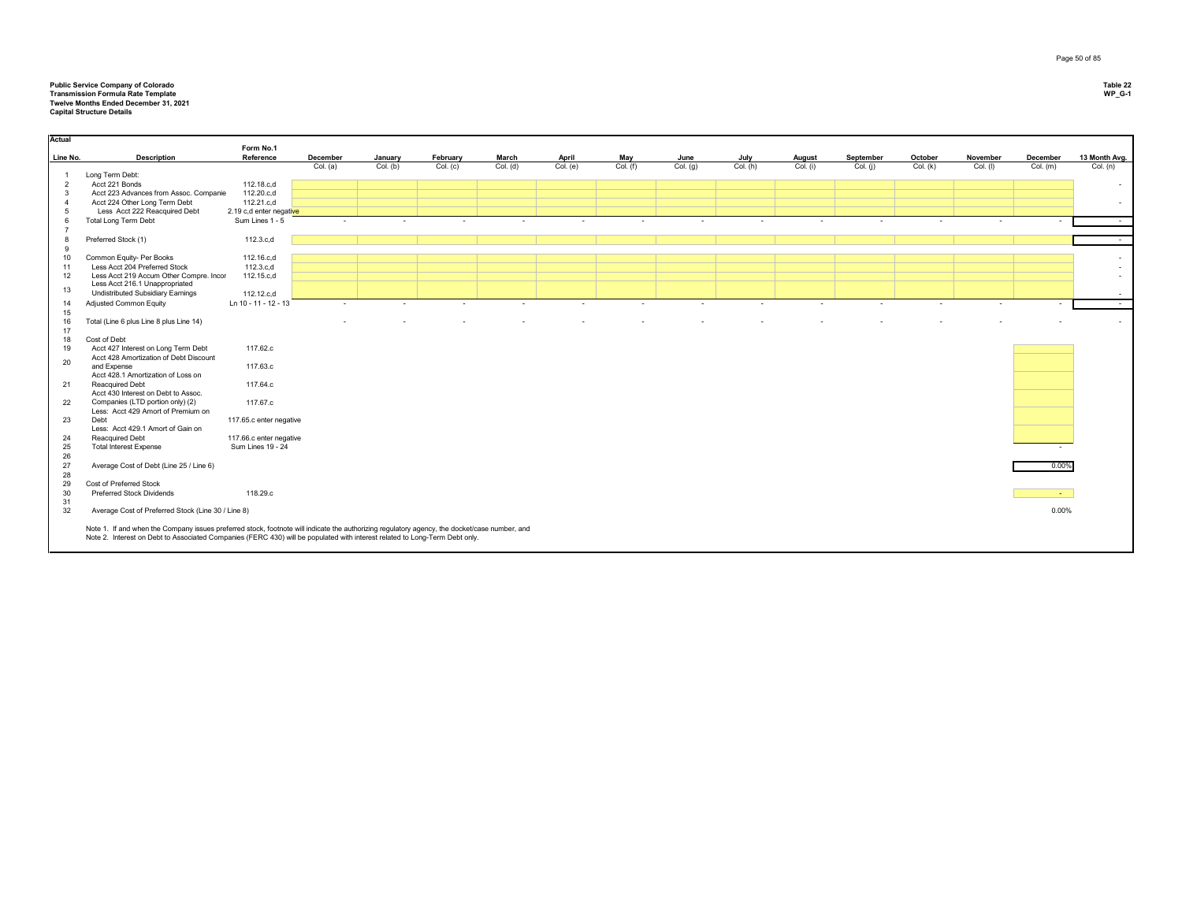**Public Service Company of Colorado**
**Transmission Formula Rate Template**
**Twelve Months Ended December 31, 2021**
**Capital Structure Details**

**Table 22**
**WP_G-1**

**Actual**

| Line No. | Description | Form No.1 Reference | December Col. (a) | January Col. (b) | February Col. (c) | March Col. (d) | April Col. (e) | May Col. (f) | June Col. (g) | July Col. (h) | August Col. (i) | September Col. (j) | October Col. (k) | November Col. (l) | December Col. (m) | 13 Month Avg. Col. (n) |
|---|---|---|---|---|---|---|---|---|---|---|---|---|---|---|---|---|
| 1 | Long Term Debt: | | | | | | | | | | | | | | | |
| 2 | Acct 221 Bonds | 112.18.c,d | | | | | | | | | | | | | | - |
| 3 | Acct 223 Advances from Assoc. Companie | 112.20.c,d | | | | | | | | | | | | | | |
| 4 | Acct 224 Other Long Term Debt | 112.21.c,d | | | | | | | | | | | | | | - |
| 5 | Less Acct 222 Reacquired Debt | 2.19 c,d enter negative | | | | | | | | | | | | | | |
| 6 | Total Long Term Debt | Sum Lines 1 - 5 | - | - | - | - | - | - | - | - | - | - | - | - | - | - |
| 7 | | | | | | | | | | | | | | | | |
| 8 | Preferred Stock (1) | 112.3.c,d | | | | | | | | | | | | | | - |
| 9 | | | | | | | | | | | | | | | | |
| 10 | Common Equity- Per Books | 112.16.c,d | | | | | | | | | | | | | | - |
| 11 | Less Acct 204 Preferred Stock | 112.3.c,d | | | | | | | | | | | | | | - |
| 12 | Less Acct 219 Accum Other Compre. Incor | 112.15.c,d | | | | | | | | | | | | | | - |
| 13 | Less Acct 216.1 Unappropriated Undistributed Subsidiary Earnings | 112.12.c,d | | | | | | | | | | | | | | - |
| 14 | Adjusted Common Equity | Ln 10 - 11 - 12 - 13 | - | - | - | - | - | - | - | - | - | - | - | - | - | - |
| 15 | | | | | | | | | | | | | | | | |
| 16 | Total (Line 6 plus Line 8 plus Line 14) | | - | - | - | - | - | - | - | - | - | - | - | - | - | - |
| 17 | | | | | | | | | | | | | | | | |
| 18 | Cost of Debt | | | | | | | | | | | | | | | |
| 19 | Acct 427 Interest on Long Term Debt | 117.62.c | | | | | | | | | | | | | | |
| 20 | Acct 428 Amortization of Debt Discount and Expense | 117.63.c | | | | | | | | | | | | | | |
| 21 | Acct 428.1 Amortization of Loss on Reacquired Debt | 117.64.c | | | | | | | | | | | | | | |
| 22 | Acct 430 Interest on Debt to Assoc. Companies (LTD portion only) (2) | 117.67.c | | | | | | | | | | | | | | |
| 23 | Less: Acct 429 Amort of Premium on Debt | 117.65.c enter negative | | | | | | | | | | | | | | |
| 24 | Less: Acct 429.1 Amort of Gain on Reacquired Debt | 117.66.c enter negative | | | | | | | | | | | | | | |
| 25 | Total Interest Expense | Sum Lines 19 - 24 | | | | | | | | | | | | | - | |
| 26 | | | | | | | | | | | | | | | | |
| 27 | Average Cost of Debt (Line 25 / Line 6) | | | | | | | | | | | | | | 0.00% | |
| 28 | | | | | | | | | | | | | | | | |
| 29 | Cost of Preferred Stock | | | | | | | | | | | | | | | |
| 30 | Preferred Stock Dividends | 118.29.c | | | | | | | | | | | | | - | |
| 31 | | | | | | | | | | | | | | | | |
| 32 | Average Cost of Preferred Stock (Line 30 / Line 8) | | | | | | | | | | | | | | 0.00% | |

Note 1. If and when the Company issues preferred stock, footnote will indicate the authorizing regulatory agency, the docket/case number, and
Note 2. Interest on Debt to Associated Companies (FERC 430) will be populated with interest related to Long-Term Debt only.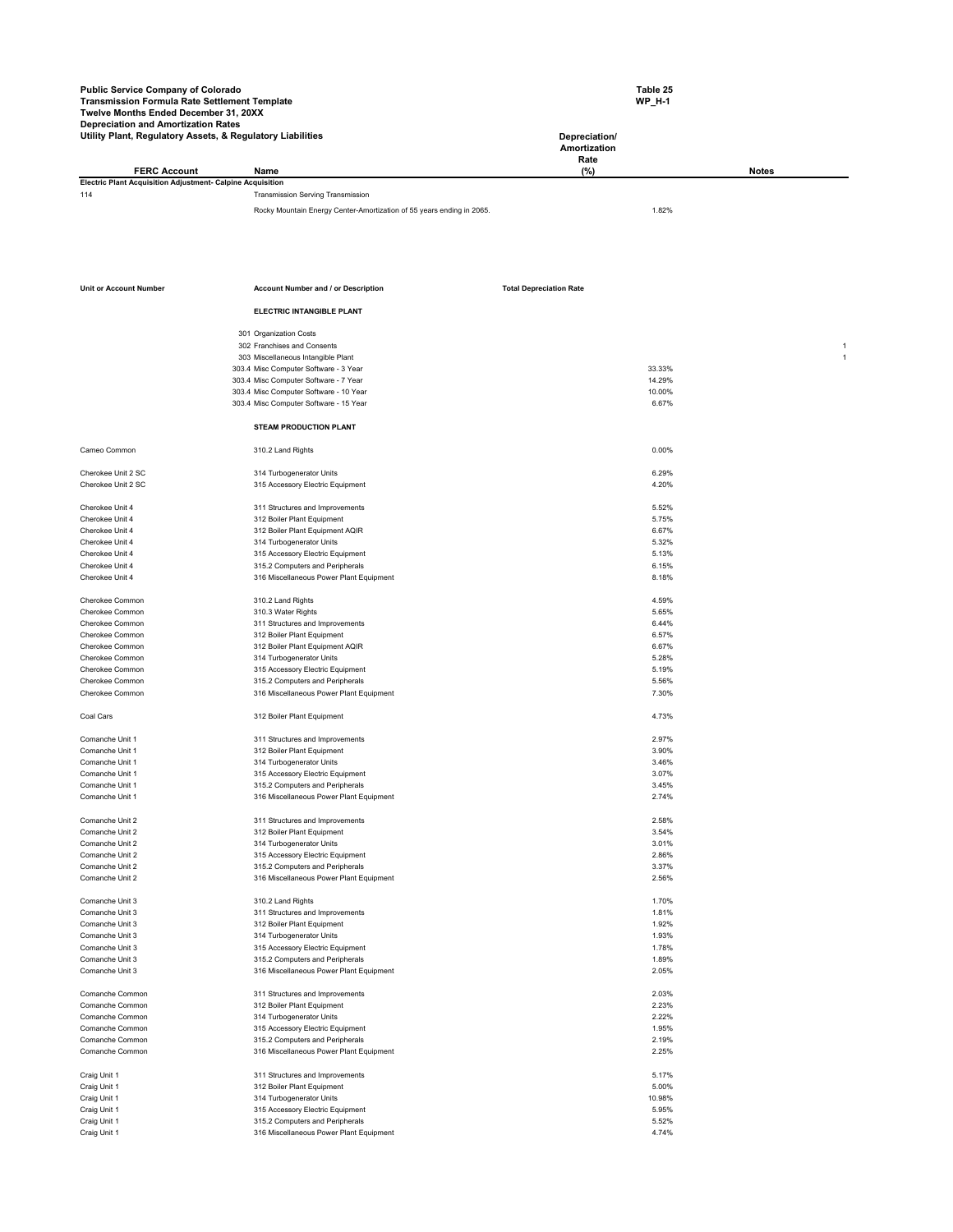**Public Service Company of Colorado**
**Transmission Formula Rate Settlement Template**
**Twelve Months Ended December 31, 20XX**
**Depreciation and Amortization Rates**
**Utility Plant, Regulatory Assets, & Regulatory Liabilities**

**Table 25**
**WP_H-1**

| FERC Account | Name | Depreciation/ Amortization Rate (%) | Notes |
|---|---|---|---|
| **Electric Plant Acquisition Adjustment- Calpine Acquisition** | | | |
| 114 | Transmission Serving Transmission | | |
| | Rocky Mountain Energy Center-Amortization of 55 years ending in 2065. | 1.82% | |

| Unit or Account Number | Account Number and / or Description | Total Depreciation Rate | |
|---|---|---|---|
| | **ELECTRIC INTANGIBLE PLANT** | | |
| | 301 Organization Costs | | |
| | 302 Franchises and Consents | | 1 |
| | 303 Miscellaneous Intangible Plant | | 1 |
| | 303.4 Misc Computer Software - 3 Year | 33.33% | |
| | 303.4 Misc Computer Software - 7 Year | 14.29% | |
| | 303.4 Misc Computer Software - 10 Year | 10.00% | |
| | 303.4 Misc Computer Software - 15 Year | 6.67% | |
| | **STEAM PRODUCTION PLANT** | | |
| Cameo Common | 310.2 Land Rights | 0.00% | |
| Cherokee Unit 2 SC | 314 Turbogenerator Units | 6.29% | |
| Cherokee Unit 2 SC | 315 Accessory Electric Equipment | 4.20% | |
| Cherokee Unit 4 | 311 Structures and Improvements | 5.52% | |
| Cherokee Unit 4 | 312 Boiler Plant Equipment | 5.75% | |
| Cherokee Unit 4 | 312 Boiler Plant Equipment AQIR | 6.67% | |
| Cherokee Unit 4 | 314 Turbogenerator Units | 5.32% | |
| Cherokee Unit 4 | 315 Accessory Electric Equipment | 5.13% | |
| Cherokee Unit 4 | 315.2 Computers and Peripherals | 6.15% | |
| Cherokee Unit 4 | 316 Miscellaneous Power Plant Equipment | 8.18% | |
| Cherokee Common | 310.2 Land Rights | 4.59% | |
| Cherokee Common | 310.3 Water Rights | 5.65% | |
| Cherokee Common | 311 Structures and Improvements | 6.44% | |
| Cherokee Common | 312 Boiler Plant Equipment | 6.57% | |
| Cherokee Common | 312 Boiler Plant Equipment AQIR | 6.67% | |
| Cherokee Common | 314 Turbogenerator Units | 5.28% | |
| Cherokee Common | 315 Accessory Electric Equipment | 5.19% | |
| Cherokee Common | 315.2 Computers and Peripherals | 5.56% | |
| Cherokee Common | 316 Miscellaneous Power Plant Equipment | 7.30% | |
| Coal Cars | 312 Boiler Plant Equipment | 4.73% | |
| Comanche Unit 1 | 311 Structures and Improvements | 2.97% | |
| Comanche Unit 1 | 312 Boiler Plant Equipment | 3.90% | |
| Comanche Unit 1 | 314 Turbogenerator Units | 3.46% | |
| Comanche Unit 1 | 315 Accessory Electric Equipment | 3.07% | |
| Comanche Unit 1 | 315.2 Computers and Peripherals | 3.45% | |
| Comanche Unit 1 | 316 Miscellaneous Power Plant Equipment | 2.74% | |
| Comanche Unit 2 | 311 Structures and Improvements | 2.58% | |
| Comanche Unit 2 | 312 Boiler Plant Equipment | 3.54% | |
| Comanche Unit 2 | 314 Turbogenerator Units | 3.01% | |
| Comanche Unit 2 | 315 Accessory Electric Equipment | 2.86% | |
| Comanche Unit 2 | 315.2 Computers and Peripherals | 3.37% | |
| Comanche Unit 2 | 316 Miscellaneous Power Plant Equipment | 2.56% | |
| Comanche Unit 3 | 310.2 Land Rights | 1.70% | |
| Comanche Unit 3 | 311 Structures and Improvements | 1.81% | |
| Comanche Unit 3 | 312 Boiler Plant Equipment | 1.92% | |
| Comanche Unit 3 | 314 Turbogenerator Units | 1.93% | |
| Comanche Unit 3 | 315 Accessory Electric Equipment | 1.78% | |
| Comanche Unit 3 | 315.2 Computers and Peripherals | 1.89% | |
| Comanche Unit 3 | 316 Miscellaneous Power Plant Equipment | 2.05% | |
| Comanche Common | 311 Structures and Improvements | 2.03% | |
| Comanche Common | 312 Boiler Plant Equipment | 2.23% | |
| Comanche Common | 314 Turbogenerator Units | 2.22% | |
| Comanche Common | 315 Accessory Electric Equipment | 1.95% | |
| Comanche Common | 315.2 Computers and Peripherals | 2.19% | |
| Comanche Common | 316 Miscellaneous Power Plant Equipment | 2.25% | |
| Craig Unit 1 | 311 Structures and Improvements | 5.17% | |
| Craig Unit 1 | 312 Boiler Plant Equipment | 5.00% | |
| Craig Unit 1 | 314 Turbogenerator Units | 10.98% | |
| Craig Unit 1 | 315 Accessory Electric Equipment | 5.95% | |
| Craig Unit 1 | 315.2 Computers and Peripherals | 5.52% | |
| Craig Unit 1 | 316 Miscellaneous Power Plant Equipment | 4.74% | |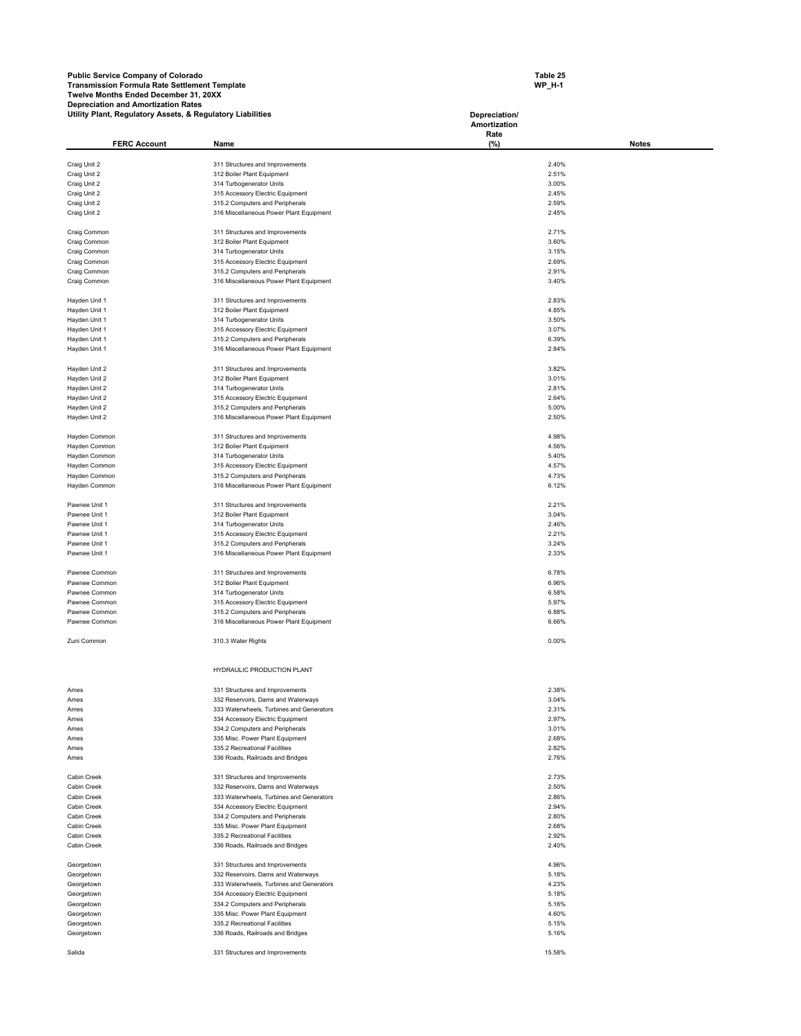**Public Service Company of Colorado**
**Transmission Formula Rate Settlement Template**
**Twelve Months Ended December 31, 20XX**
**Depreciation and Amortization Rates**
**Utility Plant, Regulatory Assets, & Regulatory Liabilities**

**Table 25**
**WP_H-1**

| FERC Account | Name | Depreciation/ Amortization Rate (%) | Notes |
|---|---|---|---|
| Craig Unit 2 | 311 Structures and Improvements | 2.40% | |
| Craig Unit 2 | 312 Boiler Plant Equipment | 2.51% | |
| Craig Unit 2 | 314 Turbogenerator Units | 3.00% | |
| Craig Unit 2 | 315 Accessory Electric Equipment | 2.45% | |
| Craig Unit 2 | 315.2 Computers and Peripherals | 2.59% | |
| Craig Unit 2 | 316 Miscellaneous Power Plant Equipment | 2.45% | |
| | | | |
| Craig Common | 311 Structures and Improvements | 2.71% | |
| Craig Common | 312 Boiler Plant Equipment | 3.60% | |
| Craig Common | 314 Turbogenerator Units | 3.15% | |
| Craig Common | 315 Accessory Electric Equipment | 2.69% | |
| Craig Common | 315.2 Computers and Peripherals | 2.91% | |
| Craig Common | 316 Miscellaneous Power Plant Equipment | 3.40% | |
| | | | |
| Hayden Unit 1 | 311 Structures and Improvements | 2.83% | |
| Hayden Unit 1 | 312 Boiler Plant Equipment | 4.85% | |
| Hayden Unit 1 | 314 Turbogenerator Units | 3.50% | |
| Hayden Unit 1 | 315 Accessory Electric Equipment | 3.07% | |
| Hayden Unit 1 | 315.2 Computers and Peripherals | 6.39% | |
| Hayden Unit 1 | 316 Miscellaneous Power Plant Equipment | 2.84% | |
| | | | |
| Hayden Unit 2 | 311 Structures and Improvements | 3.82% | |
| Hayden Unit 2 | 312 Boiler Plant Equipment | 3.01% | |
| Hayden Unit 2 | 314 Turbogenerator Units | 2.81% | |
| Hayden Unit 2 | 315 Accessory Electric Equipment | 2.64% | |
| Hayden Unit 2 | 315.2 Computers and Peripherals | 5.00% | |
| Hayden Unit 2 | 316 Miscellaneous Power Plant Equipment | 2.50% | |
| | | | |
| Hayden Common | 311 Structures and Improvements | 4.98% | |
| Hayden Common | 312 Boiler Plant Equipment | 4.56% | |
| Hayden Common | 314 Turbogenerator Units | 5.40% | |
| Hayden Common | 315 Accessory Electric Equipment | 4.57% | |
| Hayden Common | 315.2 Computers and Peripherals | 4.73% | |
| Hayden Common | 316 Miscellaneous Power Plant Equipment | 6.12% | |
| | | | |
| Pawnee Unit 1 | 311 Structures and Improvements | 2.21% | |
| Pawnee Unit 1 | 312 Boiler Plant Equipment | 3.04% | |
| Pawnee Unit 1 | 314 Turbogenerator Units | 2.46% | |
| Pawnee Unit 1 | 315 Accessory Electric Equipment | 2.21% | |
| Pawnee Unit 1 | 315.2 Computers and Peripherals | 3.24% | |
| Pawnee Unit 1 | 316 Miscellaneous Power Plant Equipment | 2.33% | |
| | | | |
| Pawnee Common | 311 Structures and Improvements | 6.78% | |
| Pawnee Common | 312 Boiler Plant Equipment | 6.96% | |
| Pawnee Common | 314 Turbogenerator Units | 6.58% | |
| Pawnee Common | 315 Accessory Electric Equipment | 5.97% | |
| Pawnee Common | 315.2 Computers and Peripherals | 6.88% | |
| Pawnee Common | 316 Miscellaneous Power Plant Equipment | 6.66% | |
| | | | |
| Zuni Common | 310.3 Water Rights | 0.00% | |
| | | | |
| | HYDRAULIC PRODUCTION PLANT | | |
| | | | |
| Ames | 331 Structures and Improvements | 2.38% | |
| Ames | 332 Reservoirs, Dams and Waterways | 3.04% | |
| Ames | 333 Waterwheels, Turbines and Generators | 2.31% | |
| Ames | 334 Accessory Electric Equipment | 2.97% | |
| Ames | 334.2 Computers and Peripherals | 3.01% | |
| Ames | 335 Misc. Power Plant Equipment | 2.68% | |
| Ames | 335.2 Recreational Facilities | 2.82% | |
| Ames | 336 Roads, Railroads and Bridges | 2.76% | |
| | | | |
| Cabin Creek | 331 Structures and Improvements | 2.73% | |
| Cabin Creek | 332 Reservoirs, Dams and Waterways | 2.50% | |
| Cabin Creek | 333 Waterwheels, Turbines and Generators | 2.86% | |
| Cabin Creek | 334 Accessory Electric Equipment | 2.94% | |
| Cabin Creek | 334.2 Computers and Peripherals | 2.80% | |
| Cabin Creek | 335 Misc. Power Plant Equipment | 2.68% | |
| Cabin Creek | 335.2 Recreational Facilities | 2.92% | |
| Cabin Creek | 336 Roads, Railroads and Bridges | 2.40% | |
| | | | |
| Georgetown | 331 Structures and Improvements | 4.96% | |
| Georgetown | 332 Reservoirs, Dams and Waterways | 5.18% | |
| Georgetown | 333 Waterwheels, Turbines and Generators | 4.23% | |
| Georgetown | 334 Accessory Electric Equipment | 5.18% | |
| Georgetown | 334.2 Computers and Peripherals | 5.16% | |
| Georgetown | 335 Misc. Power Plant Equipment | 4.60% | |
| Georgetown | 335.2 Recreational Facilities | 5.15% | |
| Georgetown | 336 Roads, Railroads and Bridges | 5.16% | |
| | | | |
| Salida | 331 Structures and Improvements | 15.58% | |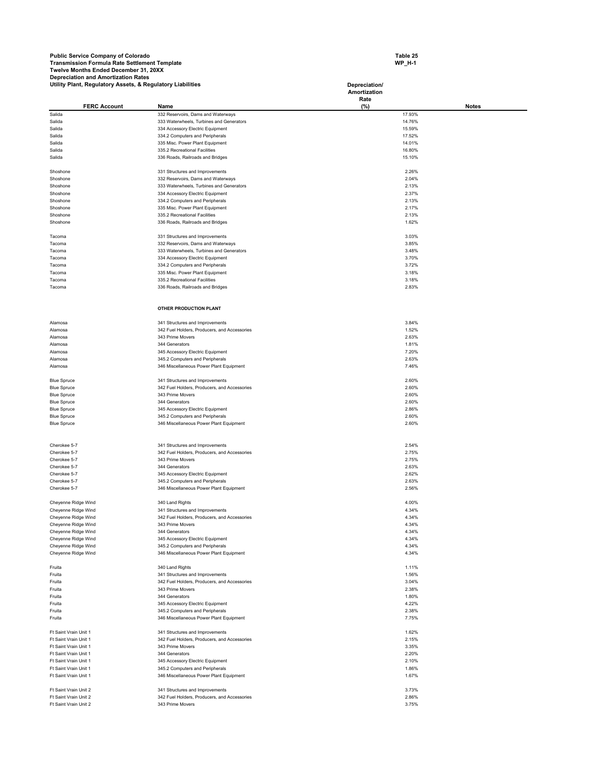**Public Service Company of Colorado**
**Transmission Formula Rate Settlement Template**
**Twelve Months Ended December 31, 20XX**
**Depreciation and Amortization Rates**
**Utility Plant, Regulatory Assets, & Regulatory Liabilities**

**Table 25**
**WP_H-1**

| FERC Account | Name | Depreciation/ Amortization Rate (%) | Notes |
|---|---|---|---|
| Salida | 332 Reservoirs, Dams and Waterways | 17.93% | |
| Salida | 333 Waterwheels, Turbines and Generators | 14.76% | |
| Salida | 334 Accessory Electric Equipment | 15.59% | |
| Salida | 334.2 Computers and Peripherals | 17.52% | |
| Salida | 335 Misc. Power Plant Equipment | 14.01% | |
| Salida | 335.2 Recreational Facilities | 16.80% | |
| Salida | 336 Roads, Railroads and Bridges | 15.10% | |
| | | | |
| Shoshone | 331 Structures and Improvements | 2.26% | |
| Shoshone | 332 Reservoirs, Dams and Waterways | 2.04% | |
| Shoshone | 333 Waterwheels, Turbines and Generators | 2.13% | |
| Shoshone | 334 Accessory Electric Equipment | 2.37% | |
| Shoshone | 334.2 Computers and Peripherals | 2.13% | |
| Shoshone | 335 Misc. Power Plant Equipment | 2.17% | |
| Shoshone | 335.2 Recreational Facilities | 2.13% | |
| Shoshone | 336 Roads, Railroads and Bridges | 1.62% | |
| | | | |
| Tacoma | 331 Structures and Improvements | 3.03% | |
| Tacoma | 332 Reservoirs, Dams and Waterways | 3.85% | |
| Tacoma | 333 Waterwheels, Turbines and Generators | 3.48% | |
| Tacoma | 334 Accessory Electric Equipment | 3.70% | |
| Tacoma | 334.2 Computers and Peripherals | 3.72% | |
| Tacoma | 335 Misc. Power Plant Equipment | 3.18% | |
| Tacoma | 335.2 Recreational Facilities | 3.18% | |
| Tacoma | 336 Roads, Railroads and Bridges | 2.83% | |
| | | | |
| | **OTHER PRODUCTION PLANT** | | |
| | | | |
| Alamosa | 341 Structures and Improvements | 3.84% | |
| Alamosa | 342 Fuel Holders, Producers, and Accessories | 1.52% | |
| Alamosa | 343 Prime Movers | 2.63% | |
| Alamosa | 344 Generators | 1.81% | |
| Alamosa | 345 Accessory Electric Equipment | 7.20% | |
| Alamosa | 345.2 Computers and Peripherals | 2.63% | |
| Alamosa | 346 Miscellaneous Power Plant Equipment | 7.46% | |
| | | | |
| Blue Spruce | 341 Structures and Improvements | 2.60% | |
| Blue Spruce | 342 Fuel Holders, Producers, and Accessories | 2.60% | |
| Blue Spruce | 343 Prime Movers | 2.60% | |
| Blue Spruce | 344 Generators | 2.60% | |
| Blue Spruce | 345 Accessory Electric Equipment | 2.86% | |
| Blue Spruce | 345.2 Computers and Peripherals | 2.60% | |
| Blue Spruce | 346 Miscellaneous Power Plant Equipment | 2.60% | |
| | | | |
| Cherokee 5-7 | 341 Structures and Improvements | 2.54% | |
| Cherokee 5-7 | 342 Fuel Holders, Producers, and Accessories | 2.75% | |
| Cherokee 5-7 | 343 Prime Movers | 2.75% | |
| Cherokee 5-7 | 344 Generators | 2.63% | |
| Cherokee 5-7 | 345 Accessory Electric Equipment | 2.62% | |
| Cherokee 5-7 | 345.2 Computers and Peripherals | 2.63% | |
| Cherokee 5-7 | 346 Miscellaneous Power Plant Equipment | 2.56% | |
| | | | |
| Cheyenne Ridge Wind | 340 Land Rights | 4.00% | |
| Cheyenne Ridge Wind | 341 Structures and Improvements | 4.34% | |
| Cheyenne Ridge Wind | 342 Fuel Holders, Producers, and Accessories | 4.34% | |
| Cheyenne Ridge Wind | 343 Prime Movers | 4.34% | |
| Cheyenne Ridge Wind | 344 Generators | 4.34% | |
| Cheyenne Ridge Wind | 345 Accessory Electric Equipment | 4.34% | |
| Cheyenne Ridge Wind | 345.2 Computers and Peripherals | 4.34% | |
| Cheyenne Ridge Wind | 346 Miscellaneous Power Plant Equipment | 4.34% | |
| | | | |
| Fruita | 340 Land Rights | 1.11% | |
| Fruita | 341 Structures and Improvements | 1.56% | |
| Fruita | 342 Fuel Holders, Producers, and Accessories | 3.04% | |
| Fruita | 343 Prime Movers | 2.38% | |
| Fruita | 344 Generators | 1.80% | |
| Fruita | 345 Accessory Electric Equipment | 4.22% | |
| Fruita | 345.2 Computers and Peripherals | 2.38% | |
| Fruita | 346 Miscellaneous Power Plant Equipment | 7.75% | |
| | | | |
| Ft Saint Vrain Unit 1 | 341 Structures and Improvements | 1.62% | |
| Ft Saint Vrain Unit 1 | 342 Fuel Holders, Producers, and Accessories | 2.15% | |
| Ft Saint Vrain Unit 1 | 343 Prime Movers | 3.35% | |
| Ft Saint Vrain Unit 1 | 344 Generators | 2.20% | |
| Ft Saint Vrain Unit 1 | 345 Accessory Electric Equipment | 2.10% | |
| Ft Saint Vrain Unit 1 | 345.2 Computers and Peripherals | 1.86% | |
| Ft Saint Vrain Unit 1 | 346 Miscellaneous Power Plant Equipment | 1.67% | |
| | | | |
| Ft Saint Vrain Unit 2 | 341 Structures and Improvements | 3.73% | |
| Ft Saint Vrain Unit 2 | 342 Fuel Holders, Producers, and Accessories | 2.86% | |
| Ft Saint Vrain Unit 2 | 343 Prime Movers | 3.75% | |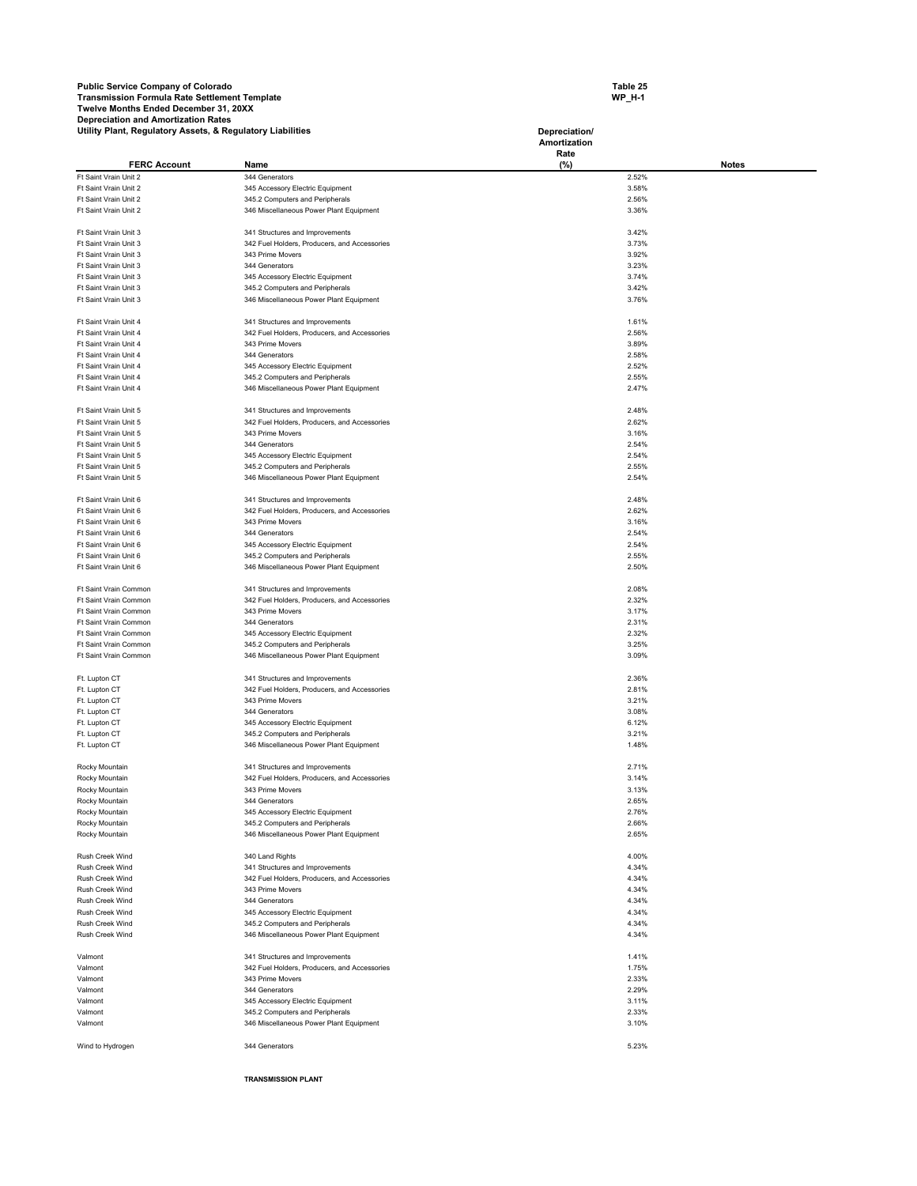**Public Service Company of Colorado**
**Transmission Formula Rate Settlement Template**
**Twelve Months Ended December 31, 20XX**
**Depreciation and Amortization Rates**
**Utility Plant, Regulatory Assets, & Regulatory Liabilities**

**Table 25**
**WP_H-1**

| FERC Account | Name | Depreciation/ Amortization Rate (%) | Notes |
|---|---|---|---|
| Ft Saint Vrain Unit 2 | 344 Generators | 2.52% | |
| Ft Saint Vrain Unit 2 | 345 Accessory Electric Equipment | 3.58% | |
| Ft Saint Vrain Unit 2 | 345.2 Computers and Peripherals | 2.56% | |
| Ft Saint Vrain Unit 2 | 346 Miscellaneous Power Plant Equipment | 3.36% | |
| | | | |
| Ft Saint Vrain Unit 3 | 341 Structures and Improvements | 3.42% | |
| Ft Saint Vrain Unit 3 | 342 Fuel Holders, Producers, and Accessories | 3.73% | |
| Ft Saint Vrain Unit 3 | 343 Prime Movers | 3.92% | |
| Ft Saint Vrain Unit 3 | 344 Generators | 3.23% | |
| Ft Saint Vrain Unit 3 | 345 Accessory Electric Equipment | 3.74% | |
| Ft Saint Vrain Unit 3 | 345.2 Computers and Peripherals | 3.42% | |
| Ft Saint Vrain Unit 3 | 346 Miscellaneous Power Plant Equipment | 3.76% | |
| | | | |
| Ft Saint Vrain Unit 4 | 341 Structures and Improvements | 1.61% | |
| Ft Saint Vrain Unit 4 | 342 Fuel Holders, Producers, and Accessories | 2.56% | |
| Ft Saint Vrain Unit 4 | 343 Prime Movers | 3.89% | |
| Ft Saint Vrain Unit 4 | 344 Generators | 2.58% | |
| Ft Saint Vrain Unit 4 | 345 Accessory Electric Equipment | 2.52% | |
| Ft Saint Vrain Unit 4 | 345.2 Computers and Peripherals | 2.55% | |
| Ft Saint Vrain Unit 4 | 346 Miscellaneous Power Plant Equipment | 2.47% | |
| | | | |
| Ft Saint Vrain Unit 5 | 341 Structures and Improvements | 2.48% | |
| Ft Saint Vrain Unit 5 | 342 Fuel Holders, Producers, and Accessories | 2.62% | |
| Ft Saint Vrain Unit 5 | 343 Prime Movers | 3.16% | |
| Ft Saint Vrain Unit 5 | 344 Generators | 2.54% | |
| Ft Saint Vrain Unit 5 | 345 Accessory Electric Equipment | 2.54% | |
| Ft Saint Vrain Unit 5 | 345.2 Computers and Peripherals | 2.55% | |
| Ft Saint Vrain Unit 5 | 346 Miscellaneous Power Plant Equipment | 2.54% | |
| | | | |
| Ft Saint Vrain Unit 6 | 341 Structures and Improvements | 2.48% | |
| Ft Saint Vrain Unit 6 | 342 Fuel Holders, Producers, and Accessories | 2.62% | |
| Ft Saint Vrain Unit 6 | 343 Prime Movers | 3.16% | |
| Ft Saint Vrain Unit 6 | 344 Generators | 2.54% | |
| Ft Saint Vrain Unit 6 | 345 Accessory Electric Equipment | 2.54% | |
| Ft Saint Vrain Unit 6 | 345.2 Computers and Peripherals | 2.55% | |
| Ft Saint Vrain Unit 6 | 346 Miscellaneous Power Plant Equipment | 2.50% | |
| | | | |
| Ft Saint Vrain Common | 341 Structures and Improvements | 2.08% | |
| Ft Saint Vrain Common | 342 Fuel Holders, Producers, and Accessories | 2.32% | |
| Ft Saint Vrain Common | 343 Prime Movers | 3.17% | |
| Ft Saint Vrain Common | 344 Generators | 2.31% | |
| Ft Saint Vrain Common | 345 Accessory Electric Equipment | 2.32% | |
| Ft Saint Vrain Common | 345.2 Computers and Peripherals | 3.25% | |
| Ft Saint Vrain Common | 346 Miscellaneous Power Plant Equipment | 3.09% | |
| | | | |
| Ft. Lupton CT | 341 Structures and Improvements | 2.36% | |
| Ft. Lupton CT | 342 Fuel Holders, Producers, and Accessories | 2.81% | |
| Ft. Lupton CT | 343 Prime Movers | 3.21% | |
| Ft. Lupton CT | 344 Generators | 3.08% | |
| Ft. Lupton CT | 345 Accessory Electric Equipment | 6.12% | |
| Ft. Lupton CT | 345.2 Computers and Peripherals | 3.21% | |
| Ft. Lupton CT | 346 Miscellaneous Power Plant Equipment | 1.48% | |
| | | | |
| Rocky Mountain | 341 Structures and Improvements | 2.71% | |
| Rocky Mountain | 342 Fuel Holders, Producers, and Accessories | 3.14% | |
| Rocky Mountain | 343 Prime Movers | 3.13% | |
| Rocky Mountain | 344 Generators | 2.65% | |
| Rocky Mountain | 345 Accessory Electric Equipment | 2.76% | |
| Rocky Mountain | 345.2 Computers and Peripherals | 2.66% | |
| Rocky Mountain | 346 Miscellaneous Power Plant Equipment | 2.65% | |
| | | | |
| Rush Creek Wind | 340 Land Rights | 4.00% | |
| Rush Creek Wind | 341 Structures and Improvements | 4.34% | |
| Rush Creek Wind | 342 Fuel Holders, Producers, and Accessories | 4.34% | |
| Rush Creek Wind | 343 Prime Movers | 4.34% | |
| Rush Creek Wind | 344 Generators | 4.34% | |
| Rush Creek Wind | 345 Accessory Electric Equipment | 4.34% | |
| Rush Creek Wind | 345.2 Computers and Peripherals | 4.34% | |
| Rush Creek Wind | 346 Miscellaneous Power Plant Equipment | 4.34% | |
| | | | |
| Valmont | 341 Structures and Improvements | 1.41% | |
| Valmont | 342 Fuel Holders, Producers, and Accessories | 1.75% | |
| Valmont | 343 Prime Movers | 2.33% | |
| Valmont | 344 Generators | 2.29% | |
| Valmont | 345 Accessory Electric Equipment | 3.11% | |
| Valmont | 345.2 Computers and Peripherals | 2.33% | |
| Valmont | 346 Miscellaneous Power Plant Equipment | 3.10% | |
| | | | |
| Wind to Hydrogen | 344 Generators | 5.23% | |
| | | | |
| | **TRANSMISSION PLANT** | | |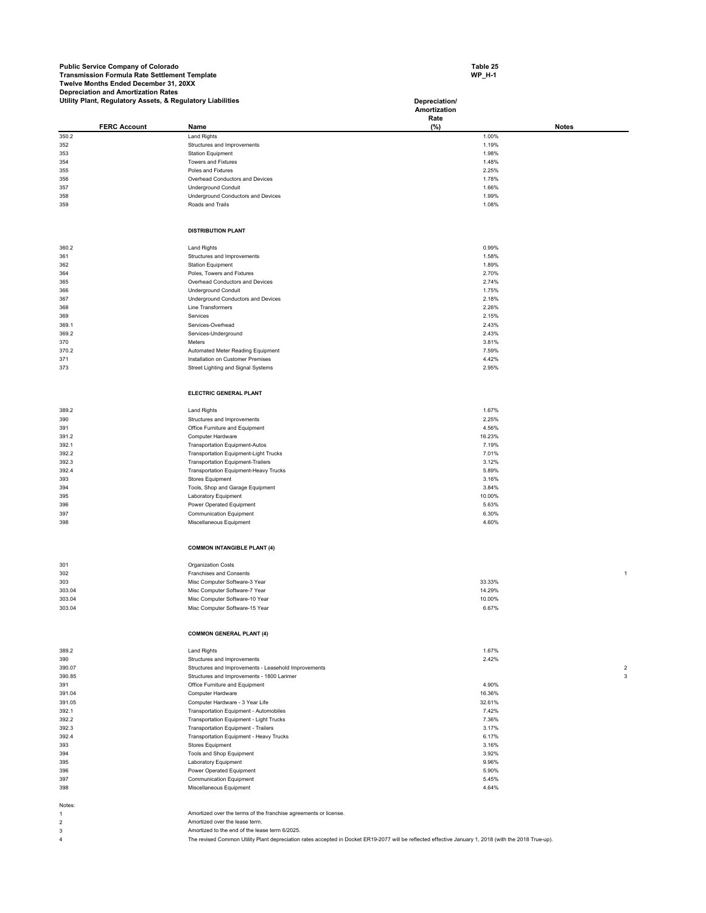**Public Service Company of Colorado**
**Transmission Formula Rate Settlement Template**
**Twelve Months Ended December 31, 20XX**
**Depreciation and Amortization Rates**
**Utility Plant, Regulatory Assets, & Regulatory Liabilities**

**Table 25**
**WP_H-1**

| FERC Account | Name | Depreciation/ Amortization Rate (%) | Notes |
|---|---|---|---|
| 350.2 | Land Rights | 1.00% | |
| 352 | Structures and Improvements | 1.19% | |
| 353 | Station Equipment | 1.98% | |
| 354 | Towers and Fixtures | 1.48% | |
| 355 | Poles and Fixtures | 2.25% | |
| 356 | Overhead Conductors and Devices | 1.78% | |
| 357 | Underground Conduit | 1.66% | |
| 358 | Underground Conductors and Devices | 1.99% | |
| 359 | Roads and Trails | 1.08% | |
| | **DISTRIBUTION PLANT** | | |
| 360.2 | Land Rights | 0.99% | |
| 361 | Structures and Improvements | 1.58% | |
| 362 | Station Equipment | 1.89% | |
| 364 | Poles, Towers and Fixtures | 2.70% | |
| 365 | Overhead Conductors and Devices | 2.74% | |
| 366 | Underground Conduit | 1.75% | |
| 367 | Underground Conductors and Devices | 2.18% | |
| 368 | Line Transformers | 2.26% | |
| 369 | Services | 2.15% | |
| 369.1 | Services-Overhead | 2.43% | |
| 369.2 | Services-Underground | 2.43% | |
| 370 | Meters | 3.81% | |
| 370.2 | Automated Meter Reading Equipment | 7.59% | |
| 371 | Installation on Customer Premises | 4.42% | |
| 373 | Street Lighting and Signal Systems | 2.95% | |
| | **ELECTRIC GENERAL PLANT** | | |
| 389.2 | Land Rights | 1.67% | |
| 390 | Structures and Improvements | 2.25% | |
| 391 | Office Furniture and Equipment | 4.56% | |
| 391.2 | Computer Hardware | 16.23% | |
| 392.1 | Transportation Equipment-Autos | 7.19% | |
| 392.2 | Transportation Equipment-Light Trucks | 7.01% | |
| 392.3 | Transportation Equipment-Trailers | 3.12% | |
| 392.4 | Transportation Equipment-Heavy Trucks | 5.89% | |
| 393 | Stores Equipment | 3.16% | |
| 394 | Tools, Shop and Garage Equipment | 3.84% | |
| 395 | Laboratory Equipment | 10.00% | |
| 396 | Power Operated Equipment | 5.63% | |
| 397 | Communication Equipment | 6.30% | |
| 398 | Miscellaneous Equipment | 4.60% | |
| | **COMMON INTANGIBLE PLANT (4)** | | |
| 301 | Organization Costs | | |
| 302 | Franchises and Consents | | 1 |
| 303 | Misc Computer Software-3 Year | 33.33% | |
| 303.04 | Misc Computer Software-7 Year | 14.29% | |
| 303.04 | Misc Computer Software-10 Year | 10.00% | |
| 303.04 | Misc Computer Software-15 Year | 6.67% | |
| | **COMMON GENERAL PLANT (4)** | | |
| 389.2 | Land Rights | 1.67% | |
| 390 | Structures and Improvements | 2.42% | |
| 390.07 | Structures and Improvements - Leasehold Improvements | | 2 |
| 390.85 | Structures and Improvements - 1800 Larimer | | 3 |
| 391 | Office Furniture and Equipment | 4.90% | |
| 391.04 | Computer Hardware | 16.36% | |
| 391.05 | Computer Hardware - 3 Year Life | 32.61% | |
| 392.1 | Transportation Equipment - Automobiles | 7.42% | |
| 392.2 | Transportation Equipment - Light Trucks | 7.36% | |
| 392.3 | Transportation Equipment - Trailers | 3.17% | |
| 392.4 | Transportation Equipment - Heavy Trucks | 6.17% | |
| 393 | Stores Equipment | 3.16% | |
| 394 | Tools and Shop Equipment | 3.92% | |
| 395 | Laboratory Equipment | 9.96% | |
| 396 | Power Operated Equipment | 5.90% | |
| 397 | Communication Equipment | 5.45% | |
| 398 | Miscellaneous Equipment | 4.64% | |

Notes:

1. Amortized over the terms of the franchise agreements or license.
2. Amortized over the lease term.
3. Amortized to the end of the lease term 6/2025.
4. The revised Common Utility Plant depreciation rates accepted in Docket ER19-2077 will be reflected effective January 1, 2018 (with the 2018 True-up).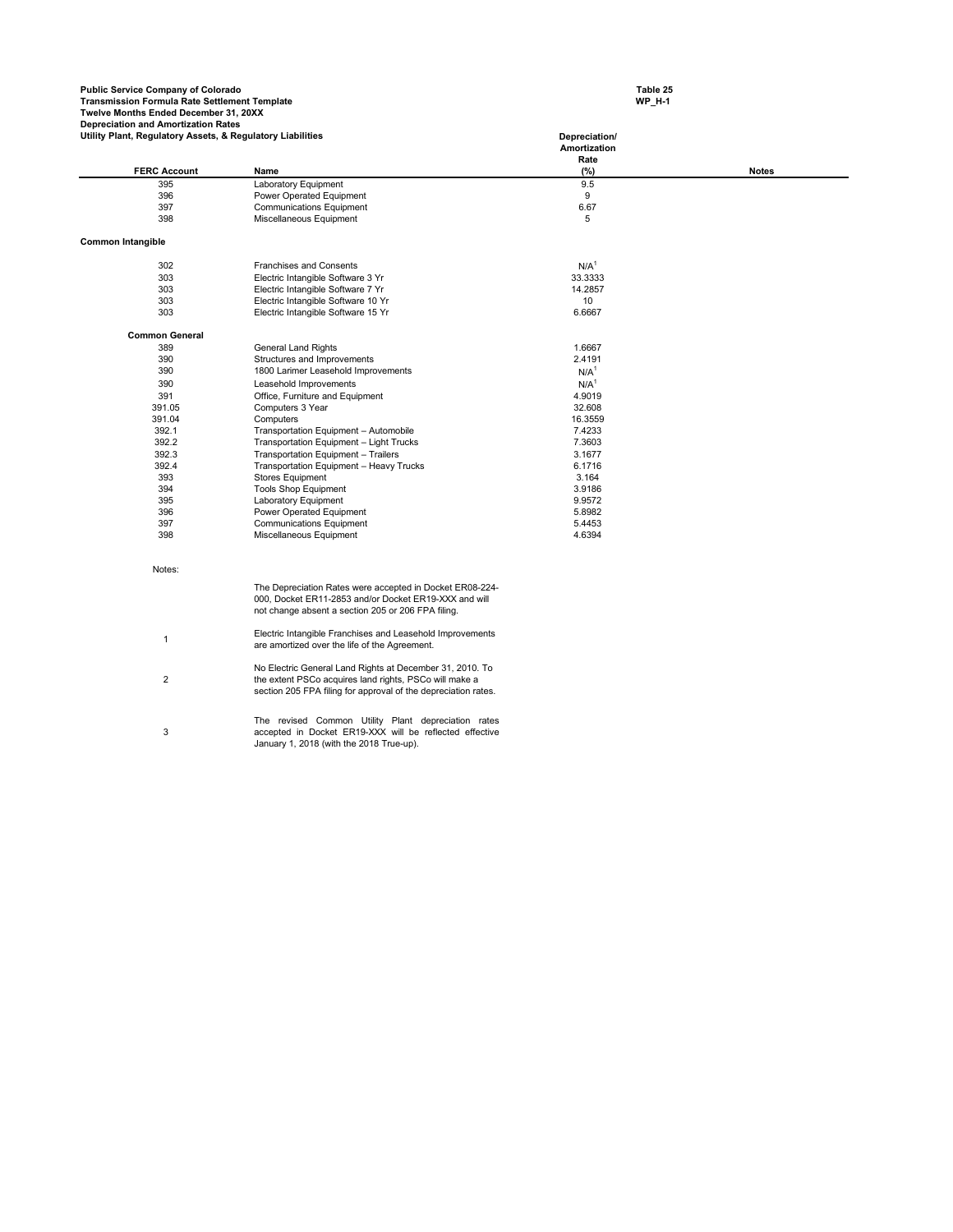**Public Service Company of Colorado**
**Transmission Formula Rate Settlement Template**
**Twelve Months Ended December 31, 20XX**
**Depreciation and Amortization Rates**
**Utility Plant, Regulatory Assets, & Regulatory Liabilities**

**Table 25**
**WP_H-1**

| FERC Account | Name | Depreciation/ Amortization Rate (%) | Notes |
|---|---|---|---|
| 395 | Laboratory Equipment | 9.5 | |
| 396 | Power Operated Equipment | 9 | |
| 397 | Communications Equipment | 6.67 | |
| 398 | Miscellaneous Equipment | 5 | |
| **Common Intangible** | | | |
| 302 | Franchises and Consents | N/A[1] | |
| 303 | Electric Intangible Software 3 Yr | 33.3333 | |
| 303 | Electric Intangible Software 7 Yr | 14.2857 | |
| 303 | Electric Intangible Software 10 Yr | 10 | |
| 303 | Electric Intangible Software 15 Yr | 6.6667 | |
| **Common General** | | | |
| 389 | General Land Rights | 1.6667 | |
| 390 | Structures and Improvements | 2.4191 | |
| 390 | 1800 Larimer Leasehold Improvements | N/A[1] | |
| 390 | Leasehold Improvements | N/A[1] | |
| 391 | Office, Furniture and Equipment | 4.9019 | |
| 391.05 | Computers 3 Year | 32.608 | |
| 391.04 | Computers | 16.3559 | |
| 392.1 | Transportation Equipment – Automobile | 7.4233 | |
| 392.2 | Transportation Equipment – Light Trucks | 7.3603 | |
| 392.3 | Transportation Equipment – Trailers | 3.1677 | |
| 392.4 | Transportation Equipment – Heavy Trucks | 6.1716 | |
| 393 | Stores Equipment | 3.164 | |
| 394 | Tools Shop Equipment | 3.9186 | |
| 395 | Laboratory Equipment | 9.9572 | |
| 396 | Power Operated Equipment | 5.8982 | |
| 397 | Communications Equipment | 5.4453 | |
| 398 | Miscellaneous Equipment | 4.6394 | |

Notes:

The Depreciation Rates were accepted in Docket ER08-224-000, Docket ER11-2853 and/or Docket ER19-XXX and will not change absent a section 205 or 206 FPA filing.

1 Electric Intangible Franchises and Leasehold Improvements are amortized over the life of the Agreement.

2 No Electric General Land Rights at December 31, 2010. To the extent PSCo acquires land rights, PSCo will make a section 205 FPA filing for approval of the depreciation rates.

3 The revised Common Utility Plant depreciation rates accepted in Docket ER19-XXX will be reflected effective January 1, 2018 (with the 2018 True-up).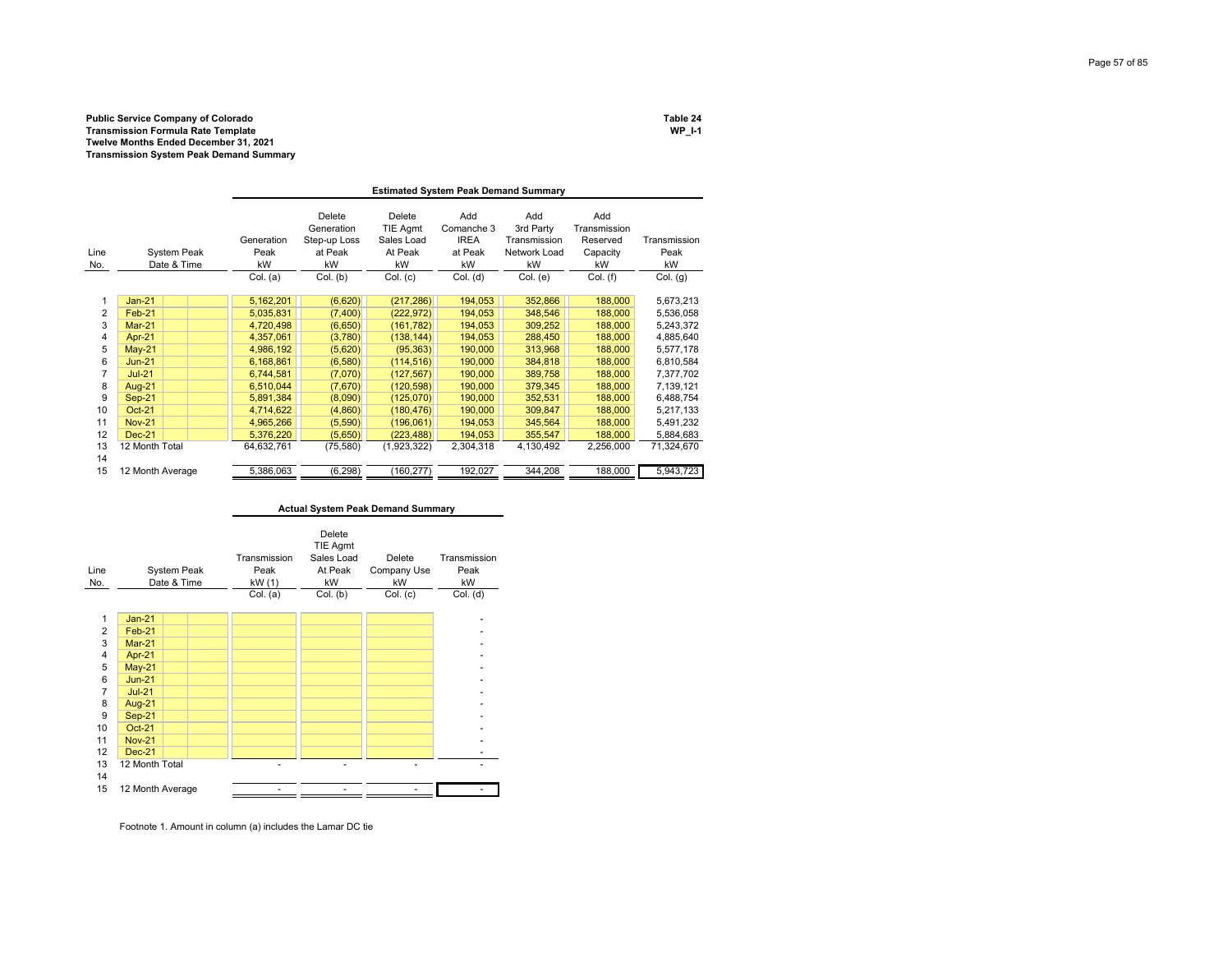**Public Service Company of Colorado**
**Transmission Formula Rate Template**
**Twelve Months Ended December 31, 2021**
**Transmission System Peak Demand Summary**

**Table 24**
**WP_I-1**

**Estimated System Peak Demand Summary**

| Line No. | System Peak Date & Time | Generation Peak kW Col. (a) | Delete Generation Step-up Loss at Peak kW Col. (b) | Delete TIE Agmt Sales Load At Peak kW Col. (c) | Add Comanche 3 IREA at Peak kW Col. (d) | Add 3rd Party Transmission Network Load kW Col. (e) | Add Transmission Reserved Capacity kW Col. (f) | Transmission Peak kW Col. (g) |
|---|---|---|---|---|---|---|---|---|
| 1 | Jan-21 | 5,162,201 | (6,620) | (217,286) | 194,053 | 352,866 | 188,000 | 5,673,213 |
| 2 | Feb-21 | 5,035,831 | (7,400) | (222,972) | 194,053 | 348,546 | 188,000 | 5,536,058 |
| 3 | Mar-21 | 4,720,498 | (6,650) | (161,782) | 194,053 | 309,252 | 188,000 | 5,243,372 |
| 4 | Apr-21 | 4,357,061 | (3,780) | (138,144) | 194,053 | 288,450 | 188,000 | 4,885,640 |
| 5 | May-21 | 4,986,192 | (5,620) | (95,363) | 190,000 | 313,968 | 188,000 | 5,577,178 |
| 6 | Jun-21 | 6,168,861 | (6,580) | (114,516) | 190,000 | 384,818 | 188,000 | 6,810,584 |
| 7 | Jul-21 | 6,744,581 | (7,070) | (127,567) | 190,000 | 389,758 | 188,000 | 7,377,702 |
| 8 | Aug-21 | 6,510,044 | (7,670) | (120,598) | 190,000 | 379,345 | 188,000 | 7,139,121 |
| 9 | Sep-21 | 5,891,384 | (8,090) | (125,070) | 190,000 | 352,531 | 188,000 | 6,488,754 |
| 10 | Oct-21 | 4,714,622 | (4,860) | (180,476) | 190,000 | 309,847 | 188,000 | 5,217,133 |
| 11 | Nov-21 | 4,965,266 | (5,590) | (196,061) | 194,053 | 345,564 | 188,000 | 5,491,232 |
| 12 | Dec-21 | 5,376,220 | (5,650) | (223,488) | 194,053 | 355,547 | 188,000 | 5,884,683 |
| 13 | 12 Month Total | 64,632,761 | (75,580) | (1,923,322) | 2,304,318 | 4,130,492 | 2,256,000 | 71,324,670 |
| 14 | | | | | | | | |
| 15 | 12 Month Average | 5,386,063 | (6,298) | (160,277) | 192,027 | 344,208 | 188,000 | 5,943,723 |

**Actual System Peak Demand Summary**

| Line No. | System Peak Date & Time | Transmission Peak kW (1) Col. (a) | Delete TIE Agmt Sales Load At Peak kW Col. (b) | Delete Company Use kW Col. (c) | Transmission Peak kW Col. (d) |
|---|---|---|---|---|---|
| 1 | Jan-21 | | | | - |
| 2 | Feb-21 | | | | - |
| 3 | Mar-21 | | | | - |
| 4 | Apr-21 | | | | - |
| 5 | May-21 | | | | - |
| 6 | Jun-21 | | | | - |
| 7 | Jul-21 | | | | - |
| 8 | Aug-21 | | | | - |
| 9 | Sep-21 | | | | - |
| 10 | Oct-21 | | | | - |
| 11 | Nov-21 | | | | - |
| 12 | Dec-21 | | | | - |
| 13 | 12 Month Total | - | - | - | - |
| 14 | | | | | |
| 15 | 12 Month Average | - | - | - | - |

Footnote 1. Amount in column (a) includes the Lamar DC tie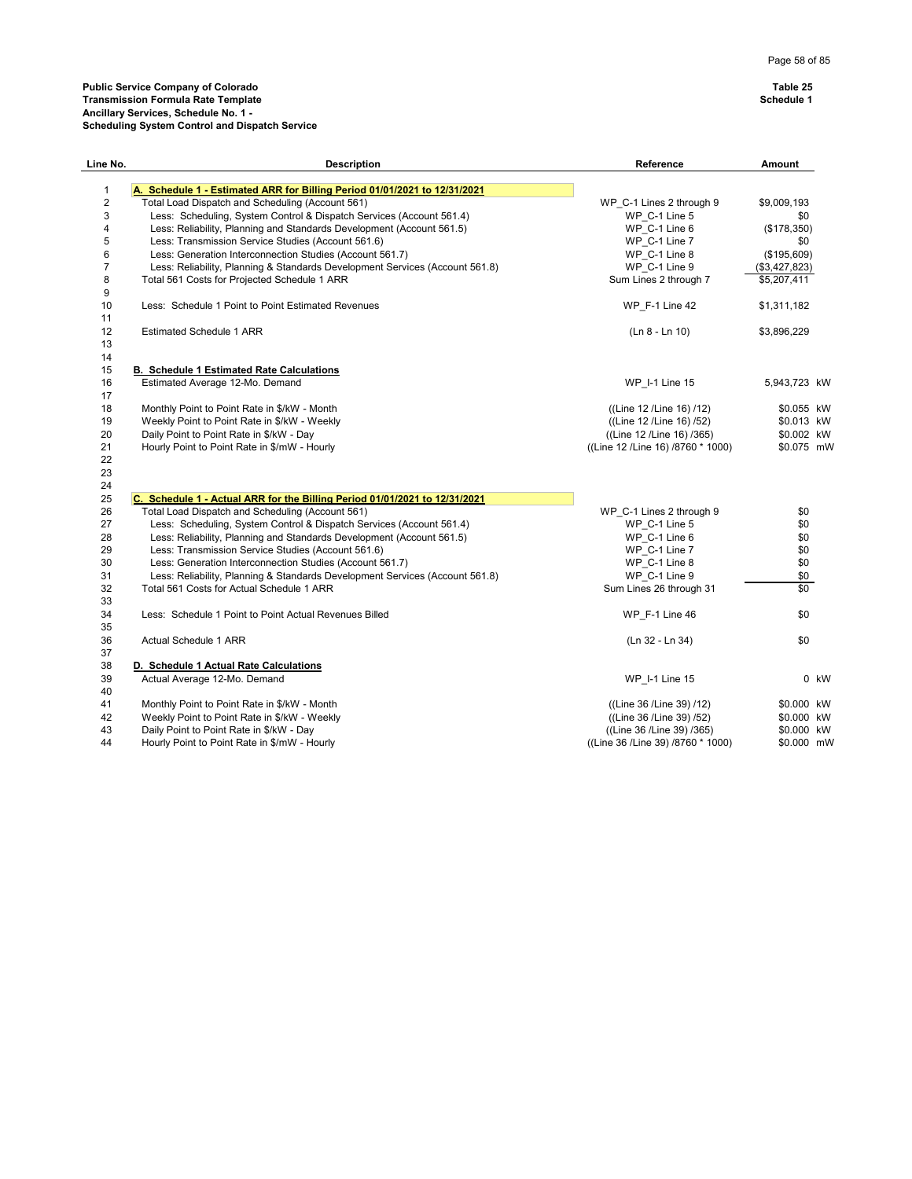**Public Service Company of Colorado**
**Transmission Formula Rate Template**
**Ancillary Services, Schedule No. 1 -**
**Scheduling System Control and Dispatch Service**

**Table 25**
**Schedule 1**

| Line No. | Description | Reference | Amount | |
|---|---|---|---|---|
| 1 | **A. Schedule 1 - Estimated ARR for Billing Period 01/01/2021 to 12/31/2021** | | | |
| 2 | Total Load Dispatch and Scheduling (Account 561) | WP_C-1 Lines 2 through 9 | $9,009,193 | |
| 3 | Less: Scheduling, System Control & Dispatch Services (Account 561.4) | WP_C-1 Line 5 | $0 | |
| 4 | Less: Reliability, Planning and Standards Development (Account 561.5) | WP_C-1 Line 6 | ($178,350) | |
| 5 | Less: Transmission Service Studies (Account 561.6) | WP_C-1 Line 7 | $0 | |
| 6 | Less: Generation Interconnection Studies (Account 561.7) | WP_C-1 Line 8 | ($195,609) | |
| 7 | Less: Reliability, Planning & Standards Development Services (Account 561.8) | WP_C-1 Line 9 | ($3,427,823) | |
| 8 | Total 561 Costs for Projected Schedule 1 ARR | Sum Lines 2 through 7 | $5,207,411 | |
| 9 | | | | |
| 10 | Less: Schedule 1 Point to Point Estimated Revenues | WP_F-1 Line 42 | $1,311,182 | |
| 11 | | | | |
| 12 | Estimated Schedule 1 ARR | (Ln 8 - Ln 10) | $3,896,229 | |
| 13 | | | | |
| 14 | | | | |
| 15 | **B. Schedule 1 Estimated Rate Calculations** | | | |
| 16 | Estimated Average 12-Mo. Demand | WP_I-1 Line 15 | 5,943,723 | kW |
| 17 | | | | |
| 18 | Monthly Point to Point Rate in $/kW - Month | ((Line 12 /Line 16) /12) | $0.055 | kW |
| 19 | Weekly Point to Point Rate in $/kW - Weekly | ((Line 12 /Line 16) /52) | $0.013 | kW |
| 20 | Daily Point to Point Rate in $/kW - Day | ((Line 12 /Line 16) /365) | $0.002 | kW |
| 21 | Hourly Point to Point Rate in $/mW - Hourly | ((Line 12 /Line 16) /8760 * 1000) | $0.075 | mW |
| 22 | | | | |
| 23 | | | | |
| 24 | | | | |
| 25 | **C. Schedule 1 - Actual ARR for the Billing Period 01/01/2021 to 12/31/2021** | | | |
| 26 | Total Load Dispatch and Scheduling (Account 561) | WP_C-1 Lines 2 through 9 | $0 | |
| 27 | Less: Scheduling, System Control & Dispatch Services (Account 561.4) | WP_C-1 Line 5 | $0 | |
| 28 | Less: Reliability, Planning and Standards Development (Account 561.5) | WP_C-1 Line 6 | $0 | |
| 29 | Less: Transmission Service Studies (Account 561.6) | WP_C-1 Line 7 | $0 | |
| 30 | Less: Generation Interconnection Studies (Account 561.7) | WP_C-1 Line 8 | $0 | |
| 31 | Less: Reliability, Planning & Standards Development Services (Account 561.8) | WP_C-1 Line 9 | $0 | |
| 32 | Total 561 Costs for Actual Schedule 1 ARR | Sum Lines 26 through 31 | $0 | |
| 33 | | | | |
| 34 | Less: Schedule 1 Point to Point Actual Revenues Billed | WP_F-1 Line 46 | $0 | |
| 35 | | | | |
| 36 | Actual Schedule 1 ARR | (Ln 32 - Ln 34) | $0 | |
| 37 | | | | |
| 38 | **D. Schedule 1 Actual Rate Calculations** | | | |
| 39 | Actual Average 12-Mo. Demand | WP_I-1 Line 15 | 0 | kW |
| 40 | | | | |
| 41 | Monthly Point to Point Rate in $/kW - Month | ((Line 36 /Line 39) /12) | $0.000 | kW |
| 42 | Weekly Point to Point Rate in $/kW - Weekly | ((Line 36 /Line 39) /52) | $0.000 | kW |
| 43 | Daily Point to Point Rate in $/kW - Day | ((Line 36 /Line 39) /365) | $0.000 | kW |
| 44 | Hourly Point to Point Rate in $/mW - Hourly | ((Line 36 /Line 39) /8760 * 1000) | $0.000 | mW |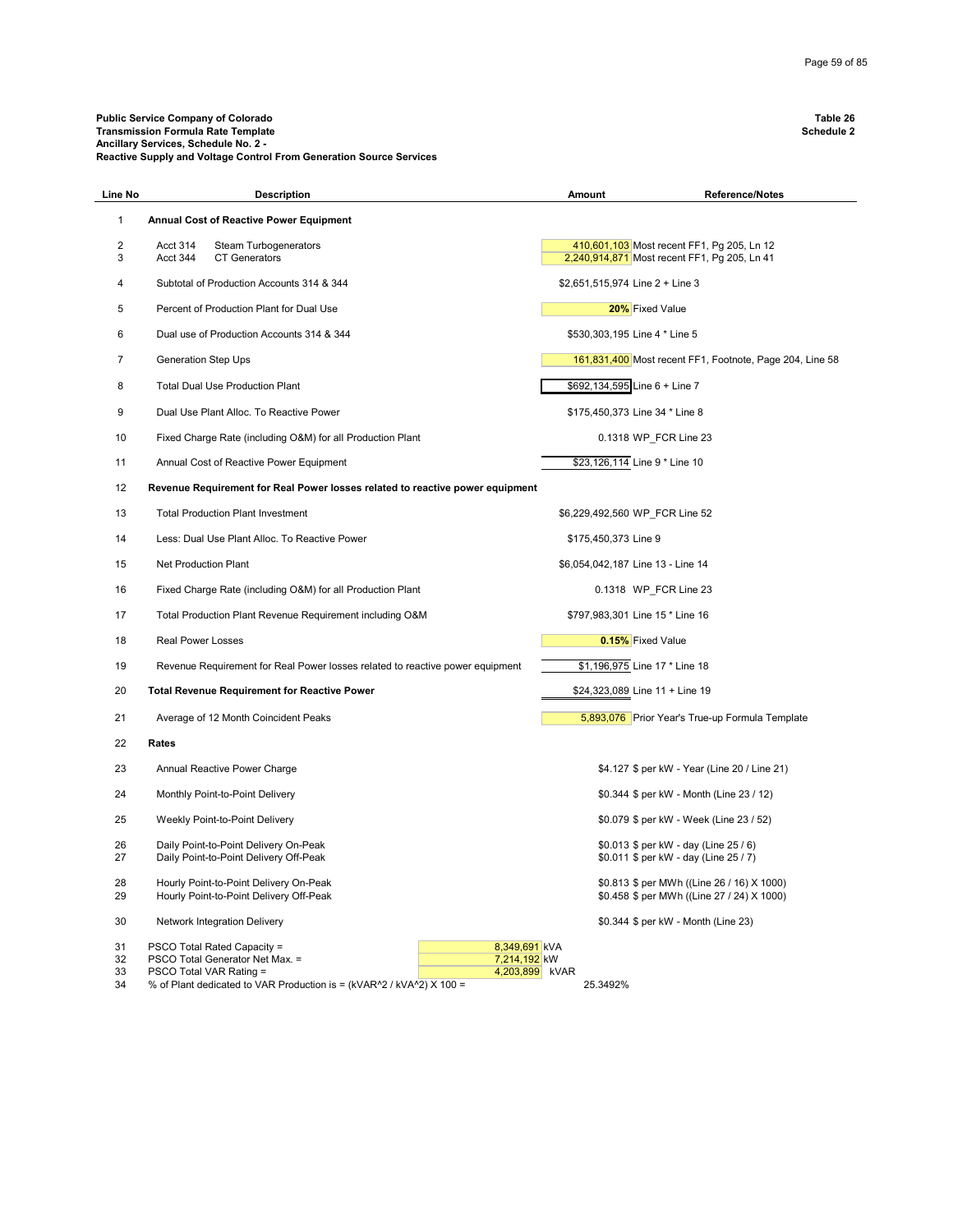**Public Service Company of Colorado**
**Transmission Formula Rate Template**
**Ancillary Services, Schedule No. 2 -**
**Reactive Supply and Voltage Control From Generation Source Services**

**Table 26**
**Schedule 2**

| Line No | Description | Amount | Reference/Notes |
|---|---|---|---|
| 1 | **Annual Cost of Reactive Power Equipment** | | |
| 2 | Acct 314 Steam Turbogenerators | 410,601,103 | Most recent FF1, Pg 205, Ln 12 |
| 3 | Acct 344 CT Generators | 2,240,914,871 | Most recent FF1, Pg 205, Ln 41 |
| 4 | Subtotal of Production Accounts 314 & 344 | $2,651,515,974 | Line 2 + Line 3 |
| 5 | Percent of Production Plant for Dual Use | **20%** | Fixed Value |
| 6 | Dual use of Production Accounts 314 & 344 | $530,303,195 | Line 4 * Line 5 |
| 7 | Generation Step Ups | 161,831,400 | Most recent FF1, Footnote, Page 204, Line 58 |
| 8 | Total Dual Use Production Plant | $692,134,595 | Line 6 + Line 7 |
| 9 | Dual Use Plant Alloc. To Reactive Power | $175,450,373 | Line 34 * Line 8 |
| 10 | Fixed Charge Rate (including O&M) for all Production Plant | 0.1318 | WP_FCR Line 23 |
| 11 | Annual Cost of Reactive Power Equipment | $23,126,114 | Line 9 * Line 10 |
| 12 | **Revenue Requirement for Real Power losses related to reactive power equipment** | | |
| 13 | Total Production Plant Investment | $6,229,492,560 | WP_FCR Line 52 |
| 14 | Less: Dual Use Plant Alloc. To Reactive Power | $175,450,373 | Line 9 |
| 15 | Net Production Plant | $6,054,042,187 | Line 13 - Line 14 |
| 16 | Fixed Charge Rate (including O&M) for all Production Plant | 0.1318 | WP_FCR Line 23 |
| 17 | Total Production Plant Revenue Requirement including O&M | $797,983,301 | Line 15 * Line 16 |
| 18 | Real Power Losses | **0.15%** | Fixed Value |
| 19 | Revenue Requirement for Real Power losses related to reactive power equipment | $1,196,975 | Line 17 * Line 18 |
| 20 | **Total Revenue Requirement for Reactive Power** | $24,323,089 | Line 11 + Line 19 |
| 21 | Average of 12 Month Coincident Peaks | 5,893,076 | Prior Year's True-up Formula Template |
| 22 | **Rates** | | |
| 23 | Annual Reactive Power Charge | $4.127 | $ per kW - Year (Line 20 / Line 21) |
| 24 | Monthly Point-to-Point Delivery | $0.344 | $ per kW - Month (Line 23 / 12) |
| 25 | Weekly Point-to-Point Delivery | $0.079 | $ per kW - Week (Line 23 / 52) |
| 26 | Daily Point-to-Point Delivery On-Peak | $0.013 | $ per kW - day (Line 25 / 6) |
| 27 | Daily Point-to-Point Delivery Off-Peak | $0.011 | $ per kW - day (Line 25 / 7) |
| 28 | Hourly Point-to-Point Delivery On-Peak | $0.813 | $ per MWh ((Line 26 / 16) X 1000) |
| 29 | Hourly Point-to-Point Delivery Off-Peak | $0.458 | $ per MWh ((Line 27 / 24) X 1000) |
| 30 | Network Integration Delivery | $0.344 | $ per kW - Month (Line 23) |
| 31 | PSCO Total Rated Capacity = 8,349,691 kVA | | |
| 32 | PSCO Total Generator Net Max. = 7,214,192 kW | | |
| 33 | PSCO Total VAR Rating = 4,203,899 kVAR | | |
| 34 | % of Plant dedicated to VAR Production is = (kVAR^2 / kVA^2) X 100 = | 25.3492% | |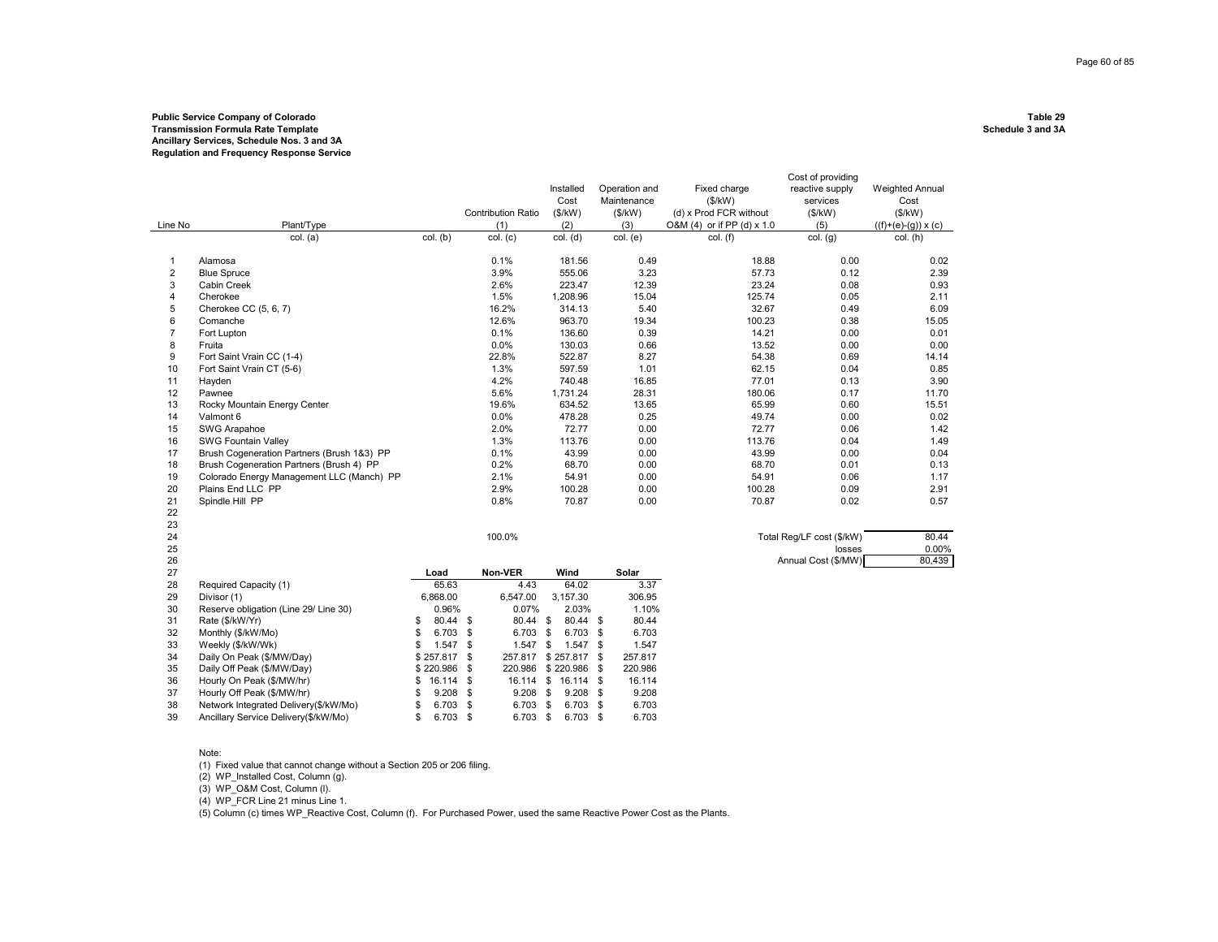**Public Service Company of Colorado**
**Transmission Formula Rate Template**
**Ancillary Services, Schedule Nos. 3 and 3A**
**Regulation and Frequency Response Service**

**Table 29**
**Schedule 3 and 3A**

| Line No | Plant/Type | | Contribution Ratio (1) | Installed Cost ($/kW) (2) | Operation and Maintenance ($/kW) (3) | Fixed charge ($/kW) (d) x Prod FCR without O&M (4) or if PP (d) x 1.0 | Cost of providing reactive supply services ($/kW) (5) | Weighted Annual Cost ($/kW) ((f)+(e)-(g)) x (c) |
|---|---|---|---|---|---|---|---|---|
| | col. (a) | col. (b) | col. (c) | col. (d) | col. (e) | col. (f) | col. (g) | col. (h) |
| 1 | Alamosa | | 0.1% | 181.56 | 0.49 | 18.88 | 0.00 | 0.02 |
| 2 | Blue Spruce | | 3.9% | 555.06 | 3.23 | 57.73 | 0.12 | 2.39 |
| 3 | Cabin Creek | | 2.6% | 223.47 | 12.39 | 23.24 | 0.08 | 0.93 |
| 4 | Cherokee | | 1.5% | 1,208.96 | 15.04 | 125.74 | 0.05 | 2.11 |
| 5 | Cherokee CC (5, 6, 7) | | 16.2% | 314.13 | 5.40 | 32.67 | 0.49 | 6.09 |
| 6 | Comanche | | 12.6% | 963.70 | 19.34 | 100.23 | 0.38 | 15.05 |
| 7 | Fort Lupton | | 0.1% | 136.60 | 0.39 | 14.21 | 0.00 | 0.01 |
| 8 | Fruita | | 0.0% | 130.03 | 0.66 | 13.52 | 0.00 | 0.00 |
| 9 | Fort Saint Vrain CC (1-4) | | 22.8% | 522.87 | 8.27 | 54.38 | 0.69 | 14.14 |
| 10 | Fort Saint Vrain CT (5-6) | | 1.3% | 597.59 | 1.01 | 62.15 | 0.04 | 0.85 |
| 11 | Hayden | | 4.2% | 740.48 | 16.85 | 77.01 | 0.13 | 3.90 |
| 12 | Pawnee | | 5.6% | 1,731.24 | 28.31 | 180.06 | 0.17 | 11.70 |
| 13 | Rocky Mountain Energy Center | | 19.6% | 634.52 | 13.65 | 65.99 | 0.60 | 15.51 |
| 14 | Valmont 6 | | 0.0% | 478.28 | 0.25 | 49.74 | 0.00 | 0.02 |
| 15 | SWG Arapahoe | | 2.0% | 72.77 | 0.00 | 72.77 | 0.06 | 1.42 |
| 16 | SWG Fountain Valley | | 1.3% | 113.76 | 0.00 | 113.76 | 0.04 | 1.49 |
| 17 | Brush Cogeneration Partners (Brush 1&3) PP | | 0.1% | 43.99 | 0.00 | 43.99 | 0.00 | 0.04 |
| 18 | Brush Cogeneration Partners (Brush 4) PP | | 0.2% | 68.70 | 0.00 | 68.70 | 0.01 | 0.13 |
| 19 | Colorado Energy Management LLC (Manch) PP | | 2.1% | 54.91 | 0.00 | 54.91 | 0.06 | 1.17 |
| 20 | Plains End LLC PP | | 2.9% | 100.28 | 0.00 | 100.28 | 0.09 | 2.91 |
| 21 | Spindle Hill PP | | 0.8% | 70.87 | 0.00 | 70.87 | 0.02 | 0.57 |
| 22 | | | | | | | | |
| 23 | | | | | | | | |
| 24 | | | 100.0% | | | | Total Reg/LF cost ($/kW) | 80.44 |
| 25 | | | | | | | losses | 0.00% |
| 26 | | | | | | | Annual Cost ($/MW) | 80,439 |

| Line No | | Load | Non-VER | Wind | Solar |
|---|---|---|---|---|---|
| 27 | | | | | |
| 28 | Required Capacity (1) | 65.63 | 4.43 | 64.02 | 3.37 |
| 29 | Divisor (1) | 6,868.00 | 6,547.00 | 3,157.30 | 306.95 |
| 30 | Reserve obligation (Line 29/ Line 30) | 0.96% | 0.07% | 2.03% | 1.10% |
| 31 | Rate ($/kW/Yr) | $ 80.44 | $ 80.44 | $ 80.44 | $ 80.44 |
| 32 | Monthly ($/kW/Mo) | $ 6.703 | $ 6.703 | $ 6.703 | $ 6.703 |
| 33 | Weekly ($/kW/Wk) | $ 1.547 | $ 1.547 | $ 1.547 | $ 1.547 |
| 34 | Daily On Peak ($/MW/Day) | $ 257.817 | $ 257.817 | $ 257.817 | $ 257.817 |
| 35 | Daily Off Peak ($/MW/Day) | $ 220.986 | $ 220.986 | $ 220.986 | $ 220.986 |
| 36 | Hourly On Peak ($/MW/hr) | $ 16.114 | $ 16.114 | $ 16.114 | $ 16.114 |
| 37 | Hourly Off Peak ($/MW/hr) | $ 9.208 | $ 9.208 | $ 9.208 | $ 9.208 |
| 38 | Network Integrated Delivery($/kW/Mo) | $ 6.703 | $ 6.703 | $ 6.703 | $ 6.703 |
| 39 | Ancillary Service Delivery($/kW/Mo) | $ 6.703 | $ 6.703 | $ 6.703 | $ 6.703 |

Note:
(1) Fixed value that cannot change without a Section 205 or 206 filing.
(2) WP_Installed Cost, Column (g).
(3) WP_O&M Cost, Column (I).
(4) WP_FCR Line 21 minus Line 1.
(5) Column (c) times WP_Reactive Cost, Column (f). For Purchased Power, used the same Reactive Power Cost as the Plants.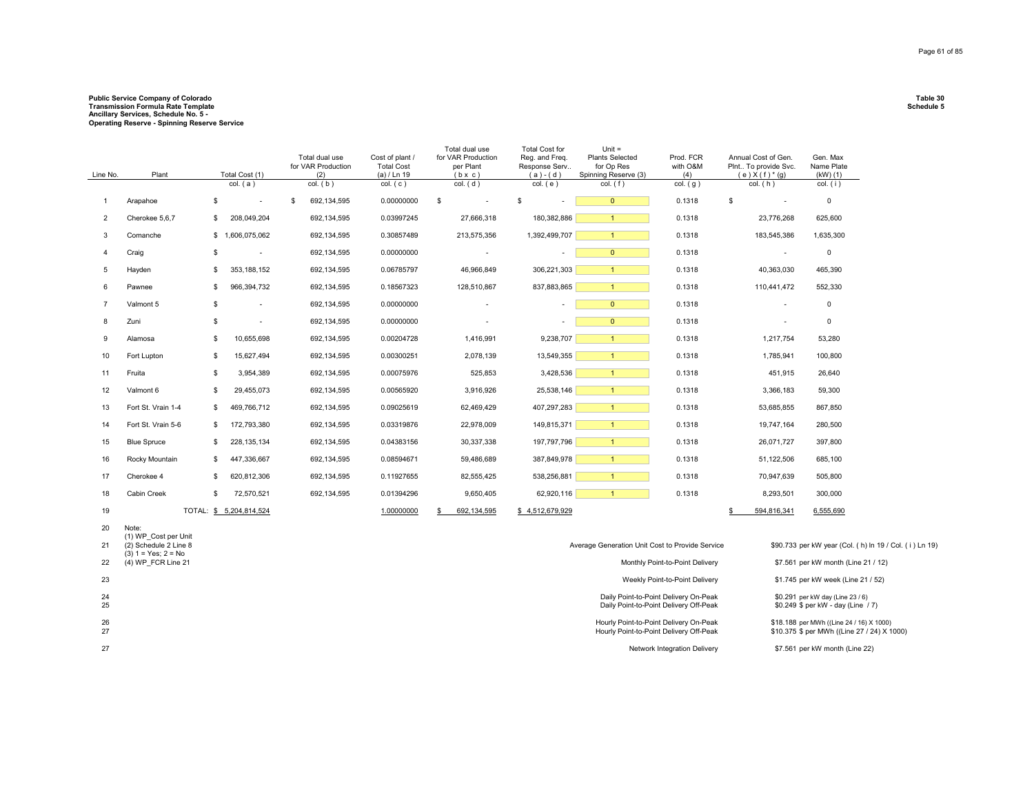**Public Service Company of Colorado**
**Transmission Formula Rate Template**
**Ancillary Services, Schedule No. 5 -**
**Operating Reserve - Spinning Reserve Service**

**Table 30**
**Schedule 5**

| Line No. | Plant | Total Cost (1) | Total dual use for VAR Production (2) | Cost of plant / Total Cost (a) / Ln 19 | Total dual use for VAR Production per Plant ( b x c ) | Total Cost for Reg. and Freq. Response Serv.. ( a ) - ( d ) | Unit = Plants Selected for Op Res Spinning Reserve (3) | Prod. FCR with O&M (4) | Annual Cost of Gen. Plnt.. To provide Svc. ( e ) X ( f ) * (g) | Gen. Max Name Plate (kW) (1) |
|---|---|---|---|---|---|---|---|---|---|---|
| | | col. ( a ) | col. ( b ) | col. ( c ) | col. ( d ) | col. ( e ) | col. ( f ) | col. ( g ) | col. ( h ) | col. ( i ) |
| 1 | Arapahoe | $ - | $ 692,134,595 | 0.00000000 | $ - | $ - | 0 | 0.1318 | $ - | 0 |
| 2 | Cherokee 5,6,7 | $ 208,049,204 | 692,134,595 | 0.03997245 | 27,666,318 | 180,382,886 | 1 | 0.1318 | 23,776,268 | 625,600 |
| 3 | Comanche | $ 1,606,075,062 | 692,134,595 | 0.30857489 | 213,575,356 | 1,392,499,707 | 1 | 0.1318 | 183,545,386 | 1,635,300 |
| 4 | Craig | $ - | 692,134,595 | 0.00000000 | - | - | 0 | 0.1318 | - | 0 |
| 5 | Hayden | $ 353,188,152 | 692,134,595 | 0.06785797 | 46,966,849 | 306,221,303 | 1 | 0.1318 | 40,363,030 | 465,390 |
| 6 | Pawnee | $ 966,394,732 | 692,134,595 | 0.18567323 | 128,510,867 | 837,883,865 | 1 | 0.1318 | 110,441,472 | 552,330 |
| 7 | Valmont 5 | $ - | 692,134,595 | 0.00000000 | - | - | 0 | 0.1318 | - | 0 |
| 8 | Zuni | $ - | 692,134,595 | 0.00000000 | - | - | 0 | 0.1318 | - | 0 |
| 9 | Alamosa | $ 10,655,698 | 692,134,595 | 0.00204728 | 1,416,991 | 9,238,707 | 1 | 0.1318 | 1,217,754 | 53,280 |
| 10 | Fort Lupton | $ 15,627,494 | 692,134,595 | 0.00300251 | 2,078,139 | 13,549,355 | 1 | 0.1318 | 1,785,941 | 100,800 |
| 11 | Fruita | $ 3,954,389 | 692,134,595 | 0.00075976 | 525,853 | 3,428,536 | 1 | 0.1318 | 451,915 | 26,640 |
| 12 | Valmont 6 | $ 29,455,073 | 692,134,595 | 0.00565920 | 3,916,926 | 25,538,146 | 1 | 0.1318 | 3,366,183 | 59,300 |
| 13 | Fort St. Vrain 1-4 | $ 469,766,712 | 692,134,595 | 0.09025619 | 62,469,429 | 407,297,283 | 1 | 0.1318 | 53,685,855 | 867,850 |
| 14 | Fort St. Vrain 5-6 | $ 172,793,380 | 692,134,595 | 0.03319876 | 22,978,009 | 149,815,371 | 1 | 0.1318 | 19,747,164 | 280,500 |
| 15 | Blue Spruce | $ 228,135,134 | 692,134,595 | 0.04383156 | 30,337,338 | 197,797,796 | 1 | 0.1318 | 26,071,727 | 397,800 |
| 16 | Rocky Mountain | $ 447,336,667 | 692,134,595 | 0.08594671 | 59,486,689 | 387,849,978 | 1 | 0.1318 | 51,122,506 | 685,100 |
| 17 | Cherokee 4 | $ 620,812,306 | 692,134,595 | 0.11927655 | 82,555,425 | 538,256,881 | 1 | 0.1318 | 70,947,639 | 505,800 |
| 18 | Cabin Creek | $ 72,570,521 | 692,134,595 | 0.01394296 | 9,650,405 | 62,920,116 | 1 | 0.1318 | 8,293,501 | 300,000 |
| 19 | TOTAL: | $ 5,204,814,524 | | 1.00000000 | $ 692,134,595 | $ 4,512,679,929 | | | $ 594,816,341 | 6,555,690 |

| Line No. | Note | Description | Amount |
|---|---|---|---|
| 20 | Note: (1) WP_Cost per Unit | | |
| 21 | (2) Schedule 2 Line 8 | Average Generation Unit Cost to Provide Service | $90.733 per kW year (Col. ( h) ln 19 / Col. ( i ) Ln 19) |
| 22 | (3) 1 = Yes; 2 = No (4) WP_FCR Line 21 | Monthly Point-to-Point Delivery | $7.561 per kW month (Line 21 / 12) |
| 23 | | Weekly Point-to-Point Delivery | $1.745 per kW week (Line 21 / 52) |
| 24 | | Daily Point-to-Point Delivery On-Peak | $0.291 per kW day (Line 23 / 6) |
| 25 | | Daily Point-to-Point Delivery Off-Peak | $0.249 $ per kW - day (Line / 7) |
| 26 | | Hourly Point-to-Point Delivery On-Peak | $18.188 per MWh ((Line 24 / 16) X 1000) |
| 27 | | Hourly Point-to-Point Delivery Off-Peak | $10.375 $ per MWh ((Line 27 / 24) X 1000) |
| 27 | | Network Integration Delivery | $7.561 per kW month (Line 22) |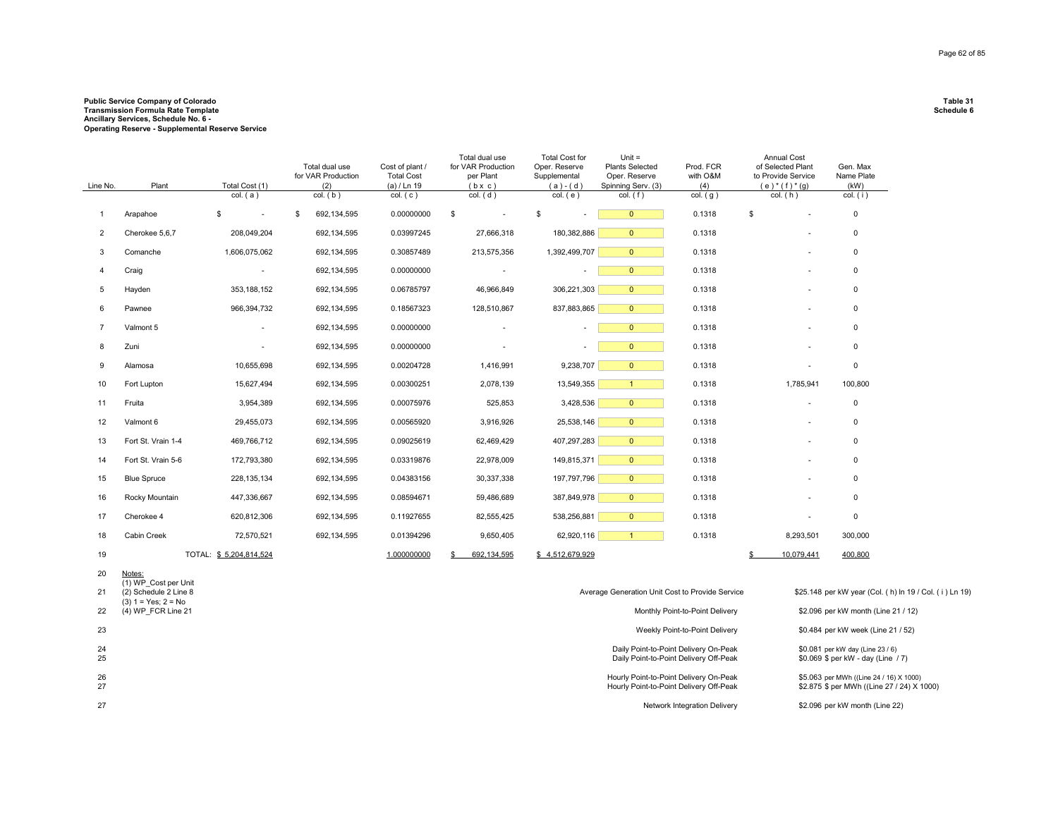**Public Service Company of Colorado**
**Transmission Formula Rate Template**
**Ancillary Services, Schedule No. 6 -**
**Operating Reserve - Supplemental Reserve Service**

**Table 31**
**Schedule 6**

| Line No. | Plant | Total Cost (1) | Total dual use for VAR Production (2) | Cost of plant / Total Cost (a) / Ln 19 | Total dual use for VAR Production per Plant ( b x c ) | Total Cost for Oper. Reserve Supplemental ( a ) - ( d ) | Unit = Plants Selected Oper. Reserve Spinning Serv. (3) | Prod. FCR with O&M (4) | Annual Cost of Selected Plant to Provide Service ( e ) * ( f ) * (g) | Gen. Max Name Plate (kW) |
|---|---|---|---|---|---|---|---|---|---|---|
| | | col. ( a ) | col. ( b ) | col. ( c ) | col. ( d ) | col. ( e ) | col. ( f ) | col. ( g ) | col. ( h ) | col. ( i ) |
| 1 | Arapahoe | $ - | $ 692,134,595 | 0.00000000 | $ - | $ - | 0 | 0.1318 | $ - | 0 |
| 2 | Cherokee 5,6,7 | 208,049,204 | 692,134,595 | 0.03997245 | 27,666,318 | 180,382,886 | 0 | 0.1318 | - | 0 |
| 3 | Comanche | 1,606,075,062 | 692,134,595 | 0.30857489 | 213,575,356 | 1,392,499,707 | 0 | 0.1318 | - | 0 |
| 4 | Craig | - | 692,134,595 | 0.00000000 | - | - | 0 | 0.1318 | - | 0 |
| 5 | Hayden | 353,188,152 | 692,134,595 | 0.06785797 | 46,966,849 | 306,221,303 | 0 | 0.1318 | - | 0 |
| 6 | Pawnee | 966,394,732 | 692,134,595 | 0.18567323 | 128,510,867 | 837,883,865 | 0 | 0.1318 | - | 0 |
| 7 | Valmont 5 | - | 692,134,595 | 0.00000000 | - | - | 0 | 0.1318 | - | 0 |
| 8 | Zuni | - | 692,134,595 | 0.00000000 | - | - | 0 | 0.1318 | - | 0 |
| 9 | Alamosa | 10,655,698 | 692,134,595 | 0.00204728 | 1,416,991 | 9,238,707 | 0 | 0.1318 | - | 0 |
| 10 | Fort Lupton | 15,627,494 | 692,134,595 | 0.00300251 | 2,078,139 | 13,549,355 | 1 | 0.1318 | 1,785,941 | 100,800 |
| 11 | Fruita | 3,954,389 | 692,134,595 | 0.00075976 | 525,853 | 3,428,536 | 0 | 0.1318 | - | 0 |
| 12 | Valmont 6 | 29,455,073 | 692,134,595 | 0.00565920 | 3,916,926 | 25,538,146 | 0 | 0.1318 | - | 0 |
| 13 | Fort St. Vrain 1-4 | 469,766,712 | 692,134,595 | 0.09025619 | 62,469,429 | 407,297,283 | 0 | 0.1318 | - | 0 |
| 14 | Fort St. Vrain 5-6 | 172,793,380 | 692,134,595 | 0.03319876 | 22,978,009 | 149,815,371 | 0 | 0.1318 | - | 0 |
| 15 | Blue Spruce | 228,135,134 | 692,134,595 | 0.04383156 | 30,337,338 | 197,797,796 | 0 | 0.1318 | - | 0 |
| 16 | Rocky Mountain | 447,336,667 | 692,134,595 | 0.08594671 | 59,486,689 | 387,849,978 | 0 | 0.1318 | - | 0 |
| 17 | Cherokee 4 | 620,812,306 | 692,134,595 | 0.11927655 | 82,555,425 | 538,256,881 | 0 | 0.1318 | - | 0 |
| 18 | Cabin Creek | 72,570,521 | 692,134,595 | 0.01394296 | 9,650,405 | 62,920,116 | 1 | 0.1318 | 8,293,501 | 300,000 |
| 19 | | TOTAL: $ 5,204,814,524 | | 1.000000000 | $ 692,134,595 | $ 4,512,679,929 | | | $ 10,079,441 | 400,800 |

| Line No. | Notes | Description | Rate |
|---|---|---|---|
| 20 | Notes:<br>(1) WP_Cost per Unit | | |
| 21 | (2) Schedule 2 Line 8<br>(3) 1 = Yes; 2 = No | Average Generation Unit Cost to Provide Service | $25.148 per kW year (Col. ( h) ln 19 / Col. ( i ) Ln 19) |
| 22 | (4) WP_FCR Line 21 | Monthly Point-to-Point Delivery | $2.096 per kW month (Line 21 / 12) |
| 23 | | Weekly Point-to-Point Delivery | $0.484 per kW week (Line 21 / 52) |
| 24 | | Daily Point-to-Point Delivery On-Peak | $0.081 per kW day (Line 23 / 6) |
| 25 | | Daily Point-to-Point Delivery Off-Peak | $0.069 $ per kW - day (Line / 7) |
| 26 | | Hourly Point-to-Point Delivery On-Peak | $5.063 per MWh ((Line 24 / 16) X 1000) |
| 27 | | Hourly Point-to-Point Delivery Off-Peak | $2.875 $ per MWh ((Line 27 / 24) X 1000) |
| 27 | | Network Integration Delivery | $2.096 per kW month (Line 22) |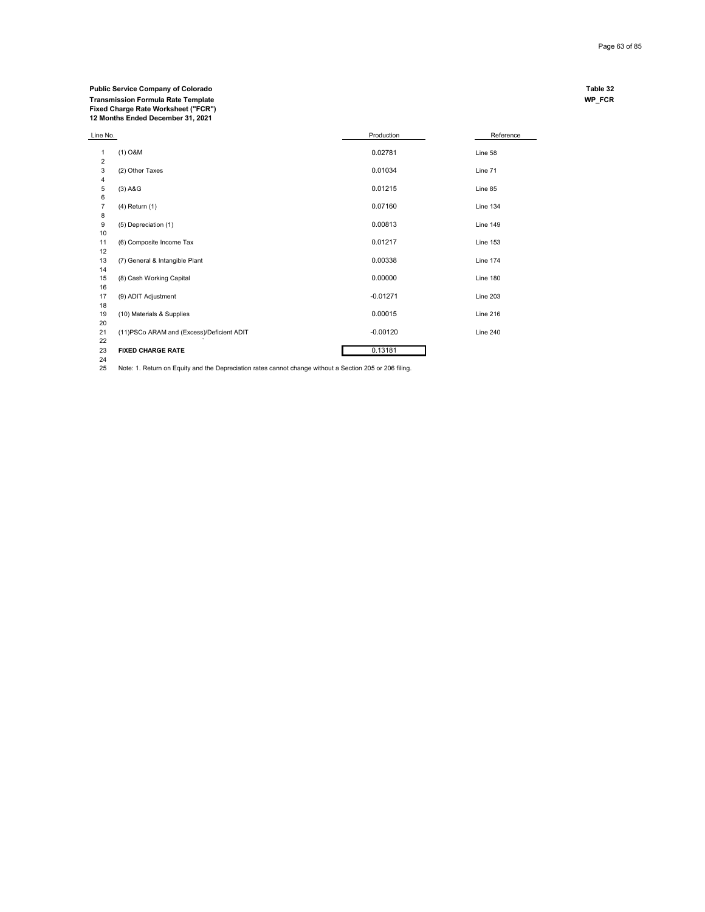**Public Service Company of Colorado**
**Transmission Formula Rate Template**
**Fixed Charge Rate Worksheet ("FCR")**
**12 Months Ended December 31, 2021**

**Table 32**
**WP_FCR**

| Line No. | | Production | Reference |
|---|---|---|---|
| 1 | (1) O&M | 0.02781 | Line 58 |
| 2 | | | |
| 3 | (2) Other Taxes | 0.01034 | Line 71 |
| 4 | | | |
| 5 | (3) A&G | 0.01215 | Line 85 |
| 6 | | | |
| 7 | (4) Return (1) | 0.07160 | Line 134 |
| 8 | | | |
| 9 | (5) Depreciation (1) | 0.00813 | Line 149 |
| 10 | | | |
| 11 | (6) Composite Income Tax | 0.01217 | Line 153 |
| 12 | | | |
| 13 | (7) General & Intangible Plant | 0.00338 | Line 174 |
| 14 | | | |
| 15 | (8) Cash Working Capital | 0.00000 | Line 180 |
| 16 | | | |
| 17 | (9) ADIT Adjustment | -0.01271 | Line 203 |
| 18 | | | |
| 19 | (10) Materials & Supplies | 0.00015 | Line 216 |
| 20 | | | |
| 21 | (11)PSCo ARAM and (Excess)/Deficient ADIT | -0.00120 | Line 240 |
| 22 | | | |
| 23 | **FIXED CHARGE RATE** | 0.13181 | |
| 24 | | | |
| 25 | Note: 1. Return on Equity and the Depreciation rates cannot change without a Section 205 or 206 filing. | | |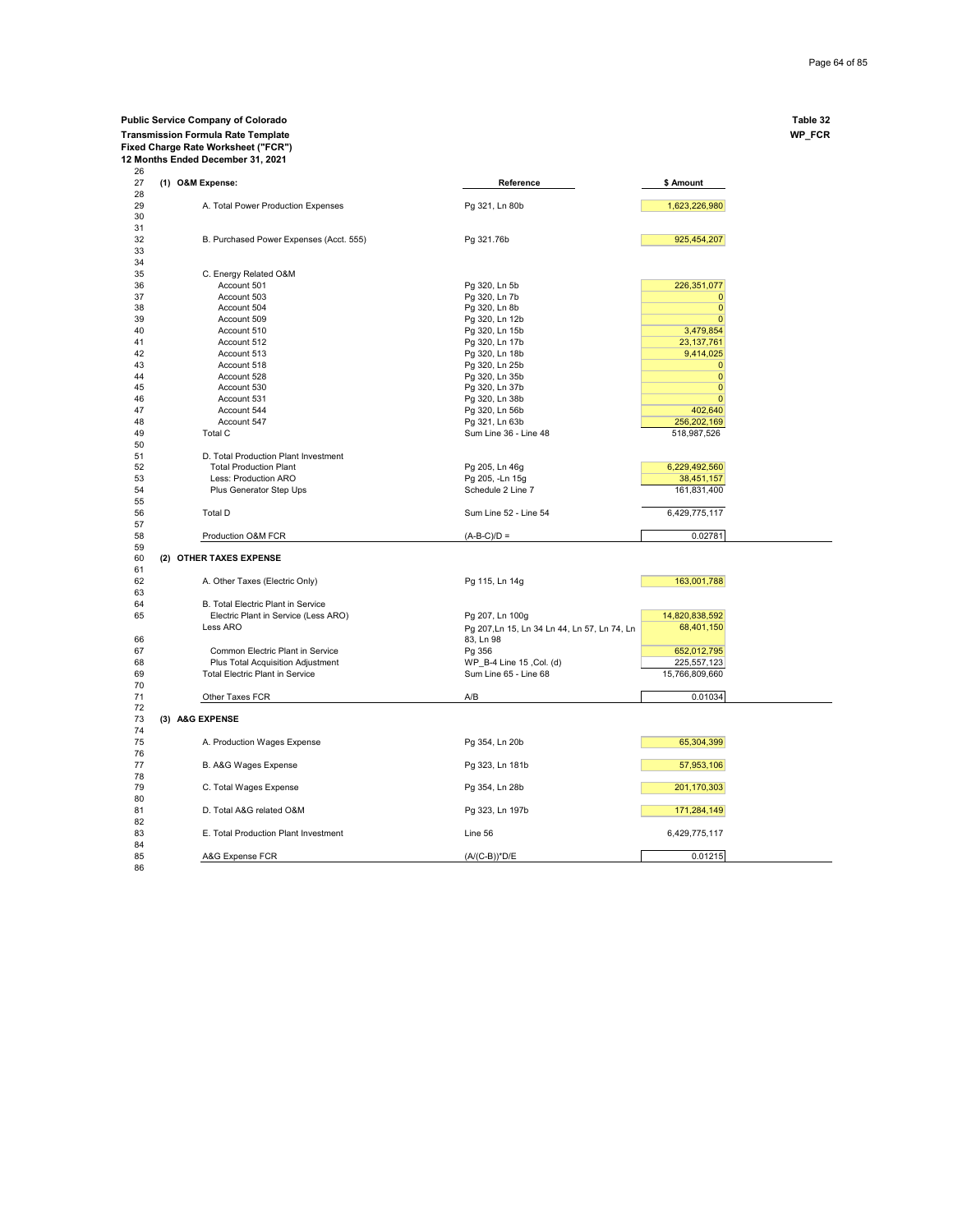**Public Service Company of Colorado**
**Transmission Formula Rate Template**
**Fixed Charge Rate Worksheet ("FCR")**
**12 Months Ended December 31, 2021**

**Table 32**
**WP_FCR**

| Line | | Reference | $ Amount |
|---|---|---|---|
| 26 | | | |
| 27 | **(1) O&M Expense:** | **Reference** | **$ Amount** |
| 28 | | | |
| 29 | A. Total Power Production Expenses | Pg 321, Ln 80b | 1,623,226,980 |
| 30 | | | |
| 31 | | | |
| 32 | B. Purchased Power Expenses (Acct. 555) | Pg 321.76b | 925,454,207 |
| 33 | | | |
| 34 | | | |
| 35 | C. Energy Related O&M | | |
| 36 | Account 501 | Pg 320, Ln 5b | 226,351,077 |
| 37 | Account 503 | Pg 320, Ln 7b | 0 |
| 38 | Account 504 | Pg 320, Ln 8b | 0 |
| 39 | Account 509 | Pg 320, Ln 12b | 0 |
| 40 | Account 510 | Pg 320, Ln 15b | 3,479,854 |
| 41 | Account 512 | Pg 320, Ln 17b | 23,137,761 |
| 42 | Account 513 | Pg 320, Ln 18b | 9,414,025 |
| 43 | Account 518 | Pg 320, Ln 25b | 0 |
| 44 | Account 528 | Pg 320, Ln 35b | 0 |
| 45 | Account 530 | Pg 320, Ln 37b | 0 |
| 46 | Account 531 | Pg 320, Ln 38b | 0 |
| 47 | Account 544 | Pg 320, Ln 56b | 402,640 |
| 48 | Account 547 | Pg 321, Ln 63b | 256,202,169 |
| 49 | Total C | Sum Line 36 - Line 48 | 518,987,526 |
| 50 | | | |
| 51 | D. Total Production Plant Investment | | |
| 52 | Total Production Plant | Pg 205, Ln 46g | 6,229,492,560 |
| 53 | Less: Production ARO | Pg 205, -Ln 15g | 38,451,157 |
| 54 | Plus Generator Step Ups | Schedule 2 Line 7 | 161,831,400 |
| 55 | | | |
| 56 | Total D | Sum Line 52 - Line 54 | 6,429,775,117 |
| 57 | | | |
| 58 | Production O&M FCR | (A-B-C)/D = | 0.02781 |
| 59 | | | |
| 60 | **(2) OTHER TAXES EXPENSE** | | |
| 61 | | | |
| 62 | A. Other Taxes (Electric Only) | Pg 115, Ln 14g | 163,001,788 |
| 63 | | | |
| 64 | B. Total Electric Plant in Service | | |
| 65 | Electric Plant in Service (Less ARO) | Pg 207, Ln 100g | 14,820,838,592 |
| 66 | Less ARO | Pg 207,Ln 15, Ln 34 Ln 44, Ln 57, Ln 74, Ln 83, Ln 98 | 68,401,150 |
| 67 | Common Electric Plant in Service | Pg 356 | 652,012,795 |
| 68 | Plus Total Acquisition Adjustment | WP_B-4 Line 15 ,Col. (d) | 225,557,123 |
| 69 | Total Electric Plant in Service | Sum Line 65 - Line 68 | 15,766,809,660 |
| 70 | | | |
| 71 | Other Taxes FCR | A/B | 0.01034 |
| 72 | | | |
| 73 | **(3) A&G EXPENSE** | | |
| 74 | | | |
| 75 | A. Production Wages Expense | Pg 354, Ln 20b | 65,304,399 |
| 76 | | | |
| 77 | B. A&G Wages Expense | Pg 323, Ln 181b | 57,953,106 |
| 78 | | | |
| 79 | C. Total Wages Expense | Pg 354, Ln 28b | 201,170,303 |
| 80 | | | |
| 81 | D. Total A&G related O&M | Pg 323, Ln 197b | 171,284,149 |
| 82 | | | |
| 83 | E. Total Production Plant Investment | Line 56 | 6,429,775,117 |
| 84 | | | |
| 85 | A&G Expense FCR | (A/(C-B))*D/E | 0.01215 |
| 86 | | | |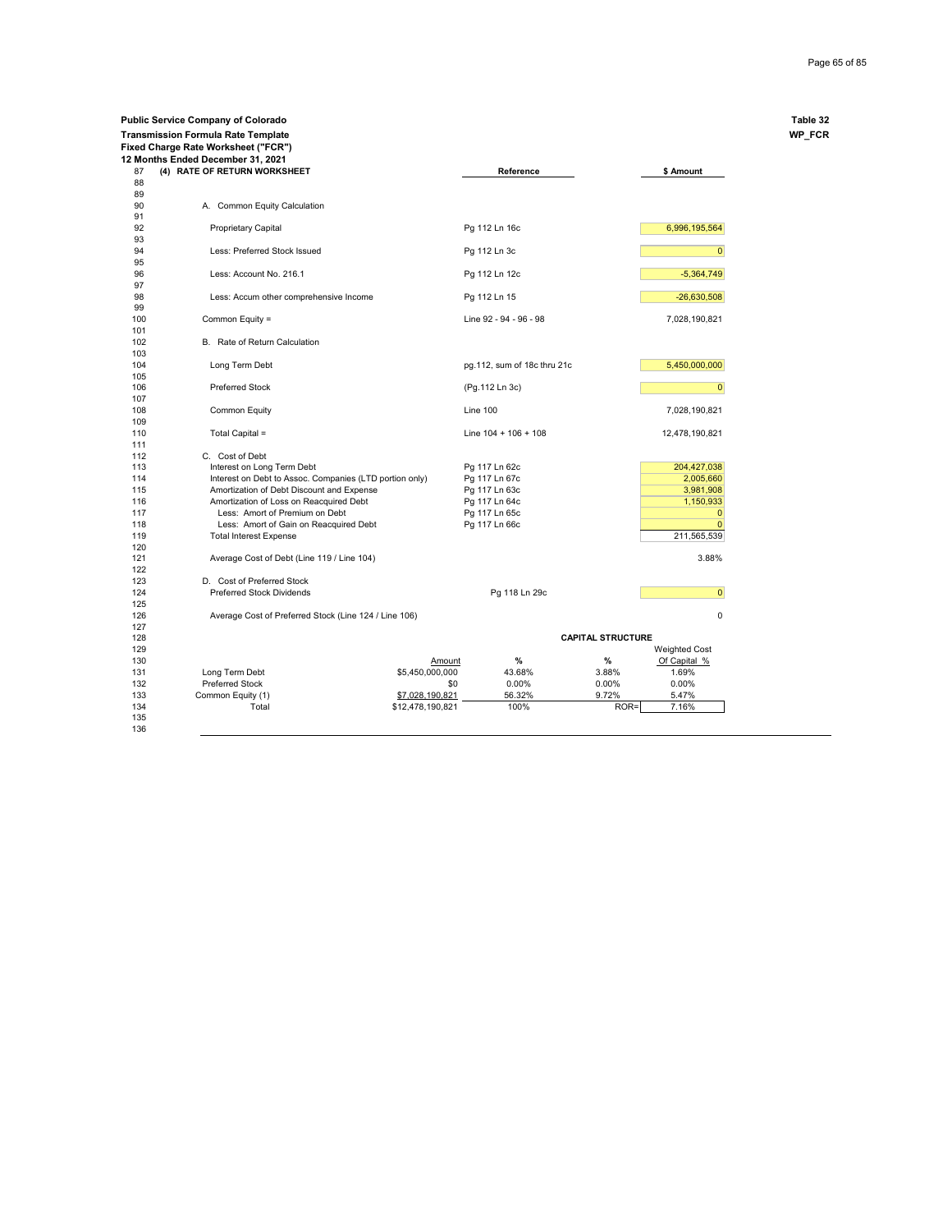**Public Service Company of Colorado** — **Table 32**

**Transmission Formula Rate Template** — **WP_FCR**

**Fixed Charge Rate Worksheet ("FCR")**

**12 Months Ended December 31, 2021**

| Line | Description | Reference | $ Amount |
|---|---|---|---|
| 87 | **(4) RATE OF RETURN WORKSHEET** | **Reference** | **$ Amount** |
| 88 | | | |
| 89 | | | |
| 90 | A. Common Equity Calculation | | |
| 91 | | | |
| 92 | Proprietary Capital | Pg 112 Ln 16c | 6,996,195,564 |
| 93 | | | |
| 94 | Less: Preferred Stock Issued | Pg 112 Ln 3c | 0 |
| 95 | | | |
| 96 | Less: Account No. 216.1 | Pg 112 Ln 12c | -5,364,749 |
| 97 | | | |
| 98 | Less: Accum other comprehensive Income | Pg 112 Ln 15 | -26,630,508 |
| 99 | | | |
| 100 | Common Equity = | Line 92 - 94 - 96 - 98 | 7,028,190,821 |
| 101 | | | |
| 102 | B. Rate of Return Calculation | | |
| 103 | | | |
| 104 | Long Term Debt | pg.112, sum of 18c thru 21c | 5,450,000,000 |
| 105 | | | |
| 106 | Preferred Stock | (Pg.112 Ln 3c) | 0 |
| 107 | | | |
| 108 | Common Equity | Line 100 | 7,028,190,821 |
| 109 | | | |
| 110 | Total Capital = | Line 104 + 106 + 108 | 12,478,190,821 |
| 111 | | | |
| 112 | C. Cost of Debt | | |
| 113 | Interest on Long Term Debt | Pg 117 Ln 62c | 204,427,038 |
| 114 | Interest on Debt to Assoc. Companies (LTD portion only) | Pg 117 Ln 67c | 2,005,660 |
| 115 | Amortization of Debt Discount and Expense | Pg 117 Ln 63c | 3,981,908 |
| 116 | Amortization of Loss on Reacquired Debt | Pg 117 Ln 64c | 1,150,933 |
| 117 | Less: Amort of Premium on Debt | Pg 117 Ln 65c | 0 |
| 118 | Less: Amort of Gain on Reacquired Debt | Pg 117 Ln 66c | 0 |
| 119 | Total Interest Expense | | 211,565,539 |
| 120 | | | |
| 121 | Average Cost of Debt (Line 119 / Line 104) | | 3.88% |
| 122 | | | |
| 123 | D. Cost of Preferred Stock | | |
| 124 | Preferred Stock Dividends | Pg 118 Ln 29c | 0 |
| 125 | | | |
| 126 | Average Cost of Preferred Stock (Line 124 / Line 106) | | 0 |
| 127 | | | |

| Line | | Amount | % | % | Weighted Cost Of Capital % |
|---|---|---|---|---|---|
| 128 | | | | **CAPITAL STRUCTURE** | |
| 129 | | | | | |
| 130 | | Amount | % | % | Weighted Cost Of Capital % |
| 131 | Long Term Debt | $5,450,000,000 | 43.68% | 3.88% | 1.69% |
| 132 | Preferred Stock | $0 | 0.00% | 0.00% | 0.00% |
| 133 | Common Equity (1) | $7,028,190,821 | 56.32% | 9.72% | 5.47% |
| 134 | Total | $12,478,190,821 | 100% | ROR= | 7.16% |
| 135 | | | | | |
| 136 | | | | | |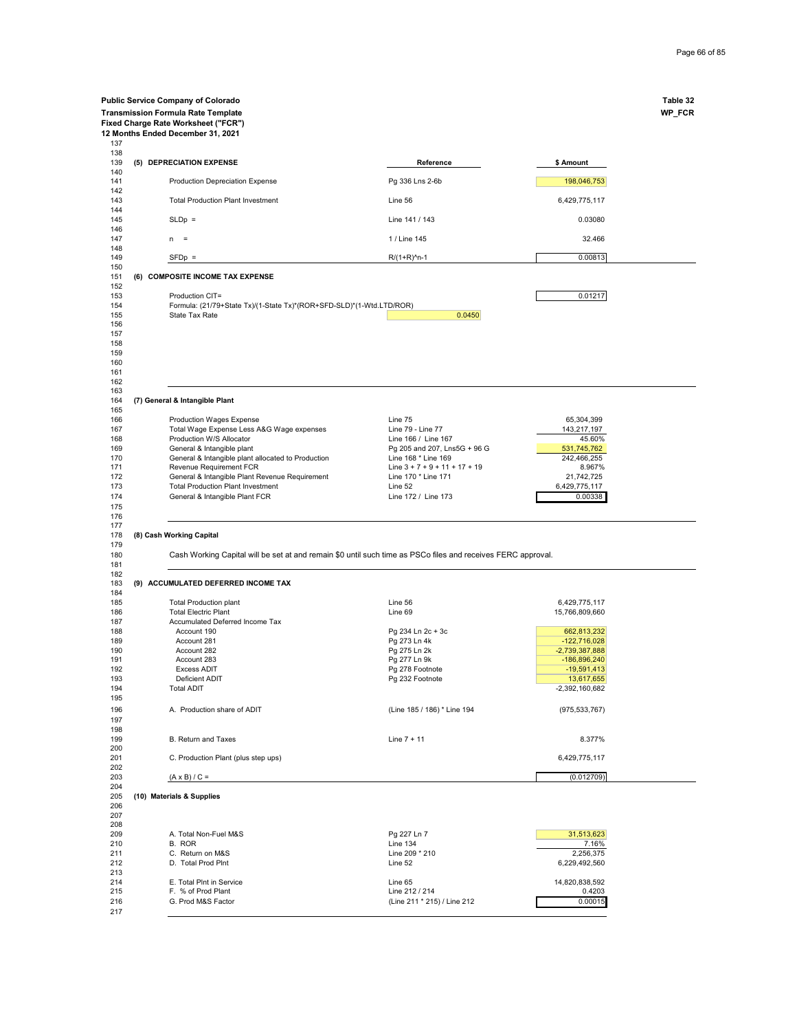**Public Service Company of Colorado** — **Table 32**

**Transmission Formula Rate Template** — **WP_FCR**

**Fixed Charge Rate Worksheet ("FCR")**

**12 Months Ended December 31, 2021**

| Line | Description | Reference | $ Amount |
|---|---|---|---|
| 137 | | | |
| 138 | | | |
| 139 | **(5) DEPRECIATION EXPENSE** | Reference | $ Amount |
| 140 | | | |
| 141 | Production Depreciation Expense | Pg 336 Lns 2-6b | 198,046,753 |
| 142 | | | |
| 143 | Total Production Plant Investment | Line 56 | 6,429,775,117 |
| 144 | | | |
| 145 | SLDp = | Line 141 / 143 | 0.03080 |
| 146 | | | |
| 147 | n = | 1 / Line 145 | 32.466 |
| 148 | | | |
| 149 | SFDp = | R/(1+R)^n-1 | 0.00813 |
| 150 | | | |
| 151 | **(6) COMPOSITE INCOME TAX EXPENSE** | | |
| 152 | | | |
| 153 | Production CIT= | | 0.01217 |
| 154 | Formula: (21/79+State Tx)/(1-State Tx)*(ROR+SFD-SLD)*(1-Wtd.LTD/ROR) | | |
| 155 | State Tax Rate | 0.0450 | |
| 156 | | | |
| 157 | | | |
| 158 | | | |
| 159 | | | |
| 160 | | | |
| 161 | | | |
| 162 | | | |
| 163 | | | |
| 164 | **(7) General & Intangible Plant** | | |
| 165 | | | |
| 166 | Production Wages Expense | Line 75 | 65,304,399 |
| 167 | Total Wage Expense Less A&G Wage expenses | Line 79 - Line 77 | 143,217,197 |
| 168 | Production W/S Allocator | Line 166 / Line 167 | 45.60% |
| 169 | General & Intangible plant | Pg 205 and 207, Lns5G + 96 G | 531,745,762 |
| 170 | General & Intangible plant allocated to Production | Line 168 * Line 169 | 242,466,255 |
| 171 | Revenue Requirement FCR | Line 3 + 7 + 9 + 11 + 17 + 19 | 8.967% |
| 172 | General & Intangible Plant Revenue Requirement | Line 170 * Line 171 | 21,742,725 |
| 173 | Total Production Plant Investment | Line 52 | 6,429,775,117 |
| 174 | General & Intangible Plant FCR | Line 172 / Line 173 | 0.00338 |
| 175 | | | |
| 176 | | | |
| 177 | | | |
| 178 | **(8) Cash Working Capital** | | |
| 179 | | | |
| 180 | Cash Working Capital will be set at and remain $0 until such time as PSCo files and receives FERC approval. | | |
| 181 | | | |
| 182 | | | |
| 183 | **(9) ACCUMULATED DEFERRED INCOME TAX** | | |
| 184 | | | |
| 185 | Total Production plant | Line 56 | 6,429,775,117 |
| 186 | Total Electric Plant | Line 69 | 15,766,809,660 |
| 187 | Accumulated Deferred Income Tax | | |
| 188 | Account 190 | Pg 234 Ln 2c + 3c | 662,813,232 |
| 189 | Account 281 | Pg 273 Ln 4k | -122,716,028 |
| 190 | Account 282 | Pg 275 Ln 2k | -2,739,387,888 |
| 191 | Account 283 | Pg 277 Ln 9k | -186,896,240 |
| 192 | Excess ADIT | Pg 278 Footnote | -19,591,413 |
| 193 | Deficient ADIT | Pg 232 Footnote | 13,617,655 |
| 194 | Total ADIT | | -2,392,160,682 |
| 195 | | | |
| 196 | A. Production share of ADIT | (Line 185 / 186) * Line 194 | (975,533,767) |
| 197 | | | |
| 198 | | | |
| 199 | B. Return and Taxes | Line 7 + 11 | 8.377% |
| 200 | | | |
| 201 | C. Production Plant (plus step ups) | | 6,429,775,117 |
| 202 | | | |
| 203 | (A x B) / C = | | (0.012709) |
| 204 | | | |
| 205 | **(10) Materials & Supplies** | | |
| 206 | | | |
| 207 | | | |
| 208 | | | |
| 209 | A. Total Non-Fuel M&S | Pg 227 Ln 7 | 31,513,623 |
| 210 | B. ROR | Line 134 | 7.16% |
| 211 | C. Return on M&S | Line 209 * 210 | 2,256,375 |
| 212 | D. Total Prod Plnt | Line 52 | 6,229,492,560 |
| 213 | | | |
| 214 | E. Total Plnt in Service | Line 65 | 14,820,838,592 |
| 215 | F. % of Prod Plant | Line 212 / 214 | 0.4203 |
| 216 | G. Prod M&S Factor | (Line 211 * 215) / Line 212 | 0.00015 |
| 217 | | | |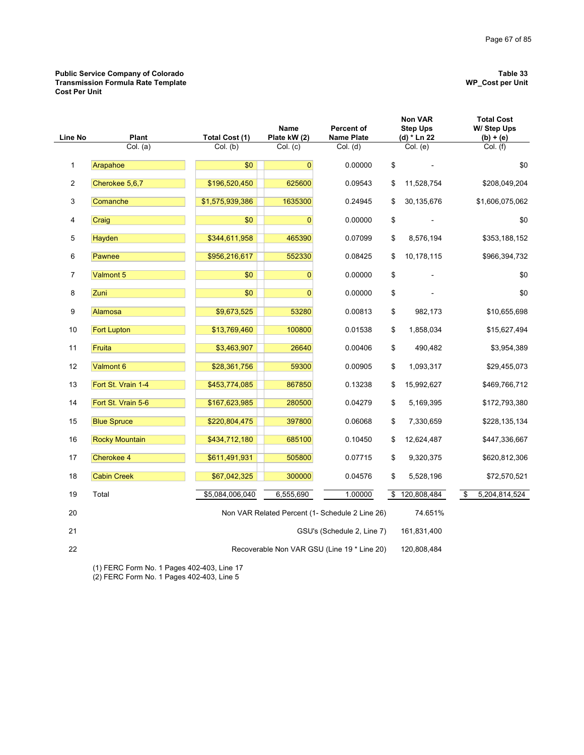**Public Service Company of Colorado**
**Transmission Formula Rate Template**
**Cost Per Unit**

**Table 33**
**WP_Cost per Unit**

| Line No | Plant | Total Cost (1) | Name Plate kW (2) | Percent of Name Plate | Non VAR Step Ups (d) * Ln 22 | Total Cost W/ Step Ups (b) + (e) |
|---|---|---|---|---|---|---|
| | Col. (a) | Col. (b) | Col. (c) | Col. (d) | Col. (e) | Col. (f) |
| 1 | Arapahoe | $0 | 0 | 0.00000 | $ - | $0 |
| 2 | Cherokee 5,6,7 | $196,520,450 | 625600 | 0.09543 | $ 11,528,754 | $208,049,204 |
| 3 | Comanche | $1,575,939,386 | 1635300 | 0.24945 | $ 30,135,676 | $1,606,075,062 |
| 4 | Craig | $0 | 0 | 0.00000 | $ - | $0 |
| 5 | Hayden | $344,611,958 | 465390 | 0.07099 | $ 8,576,194 | $353,188,152 |
| 6 | Pawnee | $956,216,617 | 552330 | 0.08425 | $ 10,178,115 | $966,394,732 |
| 7 | Valmont 5 | $0 | 0 | 0.00000 | $ - | $0 |
| 8 | Zuni | $0 | 0 | 0.00000 | $ - | $0 |
| 9 | Alamosa | $9,673,525 | 53280 | 0.00813 | $ 982,173 | $10,655,698 |
| 10 | Fort Lupton | $13,769,460 | 100800 | 0.01538 | $ 1,858,034 | $15,627,494 |
| 11 | Fruita | $3,463,907 | 26640 | 0.00406 | $ 490,482 | $3,954,389 |
| 12 | Valmont 6 | $28,361,756 | 59300 | 0.00905 | $ 1,093,317 | $29,455,073 |
| 13 | Fort St. Vrain 1-4 | $453,774,085 | 867850 | 0.13238 | $ 15,992,627 | $469,766,712 |
| 14 | Fort St. Vrain 5-6 | $167,623,985 | 280500 | 0.04279 | $ 5,169,395 | $172,793,380 |
| 15 | Blue Spruce | $220,804,475 | 397800 | 0.06068 | $ 7,330,659 | $228,135,134 |
| 16 | Rocky Mountain | $434,712,180 | 685100 | 0.10450 | $ 12,624,487 | $447,336,667 |
| 17 | Cherokee 4 | $611,491,931 | 505800 | 0.07715 | $ 9,320,375 | $620,812,306 |
| 18 | Cabin Creek | $67,042,325 | 300000 | 0.04576 | $ 5,528,196 | $72,570,521 |
| 19 | Total | $5,084,006,040 | 6,555,690 | 1.00000 | $ 120,808,484 | $ 5,204,814,524 |
| 20 | | | | Non VAR Related Percent (1- Schedule 2 Line 26) | 74.651% | |
| 21 | | | | GSU's (Schedule 2, Line 7) | 161,831,400 | |
| 22 | | | | Recoverable Non VAR GSU (Line 19 * Line 20) | 120,808,484 | |

(1) FERC Form No. 1 Pages 402-403, Line 17
(2) FERC Form No. 1 Pages 402-403, Line 5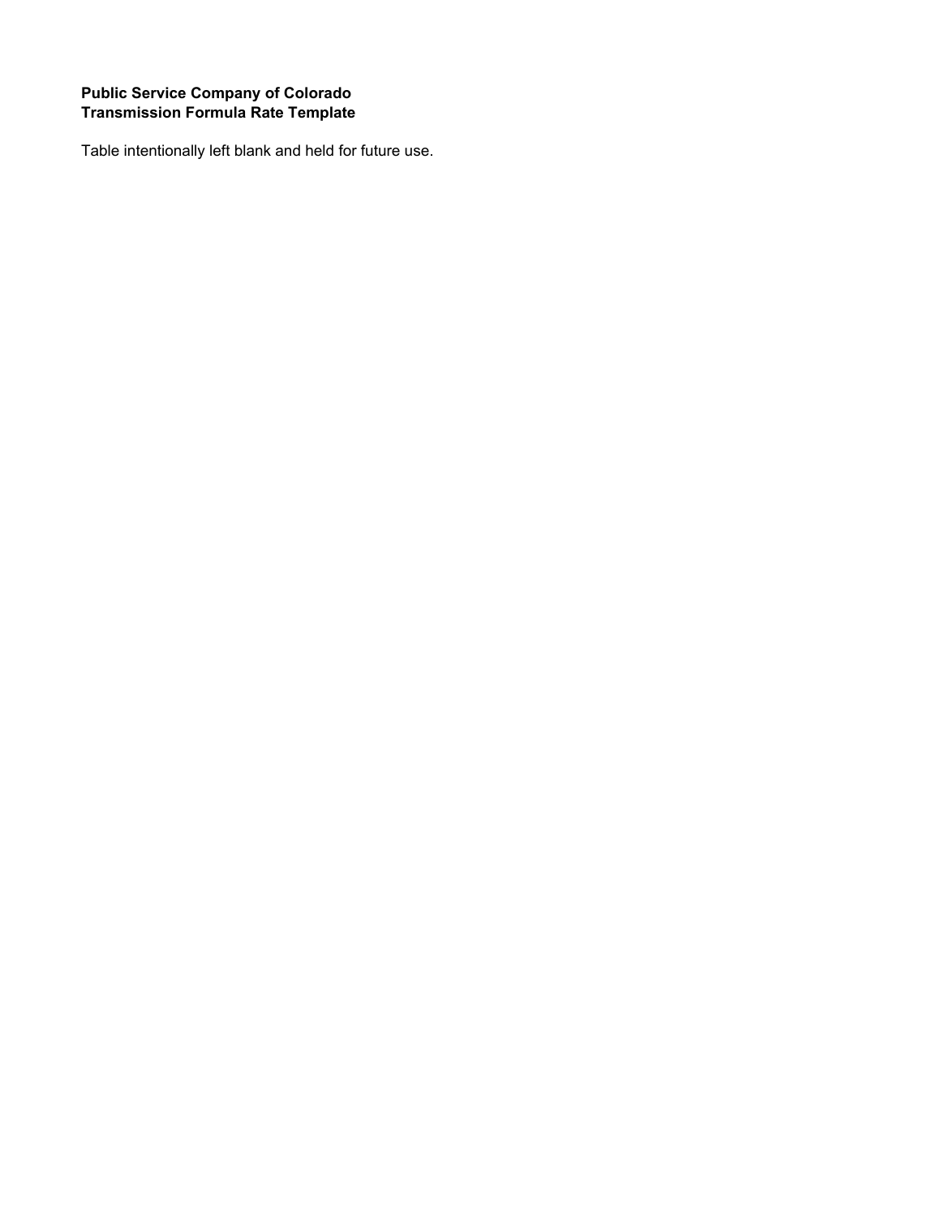**Public Service Company of Colorado**
**Transmission Formula Rate Template**

Table intentionally left blank and held for future use.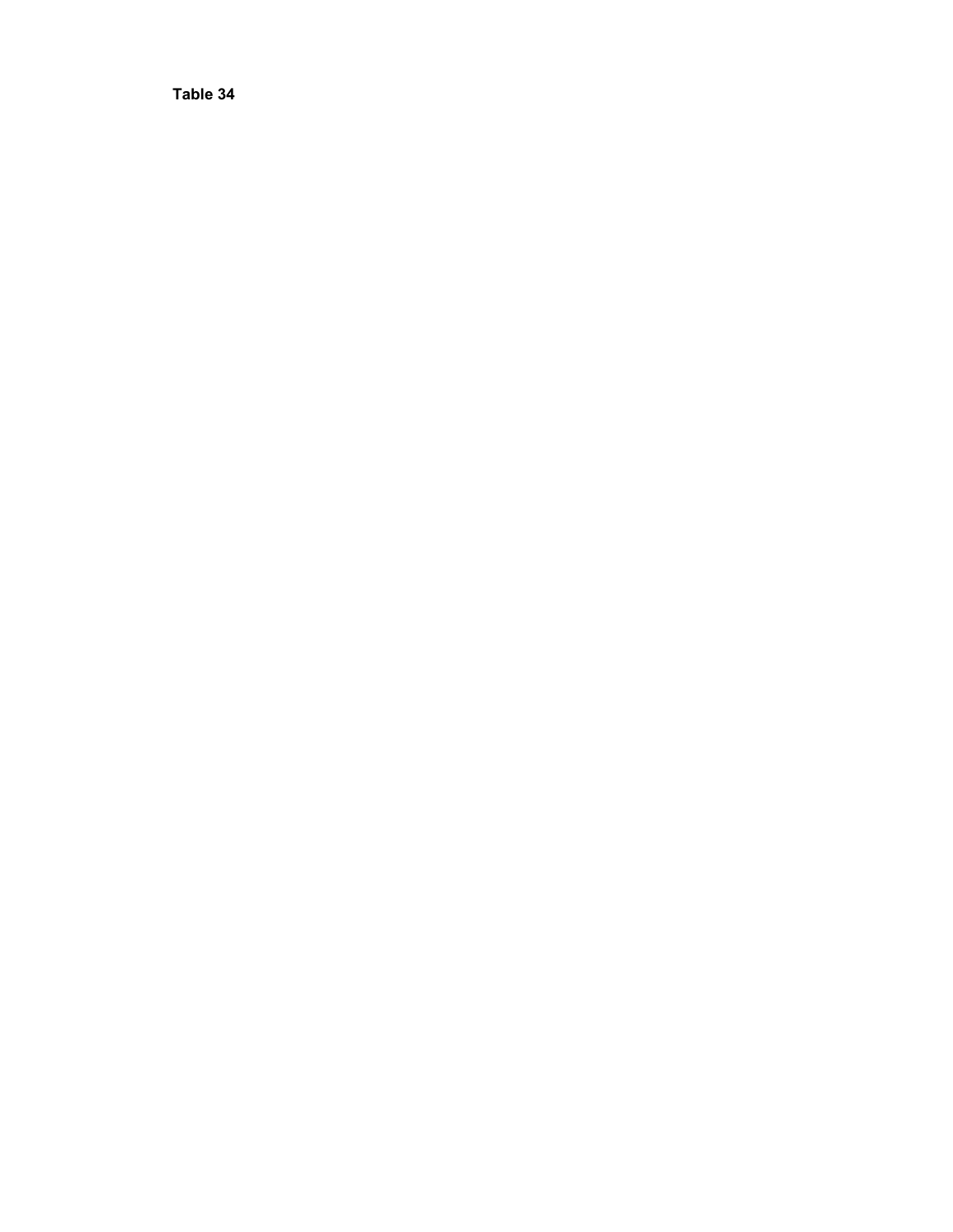**Table 34**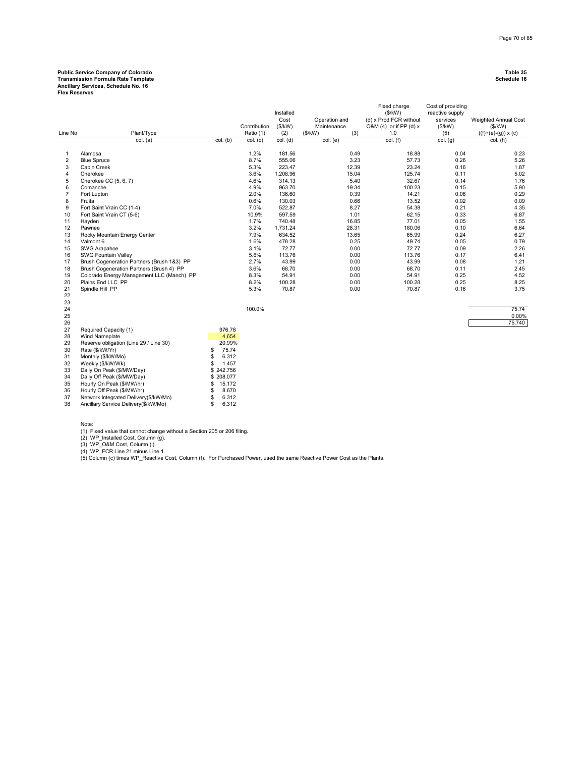**Public Service Company of Colorado**
**Transmission Formula Rate Template**
**Ancillary Services, Schedule No. 16**
**Flex Reserves**

**Table 35**
**Schedule 16**

| Line No | Plant/Type | | Contribution Ratio (1) | Installed Cost ($/kW) (2) | Operation and Maintenance ($/kW) (3) | Fixed charge ($/kW) (d) x Prod FCR without O&M (4) or if PP (d) x 1.0 | Cost of providing reactive supply services ($/kW) (5) | Weighted Annual Cost ($/kW) ((f)+(e)-(g)) x (c) |
|---|---|---|---|---|---|---|---|---|
| | col. (a) | col. (b) | col. (c) | col. (d) | col. (e) | col. (f) | col. (g) | col. (h) |
| 1 | Alamosa | | 1.2% | 181.56 | 0.49 | 18.88 | 0.04 | 0.23 |
| 2 | Blue Spruce | | 8.7% | 555.06 | 3.23 | 57.73 | 0.26 | 5.26 |
| 3 | Cabin Creek | | 5.3% | 223.47 | 12.39 | 23.24 | 0.16 | 1.87 |
| 4 | Cherokee | | 3.6% | 1,208.96 | 15.04 | 125.74 | 0.11 | 5.02 |
| 5 | Cherokee CC (5, 6, 7) | | 4.6% | 314.13 | 5.40 | 32.67 | 0.14 | 1.76 |
| 6 | Comanche | | 4.9% | 963.70 | 19.34 | 100.23 | 0.15 | 5.90 |
| 7 | Fort Lupton | | 2.0% | 136.60 | 0.39 | 14.21 | 0.06 | 0.29 |
| 8 | Fruita | | 0.6% | 130.03 | 0.66 | 13.52 | 0.02 | 0.09 |
| 9 | Fort Saint Vrain CC (1-4) | | 7.0% | 522.87 | 8.27 | 54.38 | 0.21 | 4.35 |
| 10 | Fort Saint Vrain CT (5-6) | | 10.9% | 597.59 | 1.01 | 62.15 | 0.33 | 6.87 |
| 11 | Hayden | | 1.7% | 740.48 | 16.85 | 77.01 | 0.05 | 1.55 |
| 12 | Pawnee | | 3.2% | 1,731.24 | 28.31 | 180.06 | 0.10 | 6.64 |
| 13 | Rocky Mountain Energy Center | | 7.9% | 634.52 | 13.65 | 65.99 | 0.24 | 6.27 |
| 14 | Valmont 6 | | 1.6% | 478.28 | 0.25 | 49.74 | 0.05 | 0.79 |
| 15 | SWG Arapahoe | | 3.1% | 72.77 | 0.00 | 72.77 | 0.09 | 2.26 |
| 16 | SWG Fountain Valley | | 5.6% | 113.76 | 0.00 | 113.76 | 0.17 | 6.41 |
| 17 | Brush Cogeneration Partners (Brush 1&3) PP | | 2.7% | 43.99 | 0.00 | 43.99 | 0.08 | 1.21 |
| 18 | Brush Cogeneration Partners (Brush 4) PP | | 3.6% | 68.70 | 0.00 | 68.70 | 0.11 | 2.45 |
| 19 | Colorado Energy Management LLC (Manch) PP | | 8.3% | 54.91 | 0.00 | 54.91 | 0.25 | 4.52 |
| 20 | Plains End LLC PP | | 8.2% | 100.28 | 0.00 | 100.28 | 0.25 | 8.25 |
| 21 | Spindle Hill PP | | 5.3% | 70.87 | 0.00 | 70.87 | 0.16 | 3.75 |
| 22 | | | | | | | | |
| 23 | | | | | | | | |
| 24 | | | 100.0% | | | | | 75.74 |
| 25 | | | | | | | | 0.00% |
| 26 | | | | | | | | 75,740 |
| 27 | Required Capacity (1) | 976.78 | | | | | | |
| 28 | Wind Nameplate | 4,654 | | | | | | |
| 29 | Reserve obligation (Line 29 / Line 30) | 20.99% | | | | | | |
| 30 | Rate ($/kW/Yr) | $ 75.74 | | | | | | |
| 31 | Monthly ($/kW/Mo) | $ 6.312 | | | | | | |
| 32 | Weekly ($/kW/Wk) | $ 1.457 | | | | | | |
| 33 | Daily On Peak ($/MW/Day) | $ 242.756 | | | | | | |
| 34 | Daily Off Peak ($/MW/Day) | $ 208.077 | | | | | | |
| 35 | Hourly On Peak ($/MW/hr) | $ 15.172 | | | | | | |
| 36 | Hourly Off Peak ($/MW/hr) | $ 8.670 | | | | | | |
| 37 | Network Integrated Delivery($/kW/Mo) | $ 6.312 | | | | | | |
| 38 | Ancillary Service Delivery($/kW/Mo) | $ 6.312 | | | | | | |

Note:

(1) Fixed value that cannot change without a Section 205 or 206 filing.
(2) WP_Installed Cost, Column (g).
(3) WP_O&M Cost, Column (l).
(4) WP_FCR Line 21 minus Line 1.
(5) Column (c) times WP_Reactive Cost, Column (f). For Purchased Power, used the same Reactive Power Cost as the Plants.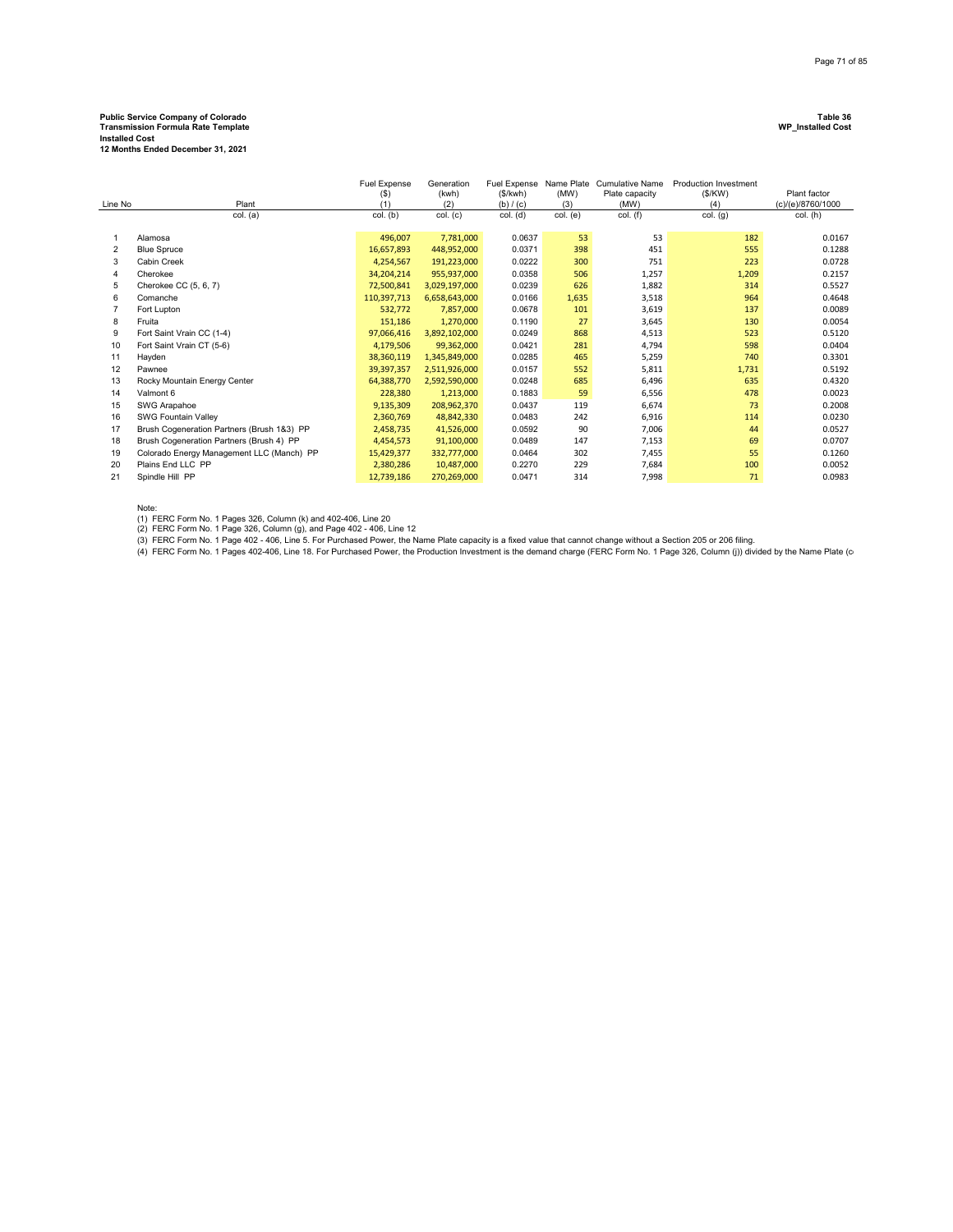**Public Service Company of Colorado**
**Transmission Formula Rate Template**
**Installed Cost**
**12 Months Ended December 31, 2021**

**Table 36**
**WP_Installed Cost**

| Line No | Plant | Fuel Expense ($) (1) | Generation (kwh) (2) | Fuel Expense ($/kwh) (b) / (c) | Name Plate (MW) (3) | Cumulative Name Plate capacity (MW) | Production Investment ($/KW) (4) | Plant factor (c)/(e)/8760/1000 |
|---|---|---|---|---|---|---|---|---|
| | col. (a) | col. (b) | col. (c) | col. (d) | col. (e) | col. (f) | col. (g) | col. (h) |
| 1 | Alamosa | 496,007 | 7,781,000 | 0.0637 | 53 | 53 | 182 | 0.0167 |
| 2 | Blue Spruce | 16,657,893 | 448,952,000 | 0.0371 | 398 | 451 | 555 | 0.1288 |
| 3 | Cabin Creek | 4,254,567 | 191,223,000 | 0.0222 | 300 | 751 | 223 | 0.0728 |
| 4 | Cherokee | 34,204,214 | 955,937,000 | 0.0358 | 506 | 1,257 | 1,209 | 0.2157 |
| 5 | Cherokee CC (5, 6, 7) | 72,500,841 | 3,029,197,000 | 0.0239 | 626 | 1,882 | 314 | 0.5527 |
| 6 | Comanche | 110,397,713 | 6,658,643,000 | 0.0166 | 1,635 | 3,518 | 964 | 0.4648 |
| 7 | Fort Lupton | 532,772 | 7,857,000 | 0.0678 | 101 | 3,619 | 137 | 0.0089 |
| 8 | Fruita | 151,186 | 1,270,000 | 0.1190 | 27 | 3,645 | 130 | 0.0054 |
| 9 | Fort Saint Vrain CC (1-4) | 97,066,416 | 3,892,102,000 | 0.0249 | 868 | 4,513 | 523 | 0.5120 |
| 10 | Fort Saint Vrain CT (5-6) | 4,179,506 | 99,362,000 | 0.0421 | 281 | 4,794 | 598 | 0.0404 |
| 11 | Hayden | 38,360,119 | 1,345,849,000 | 0.0285 | 465 | 5,259 | 740 | 0.3301 |
| 12 | Pawnee | 39,397,357 | 2,511,926,000 | 0.0157 | 552 | 5,811 | 1,731 | 0.5192 |
| 13 | Rocky Mountain Energy Center | 64,388,770 | 2,592,590,000 | 0.0248 | 685 | 6,496 | 635 | 0.4320 |
| 14 | Valmont 6 | 228,380 | 1,213,000 | 0.1883 | 59 | 6,556 | 478 | 0.0023 |
| 15 | SWG Arapahoe | 9,135,309 | 208,962,370 | 0.0437 | 119 | 6,674 | 73 | 0.2008 |
| 16 | SWG Fountain Valley | 2,360,769 | 48,842,330 | 0.0483 | 242 | 6,916 | 114 | 0.0230 |
| 17 | Brush Cogeneration Partners (Brush 1&3) PP | 2,458,735 | 41,526,000 | 0.0592 | 90 | 7,006 | 44 | 0.0527 |
| 18 | Brush Cogeneration Partners (Brush 4) PP | 4,454,573 | 91,100,000 | 0.0489 | 147 | 7,153 | 69 | 0.0707 |
| 19 | Colorado Energy Management LLC (Manch) PP | 15,429,377 | 332,777,000 | 0.0464 | 302 | 7,455 | 55 | 0.1260 |
| 20 | Plains End LLC PP | 2,380,286 | 10,487,000 | 0.2270 | 229 | 7,684 | 100 | 0.0052 |
| 21 | Spindle Hill PP | 12,739,186 | 270,269,000 | 0.0471 | 314 | 7,998 | 71 | 0.0983 |

Note:
(1) FERC Form No. 1 Pages 326, Column (k) and 402-406, Line 20
(2) FERC Form No. 1 Page 326, Column (g), and Page 402 - 406, Line 12
(3) FERC Form No. 1 Page 402 - 406, Line 5. For Purchased Power, the Name Plate capacity is a fixed value that cannot change without a Section 205 or 206 filing.
(4) FERC Form No. 1 Pages 402-406, Line 18. For Purchased Power, the Production Investment is the demand charge (FERC Form No. 1 Page 326, Column (j)) divided by the Name Plate (c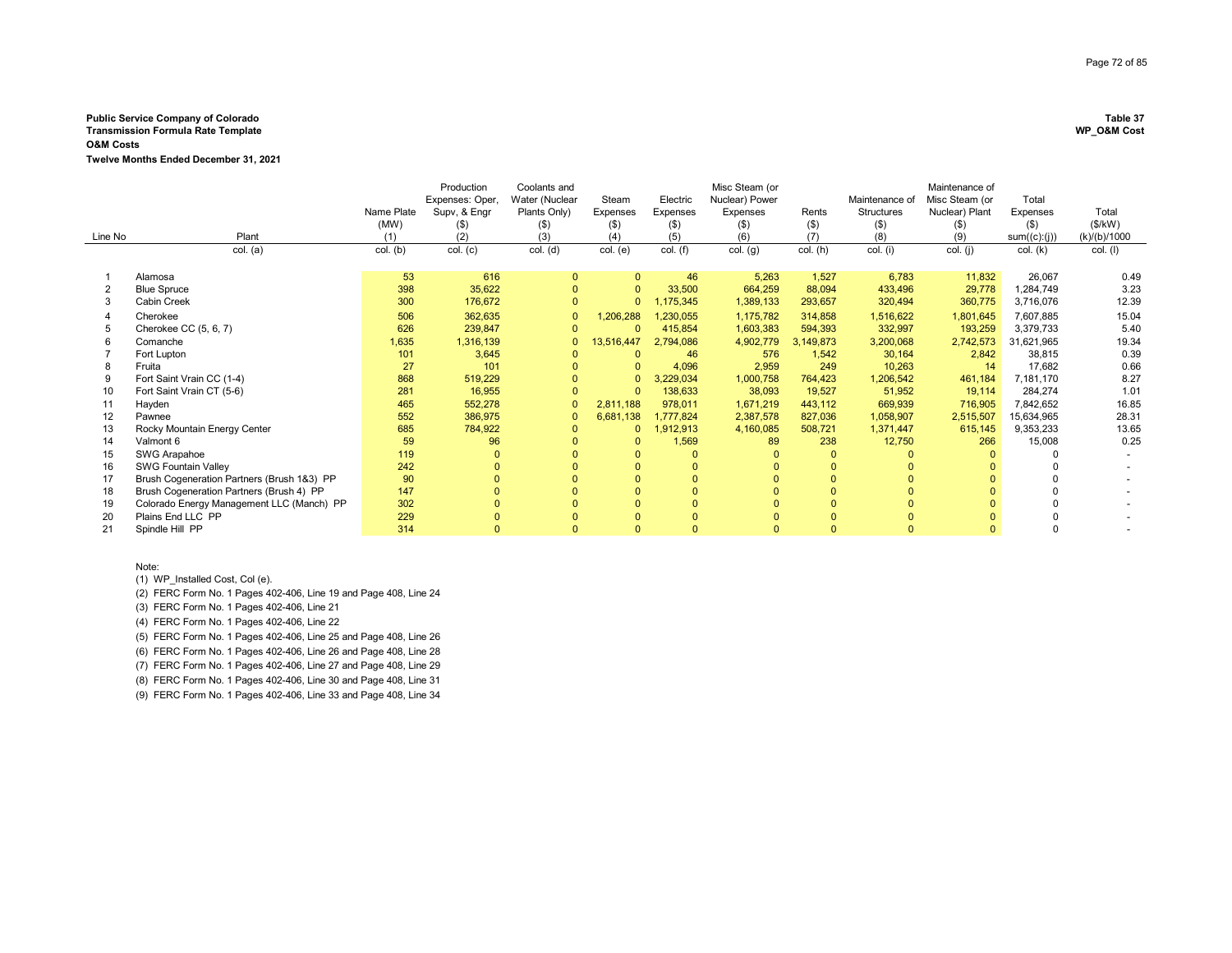**Public Service Company of Colorado**
**Transmission Formula Rate Template**
**O&M Costs**
**Twelve Months Ended December 31, 2021**

**Table 37**
**WP_O&M Cost**

| Line No | Plant | Name Plate (MW) (1) | Production Expenses: Oper, Supv, & Engr ($) (2) | Coolants and Water (Nuclear Plants Only) ($) (3) | Steam Expenses ($) (4) | Electric Expenses ($) (5) | Misc Steam (or Nuclear) Power Expenses ($) (6) | Rents ($) (7) | Maintenance of Structures ($) (8) | Maintenance of Misc Steam (or Nuclear) Plant ($) (9) | Total Expenses ($) sum((c):(j)) | Total ($/kW) (k)/(b)/1000 |
|---|---|---|---|---|---|---|---|---|---|---|---|---|
| | col. (a) | col. (b) | col. (c) | col. (d) | col. (e) | col. (f) | col. (g) | col. (h) | col. (i) | col. (j) | col. (k) | col. (l) |
| 1 | Alamosa | 53 | 616 | 0 | 0 | 46 | 5,263 | 1,527 | 6,783 | 11,832 | 26,067 | 0.49 |
| 2 | Blue Spruce | 398 | 35,622 | 0 | 0 | 33,500 | 664,259 | 88,094 | 433,496 | 29,778 | 1,284,749 | 3.23 |
| 3 | Cabin Creek | 300 | 176,672 | 0 | 0 | 1,175,345 | 1,389,133 | 293,657 | 320,494 | 360,775 | 3,716,076 | 12.39 |
| 4 | Cherokee | 506 | 362,635 | 0 | 1,206,288 | 1,230,055 | 1,175,782 | 314,858 | 1,516,622 | 1,801,645 | 7,607,885 | 15.04 |
| 5 | Cherokee CC (5, 6, 7) | 626 | 239,847 | 0 | 0 | 415,854 | 1,603,383 | 594,393 | 332,997 | 193,259 | 3,379,733 | 5.40 |
| 6 | Comanche | 1,635 | 1,316,139 | 0 | 13,516,447 | 2,794,086 | 4,902,779 | 3,149,873 | 3,200,068 | 2,742,573 | 31,621,965 | 19.34 |
| 7 | Fort Lupton | 101 | 3,645 | 0 | 0 | 46 | 576 | 1,542 | 30,164 | 2,842 | 38,815 | 0.39 |
| 8 | Fruita | 27 | 101 | 0 | 0 | 4,096 | 2,959 | 249 | 10,263 | 14 | 17,682 | 0.66 |
| 9 | Fort Saint Vrain CC (1-4) | 868 | 519,229 | 0 | 0 | 3,229,034 | 1,000,758 | 764,423 | 1,206,542 | 461,184 | 7,181,170 | 8.27 |
| 10 | Fort Saint Vrain CT (5-6) | 281 | 16,955 | 0 | 0 | 138,633 | 38,093 | 19,527 | 51,952 | 19,114 | 284,274 | 1.01 |
| 11 | Hayden | 465 | 552,278 | 0 | 2,811,188 | 978,011 | 1,671,219 | 443,112 | 669,939 | 716,905 | 7,842,652 | 16.85 |
| 12 | Pawnee | 552 | 386,975 | 0 | 6,681,138 | 1,777,824 | 2,387,578 | 827,036 | 1,058,907 | 2,515,507 | 15,634,965 | 28.31 |
| 13 | Rocky Mountain Energy Center | 685 | 784,922 | 0 | 0 | 1,912,913 | 4,160,085 | 508,721 | 1,371,447 | 615,145 | 9,353,233 | 13.65 |
| 14 | Valmont 6 | 59 | 96 | 0 | 0 | 1,569 | 89 | 238 | 12,750 | 266 | 15,008 | 0.25 |
| 15 | SWG Arapahoe | 119 | 0 | 0 | 0 | 0 | 0 | 0 | 0 | 0 | 0 | - |
| 16 | SWG Fountain Valley | 242 | 0 | 0 | 0 | 0 | 0 | 0 | 0 | 0 | 0 | - |
| 17 | Brush Cogeneration Partners (Brush 1&3) PP | 90 | 0 | 0 | 0 | 0 | 0 | 0 | 0 | 0 | 0 | - |
| 18 | Brush Cogeneration Partners (Brush 4) PP | 147 | 0 | 0 | 0 | 0 | 0 | 0 | 0 | 0 | 0 | - |
| 19 | Colorado Energy Management LLC (Manch) PP | 302 | 0 | 0 | 0 | 0 | 0 | 0 | 0 | 0 | 0 | - |
| 20 | Plains End LLC PP | 229 | 0 | 0 | 0 | 0 | 0 | 0 | 0 | 0 | 0 | - |
| 21 | Spindle Hill PP | 314 | 0 | 0 | 0 | 0 | 0 | 0 | 0 | 0 | 0 | - |

Note:
(1) WP_Installed Cost, Col (e).
(2) FERC Form No. 1 Pages 402-406, Line 19 and Page 408, Line 24
(3) FERC Form No. 1 Pages 402-406, Line 21
(4) FERC Form No. 1 Pages 402-406, Line 22
(5) FERC Form No. 1 Pages 402-406, Line 25 and Page 408, Line 26
(6) FERC Form No. 1 Pages 402-406, Line 26 and Page 408, Line 28
(7) FERC Form No. 1 Pages 402-406, Line 27 and Page 408, Line 29
(8) FERC Form No. 1 Pages 402-406, Line 30 and Page 408, Line 31
(9) FERC Form No. 1 Pages 402-406, Line 33 and Page 408, Line 34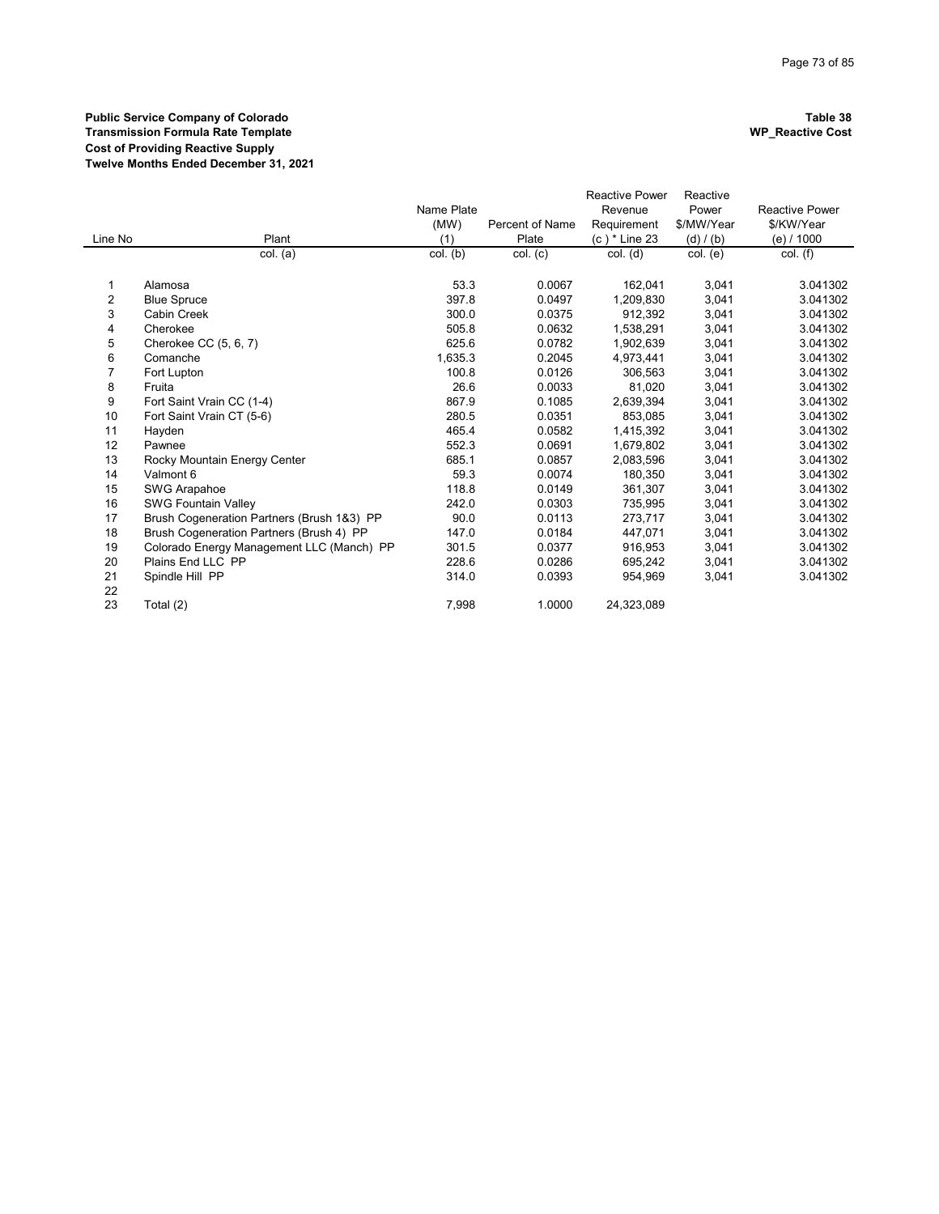**Public Service Company of Colorado**
**Transmission Formula Rate Template**
**Cost of Providing Reactive Supply**
**Twelve Months Ended December 31, 2021**

**Table 38**
**WP_Reactive Cost**

| Line No | Plant | Name Plate (MW) (1) | Percent of Name Plate | Reactive Power Revenue Requirement (c ) * Line 23 | Reactive Power $/MW/Year (d) / (b) | Reactive Power $/KW/Year (e) / 1000 |
|---|---|---|---|---|---|---|
| | col. (a) | col. (b) | col. (c) | col. (d) | col. (e) | col. (f) |
| 1 | Alamosa | 53.3 | 0.0067 | 162,041 | 3,041 | 3.041302 |
| 2 | Blue Spruce | 397.8 | 0.0497 | 1,209,830 | 3,041 | 3.041302 |
| 3 | Cabin Creek | 300.0 | 0.0375 | 912,392 | 3,041 | 3.041302 |
| 4 | Cherokee | 505.8 | 0.0632 | 1,538,291 | 3,041 | 3.041302 |
| 5 | Cherokee CC (5, 6, 7) | 625.6 | 0.0782 | 1,902,639 | 3,041 | 3.041302 |
| 6 | Comanche | 1,635.3 | 0.2045 | 4,973,441 | 3,041 | 3.041302 |
| 7 | Fort Lupton | 100.8 | 0.0126 | 306,563 | 3,041 | 3.041302 |
| 8 | Fruita | 26.6 | 0.0033 | 81,020 | 3,041 | 3.041302 |
| 9 | Fort Saint Vrain CC (1-4) | 867.9 | 0.1085 | 2,639,394 | 3,041 | 3.041302 |
| 10 | Fort Saint Vrain CT (5-6) | 280.5 | 0.0351 | 853,085 | 3,041 | 3.041302 |
| 11 | Hayden | 465.4 | 0.0582 | 1,415,392 | 3,041 | 3.041302 |
| 12 | Pawnee | 552.3 | 0.0691 | 1,679,802 | 3,041 | 3.041302 |
| 13 | Rocky Mountain Energy Center | 685.1 | 0.0857 | 2,083,596 | 3,041 | 3.041302 |
| 14 | Valmont 6 | 59.3 | 0.0074 | 180,350 | 3,041 | 3.041302 |
| 15 | SWG Arapahoe | 118.8 | 0.0149 | 361,307 | 3,041 | 3.041302 |
| 16 | SWG Fountain Valley | 242.0 | 0.0303 | 735,995 | 3,041 | 3.041302 |
| 17 | Brush Cogeneration Partners (Brush 1&3) PP | 90.0 | 0.0113 | 273,717 | 3,041 | 3.041302 |
| 18 | Brush Cogeneration Partners (Brush 4) PP | 147.0 | 0.0184 | 447,071 | 3,041 | 3.041302 |
| 19 | Colorado Energy Management LLC (Manch) PP | 301.5 | 0.0377 | 916,953 | 3,041 | 3.041302 |
| 20 | Plains End LLC PP | 228.6 | 0.0286 | 695,242 | 3,041 | 3.041302 |
| 21 | Spindle Hill PP | 314.0 | 0.0393 | 954,969 | 3,041 | 3.041302 |
| 22 | | | | | | |
| 23 | Total (2) | 7,998 | 1.0000 | 24,323,089 | | |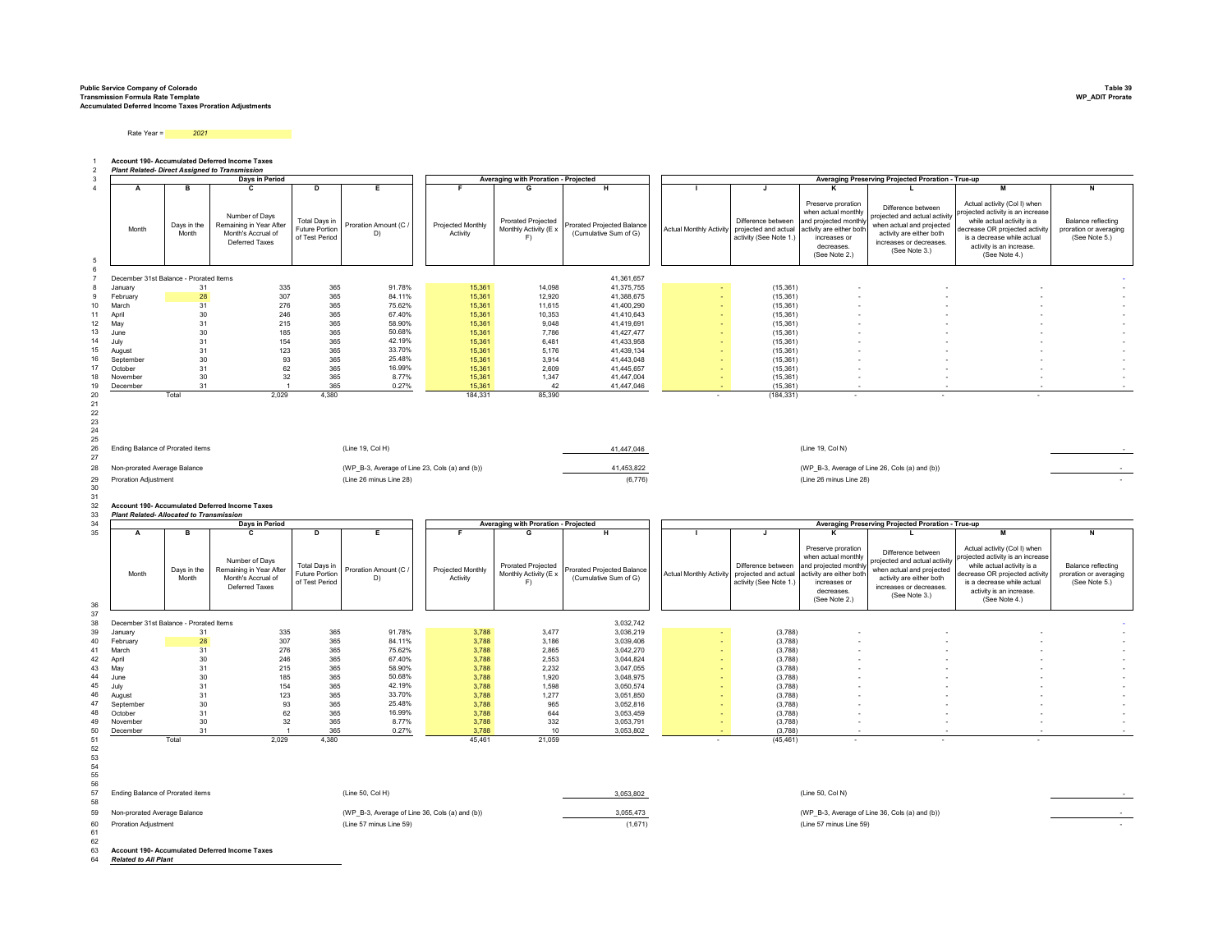**Public Service Company of Colorado**
**Transmission Formula Rate Template**
**Accumulated Deferred Income Taxes Proration Adjustments**

**Table 39**
**WP_ADIT Prorate**

Rate Year = 2021

1 **Account 190- Accumulated Deferred Income Taxes**
2 ***Plant Related- Direct Assigned to Transmission***

| Line | Days in Period | | | | | Averaging with Proration - Projected | | | Averaging Preserving Projected Proration - True-up | | | | | |
|---|---|---|---|---|---|---|---|---|---|---|---|---|---|---|
| 4 | A | B | C | D | E | F | G | H | I | J | K | L | M | N |
| 5 | Month | Days in the Month | Number of Days Remaining in Year After Month's Accrual of Deferred Taxes | Total Days in Future Portion of Test Period | Proration Amount (C / D) | Projected Monthly Activity | Prorated Projected Monthly Activity (E x F) | Prorated Projected Balance (Cumulative Sum of G) | Actual Monthly Activity | Difference between projected and actual activity (See Note 1.) | Preserve proration when actual monthly and projected monthly activity are either both increases or decreases. (See Note 2.) | Difference between projected and actual activity when actual and projected activity are either both increases or decreases. (See Note 3.) | Actual activity (Col I) when projected activity is an increase while actual activity is a decrease OR projected activity is a decrease while actual activity is an increase. (See Note 4.) | Balance reflecting proration or averaging (See Note 5.) |
| 6 | | | | | | | | | | | | | | |
| 7 | December 31st Balance - Prorated Items | | | | | | | 41,361,657 | | | | | | - |
| 8 | January | 31 | 335 | 365 | 91.78% | 15,361 | 14,098 | 41,375,755 | - | (15,361) | - | - | - | - |
| 9 | February | 28 | 307 | 365 | 84.11% | 15,361 | 12,920 | 41,388,675 | - | (15,361) | - | - | - | - |
| 10 | March | 31 | 276 | 365 | 75.62% | 15,361 | 11,615 | 41,400,290 | - | (15,361) | - | - | - | - |
| 11 | April | 30 | 246 | 365 | 67.40% | 15,361 | 10,353 | 41,410,643 | - | (15,361) | - | - | - | - |
| 12 | May | 31 | 215 | 365 | 58.90% | 15,361 | 9,048 | 41,419,691 | - | (15,361) | - | - | - | - |
| 13 | June | 30 | 185 | 365 | 50.68% | 15,361 | 7,786 | 41,427,477 | - | (15,361) | - | - | - | - |
| 14 | July | 31 | 154 | 365 | 42.19% | 15,361 | 6,481 | 41,433,958 | - | (15,361) | - | - | - | - |
| 15 | August | 31 | 123 | 365 | 33.70% | 15,361 | 5,176 | 41,439,134 | - | (15,361) | - | - | - | - |
| 16 | September | 30 | 93 | 365 | 25.48% | 15,361 | 3,914 | 41,443,048 | - | (15,361) | - | - | - | - |
| 17 | October | 31 | 62 | 365 | 16.99% | 15,361 | 2,609 | 41,445,657 | - | (15,361) | - | - | - | - |
| 18 | November | 30 | 32 | 365 | 8.77% | 15,361 | 1,347 | 41,447,004 | - | (15,361) | - | - | - | - |
| 19 | December | 31 | 1 | 365 | 0.27% | 15,361 | 42 | 41,447,046 | - | (15,361) | - | - | - | - |
| 20 | | Total | 2,029 | 4,380 | | 184,331 | 85,390 | | - | (184,331) | - | - | - | |

| Line | | | | | | |
|---|---|---|---|---|---|---|
| 26 | Ending Balance of Prorated items | (Line 19, Col H) | 41,447,046 | | (Line 19, Col N) | - |
| 28 | Non-prorated Average Balance | (WP_B-3, Average of Line 23, Cols (a) and (b)) | 41,453,822 | | (WP_B-3, Average of Line 26, Cols (a) and (b)) | - |
| 29 | Proration Adjustment | (Line 26 minus Line 28) | (6,776) | | (Line 26 minus Line 28) | - |

32 **Account 190- Accumulated Deferred Income Taxes**
33 ***Plant Related- Allocated to Transmission***

| Line | Days in Period | | | | | Averaging with Proration - Projected | | | Averaging Preserving Projected Proration - True-up | | | | | |
|---|---|---|---|---|---|---|---|---|---|---|---|---|---|---|
| 35 | A | B | C | D | E | F | G | H | I | J | K | L | M | N |
| 36 | Month | Days in the Month | Number of Days Remaining in Year After Month's Accrual of Deferred Taxes | Total Days in Future Portion of Test Period | Proration Amount (C / D) | Projected Monthly Activity | Prorated Projected Monthly Activity (E x F) | Prorated Projected Balance (Cumulative Sum of G) | Actual Monthly Activity | Difference between projected and actual activity (See Note 1.) | Preserve proration when actual monthly and projected monthly activity are either both increases or decreases. (See Note 2.) | Difference between projected and actual activity when actual and projected activity are either both increases or decreases. (See Note 3.) | Actual activity (Col I) when projected activity is an increase while actual activity is a decrease OR projected activity is a decrease while actual activity is an increase. (See Note 4.) | Balance reflecting proration or averaging (See Note 5.) |
| 37 | | | | | | | | | | | | | | |
| 38 | December 31st Balance - Prorated Items | | | | | | | 3,032,742 | | | | | | - |
| 39 | January | 31 | 335 | 365 | 91.78% | 3,788 | 3,477 | 3,036,219 | - | (3,788) | - | - | - | - |
| 40 | February | 28 | 307 | 365 | 84.11% | 3,788 | 3,186 | 3,039,406 | - | (3,788) | - | - | - | - |
| 41 | March | 31 | 276 | 365 | 75.62% | 3,788 | 2,865 | 3,042,270 | - | (3,788) | - | - | - | - |
| 42 | April | 30 | 246 | 365 | 67.40% | 3,788 | 2,553 | 3,044,824 | - | (3,788) | - | - | - | - |
| 43 | May | 31 | 215 | 365 | 58.90% | 3,788 | 2,232 | 3,047,055 | - | (3,788) | - | - | - | - |
| 44 | June | 30 | 185 | 365 | 50.68% | 3,788 | 1,920 | 3,048,975 | - | (3,788) | - | - | - | - |
| 45 | July | 31 | 154 | 365 | 42.19% | 3,788 | 1,598 | 3,050,574 | - | (3,788) | - | - | - | - |
| 46 | August | 31 | 123 | 365 | 33.70% | 3,788 | 1,277 | 3,051,850 | - | (3,788) | - | - | - | - |
| 47 | September | 30 | 93 | 365 | 25.48% | 3,788 | 965 | 3,052,816 | - | (3,788) | - | - | - | - |
| 48 | October | 31 | 62 | 365 | 16.99% | 3,788 | 644 | 3,053,459 | - | (3,788) | - | - | - | - |
| 49 | November | 30 | 32 | 365 | 8.77% | 3,788 | 332 | 3,053,791 | - | (3,788) | - | - | - | - |
| 50 | December | 31 | 1 | 365 | 0.27% | 3,788 | 10 | 3,053,802 | - | (3,788) | - | - | - | - |
| 51 | | Total | 2,029 | 4,380 | | 45,461 | 21,059 | | - | (45,461) | - | - | - | |

| Line | | | | | | |
|---|---|---|---|---|---|---|
| 57 | Ending Balance of Prorated items | (Line 50, Col H) | 3,053,802 | | (Line 50, Col N) | - |
| 59 | Non-prorated Average Balance | (WP_B-3, Average of Line 36, Cols (a) and (b)) | 3,055,473 | | (WP_B-3, Average of Line 36, Cols (a) and (b)) | - |
| 60 | Proration Adjustment | (Line 57 minus Line 59) | (1,671) | | (Line 57 minus Line 59) | - |

63 **Account 190- Accumulated Deferred Income Taxes**
64 ***Related to All Plant***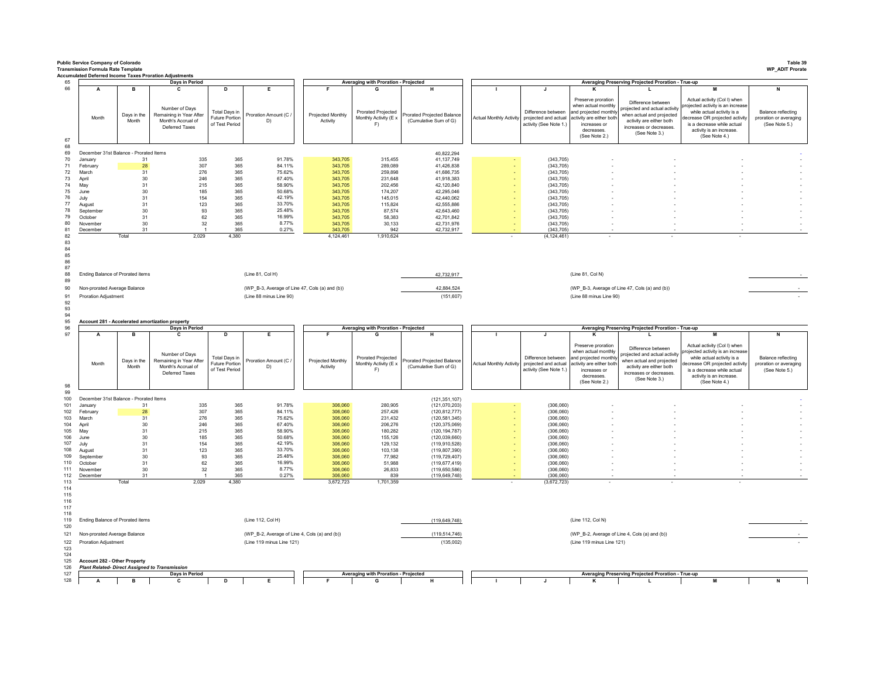Public Service Company of Colorado
Transmission Formula Rate Template
Accumulated Deferred Income Taxes Proration Adjustments

Table 39
WP_ADIT Prorate

| Line | Month | Days in the Month | Number of Days Remaining in Year After Month's Accrual of Deferred Taxes | Total Days in Future Portion of Test Period | Proration Amount (C / D) | Projected Monthly Activity | Prorated Projected Monthly Activity (E x F) | Prorated Projected Balance (Cumulative Sum of G) | Actual Monthly Activity | Difference between projected and actual activity (See Note 1.) | Preserve proration when actual monthly and projected monthly activity are either both increases or decreases. (See Note 2.) | Difference between projected and actual activity when actual and projected activity are either both increases or decreases. (See Note 3.) | Actual activity (Col I) when projected activity is an increase while actual activity is a decrease OR projected activity is a decrease while actual activity is an increase. (See Note 4.) | Balance reflecting proration or averaging (See Note 5.) |
|---|---|---|---|---|---|---|---|---|---|---|---|---|---|---|
| 65 | Days in Period | | | | | Averaging with Proration - Projected | | | Averaging Preserving Projected Proration - True-up | | | | | |
| 66 | A | B | C | D | E | F | G | H | I | J | K | L | M | N |
| 69 | December 31st Balance - Prorated Items | | | | | | | 40,822,294 | | | | | | - |
| 70 | January | 31 | 335 | 365 | 91.78% | 343,705 | 315,455 | 41,137,749 | - | (343,705) | - | - | - | - |
| 71 | February | 28 | 307 | 365 | 84.11% | 343,705 | 289,089 | 41,426,838 | - | (343,705) | - | - | - | - |
| 72 | March | 31 | 276 | 365 | 75.62% | 343,705 | 259,898 | 41,686,735 | - | (343,705) | - | - | - | - |
| 73 | April | 30 | 246 | 365 | 67.40% | 343,705 | 231,648 | 41,918,383 | - | (343,705) | - | - | - | - |
| 74 | May | 31 | 215 | 365 | 58.90% | 343,705 | 202,456 | 42,120,840 | - | (343,705) | - | - | - | - |
| 75 | June | 30 | 185 | 365 | 50.68% | 343,705 | 174,207 | 42,295,046 | - | (343,705) | - | - | - | - |
| 76 | July | 31 | 154 | 365 | 42.19% | 343,705 | 145,015 | 42,440,062 | - | (343,705) | - | - | - | - |
| 77 | August | 31 | 123 | 365 | 33.70% | 343,705 | 115,824 | 42,555,886 | - | (343,705) | - | - | - | - |
| 78 | September | 30 | 93 | 365 | 25.48% | 343,705 | 87,574 | 42,643,460 | - | (343,705) | - | - | - | - |
| 79 | October | 31 | 62 | 365 | 16.99% | 343,705 | 58,383 | 42,701,842 | - | (343,705) | - | - | - | - |
| 80 | November | 30 | 32 | 365 | 8.77% | 343,705 | 30,133 | 42,731,976 | - | (343,705) | - | - | - | - |
| 81 | December | 31 | 1 | 365 | 0.27% | 343,705 | 942 | 42,732,917 | - | (343,705) | - | - | - | - |
| 82 | Total | | 2,029 | 4,380 | | 4,124,461 | 1,910,624 | | - | (4,124,461) | - | - | - | |

| Line | Item | Reference | Amount | Reference | Amount |
|---|---|---|---|---|---|
| 88 | Ending Balance of Prorated items | (Line 81, Col H) | 42,732,917 | (Line 81, Col N) | - |
| 90 | Non-prorated Average Balance | (WP_B-3, Average of Line 47, Cols (a) and (b)) | 42,884,524 | (WP_B-3, Average of Line 47, Cols (a) and (b)) | - |
| 91 | Proration Adjustment | (Line 88 minus Line 90) | (151,607) | (Line 88 minus Line 90) | - |

**Account 281 - Accelerated amortization property**

| Line | Month | Days in the Month | Number of Days Remaining in Year After Month's Accrual of Deferred Taxes | Total Days in Future Portion of Test Period | Proration Amount (C / D) | Projected Monthly Activity | Prorated Projected Monthly Activity (E x F) | Prorated Projected Balance (Cumulative Sum of G) | Actual Monthly Activity | Difference between projected and actual activity (See Note 1.) | Preserve proration when actual monthly and projected monthly activity are either both increases or decreases. (See Note 2.) | Difference between projected and actual activity when actual and projected activity are either both increases or decreases. (See Note 3.) | Actual activity (Col I) when projected activity is an increase while actual activity is a decrease OR projected activity is a decrease while actual activity is an increase. (See Note 4.) | Balance reflecting proration or averaging (See Note 5.) |
|---|---|---|---|---|---|---|---|---|---|---|---|---|---|---|
| 96 | Days in Period | | | | | Averaging with Proration - Projected | | | Averaging Preserving Projected Proration - True-up | | | | | |
| 97 | A | B | C | D | E | F | G | H | I | J | K | L | M | N |
| 100 | December 31st Balance - Prorated Items | | | | | | | (121,351,107) | | | | | | - |
| 101 | January | 31 | 335 | 365 | 91.78% | 306,060 | 280,905 | (121,070,203) | - | (306,060) | - | - | - | - |
| 102 | February | 28 | 307 | 365 | 84.11% | 306,060 | 257,426 | (120,812,777) | - | (306,060) | - | - | - | - |
| 103 | March | 31 | 276 | 365 | 75.62% | 306,060 | 231,432 | (120,581,345) | - | (306,060) | - | - | - | - |
| 104 | April | 30 | 246 | 365 | 67.40% | 306,060 | 206,276 | (120,375,069) | - | (306,060) | - | - | - | - |
| 105 | May | 31 | 215 | 365 | 58.90% | 306,060 | 180,282 | (120,194,787) | - | (306,060) | - | - | - | - |
| 106 | June | 30 | 185 | 365 | 50.68% | 306,060 | 155,126 | (120,039,660) | - | (306,060) | - | - | - | - |
| 107 | July | 31 | 154 | 365 | 42.19% | 306,060 | 129,132 | (119,910,528) | - | (306,060) | - | - | - | - |
| 108 | August | 31 | 123 | 365 | 33.70% | 306,060 | 103,138 | (119,807,390) | - | (306,060) | - | - | - | - |
| 109 | September | 30 | 93 | 365 | 25.48% | 306,060 | 77,982 | (119,729,407) | - | (306,060) | - | - | - | - |
| 110 | October | 31 | 62 | 365 | 16.99% | 306,060 | 51,988 | (119,677,419) | - | (306,060) | - | - | - | - |
| 111 | November | 30 | 32 | 365 | 8.77% | 306,060 | 26,833 | (119,650,586) | - | (306,060) | - | - | - | - |
| 112 | December | 31 | 1 | 365 | 0.27% | 306,060 | 839 | (119,649,748) | - | (306,060) | - | - | - | - |
| 113 | Total | | 2,029 | 4,380 | | 3,672,723 | 1,701,359 | | - | (3,672,723) | - | - | - | |

| Line | Item | Reference | Amount | Reference | Amount |
|---|---|---|---|---|---|
| 119 | Ending Balance of Prorated items | (Line 112, Col H) | (119,649,748) | (Line 112, Col N) | - |
| 121 | Non-prorated Average Balance | (WP_B-2, Average of Line 4, Cols (a) and (b)) | (119,514,746) | (WP_B-2, Average of Line 4, Cols (a) and (b)) | - |
| 122 | Proration Adjustment | (Line 119 minus Line 121) | (135,002) | (Line 119 minus Line 121) | - |

**Account 282 - Other Property**

***Plant Related- Direct Assigned to Transmission***

| Line | Days in Period | | | | | Averaging with Proration - Projected | | | Averaging Preserving Projected Proration - True-up | | | | | |
|---|---|---|---|---|---|---|---|---|---|---|---|---|---|---|
| 128 | A | B | C | D | E | F | G | H | I | J | K | L | M | N |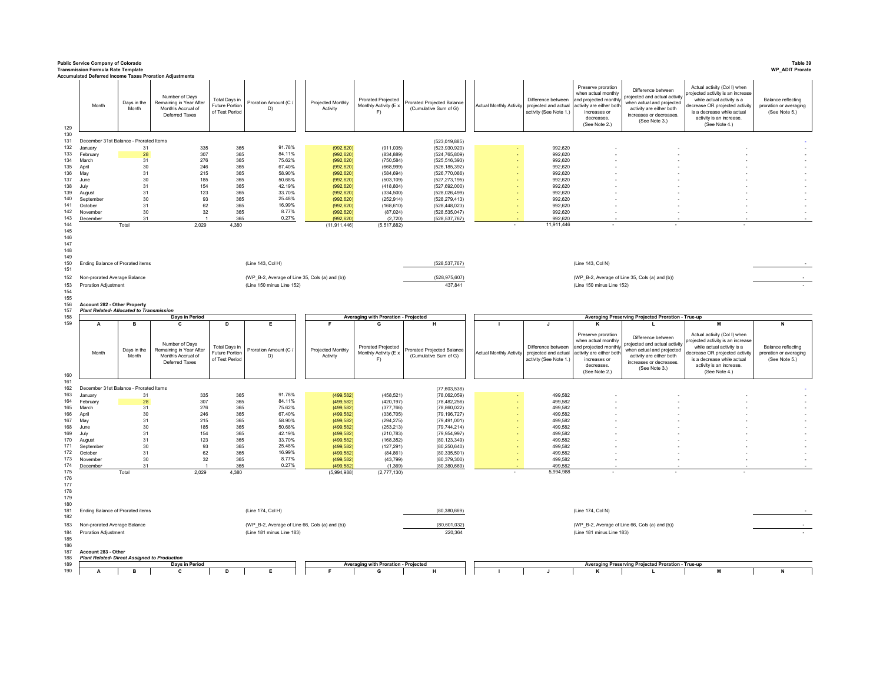**Public Service Company of Colorado**
**Transmission Formula Rate Template**
**Accumulated Deferred Income Taxes Proration Adjustments**

**Table 39**
**WP_ADIT Prorate**

| Line | Month | Days in the Month | Number of Days Remaining in Year After Month's Accrual of Deferred Taxes | Total Days in Future Portion of Test Period | Proration Amount (C / D) | Projected Monthly Activity | Prorated Projected Monthly Activity (E x F) | Prorated Projected Balance (Cumulative Sum of G) | Actual Monthly Activity | Difference between projected and actual activity (See Note 1.) | Preserve proration when actual monthly and projected monthly activity are either both increases or decreases. (See Note 2.) | Difference between projected and actual activity when actual and projected activity are either both increases or decreases. (See Note 3.) | Actual activity (Col I) when projected activity is an increase while actual activity is a decrease OR projected activity is a decrease while actual activity is an increase. (See Note 4.) | Balance reflecting proration or averaging (See Note 5.) |
|---|---|---|---|---|---|---|---|---|---|---|---|---|---|---|
| 129 | | | | | | | | | | | | | | |
| 130 | | | | | | | | | | | | | | |
| 131 | December 31st Balance - Prorated Items | | | | | | | (523,019,885) | | | | | | - |
| 132 | January | 31 | 335 | 365 | 91.78% | (992,620) | (911,035) | (523,930,920) | - | 992,620 | - | - | - | - |
| 133 | February | 28 | 307 | 365 | 84.11% | (992,620) | (834,889) | (524,765,809) | - | 992,620 | - | - | - | - |
| 134 | March | 31 | 276 | 365 | 75.62% | (992,620) | (750,584) | (525,516,393) | - | 992,620 | - | - | - | - |
| 135 | April | 30 | 246 | 365 | 67.40% | (992,620) | (668,999) | (526,185,392) | - | 992,620 | - | - | - | - |
| 136 | May | 31 | 215 | 365 | 58.90% | (992,620) | (584,694) | (526,770,086) | - | 992,620 | - | - | - | - |
| 137 | June | 30 | 185 | 365 | 50.68% | (992,620) | (503,109) | (527,273,195) | - | 992,620 | - | - | - | - |
| 138 | July | 31 | 154 | 365 | 42.19% | (992,620) | (418,804) | (527,692,000) | - | 992,620 | - | - | - | - |
| 139 | August | 31 | 123 | 365 | 33.70% | (992,620) | (334,500) | (528,026,499) | - | 992,620 | - | - | - | - |
| 140 | September | 30 | 93 | 365 | 25.48% | (992,620) | (252,914) | (528,279,413) | - | 992,620 | - | - | - | - |
| 141 | October | 31 | 62 | 365 | 16.99% | (992,620) | (168,610) | (528,448,023) | - | 992,620 | - | - | - | - |
| 142 | November | 30 | 32 | 365 | 8.77% | (992,620) | (87,024) | (528,535,047) | - | 992,620 | - | - | - | - |
| 143 | December | 31 | 1 | 365 | 0.27% | (992,620) | (2,720) | (528,537,767) | - | 992,620 | - | - | - | - |
| 144 | | Total | 2,029 | 4,380 | | (11,911,446) | (5,517,882) | | - | 11,911,446 | - | - | - | |

| Line | Item | Reference | Amount | Reference | Amount |
|---|---|---|---|---|---|
| 150 | Ending Balance of Prorated items | (Line 143, Col H) | (528,537,767) | (Line 143, Col N) | - |
| 152 | Non-prorated Average Balance | (WP_B-2, Average of Line 35, Cols (a) and (b)) | (528,975,607) | (WP_B-2, Average of Line 35, Cols (a) and (b)) | - |
| 153 | Proration Adjustment | (Line 150 minus Line 152) | 437,841 | (Line 150 minus Line 152) | - |

**Account 282 - Other Property**
***Plant Related- Allocated to Transmission***

| Line | Days in Period | | | | | Averaging with Proration - Projected | | | Averaging Preserving Projected Proration - True-up | | | | | |
|---|---|---|---|---|---|---|---|---|---|---|---|---|---|---|
| 159 | A | B | C | D | E | F | G | H | I | J | K | L | M | N |
| 160 | Month | Days in the Month | Number of Days Remaining in Year After Month's Accrual of Deferred Taxes | Total Days in Future Portion of Test Period | Proration Amount (C / D) | Projected Monthly Activity | Prorated Projected Monthly Activity (E x F) | Prorated Projected Balance (Cumulative Sum of G) | Actual Monthly Activity | Difference between projected and actual activity (See Note 1.) | Preserve proration when actual monthly and projected monthly activity are either both increases or decreases. (See Note 2.) | Difference between projected and actual activity when actual and projected activity are either both increases or decreases. (See Note 3.) | Actual activity (Col I) when projected activity is an increase while actual activity is a decrease OR projected activity is a decrease while actual activity is an increase. (See Note 4.) | Balance reflecting proration or averaging (See Note 5.) |
| 162 | December 31st Balance - Prorated Items | | | | | | | (77,603,538) | | | | | | - |
| 163 | January | 31 | 335 | 365 | 91.78% | (499,582) | (458,521) | (78,062,059) | - | 499,582 | - | - | - | - |
| 164 | February | 28 | 307 | 365 | 84.11% | (499,582) | (420,197) | (78,482,256) | - | 499,582 | - | - | - | - |
| 165 | March | 31 | 276 | 365 | 75.62% | (499,582) | (377,766) | (78,860,022) | - | 499,582 | - | - | - | - |
| 166 | April | 30 | 246 | 365 | 67.40% | (499,582) | (336,705) | (79,196,727) | - | 499,582 | - | - | - | - |
| 167 | May | 31 | 215 | 365 | 58.90% | (499,582) | (294,275) | (79,491,001) | - | 499,582 | - | - | - | - |
| 168 | June | 30 | 185 | 365 | 50.68% | (499,582) | (253,213) | (79,744,214) | - | 499,582 | - | - | - | - |
| 169 | July | 31 | 154 | 365 | 42.19% | (499,582) | (210,783) | (79,954,997) | - | 499,582 | - | - | - | - |
| 170 | August | 31 | 123 | 365 | 33.70% | (499,582) | (168,352) | (80,123,349) | - | 499,582 | - | - | - | - |
| 171 | September | 30 | 93 | 365 | 25.48% | (499,582) | (127,291) | (80,250,640) | - | 499,582 | - | - | - | - |
| 172 | October | 31 | 62 | 365 | 16.99% | (499,582) | (84,861) | (80,335,501) | - | 499,582 | - | - | - | - |
| 173 | November | 30 | 32 | 365 | 8.77% | (499,582) | (43,799) | (80,379,300) | - | 499,582 | - | - | - | - |
| 174 | December | 31 | 1 | 365 | 0.27% | (499,582) | (1,369) | (80,380,669) | - | 499,582 | - | - | - | - |
| 175 | | Total | 2,029 | 4,380 | | (5,994,988) | (2,777,130) | | - | 5,994,988 | - | - | - | |

| Line | Item | Reference | Amount | Reference | Amount |
|---|---|---|---|---|---|
| 181 | Ending Balance of Prorated items | (Line 174, Col H) | (80,380,669) | (Line 174, Col N) | - |
| 183 | Non-prorated Average Balance | (WP_B-2, Average of Line 66, Cols (a) and (b)) | (80,601,032) | (WP_B-2, Average of Line 66, Cols (a) and (b)) | - |
| 184 | Proration Adjustment | (Line 181 minus Line 183) | 220,364 | (Line 181 minus Line 183) | - |

**Account 283 - Other**
***Plant Related- Direct Assigned to Production***

| Line | Days in Period | | | | | Averaging with Proration - Projected | | | Averaging Preserving Projected Proration - True-up | | | | | |
|---|---|---|---|---|---|---|---|---|---|---|---|---|---|---|
| 190 | A | B | C | D | E | F | G | H | I | J | K | L | M | N |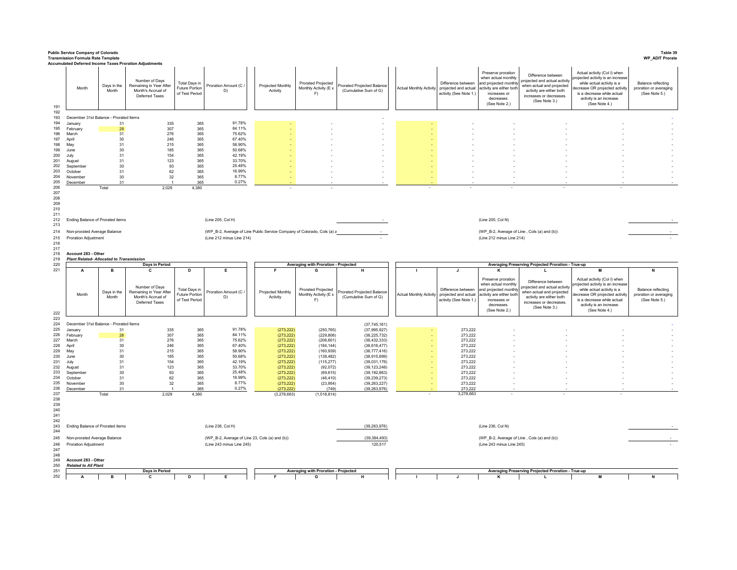**Public Service Company of Colorado**
**Transmission Formula Rate Template**
**Accumulated Deferred Income Taxes Proration Adjustments**

**Table 39**
**WP_ADIT Prorate**

| Line | Month | Days in the Month | Number of Days Remaining in Year After Month's Accrual of Deferred Taxes | Total Days in Future Portion of Test Period | Proration Amount (C / D) | Projected Monthly Activity | Prorated Projected Monthly Activity (E x F) | Prorated Projected Balance (Cumulative Sum of G) | Actual Monthly Activity | Difference between projected and actual activity (See Note 1.) | Preserve proration when actual monthly and projected monthly activity are either both increases or decreases. (See Note 2.) | Difference between projected and actual activity when actual and projected activity are either both increases or decreases. (See Note 3.) | Actual activity (Col I) when projected activity is an increase while actual activity is a decrease OR projected activity is a decrease while actual activity is an increase. (See Note 4.) | Balance reflecting proration or averaging (See Note 5.) |
|---|---|---|---|---|---|---|---|---|---|---|---|---|---|---|
| 191 | | | | | | | | | | | | | | |
| 192 | | | | | | | | | | | | | | |
| 193 | December 31st Balance - Prorated Items | | | | | | | - | | | | | | - |
| 194 | January | 31 | 335 | 365 | 91.78% | - | - | - | - | - | - | - | - | - |
| 195 | February | 28 | 307 | 365 | 84.11% | - | - | - | - | - | - | - | - | - |
| 196 | March | 31 | 276 | 365 | 75.62% | - | - | - | - | - | - | - | - | - |
| 197 | April | 30 | 246 | 365 | 67.40% | - | - | - | - | - | - | - | - | - |
| 198 | May | 31 | 215 | 365 | 58.90% | - | - | - | - | - | - | - | - | - |
| 199 | June | 30 | 185 | 365 | 50.68% | - | - | - | - | - | - | - | - | - |
| 200 | July | 31 | 154 | 365 | 42.19% | - | - | - | - | - | - | - | - | - |
| 201 | August | 31 | 123 | 365 | 33.70% | - | - | - | - | - | - | - | - | - |
| 202 | September | 30 | 93 | 365 | 25.48% | - | - | - | - | - | - | - | - | - |
| 203 | October | 31 | 62 | 365 | 16.99% | - | - | - | - | - | - | - | - | - |
| 204 | November | 30 | 32 | 365 | 8.77% | - | - | - | - | - | - | - | - | - |
| 205 | December | 31 | 1 | 365 | 0.27% | - | - | - | - | - | - | - | - | - |
| 206 | | Total | 2,029 | 4,380 | | - | - | | - | - | - | - | - | |

| Line | | | | | |
|---|---|---|---|---|---|
| 212 | Ending Balance of Prorated items | (Line 205, Col H) | - | (Line 205, Col N) | - |
| 214 | Non-prorated Average Balance | (WP_B-2, Average of Line Public Service Company of Colorado, Cols (a) a | - | (WP_B-2, Average of Line , Cols (a) and (b)) | - |
| 215 | Proration Adjustment | (Line 212 minus Line 214) | - | (Line 212 minus Line 214) | - |

218 **Account 283 - Other**
219 ***Plant Related- Allocated to Transmission***

| Line | Days in Period | | | | | Averaging with Proration - Projected | | | Averaging Preserving Projected Proration - True-up | | | | | |
|---|---|---|---|---|---|---|---|---|---|---|---|---|---|---|
| 221 | A | B | C | D | E | F | G | H | I | J | K | L | M | N |
| 222 | Month | Days in the Month | Number of Days Remaining in Year After Month's Accrual of Deferred Taxes | Total Days in Future Portion of Test Period | Proration Amount (C / D) | Projected Monthly Activity | Prorated Projected Monthly Activity (E x F) | Prorated Projected Balance (Cumulative Sum of G) | Actual Monthly Activity | Difference between projected and actual activity (See Note 1.) | Preserve proration when actual monthly and projected monthly activity are either both increases or decreases. (See Note 2.) | Difference between projected and actual activity when actual and projected activity are either both increases or decreases. (See Note 3.) | Actual activity (Col I) when projected activity is an increase while actual activity is a decrease OR projected activity is a decrease while actual activity is an increase. (See Note 4.) | Balance reflecting proration or averaging (See Note 5.) |
| 223 | | | | | | | | | | | | | | |
| 224 | December 31st Balance - Prorated Items | | | | | | | (37,745,161) | | | | | | - |
| 225 | January | 31 | 335 | 365 | 91.78% | (273,222) | (250,765) | (37,995,927) | - | 273,222 | - | - | - | - |
| 226 | February | 28 | 307 | 365 | 84.11% | (273,222) | (229,806) | (38,225,732) | - | 273,222 | - | - | - | - |
| 227 | March | 31 | 276 | 365 | 75.62% | (273,222) | (206,601) | (38,432,333) | - | 273,222 | - | - | - | - |
| 228 | April | 30 | 246 | 365 | 67.40% | (273,222) | (184,144) | (38,616,477) | - | 273,222 | - | - | - | - |
| 229 | May | 31 | 215 | 365 | 58.90% | (273,222) | (160,939) | (38,777,416) | - | 273,222 | - | - | - | - |
| 230 | June | 30 | 185 | 365 | 50.68% | (273,222) | (138,482) | (38,915,899) | - | 273,222 | - | - | - | - |
| 231 | July | 31 | 154 | 365 | 42.19% | (273,222) | (115,277) | (39,031,176) | - | 273,222 | - | - | - | - |
| 232 | August | 31 | 123 | 365 | 33.70% | (273,222) | (92,072) | (39,123,248) | - | 273,222 | - | - | - | - |
| 233 | September | 30 | 93 | 365 | 25.48% | (273,222) | (69,615) | (39,192,863) | - | 273,222 | - | - | - | - |
| 234 | October | 31 | 62 | 365 | 16.99% | (273,222) | (46,410) | (39,239,273) | - | 273,222 | - | - | - | - |
| 235 | November | 30 | 32 | 365 | 8.77% | (273,222) | (23,954) | (39,263,227) | - | 273,222 | - | - | - | - |
| 236 | December | 31 | 1 | 365 | 0.27% | (273,222) | (749) | (39,263,976) | - | 273,222 | - | - | - | - |
| 237 | | Total | 2,029 | 4,380 | | (3,278,663) | (1,518,814) | | - | 3,278,663 | - | - | - | |

| Line | | | | | |
|---|---|---|---|---|---|
| 243 | Ending Balance of Prorated items | (Line 236, Col H) | (39,263,976) | (Line 236, Col N) | - |
| 245 | Non-prorated Average Balance | (WP_B-2, Average of Line 23, Cols (a) and (b)) | (39,384,493) | (WP_B-2, Average of Line , Cols (a) and (b)) | - |
| 246 | Proration Adjustment | (Line 243 minus Line 245) | 120,517 | (Line 243 minus Line 245) | - |

249 **Account 283 - Other**
250 ***Related to All Plant***

| Line | Days in Period | | | | | Averaging with Proration - Projected | | | Averaging Preserving Projected Proration - True-up | | | | | |
|---|---|---|---|---|---|---|---|---|---|---|---|---|---|---|
| 252 | A | B | C | D | E | F | G | H | I | J | K | L | M | N |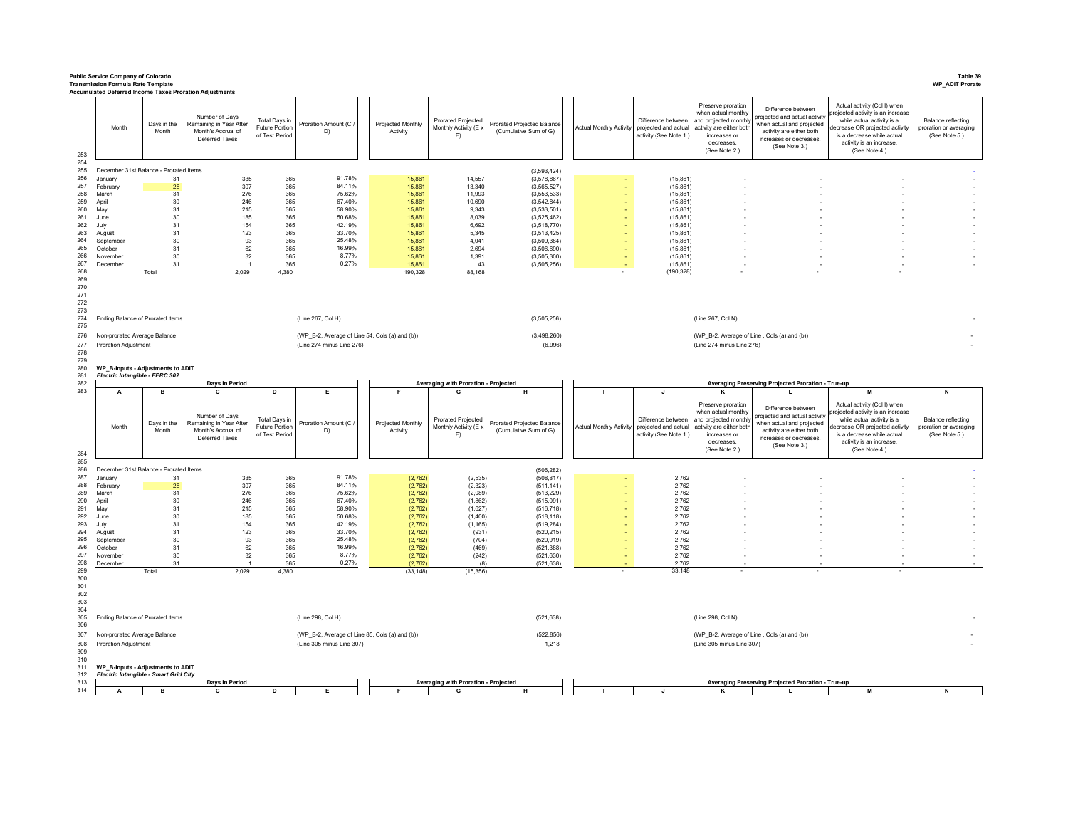**Public Service Company of Colorado**
**Transmission Formula Rate Template**
**Accumulated Deferred Income Taxes Proration Adjustments**

**Table 39**
**WP_ADIT Prorate**

| Line | Month | Days in the Month | Number of Days Remaining in Year After Month's Accrual of Deferred Taxes | Total Days in Future Portion of Test Period | Proration Amount (C / D) | Projected Monthly Activity | Prorated Projected Monthly Activity (E x F) | Prorated Projected Balance (Cumulative Sum of G) | Actual Monthly Activity | Difference between projected and actual activity (See Note 1.) | Preserve proration when actual monthly and projected monthly activity are either both increases or decreases. (See Note 2.) | Difference between projected and actual activity when actual and projected activity are either both increases or decreases. (See Note 3.) | Actual activity (Col I) when projected activity is an increase while actual activity is a decrease OR projected activity is a decrease while actual activity is an increase. (See Note 4.) | Balance reflecting proration or averaging (See Note 5.) |
|---|---|---|---|---|---|---|---|---|---|---|---|---|---|---|
| 253 | | | | | | | | | | | | | | |
| 254 | | | | | | | | | | | | | | |
| 255 | December 31st Balance - Prorated Items | | | | | | | (3,593,424) | | | | | | - |
| 256 | January | 31 | 335 | 365 | 91.78% | 15,861 | 14,557 | (3,578,867) | - | (15,861) | - | - | - | - |
| 257 | February | 28 | 307 | 365 | 84.11% | 15,861 | 13,340 | (3,565,527) | - | (15,861) | - | - | - | - |
| 258 | March | 31 | 276 | 365 | 75.62% | 15,861 | 11,993 | (3,553,533) | - | (15,861) | - | - | - | - |
| 259 | April | 30 | 246 | 365 | 67.40% | 15,861 | 10,690 | (3,542,844) | - | (15,861) | - | - | - | - |
| 260 | May | 31 | 215 | 365 | 58.90% | 15,861 | 9,343 | (3,533,501) | - | (15,861) | - | - | - | - |
| 261 | June | 30 | 185 | 365 | 50.68% | 15,861 | 8,039 | (3,525,462) | - | (15,861) | - | - | - | - |
| 262 | July | 31 | 154 | 365 | 42.19% | 15,861 | 6,692 | (3,518,770) | - | (15,861) | - | - | - | - |
| 263 | August | 31 | 123 | 365 | 33.70% | 15,861 | 5,345 | (3,513,425) | - | (15,861) | - | - | - | - |
| 264 | September | 30 | 93 | 365 | 25.48% | 15,861 | 4,041 | (3,509,384) | - | (15,861) | - | - | - | - |
| 265 | October | 31 | 62 | 365 | 16.99% | 15,861 | 2,694 | (3,506,690) | - | (15,861) | - | - | - | - |
| 266 | November | 30 | 32 | 365 | 8.77% | 15,861 | 1,391 | (3,505,300) | - | (15,861) | - | - | - | - |
| 267 | December | 31 | 1 | 365 | 0.27% | 15,861 | 43 | (3,505,256) | - | (15,861) | - | - | - | - |
| 268 | | Total | 2,029 | 4,380 | | 190,328 | 88,168 | | - | (190,328) | - | - | - | |

| Line | Description | Reference | Amount | Reference | Amount |
|---|---|---|---|---|---|
| 274 | Ending Balance of Prorated items | (Line 267, Col H) | (3,505,256) | (Line 267, Col N) | - |
| 276 | Non-prorated Average Balance | (WP_B-2, Average of Line 54, Cols (a) and (b)) | (3,498,260) | (WP_B-2, Average of Line , Cols (a) and (b)) | - |
| 277 | Proration Adjustment | (Line 274 minus Line 276) | (6,996) | (Line 274 minus Line 276) | - |

280 **WP_B-Inputs - Adjustments to ADIT**
281 ***Electric Intangible - FERC 302***

| Line | Days in Period | | | | | Averaging with Proration - Projected | | | Averaging Preserving Projected Proration - True-up | | | | | |
|---|---|---|---|---|---|---|---|---|---|---|---|---|---|---|
| 283 | A | B | C | D | E | F | G | H | I | J | K | L | M | N |
| 284 | Month | Days in the Month | Number of Days Remaining in Year After Month's Accrual of Deferred Taxes | Total Days in Future Portion of Test Period | Proration Amount (C / D) | Projected Monthly Activity | Prorated Projected Monthly Activity (E x F) | Prorated Projected Balance (Cumulative Sum of G) | Actual Monthly Activity | Difference between projected and actual activity (See Note 1.) | Preserve proration when actual monthly and projected monthly activity are either both increases or decreases. (See Note 2.) | Difference between projected and actual activity when actual and projected activity are either both increases or decreases. (See Note 3.) | Actual activity (Col I) when projected activity is an increase while actual activity is a decrease OR projected activity is a decrease while actual activity is an increase. (See Note 4.) | Balance reflecting proration or averaging (See Note 5.) |
| 285 | | | | | | | | | | | | | | |
| 286 | December 31st Balance - Prorated Items | | | | | | | (506,282) | | | | | | - |
| 287 | January | 31 | 335 | 365 | 91.78% | (2,762) | (2,535) | (508,817) | - | 2,762 | - | - | - | - |
| 288 | February | 28 | 307 | 365 | 84.11% | (2,762) | (2,323) | (511,141) | - | 2,762 | - | - | - | - |
| 289 | March | 31 | 276 | 365 | 75.62% | (2,762) | (2,089) | (513,229) | - | 2,762 | - | - | - | - |
| 290 | April | 30 | 246 | 365 | 67.40% | (2,762) | (1,862) | (515,091) | - | 2,762 | - | - | - | - |
| 291 | May | 31 | 215 | 365 | 58.90% | (2,762) | (1,627) | (516,718) | - | 2,762 | - | - | - | - |
| 292 | June | 30 | 185 | 365 | 50.68% | (2,762) | (1,400) | (518,118) | - | 2,762 | - | - | - | - |
| 293 | July | 31 | 154 | 365 | 42.19% | (2,762) | (1,165) | (519,284) | - | 2,762 | - | - | - | - |
| 294 | August | 31 | 123 | 365 | 33.70% | (2,762) | (931) | (520,215) | - | 2,762 | - | - | - | - |
| 295 | September | 30 | 93 | 365 | 25.48% | (2,762) | (704) | (520,919) | - | 2,762 | - | - | - | - |
| 296 | October | 31 | 62 | 365 | 16.99% | (2,762) | (469) | (521,388) | - | 2,762 | - | - | - | - |
| 297 | November | 30 | 32 | 365 | 8.77% | (2,762) | (242) | (521,630) | - | 2,762 | - | - | - | - |
| 298 | December | 31 | 1 | 365 | 0.27% | (2,762) | (8) | (521,638) | - | 2,762 | - | - | - | - |
| 299 | | Total | 2,029 | 4,380 | | (33,148) | (15,356) | | - | 33,148 | - | - | - | |

| Line | Description | Reference | Amount | Reference | Amount |
|---|---|---|---|---|---|
| 305 | Ending Balance of Prorated items | (Line 298, Col H) | (521,638) | (Line 298, Col N) | - |
| 307 | Non-prorated Average Balance | (WP_B-2, Average of Line 85, Cols (a) and (b)) | (522,856) | (WP_B-2, Average of Line , Cols (a) and (b)) | - |
| 308 | Proration Adjustment | (Line 305 minus Line 307) | 1,218 | (Line 305 minus Line 307) | - |

311 **WP_B-Inputs - Adjustments to ADIT**
312 ***Electric Intangible - Smart Grid City***

| Line | Days in Period | | | | | Averaging with Proration - Projected | | | Averaging Preserving Projected Proration - True-up | | | | | |
|---|---|---|---|---|---|---|---|---|---|---|---|---|---|---|
| 314 | A | B | C | D | E | F | G | H | I | J | K | L | M | N |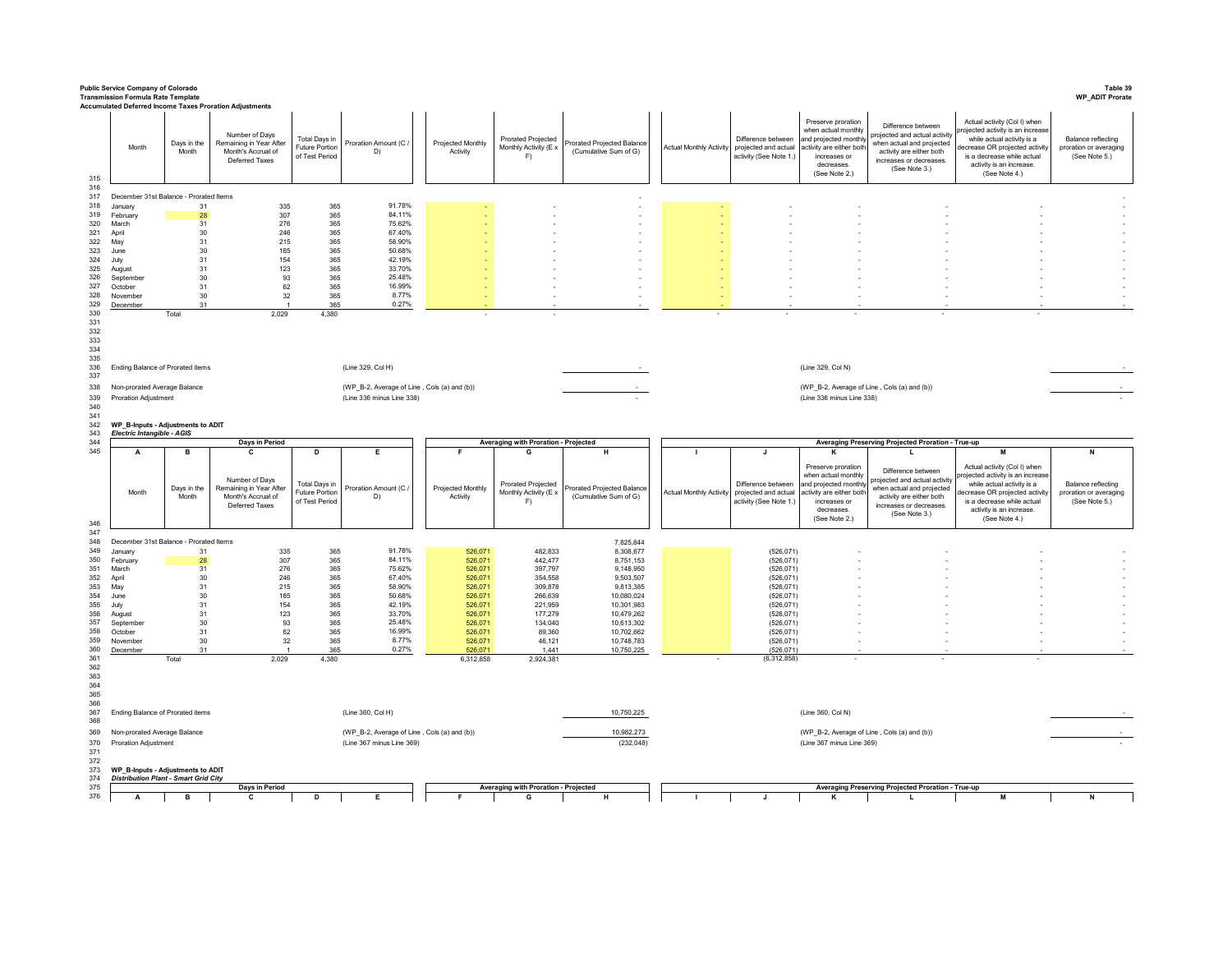**Public Service Company of Colorado**
**Transmission Formula Rate Template**
**Accumulated Deferred Income Taxes Proration Adjustments**

**Table 39**
**WP_ADIT Prorate**

| Line | Month | Days in the Month | Number of Days Remaining in Year After Month's Accrual of Deferred Taxes | Total Days in Future Portion of Test Period | Proration Amount (C / D) | Projected Monthly Activity | Prorated Projected Monthly Activity (E x F) | Prorated Projected Balance (Cumulative Sum of G) | Actual Monthly Activity | Difference between projected and actual activity (See Note 1.) | Preserve proration when actual monthly and projected monthly activity are either both increases or decreases. (See Note 2.) | Difference between projected and actual activity when actual and projected activity are either both increases or decreases. (See Note 3.) | Actual activity (Col I) when projected activity is an increase while actual activity is a decrease OR projected activity is a decrease while actual activity is an increase. (See Note 4.) | Balance reflecting proration or averaging (See Note 5.) |
|---|---|---|---|---|---|---|---|---|---|---|---|---|---|---|
| 315 | | | | | | | | | | | | | | |
| 317 | December 31st Balance - Prorated Items | | | | | | | - | | | | | | - |
| 318 | January | 31 | 335 | 365 | 91.78% | - | - | - | - | - | - | - | - | - |
| 319 | February | 28 | 307 | 365 | 84.11% | - | - | - | - | - | - | - | - | - |
| 320 | March | 31 | 276 | 365 | 75.62% | - | - | - | - | - | - | - | - | - |
| 321 | April | 30 | 246 | 365 | 67.40% | - | - | - | - | - | - | - | - | - |
| 322 | May | 31 | 215 | 365 | 58.90% | - | - | - | - | - | - | - | - | - |
| 323 | June | 30 | 185 | 365 | 50.68% | - | - | - | - | - | - | - | - | - |
| 324 | July | 31 | 154 | 365 | 42.19% | - | - | - | - | - | - | - | - | - |
| 325 | August | 31 | 123 | 365 | 33.70% | - | - | - | - | - | - | - | - | - |
| 326 | September | 30 | 93 | 365 | 25.48% | - | - | - | - | - | - | - | - | - |
| 327 | October | 31 | 62 | 365 | 16.99% | - | - | - | - | - | - | - | - | - |
| 328 | November | 30 | 32 | 365 | 8.77% | - | - | - | - | - | - | - | - | - |
| 329 | December | 31 | 1 | 365 | 0.27% | - | - | - | - | - | - | - | - | - |
| 330 | | Total | 2,029 | 4,380 | | - | - | | - | - | - | - | - | |

| Line | | | |
|---|---|---|---|
| 336 | Ending Balance of Prorated items | (Line 329, Col H) | - |
| 338 | Non-prorated Average Balance | (WP_B-2, Average of Line , Cols (a) and (b)) | - |
| 339 | Proration Adjustment | (Line 336 minus Line 338) | - |

| Line | | | |
|---|---|---|---|
| 336 | | (Line 329, Col N) | - |
| 338 | | (WP_B-2, Average of Line , Cols (a) and (b)) | - |
| 339 | | (Line 336 minus Line 338) | - |

342 **WP_B-Inputs - Adjustments to ADIT**
343 ***Electric Intangible - AGIS***

| Line | A | B | C | D | E | F | G | H | I | J | K | L | M | N |
|---|---|---|---|---|---|---|---|---|---|---|---|---|---|---|
| 344 | Days in Period | | | | | Averaging with Proration - Projected | | | Averaging Preserving Projected Proration - True-up | | | | | |
| 346 | Month | Days in the Month | Number of Days Remaining in Year After Month's Accrual of Deferred Taxes | Total Days in Future Portion of Test Period | Proration Amount (C / D) | Projected Monthly Activity | Prorated Projected Monthly Activity (E x F) | Prorated Projected Balance (Cumulative Sum of G) | Actual Monthly Activity | Difference between projected and actual activity (See Note 1.) | Preserve proration when actual monthly and projected monthly activity are either both increases or decreases. (See Note 2.) | Difference between projected and actual activity when actual and projected activity are either both increases or decreases. (See Note 3.) | Actual activity (Col I) when projected activity is an increase while actual activity is a decrease OR projected activity is a decrease while actual activity is an increase. (See Note 4.) | Balance reflecting proration or averaging (See Note 5.) |
| 348 | December 31st Balance - Prorated Items | | | | | | | 7,825,844 | | | | | | |
| 349 | January | 31 | 335 | 365 | 91.78% | 526,071 | 482,833 | 8,308,677 | | (526,071) | - | - | - | - |
| 350 | February | 28 | 307 | 365 | 84.11% | 526,071 | 442,477 | 8,751,153 | | (526,071) | - | - | - | - |
| 351 | March | 31 | 276 | 365 | 75.62% | 526,071 | 397,797 | 9,148,950 | | (526,071) | - | - | - | - |
| 352 | April | 30 | 246 | 365 | 67.40% | 526,071 | 354,558 | 9,503,507 | | (526,071) | - | - | - | - |
| 353 | May | 31 | 215 | 365 | 58.90% | 526,071 | 309,878 | 9,813,385 | | (526,071) | - | - | - | - |
| 354 | June | 30 | 185 | 365 | 50.68% | 526,071 | 266,639 | 10,080,024 | | (526,071) | - | - | - | - |
| 355 | July | 31 | 154 | 365 | 42.19% | 526,071 | 221,959 | 10,301,983 | | (526,071) | - | - | - | - |
| 356 | August | 31 | 123 | 365 | 33.70% | 526,071 | 177,279 | 10,479,262 | | (526,071) | - | - | - | - |
| 357 | September | 30 | 93 | 365 | 25.48% | 526,071 | 134,040 | 10,613,302 | | (526,071) | - | - | - | - |
| 358 | October | 31 | 62 | 365 | 16.99% | 526,071 | 89,360 | 10,702,662 | | (526,071) | - | - | - | - |
| 359 | November | 30 | 32 | 365 | 8.77% | 526,071 | 46,121 | 10,748,783 | | (526,071) | - | - | - | - |
| 360 | December | 31 | 1 | 365 | 0.27% | 526,071 | 1,441 | 10,750,225 | | (526,071) | - | - | - | - |
| 361 | | Total | 2,029 | 4,380 | | 6,312,858 | 2,924,381 | | - | (6,312,858) | - | - | - | |

| Line | | | |
|---|---|---|---|
| 367 | Ending Balance of Prorated items | (Line 360, Col H) | 10,750,225 |
| 369 | Non-prorated Average Balance | (WP_B-2, Average of Line , Cols (a) and (b)) | 10,982,273 |
| 370 | Proration Adjustment | (Line 367 minus Line 369) | (232,048) |

| Line | | | |
|---|---|---|---|
| 367 | | (Line 360, Col N) | - |
| 369 | | (WP_B-2, Average of Line , Cols (a) and (b)) | - |
| 370 | | (Line 367 minus Line 369) | - |

373 **WP_B-Inputs - Adjustments to ADIT**
374 ***Distribution Plant - Smart Grid City***

| Line | A | B | C | D | E | F | G | H | I | J | K | L | M | N |
|---|---|---|---|---|---|---|---|---|---|---|---|---|---|---|
| 375 | Days in Period | | | | | Averaging with Proration - Projected | | | Averaging Preserving Projected Proration - True-up | | | | | |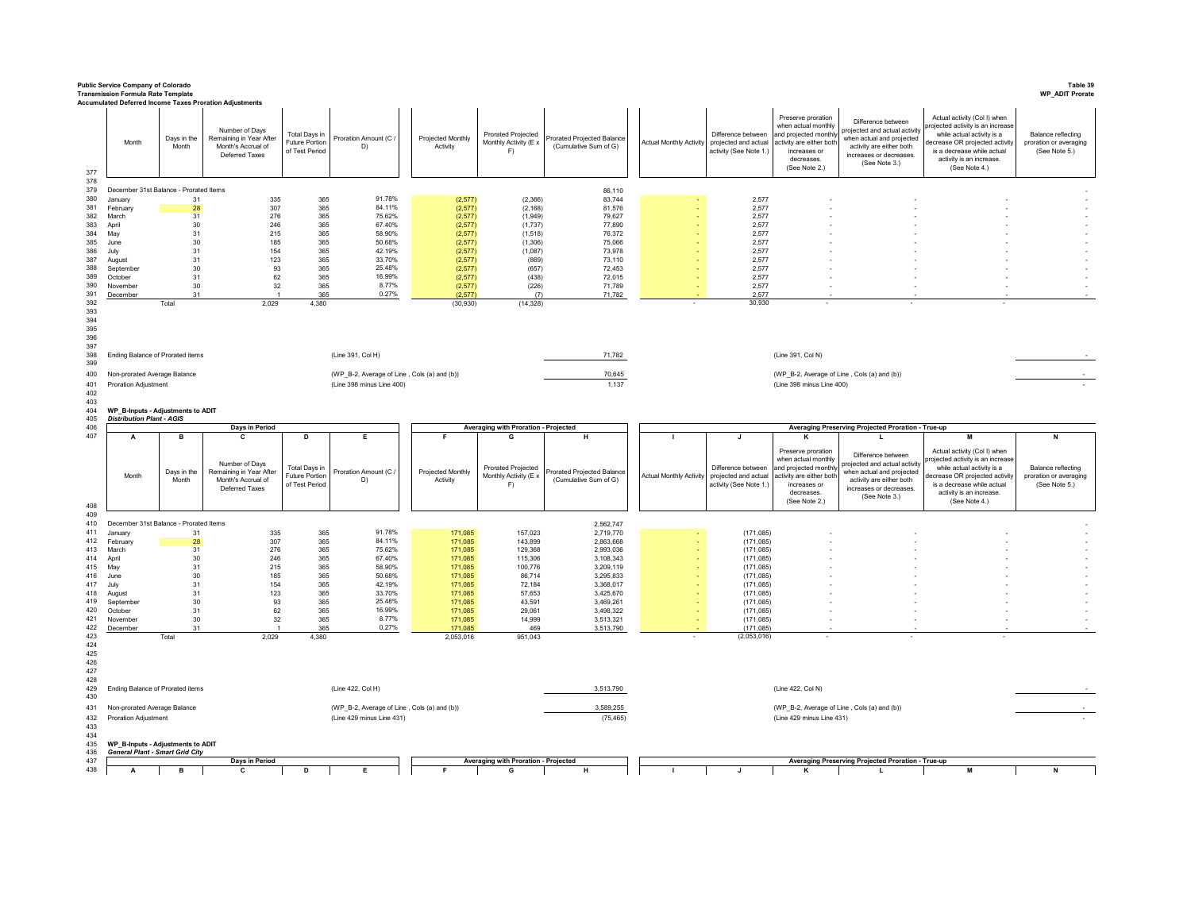**Public Service Company of Colorado**
**Transmission Formula Rate Template**
**Accumulated Deferred Income Taxes Proration Adjustments**

**Table 39**
**WP_ADIT Prorate**

| Line | Month | Days in the Month | Number of Days Remaining in Year After Month's Accrual of Deferred Taxes | Total Days in Future Portion of Test Period | Proration Amount (C / D) | Projected Monthly Activity | Prorated Projected Monthly Activity (E x F) | Prorated Projected Balance (Cumulative Sum of G) | Actual Monthly Activity | Difference between projected and actual activity (See Note 1.) | Preserve proration when actual monthly and projected monthly activity are either both increases or decreases. (See Note 2.) | Difference between projected and actual activity when actual and projected activity are either both increases or decreases. (See Note 3.) | Actual activity (Col I) when projected activity is an increase while actual activity is a decrease OR projected activity is a decrease while actual activity is an increase. (See Note 4.) | Balance reflecting proration or averaging (See Note 5.) |
|---|---|---|---|---|---|---|---|---|---|---|---|---|---|---|
| 377 | | | | | | | | | | | | | | |
| 379 | December 31st Balance - Prorated Items | | | | | | | 86,110 | | | | | | - |
| 380 | January | 31 | 335 | 365 | 91.78% | (2,577) | (2,366) | 83,744 | - | 2,577 | - | - | - | - |
| 381 | February | 28 | 307 | 365 | 84.11% | (2,577) | (2,168) | 81,576 | - | 2,577 | - | - | - | - |
| 382 | March | 31 | 276 | 365 | 75.62% | (2,577) | (1,949) | 79,627 | - | 2,577 | - | - | - | - |
| 383 | April | 30 | 246 | 365 | 67.40% | (2,577) | (1,737) | 77,890 | - | 2,577 | - | - | - | - |
| 384 | May | 31 | 215 | 365 | 58.90% | (2,577) | (1,518) | 76,372 | - | 2,577 | - | - | - | - |
| 385 | June | 30 | 185 | 365 | 50.68% | (2,577) | (1,306) | 75,066 | - | 2,577 | - | - | - | - |
| 386 | July | 31 | 154 | 365 | 42.19% | (2,577) | (1,087) | 73,978 | - | 2,577 | - | - | - | - |
| 387 | August | 31 | 123 | 365 | 33.70% | (2,577) | (869) | 73,110 | - | 2,577 | - | - | - | - |
| 388 | September | 30 | 93 | 365 | 25.48% | (2,577) | (657) | 72,453 | - | 2,577 | - | - | - | - |
| 389 | October | 31 | 62 | 365 | 16.99% | (2,577) | (438) | 72,015 | - | 2,577 | - | - | - | - |
| 390 | November | 30 | 32 | 365 | 8.77% | (2,577) | (226) | 71,789 | - | 2,577 | - | - | - | - |
| 391 | December | 31 | 1 | 365 | 0.27% | (2,577) | (7) | 71,782 | - | 2,577 | - | - | - | - |
| 392 | | Total | 2,029 | 4,380 | | (30,930) | (14,328) | | - | 30,930 | - | - | - | |

| Line | Description | Reference | Amount | Reference | Amount |
|---|---|---|---|---|---|
| 398 | Ending Balance of Prorated items | (Line 391, Col H) | 71,782 | (Line 391, Col N) | - |
| 400 | Non-prorated Average Balance | (WP_B-2, Average of Line , Cols (a) and (b)) | 70,645 | (WP_B-2, Average of Line , Cols (a) and (b)) | - |
| 401 | Proration Adjustment | (Line 398 minus Line 400) | 1,137 | (Line 398 minus Line 400) | - |

404 **WP_B-Inputs - Adjustments to ADIT**
405 ***Distribution Plant - AGIS***

| Line | Days in Period | | | | | Averaging with Proration - Projected | | | Averaging Preserving Projected Proration - True-up | | | | | |
|---|---|---|---|---|---|---|---|---|---|---|---|---|---|---|
| 407 | A | B | C | D | E | F | G | H | I | J | K | L | M | N |
| 408 | Month | Days in the Month | Number of Days Remaining in Year After Month's Accrual of Deferred Taxes | Total Days in Future Portion of Test Period | Proration Amount (C / D) | Projected Monthly Activity | Prorated Projected Monthly Activity (E x F) | Prorated Projected Balance (Cumulative Sum of G) | Actual Monthly Activity | Difference between projected and actual activity (See Note 1.) | Preserve proration when actual monthly and projected monthly activity are either both increases or decreases. (See Note 2.) | Difference between projected and actual activity when actual and projected activity are either both increases or decreases. (See Note 3.) | Actual activity (Col I) when projected activity is an increase while actual activity is a decrease OR projected activity is a decrease while actual activity is an increase. (See Note 4.) | Balance reflecting proration or averaging (See Note 5.) |
| 410 | December 31st Balance - Prorated Items | | | | | | | 2,562,747 | | | | | | - |
| 411 | January | 31 | 335 | 365 | 91.78% | 171,085 | 157,023 | 2,719,770 | - | (171,085) | - | - | - | - |
| 412 | February | 28 | 307 | 365 | 84.11% | 171,085 | 143,899 | 2,863,668 | - | (171,085) | - | - | - | - |
| 413 | March | 31 | 276 | 365 | 75.62% | 171,085 | 129,368 | 2,993,036 | - | (171,085) | - | - | - | - |
| 414 | April | 30 | 246 | 365 | 67.40% | 171,085 | 115,306 | 3,108,343 | - | (171,085) | - | - | - | - |
| 415 | May | 31 | 215 | 365 | 58.90% | 171,085 | 100,776 | 3,209,119 | - | (171,085) | - | - | - | - |
| 416 | June | 30 | 185 | 365 | 50.68% | 171,085 | 86,714 | 3,295,833 | - | (171,085) | - | - | - | - |
| 417 | July | 31 | 154 | 365 | 42.19% | 171,085 | 72,184 | 3,368,017 | - | (171,085) | - | - | - | - |
| 418 | August | 31 | 123 | 365 | 33.70% | 171,085 | 57,653 | 3,425,670 | - | (171,085) | - | - | - | - |
| 419 | September | 30 | 93 | 365 | 25.48% | 171,085 | 43,591 | 3,469,261 | - | (171,085) | - | - | - | - |
| 420 | October | 31 | 62 | 365 | 16.99% | 171,085 | 29,061 | 3,498,322 | - | (171,085) | - | - | - | - |
| 421 | November | 30 | 32 | 365 | 8.77% | 171,085 | 14,999 | 3,513,321 | - | (171,085) | - | - | - | - |
| 422 | December | 31 | 1 | 365 | 0.27% | 171,085 | 469 | 3,513,790 | - | (171,085) | - | - | - | - |
| 423 | | Total | 2,029 | 4,380 | | 2,053,016 | 951,043 | | - | (2,053,016) | - | - | - | |

| Line | Description | Reference | Amount | Reference | Amount |
|---|---|---|---|---|---|
| 429 | Ending Balance of Prorated items | (Line 422, Col H) | 3,513,790 | (Line 422, Col N) | - |
| 431 | Non-prorated Average Balance | (WP_B-2, Average of Line , Cols (a) and (b)) | 3,589,255 | (WP_B-2, Average of Line , Cols (a) and (b)) | - |
| 432 | Proration Adjustment | (Line 429 minus Line 431) | (75,465) | (Line 429 minus Line 431) | - |

435 **WP_B-Inputs - Adjustments to ADIT**
436 ***General Plant - Smart Grid City***

| Line | Days in Period | | | | | Averaging with Proration - Projected | | | Averaging Preserving Projected Proration - True-up | | | | | |
|---|---|---|---|---|---|---|---|---|---|---|---|---|---|---|
| 438 | A | B | C | D | E | F | G | H | I | J | K | L | M | N |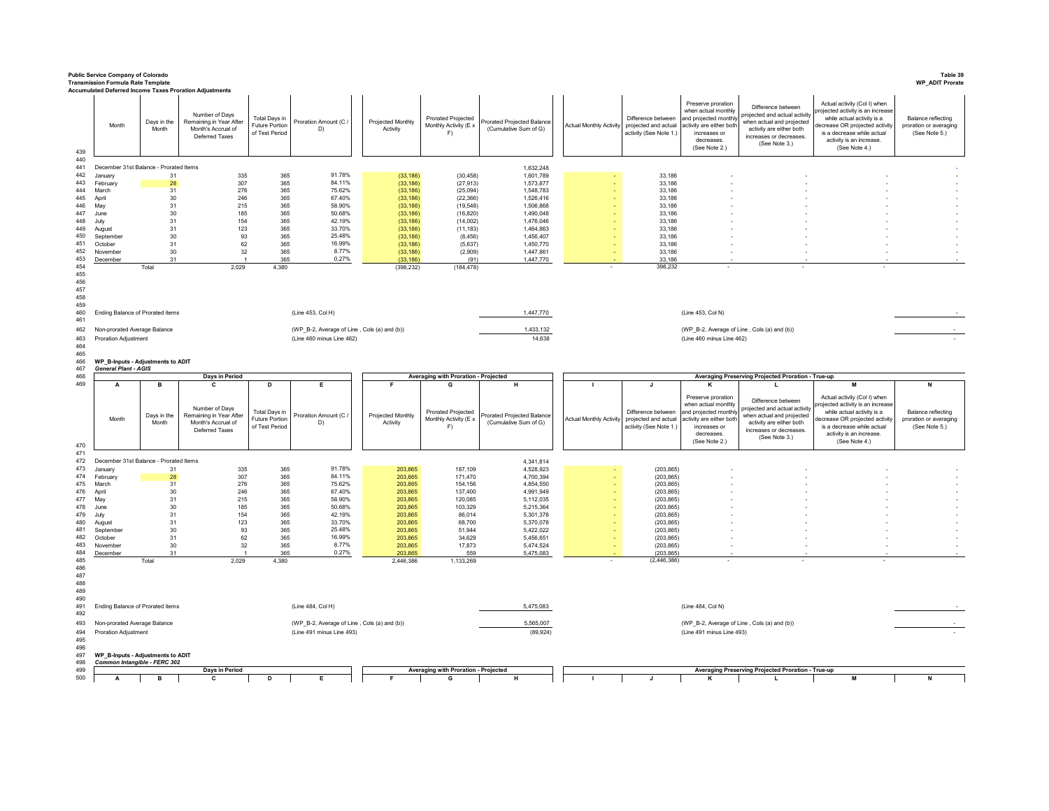**Public Service Company of Colorado**
**Transmission Formula Rate Template**
**Accumulated Deferred Income Taxes Proration Adjustments**

**Table 39**
**WP_ADIT Prorate**

| Line | Month | Days in the Month | Number of Days Remaining in Year After Month's Accrual of Deferred Taxes | Total Days in Future Portion of Test Period | Proration Amount (C / D) | Projected Monthly Activity | Prorated Projected Monthly Activity (E x F) | Prorated Projected Balance (Cumulative Sum of G) | Actual Monthly Activity | Difference between projected and actual activity (See Note 1.) | Preserve proration when actual monthly and projected monthly activity are either both increases or decreases. (See Note 2.) | Difference between projected and actual activity when actual and projected activity are either both increases or decreases. (See Note 3.) | Actual activity (Col I) when projected activity is an increase while actual activity is a decrease OR projected activity is a decrease while actual activity is an increase. (See Note 4.) | Balance reflecting proration or averaging (See Note 5.) |
|---|---|---|---|---|---|---|---|---|---|---|---|---|---|---|
| 439 | | | | | | | | | | | | | | |
| 441 | December 31st Balance - Prorated Items | | | | | | | 1,632,248 | | | | | | - |
| 442 | January | 31 | 335 | 365 | 91.78% | (33,186) | (30,458) | 1,601,789 | - | 33,186 | - | - | - | - |
| 443 | February | 28 | 307 | 365 | 84.11% | (33,186) | (27,913) | 1,573,877 | - | 33,186 | - | - | - | - |
| 444 | March | 31 | 276 | 365 | 75.62% | (33,186) | (25,094) | 1,548,783 | - | 33,186 | - | - | - | - |
| 445 | April | 30 | 246 | 365 | 67.40% | (33,186) | (22,366) | 1,526,416 | - | 33,186 | - | - | - | - |
| 446 | May | 31 | 215 | 365 | 58.90% | (33,186) | (19,548) | 1,506,868 | - | 33,186 | - | - | - | - |
| 447 | June | 30 | 185 | 365 | 50.68% | (33,186) | (16,820) | 1,490,048 | - | 33,186 | - | - | - | - |
| 448 | July | 31 | 154 | 365 | 42.19% | (33,186) | (14,002) | 1,476,046 | - | 33,186 | - | - | - | - |
| 449 | August | 31 | 123 | 365 | 33.70% | (33,186) | (11,183) | 1,464,863 | - | 33,186 | - | - | - | - |
| 450 | September | 30 | 93 | 365 | 25.48% | (33,186) | (8,456) | 1,456,407 | - | 33,186 | - | - | - | - |
| 451 | October | 31 | 62 | 365 | 16.99% | (33,186) | (5,637) | 1,450,770 | - | 33,186 | - | - | - | - |
| 452 | November | 30 | 32 | 365 | 8.77% | (33,186) | (2,909) | 1,447,861 | - | 33,186 | - | - | - | - |
| 453 | December | 31 | 1 | 365 | 0.27% | (33,186) | (91) | 1,447,770 | - | 33,186 | - | - | - | - |
| 454 | | Total | 2,029 | 4,380 | | (398,232) | (184,478) | | - | 398,232 | - | - | - | |

| Line | | | | |
|---|---|---|---|---|
| 460 | Ending Balance of Prorated items | (Line 453, Col H) | 1,447,770 | (Line 453, Col N) | - |
| 462 | Non-prorated Average Balance | (WP_B-2, Average of Line , Cols (a) and (b)) | 1,433,132 | (WP_B-2, Average of Line , Cols (a) and (b)) | - |
| 463 | Proration Adjustment | (Line 460 minus Line 462) | 14,638 | (Line 460 minus Line 462) | - |

466 **WP_B-Inputs - Adjustments to ADIT**
467 ***General Plant - AGIS***

| Line | A | B | C | D | E | F | G | H | I | J | K | L | M | N |
|---|---|---|---|---|---|---|---|---|---|---|---|---|---|---|
| 468 | Days in Period | | | | | Averaging with Proration - Projected | | | Averaging Preserving Projected Proration - True-up | | | | | |
| 470 | Month | Days in the Month | Number of Days Remaining in Year After Month's Accrual of Deferred Taxes | Total Days in Future Portion of Test Period | Proration Amount (C / D) | Projected Monthly Activity | Prorated Projected Monthly Activity (E x F) | Prorated Projected Balance (Cumulative Sum of G) | Actual Monthly Activity | Difference between projected and actual activity (See Note 1.) | Preserve proration when actual monthly and projected monthly activity are either both increases or decreases. (See Note 2.) | Difference between projected and actual activity when actual and projected activity are either both increases or decreases. (See Note 3.) | Actual activity (Col I) when projected activity is an increase while actual activity is a decrease OR projected activity is a decrease while actual activity is an increase. (See Note 4.) | Balance reflecting proration or averaging (See Note 5.) |
| 472 | December 31st Balance - Prorated Items | | | | | | | 4,341,814 | | | | | | |
| 473 | January | 31 | 335 | 365 | 91.78% | 203,865 | 187,109 | 4,528,923 | - | (203,865) | - | - | - | - |
| 474 | February | 28 | 307 | 365 | 84.11% | 203,865 | 171,470 | 4,700,394 | - | (203,865) | - | - | - | - |
| 475 | March | 31 | 276 | 365 | 75.62% | 203,865 | 154,156 | 4,854,550 | - | (203,865) | - | - | - | - |
| 476 | April | 30 | 246 | 365 | 67.40% | 203,865 | 137,400 | 4,991,949 | - | (203,865) | - | - | - | - |
| 477 | May | 31 | 215 | 365 | 58.90% | 203,865 | 120,085 | 5,112,035 | - | (203,865) | - | - | - | - |
| 478 | June | 30 | 185 | 365 | 50.68% | 203,865 | 103,329 | 5,215,364 | - | (203,865) | - | - | - | - |
| 479 | July | 31 | 154 | 365 | 42.19% | 203,865 | 86,014 | 5,301,378 | - | (203,865) | - | - | - | - |
| 480 | August | 31 | 123 | 365 | 33.70% | 203,865 | 68,700 | 5,370,078 | - | (203,865) | - | - | - | - |
| 481 | September | 30 | 93 | 365 | 25.48% | 203,865 | 51,944 | 5,422,022 | - | (203,865) | - | - | - | - |
| 482 | October | 31 | 62 | 365 | 16.99% | 203,865 | 34,629 | 5,456,651 | - | (203,865) | - | - | - | - |
| 483 | November | 30 | 32 | 365 | 8.77% | 203,865 | 17,873 | 5,474,524 | - | (203,865) | - | - | - | - |
| 484 | December | 31 | 1 | 365 | 0.27% | 203,865 | 559 | 5,475,083 | - | (203,865) | - | - | - | - |
| 485 | | Total | 2,029 | 4,380 | | 2,446,386 | 1,133,269 | | - | (2,446,386) | - | - | - | |

| Line | | | | | |
|---|---|---|---|---|---|
| 491 | Ending Balance of Prorated items | (Line 484, Col H) | 5,475,083 | (Line 484, Col N) | - |
| 493 | Non-prorated Average Balance | (WP_B-2, Average of Line , Cols (a) and (b)) | 5,565,007 | (WP_B-2, Average of Line , Cols (a) and (b)) | - |
| 494 | Proration Adjustment | (Line 491 minus Line 493) | (89,924) | (Line 491 minus Line 493) | - |

497 **WP_B-Inputs - Adjustments to ADIT**
498 ***Common Intangible - FERC 302***

| Line | A | B | C | D | E | F | G | H | I | J | K | L | M | N |
|---|---|---|---|---|---|---|---|---|---|---|---|---|---|---|
| 499 | Days in Period | | | | | Averaging with Proration - Projected | | | Averaging Preserving Projected Proration - True-up | | | | | |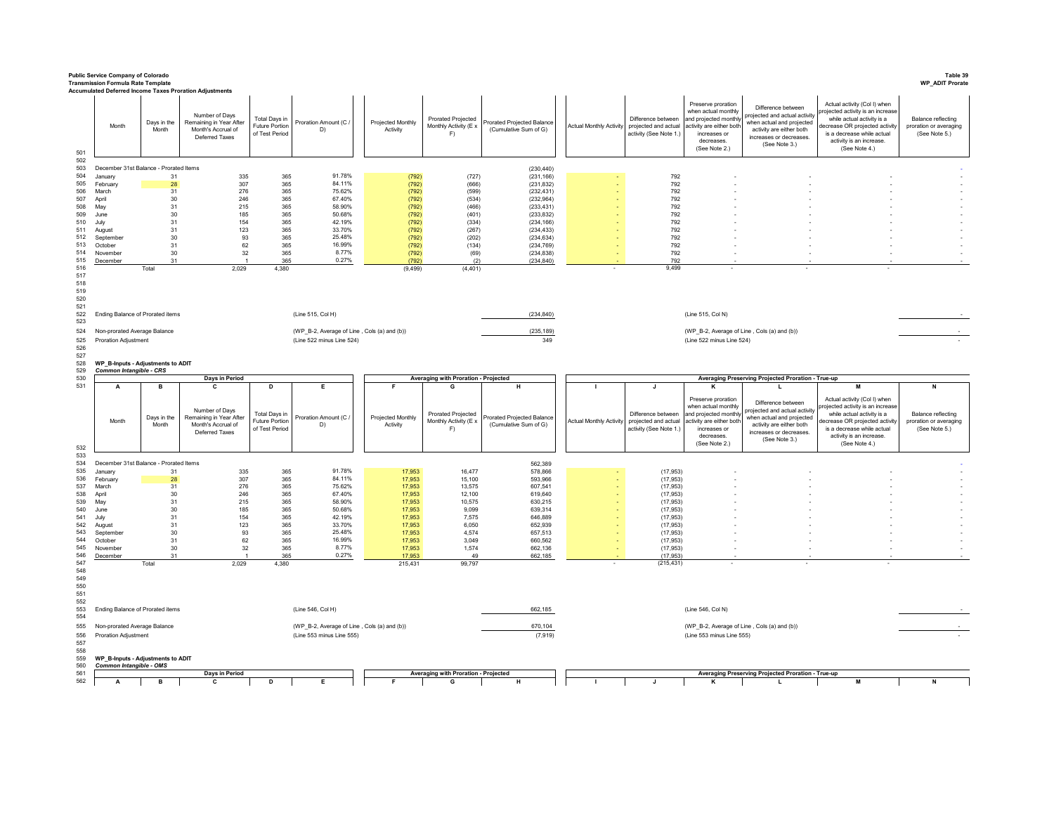**Public Service Company of Colorado**
**Transmission Formula Rate Template**
**Accumulated Deferred Income Taxes Proration Adjustments**

**Table 39**
**WP_ADIT Prorate**

| Line | Month | Days in the Month | Number of Days Remaining in Year After Month's Accrual of Deferred Taxes | Total Days in Future Portion of Test Period | Proration Amount (C / D) | Projected Monthly Activity | Prorated Projected Monthly Activity (E x F) | Prorated Projected Balance (Cumulative Sum of G) | Actual Monthly Activity | Difference between projected and actual activity (See Note 1.) | Preserve proration when actual monthly and projected monthly activity are either both increases or decreases. (See Note 2.) | Difference between projected and actual activity when actual and projected activity are either both increases or decreases. (See Note 3.) | Actual activity (Col I) when projected activity is an increase while actual activity is a decrease OR projected activity is a decrease while actual activity is an increase. (See Note 4.) | Balance reflecting proration or averaging (See Note 5.) |
|---|---|---|---|---|---|---|---|---|---|---|---|---|---|---|
| 501 | | | | | | | | | | | | | | |
| 502 | | | | | | | | | | | | | | |
| 503 | December 31st Balance - Prorated Items | | | | | | | (230,440) | | | | | | - |
| 504 | January | 31 | 335 | 365 | 91.78% | (792) | (727) | (231,166) | - | 792 | - | - | - | - |
| 505 | February | 28 | 307 | 365 | 84.11% | (792) | (666) | (231,832) | - | 792 | - | - | - | - |
| 506 | March | 31 | 276 | 365 | 75.62% | (792) | (599) | (232,431) | - | 792 | - | - | - | - |
| 507 | April | 30 | 246 | 365 | 67.40% | (792) | (534) | (232,964) | - | 792 | - | - | - | - |
| 508 | May | 31 | 215 | 365 | 58.90% | (792) | (466) | (233,431) | - | 792 | - | - | - | - |
| 509 | June | 30 | 185 | 365 | 50.68% | (792) | (401) | (233,832) | - | 792 | - | - | - | - |
| 510 | July | 31 | 154 | 365 | 42.19% | (792) | (334) | (234,166) | - | 792 | - | - | - | - |
| 511 | August | 31 | 123 | 365 | 33.70% | (792) | (267) | (234,433) | - | 792 | - | - | - | - |
| 512 | September | 30 | 93 | 365 | 25.48% | (792) | (202) | (234,634) | - | 792 | - | - | - | - |
| 513 | October | 31 | 62 | 365 | 16.99% | (792) | (134) | (234,769) | - | 792 | - | - | - | - |
| 514 | November | 30 | 32 | 365 | 8.77% | (792) | (69) | (234,838) | - | 792 | - | - | - | - |
| 515 | December | 31 | 1 | 365 | 0.27% | (792) | (2) | (234,840) | - | 792 | - | - | - | - |
| 516 | | Total | 2,029 | 4,380 | | (9,499) | (4,401) | | - | 9,499 | - | - | - | |

| Line | Item | Reference | Amount | Reference | Amount |
|---|---|---|---|---|---|
| 522 | Ending Balance of Prorated items | (Line 515, Col H) | (234,840) | (Line 515, Col N) | - |
| 524 | Non-prorated Average Balance | (WP_B-2, Average of Line , Cols (a) and (b)) | (235,189) | (WP_B-2, Average of Line , Cols (a) and (b)) | - |
| 525 | Proration Adjustment | (Line 522 minus Line 524) | 349 | (Line 522 minus Line 524) | - |

528 **WP_B-Inputs - Adjustments to ADIT**
529 ***Common Intangible - CRS***

| Line | Days in Period | | | | | Averaging with Proration - Projected | | | Averaging Preserving Projected Proration - True-up | | | | | |
|---|---|---|---|---|---|---|---|---|---|---|---|---|---|---|
| 531 | A | B | C | D | E | F | G | H | I | J | K | L | M | N |
| 532 | Month | Days in the Month | Number of Days Remaining in Year After Month's Accrual of Deferred Taxes | Total Days in Future Portion of Test Period | Proration Amount (C / D) | Projected Monthly Activity | Prorated Projected Monthly Activity (E x F) | Prorated Projected Balance (Cumulative Sum of G) | Actual Monthly Activity | Difference between projected and actual activity (See Note 1.) | Preserve proration when actual monthly and projected monthly activity are either both increases or decreases. (See Note 2.) | Difference between projected and actual activity when actual and projected activity are either both increases or decreases. (See Note 3.) | Actual activity (Col I) when projected activity is an increase while actual activity is a decrease OR projected activity is a decrease while actual activity is an increase. (See Note 4.) | Balance reflecting proration or averaging (See Note 5.) |
| 534 | December 31st Balance - Prorated Items | | | | | | | 562,389 | | | | | | - |
| 535 | January | 31 | 335 | 365 | 91.78% | 17,953 | 16,477 | 578,866 | - | (17,953) | - | - | - | - |
| 536 | February | 28 | 307 | 365 | 84.11% | 17,953 | 15,100 | 593,966 | - | (17,953) | - | - | - | - |
| 537 | March | 31 | 276 | 365 | 75.62% | 17,953 | 13,575 | 607,541 | - | (17,953) | - | - | - | - |
| 538 | April | 30 | 246 | 365 | 67.40% | 17,953 | 12,100 | 619,640 | - | (17,953) | - | - | - | - |
| 539 | May | 31 | 215 | 365 | 58.90% | 17,953 | 10,575 | 630,215 | - | (17,953) | - | - | - | - |
| 540 | June | 30 | 185 | 365 | 50.68% | 17,953 | 9,099 | 639,314 | - | (17,953) | - | - | - | - |
| 541 | July | 31 | 154 | 365 | 42.19% | 17,953 | 7,575 | 646,889 | - | (17,953) | - | - | - | - |
| 542 | August | 31 | 123 | 365 | 33.70% | 17,953 | 6,050 | 652,939 | - | (17,953) | - | - | - | - |
| 543 | September | 30 | 93 | 365 | 25.48% | 17,953 | 4,574 | 657,513 | - | (17,953) | - | - | - | - |
| 544 | October | 31 | 62 | 365 | 16.99% | 17,953 | 3,049 | 660,562 | - | (17,953) | - | - | - | - |
| 545 | November | 30 | 32 | 365 | 8.77% | 17,953 | 1,574 | 662,136 | - | (17,953) | - | - | - | - |
| 546 | December | 31 | 1 | 365 | 0.27% | 17,953 | 49 | 662,185 | - | (17,953) | - | - | - | - |
| 547 | | Total | 2,029 | 4,380 | | 215,431 | 99,797 | | - | (215,431) | - | - | - | |

| Line | Item | Reference | Amount | Reference | Amount |
|---|---|---|---|---|---|
| 553 | Ending Balance of Prorated items | (Line 546, Col H) | 662,185 | (Line 546, Col N) | - |
| 555 | Non-prorated Average Balance | (WP_B-2, Average of Line , Cols (a) and (b)) | 670,104 | (WP_B-2, Average of Line , Cols (a) and (b)) | - |
| 556 | Proration Adjustment | (Line 553 minus Line 555) | (7,919) | (Line 553 minus Line 555) | - |

559 **WP_B-Inputs - Adjustments to ADIT**
560 ***Common Intangible - OMS***

| Line | Days in Period | | | | | Averaging with Proration - Projected | | | Averaging Preserving Projected Proration - True-up | | | | | |
|---|---|---|---|---|---|---|---|---|---|---|---|---|---|---|
| 562 | A | B | C | D | E | F | G | H | I | J | K | L | M | N |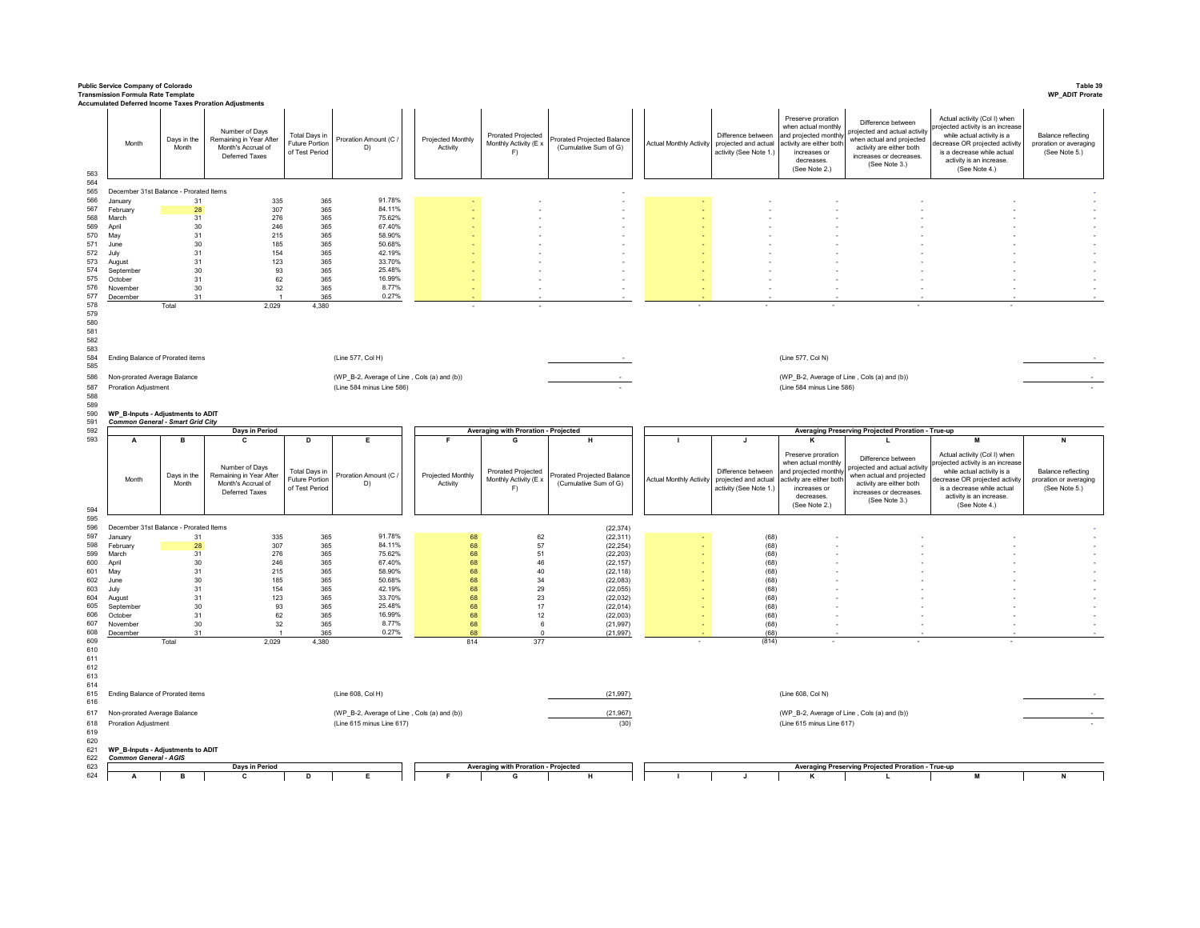Public Service Company of Colorado
Transmission Formula Rate Template
Accumulated Deferred Income Taxes Proration Adjustments

Table 39
WP_ADIT Prorate

| Line | Month | Days in the Month | Number of Days Remaining in Year After Month's Accrual of Deferred Taxes | Total Days in Future Portion of Test Period | Proration Amount (C / D) | Projected Monthly Activity | Prorated Projected Monthly Activity (E x F) | Prorated Projected Balance (Cumulative Sum of G) | Actual Monthly Activity | Difference between projected and actual activity (See Note 1.) | Preserve proration when actual monthly and projected monthly activity are either both increases or decreases. (See Note 2.) | Difference between projected and actual activity when actual and projected activity are either both increases or decreases. (See Note 3.) | Actual activity (Col I) when projected activity is an increase while actual activity is a decrease OR projected activity is a decrease while actual activity is an increase. (See Note 4.) | Balance reflecting proration or averaging (See Note 5.) |
|---|---|---|---|---|---|---|---|---|---|---|---|---|---|---|
| 563 | | | | | | | | | | | | | | |
| 564 | | | | | | | | | | | | | | |
| 565 | December 31st Balance - Prorated Items | | | | | | | - | | | | | | - |
| 566 | January | 31 | 335 | 365 | 91.78% | - | - | - | - | - | - | - | - | - |
| 567 | February | 28 | 307 | 365 | 84.11% | - | - | - | - | - | - | - | - | - |
| 568 | March | 31 | 276 | 365 | 75.62% | - | - | - | - | - | - | - | - | - |
| 569 | April | 30 | 246 | 365 | 67.40% | - | - | - | - | - | - | - | - | - |
| 570 | May | 31 | 215 | 365 | 58.90% | - | - | - | - | - | - | - | - | - |
| 571 | June | 30 | 185 | 365 | 50.68% | - | - | - | - | - | - | - | - | - |
| 572 | July | 31 | 154 | 365 | 42.19% | - | - | - | - | - | - | - | - | - |
| 573 | August | 31 | 123 | 365 | 33.70% | - | - | - | - | - | - | - | - | - |
| 574 | September | 30 | 93 | 365 | 25.48% | - | - | - | - | - | - | - | - | - |
| 575 | October | 31 | 62 | 365 | 16.99% | - | - | - | - | - | - | - | - | - |
| 576 | November | 30 | 32 | 365 | 8.77% | - | - | - | - | - | - | - | - | - |
| 577 | December | 31 | 1 | 365 | 0.27% | - | - | - | - | - | - | - | - | - |
| 578 | | Total | 2,029 | 4,380 | | - | - | | - | - | - | - | - | |

| Line | Description | Reference | Amount | Reference | Amount |
|---|---|---|---|---|---|
| 584 | Ending Balance of Prorated items | (Line 577, Col H) | - | (Line 577, Col N) | - |
| 586 | Non-prorated Average Balance | (WP_B-2, Average of Line , Cols (a) and (b)) | - | (WP_B-2, Average of Line , Cols (a) and (b)) | - |
| 587 | Proration Adjustment | (Line 584 minus Line 586) | - | (Line 584 minus Line 586) | - |

590 WP_B-Inputs - Adjustments to ADIT
591 *Common General - Smart Grid City*

| Line | A | B | C | D | E | F | G | H | I | J | K | L | M | N |
|---|---|---|---|---|---|---|---|---|---|---|---|---|---|---|
| 592 | | | Days in Period | | | Averaging with Proration - Projected | | | Averaging Preserving Projected Proration - True-up | | | | | |
| 594 | Month | Days in the Month | Number of Days Remaining in Year After Month's Accrual of Deferred Taxes | Total Days in Future Portion of Test Period | Proration Amount (C / D) | Projected Monthly Activity | Prorated Projected Monthly Activity (E x F) | Prorated Projected Balance (Cumulative Sum of G) | Actual Monthly Activity | Difference between projected and actual activity (See Note 1.) | Preserve proration when actual monthly and projected monthly activity are either both increases or decreases. (See Note 2.) | Difference between projected and actual activity when actual and projected activity are either both increases or decreases. (See Note 3.) | Actual activity (Col I) when projected activity is an increase while actual activity is a decrease OR projected activity is a decrease while actual activity is an increase. (See Note 4.) | Balance reflecting proration or averaging (See Note 5.) |
| 596 | December 31st Balance - Prorated Items | | | | | | | (22,374) | | | | | | - |
| 597 | January | 31 | 335 | 365 | 91.78% | 68 | 62 | (22,311) | - | (68) | - | - | - | - |
| 598 | February | 28 | 307 | 365 | 84.11% | 68 | 57 | (22,254) | - | (68) | - | - | - | - |
| 599 | March | 31 | 276 | 365 | 75.62% | 68 | 51 | (22,203) | - | (68) | - | - | - | - |
| 600 | April | 30 | 246 | 365 | 67.40% | 68 | 46 | (22,157) | - | (68) | - | - | - | - |
| 601 | May | 31 | 215 | 365 | 58.90% | 68 | 40 | (22,118) | - | (68) | - | - | - | - |
| 602 | June | 30 | 185 | 365 | 50.68% | 68 | 34 | (22,083) | - | (68) | - | - | - | - |
| 603 | July | 31 | 154 | 365 | 42.19% | 68 | 29 | (22,055) | - | (68) | - | - | - | - |
| 604 | August | 31 | 123 | 365 | 33.70% | 68 | 23 | (22,032) | - | (68) | - | - | - | - |
| 605 | September | 30 | 93 | 365 | 25.48% | 68 | 17 | (22,014) | - | (68) | - | - | - | - |
| 606 | October | 31 | 62 | 365 | 16.99% | 68 | 12 | (22,003) | - | (68) | - | - | - | - |
| 607 | November | 30 | 32 | 365 | 8.77% | 68 | 6 | (21,997) | - | (68) | - | - | - | - |
| 608 | December | 31 | 1 | 365 | 0.27% | 68 | 0 | (21,997) | - | (68) | - | - | - | - |
| 609 | | Total | 2,029 | 4,380 | | 814 | 377 | | - | (814) | - | - | - | |

| Line | Description | Reference | Amount | Reference | Amount |
|---|---|---|---|---|---|
| 615 | Ending Balance of Prorated items | (Line 608, Col H) | (21,997) | (Line 608, Col N) | - |
| 617 | Non-prorated Average Balance | (WP_B-2, Average of Line , Cols (a) and (b)) | (21,967) | (WP_B-2, Average of Line , Cols (a) and (b)) | - |
| 618 | Proration Adjustment | (Line 615 minus Line 617) | (30) | (Line 615 minus Line 617) | - |

621 WP_B-Inputs - Adjustments to ADIT
622 *Common General - AGIS*

| Line | A | B | C | D | E | F | G | H | I | J | K | L | M | N |
|---|---|---|---|---|---|---|---|---|---|---|---|---|---|---|
| 623 | | | Days in Period | | | Averaging with Proration - Projected | | | Averaging Preserving Projected Proration - True-up | | | | | |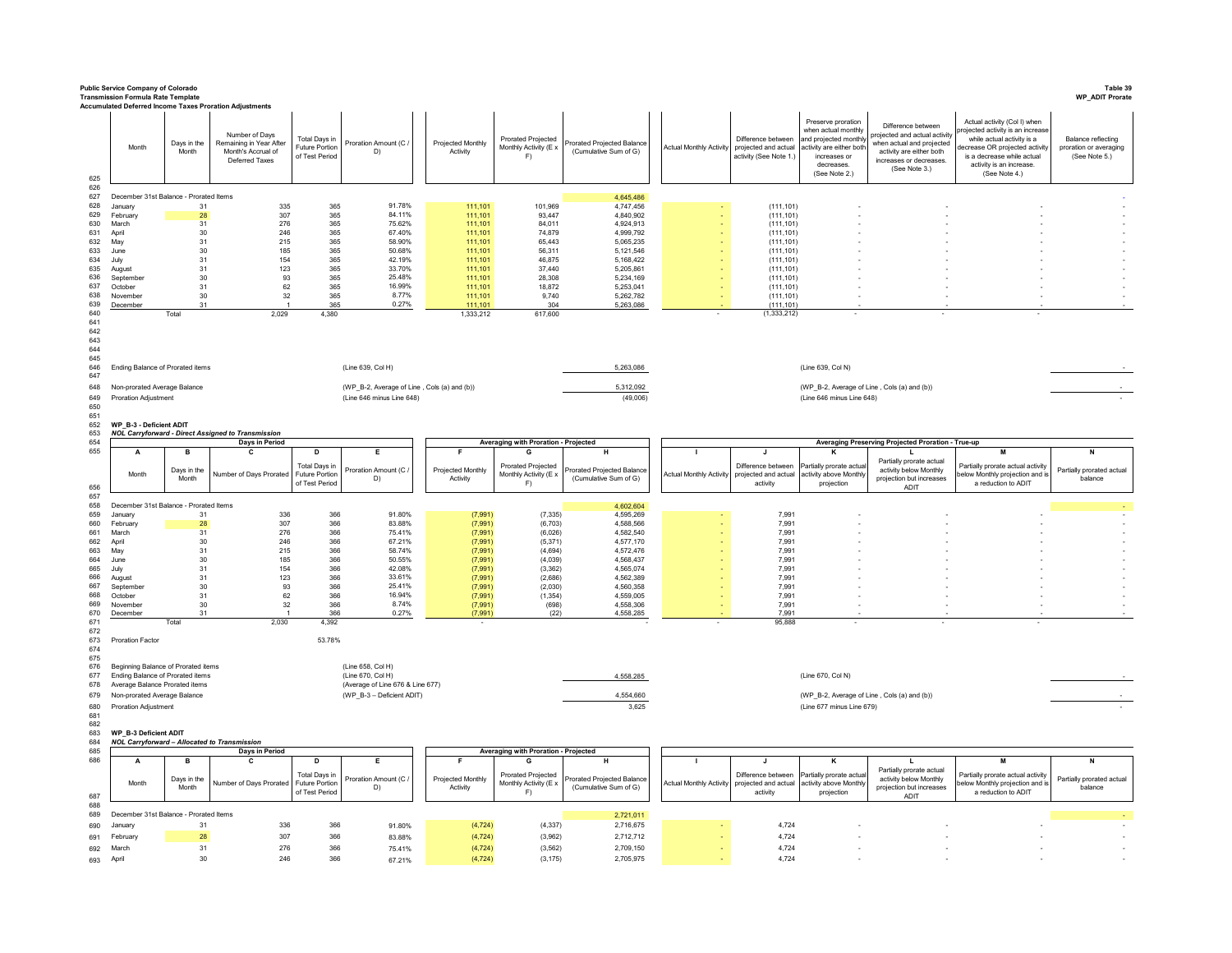**Public Service Company of Colorado**
**Transmission Formula Rate Template**
**Accumulated Deferred Income Taxes Proration Adjustments**

**Table 39**
**WP_ADIT Prorate**

| Line | Month | Days in the Month | Number of Days Remaining in Year After Month's Accrual of Deferred Taxes | Total Days in Future Portion of Test Period | Proration Amount (C / D) | Projected Monthly Activity | Prorated Projected Monthly Activity (E x F) | Prorated Projected Balance (Cumulative Sum of G) | Actual Monthly Activity | Difference between projected and actual activity (See Note 1.) | Preserve proration when actual monthly and projected monthly activity are either both increases or decreases. (See Note 2.) | Difference between projected and actual activity when actual and projected activity are either both increases or decreases. (See Note 3.) | Actual activity (Col I) when projected activity is an increase while actual activity is a decrease OR projected activity is a decrease while actual activity is an increase. (See Note 4.) | Balance reflecting proration or averaging (See Note 5.) |
|---|---|---|---|---|---|---|---|---|---|---|---|---|---|---|
| 625 | | | | | | | | | | | | | | |
| 626 | | | | | | | | | | | | | | |
| 627 | December 31st Balance - Prorated Items | | | | | | | 4,645,486 | | | | | | - |
| 628 | January | 31 | 335 | 365 | 91.78% | 111,101 | 101,969 | 4,747,456 | - | (111,101) | - | - | - | - |
| 629 | February | 28 | 307 | 365 | 84.11% | 111,101 | 93,447 | 4,840,902 | - | (111,101) | - | - | - | - |
| 630 | March | 31 | 276 | 365 | 75.62% | 111,101 | 84,011 | 4,924,913 | - | (111,101) | - | - | - | - |
| 631 | April | 30 | 246 | 365 | 67.40% | 111,101 | 74,879 | 4,999,792 | - | (111,101) | - | - | - | - |
| 632 | May | 31 | 215 | 365 | 58.90% | 111,101 | 65,443 | 5,065,235 | - | (111,101) | - | - | - | - |
| 633 | June | 30 | 185 | 365 | 50.68% | 111,101 | 56,311 | 5,121,546 | - | (111,101) | - | - | - | - |
| 634 | July | 31 | 154 | 365 | 42.19% | 111,101 | 46,875 | 5,168,422 | - | (111,101) | - | - | - | - |
| 635 | August | 31 | 123 | 365 | 33.70% | 111,101 | 37,440 | 5,205,861 | - | (111,101) | - | - | - | - |
| 636 | September | 30 | 93 | 365 | 25.48% | 111,101 | 28,308 | 5,234,169 | - | (111,101) | - | - | - | - |
| 637 | October | 31 | 62 | 365 | 16.99% | 111,101 | 18,872 | 5,253,041 | - | (111,101) | - | - | - | - |
| 638 | November | 30 | 32 | 365 | 8.77% | 111,101 | 9,740 | 5,262,782 | - | (111,101) | - | - | - | - |
| 639 | December | 31 | 1 | 365 | 0.27% | 111,101 | 304 | 5,263,086 | - | (111,101) | - | - | - | - |
| 640 | | Total | 2,029 | 4,380 | | 1,333,212 | 617,600 | | - | (1,333,212) | - | - | - | |

| Line | Description | Reference | Amount | Reference | Amount |
|---|---|---|---|---|---|
| 646 | Ending Balance of Prorated items | (Line 639, Col H) | 5,263,086 | (Line 639, Col N) | - |
| 648 | Non-prorated Average Balance | (WP_B-2, Average of Line , Cols (a) and (b)) | 5,312,092 | (WP_B-2, Average of Line , Cols (a) and (b)) | - |
| 649 | Proration Adjustment | (Line 646 minus Line 648) | (49,006) | (Line 646 minus Line 648) | - |

**WP_B-3 - Deficient ADIT**
***NOL Carryforward - Direct Assigned to Transmission***

| Line | Days in Period | | | | | Averaging with Proration - Projected | | | Averaging Preserving Projected Proration - True-up | | | | | |
|---|---|---|---|---|---|---|---|---|---|---|---|---|---|---|
| 655 | A | B | C | D | E | F | G | H | I | J | K | L | M | N |
| 656 | Month | Days in the Month | Number of Days Prorated | Total Days in Future Portion of Test Period | Proration Amount (C / D) | Projected Monthly Activity | Prorated Projected Monthly Activity (E x F) | Prorated Projected Balance (Cumulative Sum of G) | Actual Monthly Activity | Difference between projected and actual activity | Partially prorate actual activity above Monthly projection | Partially prorate actual activity below Monthly projection but increases ADIT | Partially prorate actual activity below Monthly projection and is a reduction to ADIT | Partially prorated actual balance |
| 658 | December 31st Balance - Prorated Items | | | | | | | 4,602,604 | | | | | | - |
| 659 | January | 31 | 336 | 366 | 91.80% | (7,991) | (7,335) | 4,595,269 | - | 7,991 | - | - | - | - |
| 660 | February | 28 | 307 | 366 | 83.88% | (7,991) | (6,703) | 4,588,566 | - | 7,991 | - | - | - | - |
| 661 | March | 31 | 276 | 366 | 75.41% | (7,991) | (6,026) | 4,582,540 | - | 7,991 | - | - | - | - |
| 662 | April | 30 | 246 | 366 | 67.21% | (7,991) | (5,371) | 4,577,170 | - | 7,991 | - | - | - | - |
| 663 | May | 31 | 215 | 366 | 58.74% | (7,991) | (4,694) | 4,572,476 | - | 7,991 | - | - | - | - |
| 664 | June | 30 | 185 | 366 | 50.55% | (7,991) | (4,039) | 4,568,437 | - | 7,991 | - | - | - | - |
| 665 | July | 31 | 154 | 366 | 42.08% | (7,991) | (3,362) | 4,565,074 | - | 7,991 | - | - | - | - |
| 666 | August | 31 | 123 | 366 | 33.61% | (7,991) | (2,686) | 4,562,389 | - | 7,991 | - | - | - | - |
| 667 | September | 30 | 93 | 366 | 25.41% | (7,991) | (2,030) | 4,560,358 | - | 7,991 | - | - | - | - |
| 668 | October | 31 | 62 | 366 | 16.94% | (7,991) | (1,354) | 4,559,005 | - | 7,991 | - | - | - | - |
| 669 | November | 30 | 32 | 366 | 8.74% | (7,991) | (698) | 4,558,306 | - | 7,991 | - | - | - | - |
| 670 | December | 31 | 1 | 366 | 0.27% | (7,991) | (22) | 4,558,285 | - | 7,991 | - | - | - | - |
| 671 | | Total | 2,030 | 4,392 | | - | | - | - | 95,888 | - | - | - | |
| 673 | Proration Factor | | | 53.78% | | | | | | | | | | |

| Line | Description | Reference | Amount | Reference | Amount |
|---|---|---|---|---|---|
| 676 | Beginning Balance of Prorated items | (Line 658, Col H) | | | |
| 677 | Ending Balance of Prorated items | (Line 670, Col H) | 4,558,285 | (Line 670, Col N) | - |
| 678 | Average Balance Prorated items | (Average of Line 676 & Line 677) | | | |
| 679 | Non-prorated Average Balance | (WP_B-3 – Deficient ADIT) | 4,554,660 | (WP_B-2, Average of Line , Cols (a) and (b)) | - |
| 680 | Proration Adjustment | | 3,625 | (Line 677 minus Line 679) | - |

**WP_B-3 Deficient ADIT**
***NOL Carryforward – Allocated to Transmission***

| Line | Days in Period | | | | | Averaging with Proration - Projected | | | | | | | | |
|---|---|---|---|---|---|---|---|---|---|---|---|---|---|---|
| 686 | A | B | C | D | E | F | G | H | I | J | K | L | M | N |
| 687 | Month | Days in the Month | Number of Days Prorated | Total Days in Future Portion of Test Period | Proration Amount (C / D) | Projected Monthly Activity | Prorated Projected Monthly Activity (E x F) | Prorated Projected Balance (Cumulative Sum of G) | Actual Monthly Activity | Difference between projected and actual activity | Partially prorate actual activity above Monthly projection | Partially prorate actual activity below Monthly projection but increases ADIT | Partially prorate actual activity below Monthly projection and is a reduction to ADIT | Partially prorated actual balance |
| 689 | December 31st Balance - Prorated Items | | | | | | | 2,721,011 | | | | | | - |
| 690 | January | 31 | 336 | 366 | 91.80% | (4,724) | (4,337) | 2,716,675 | - | 4,724 | - | - | - | - |
| 691 | February | 28 | 307 | 366 | 83.88% | (4,724) | (3,962) | 2,712,712 | - | 4,724 | - | - | - | - |
| 692 | March | 31 | 276 | 366 | 75.41% | (4,724) | (3,562) | 2,709,150 | - | 4,724 | - | - | - | - |
| 693 | April | 30 | 246 | 366 | 67.21% | (4,724) | (3,175) | 2,705,975 | - | 4,724 | - | - | - | - |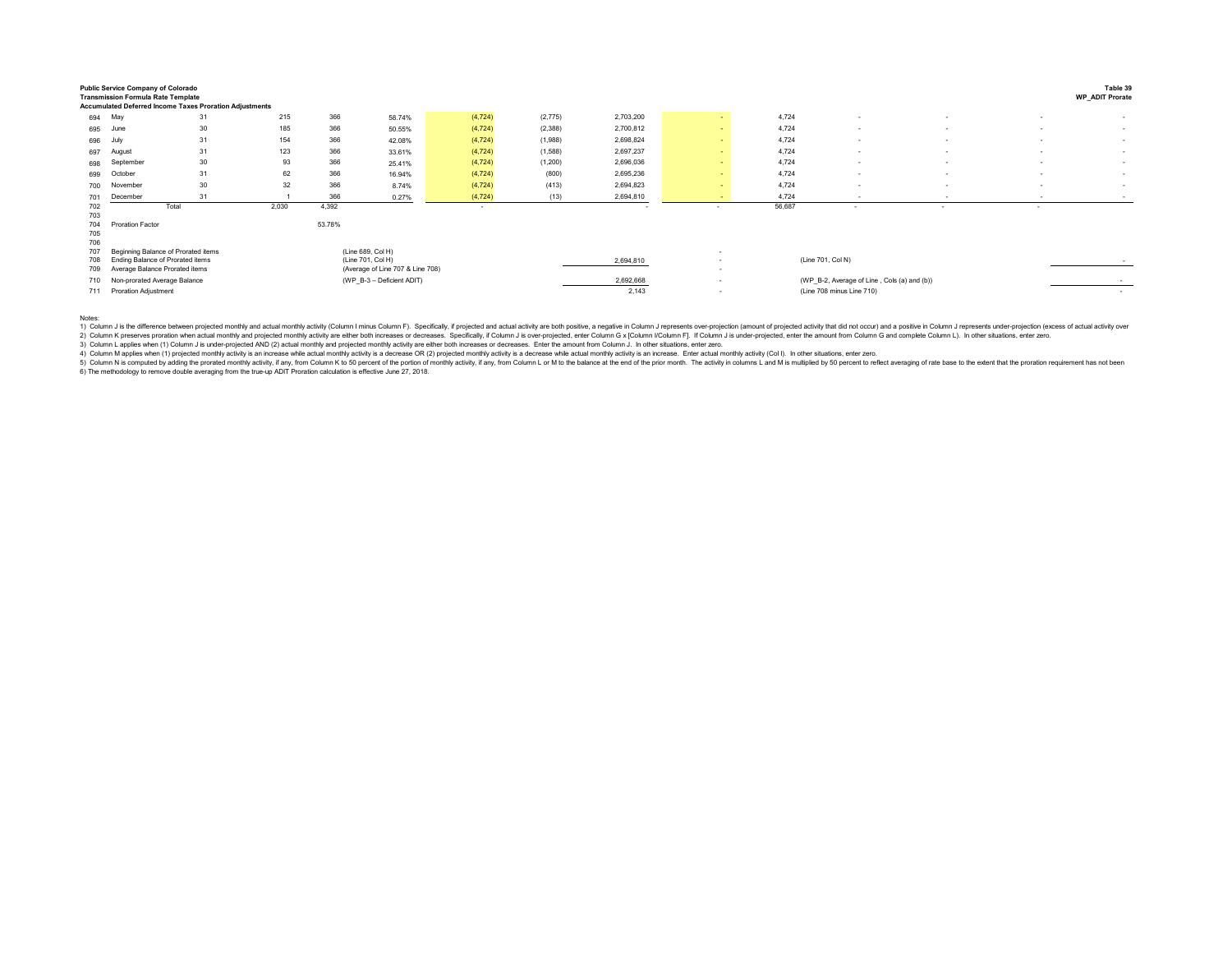**Public Service Company of Colorado**
**Transmission Formula Rate Template**
**Accumulated Deferred Income Taxes Proration Adjustments**

**Table 39**
**WP_ADIT Prorate**

| | | | | | | | | | | | | | | | |
|---|---|---|---|---|---|---|---|---|---|---|---|---|---|---|---|
| 694 | May | 31 | 215 | 366 | 58.74% | (4,724) | (2,775) | 2,703,200 | - | 4,724 | - | - | - | - |
| 695 | June | 30 | 185 | 366 | 50.55% | (4,724) | (2,388) | 2,700,812 | - | 4,724 | - | - | - | - |
| 696 | July | 31 | 154 | 366 | 42.08% | (4,724) | (1,988) | 2,698,824 | - | 4,724 | - | - | - | - |
| 697 | August | 31 | 123 | 366 | 33.61% | (4,724) | (1,588) | 2,697,237 | - | 4,724 | - | - | - | - |
| 698 | September | 30 | 93 | 366 | 25.41% | (4,724) | (1,200) | 2,696,036 | - | 4,724 | - | - | - | - |
| 699 | October | 31 | 62 | 366 | 16.94% | (4,724) | (800) | 2,695,236 | - | 4,724 | - | - | - | - |
| 700 | November | 30 | 32 | 366 | 8.74% | (4,724) | (413) | 2,694,823 | - | 4,724 | - | - | - | - |
| 701 | December | 31 | 1 | 366 | 0.27% | (4,724) | (13) | 2,694,810 | - | 4,724 | - | - | - | - |
| 702 | Total | | 2,030 | 4,392 | | - | | - | - | 56,687 | - | - | - | |
| 703 | | | | | | | | | | | | | | |
| 704 | Proration Factor | | | 53.78% | | | | | | | | | | |
| 705 | | | | | | | | | | | | | | |
| 706 | | | | | | | | | | | | | | |
| 707 | Beginning Balance of Prorated items | | | | (Line 689, Col H) | | | | - | | | | | |
| 708 | Ending Balance of Prorated items | | | | (Line 701, Col H) | | | 2,694,810 | - | (Line 701, Col N) | | | | - |
| 709 | Average Balance Prorated items | | | | (Average of Line 707 & Line 708) | | | | - | | | | | |
| 710 | Non-prorated Average Balance | | | | (WP_B-3 – Deficient ADIT) | | | 2,692,668 | - | (WP_B-2, Average of Line , Cols (a) and (b)) | | | | - |
| 711 | Proration Adjustment | | | | | | | 2,143 | - | (Line 708 minus Line 710) | | | | - |

Notes:
1) Column J is the difference between projected monthly and actual monthly activity (Column I minus Column F). Specifically, if projected and actual activity are both positive, a negative in Column J represents over-projection (amount of projected activity that did not occur) and a positive in Column J represents under-projection (excess of actual activity over
2) Column K preserves proration when actual monthly and projected monthly activity are either both increases or decreases. Specifically, if Column J is over-projected, enter Column G x [Column I/Column F]. If Column J is under-projected, enter the amount from Column G and complete Column L). In other situations, enter zero.
3) Column L applies when (1) Column J is under-projected AND (2) actual monthly and projected monthly activity are either both increases or decreases. Enter the amount from Column J. In other situations, enter zero.
4) Column M applies when (1) projected monthly activity is an increase while actual monthly activity is a decrease OR (2) projected monthly activity is a decrease while actual monthly activity is an increase. Enter actual monthly activity (Col I). In other situations, enter zero.
5) Column N is computed by adding the prorated monthly activity, if any, from Column K to 50 percent of the portion of monthly activity, if any, from Column L or M to the balance at the end of the prior month. The activity in columns L and M is multiplied by 50 percent to reflect averaging of rate base to the extent that the proration requirement has not been
6) The methodology to remove double averaging from the true-up ADIT Proration calculation is effective June 27, 2018.